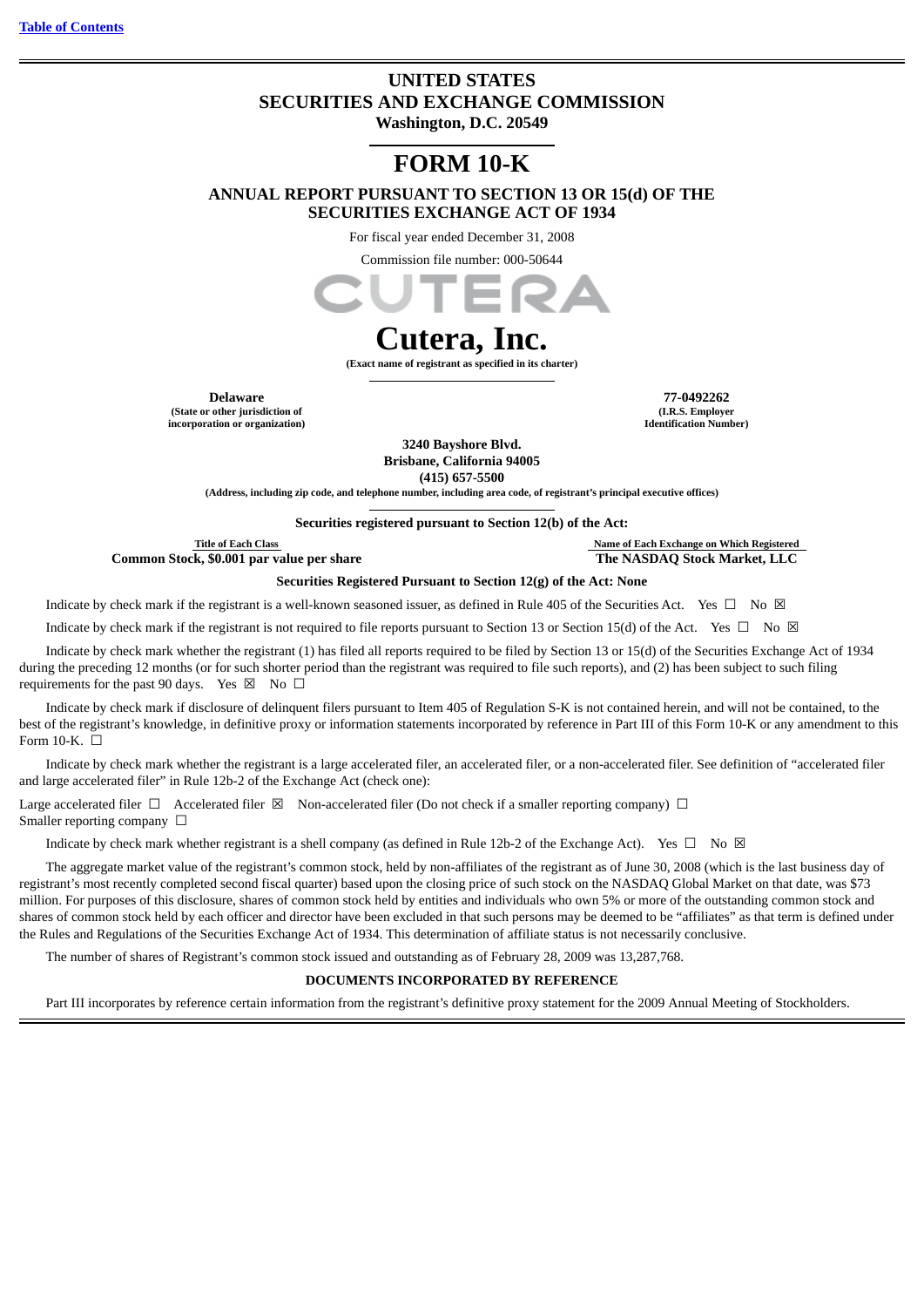[Table of Contents](#)

# UNITED STATES
# SECURITIES AND EXCHANGE COMMISSION
**Washington, D.C. 20549**

# FORM 10-K

**ANNUAL REPORT PURSUANT TO SECTION 13 OR 15(d) OF THE SECURITIES EXCHANGE ACT OF 1934**

For fiscal year ended December 31, 2008

Commission file number: 000-50644

CUTERA

# Cutera, Inc.

**(Exact name of registrant as specified in its charter)**

| **Delaware** | **77-0492262** |
|---|---|
| **(State or other jurisdiction of incorporation or organization)** | **(I.R.S. Employer Identification Number)** |

**3240 Bayshore Blvd.**
**Brisbane, California 94005**
**(415) 657-5500**

**(Address, including zip code, and telephone number, including area code, of registrant's principal executive offices)**

**Securities registered pursuant to Section 12(b) of the Act:**

| Title of Each Class | Name of Each Exchange on Which Registered |
|---|---|
| **Common Stock, $0.001 par value per share** | **The NASDAQ Stock Market, LLC** |

**Securities Registered Pursuant to Section 12(g) of the Act: None**

Indicate by check mark if the registrant is a well-known seasoned issuer, as defined in Rule 405 of the Securities Act. Yes ☐ No ☒

Indicate by check mark if the registrant is not required to file reports pursuant to Section 13 or Section 15(d) of the Act. Yes ☐ No ☒

Indicate by check mark whether the registrant (1) has filed all reports required to be filed by Section 13 or 15(d) of the Securities Exchange Act of 1934 during the preceding 12 months (or for such shorter period than the registrant was required to file such reports), and (2) has been subject to such filing requirements for the past 90 days. Yes ☒ No ☐

Indicate by check mark if disclosure of delinquent filers pursuant to Item 405 of Regulation S-K is not contained herein, and will not be contained, to the best of the registrant's knowledge, in definitive proxy or information statements incorporated by reference in Part III of this Form 10-K or any amendment to this Form 10-K. ☐

Indicate by check mark whether the registrant is a large accelerated filer, an accelerated filer, or a non-accelerated filer. See definition of "accelerated filer and large accelerated filer" in Rule 12b-2 of the Exchange Act (check one):

Large accelerated filer ☐ Accelerated filer ☒ Non-accelerated filer (Do not check if a smaller reporting company) ☐
Smaller reporting company ☐

Indicate by check mark whether registrant is a shell company (as defined in Rule 12b-2 of the Exchange Act). Yes ☐ No ☒

The aggregate market value of the registrant's common stock, held by non-affiliates of the registrant as of June 30, 2008 (which is the last business day of registrant's most recently completed second fiscal quarter) based upon the closing price of such stock on the NASDAQ Global Market on that date, was $73 million. For purposes of this disclosure, shares of common stock held by entities and individuals who own 5% or more of the outstanding common stock and shares of common stock held by each officer and director have been excluded in that such persons may be deemed to be "affiliates" as that term is defined under the Rules and Regulations of the Securities Exchange Act of 1934. This determination of affiliate status is not necessarily conclusive.

The number of shares of Registrant's common stock issued and outstanding as of February 28, 2009 was 13,287,768.

**DOCUMENTS INCORPORATED BY REFERENCE**

Part III incorporates by reference certain information from the registrant's definitive proxy statement for the 2009 Annual Meeting of Stockholders.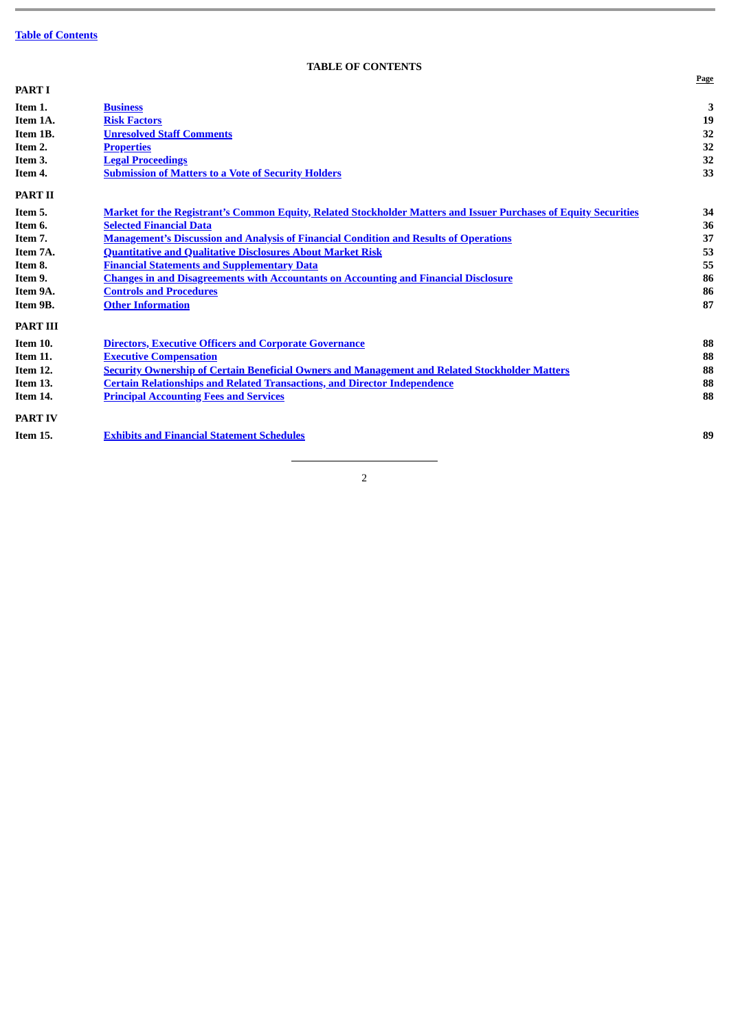Table of Contents

# TABLE OF CONTENTS

| | | Page |
|---|---|---|
| **PART I** | | |
| **Item 1.** | **Business** | **3** |
| **Item 1A.** | **Risk Factors** | **19** |
| **Item 1B.** | **Unresolved Staff Comments** | **32** |
| **Item 2.** | **Properties** | **32** |
| **Item 3.** | **Legal Proceedings** | **32** |
| **Item 4.** | **Submission of Matters to a Vote of Security Holders** | **33** |
| **PART II** | | |
| **Item 5.** | **Market for the Registrant's Common Equity, Related Stockholder Matters and Issuer Purchases of Equity Securities** | **34** |
| **Item 6.** | **Selected Financial Data** | **36** |
| **Item 7.** | **Management's Discussion and Analysis of Financial Condition and Results of Operations** | **37** |
| **Item 7A.** | **Quantitative and Qualitative Disclosures About Market Risk** | **53** |
| **Item 8.** | **Financial Statements and Supplementary Data** | **55** |
| **Item 9.** | **Changes in and Disagreements with Accountants on Accounting and Financial Disclosure** | **86** |
| **Item 9A.** | **Controls and Procedures** | **86** |
| **Item 9B.** | **Other Information** | **87** |
| **PART III** | | |
| **Item 10.** | **Directors, Executive Officers and Corporate Governance** | **88** |
| **Item 11.** | **Executive Compensation** | **88** |
| **Item 12.** | **Security Ownership of Certain Beneficial Owners and Management and Related Stockholder Matters** | **88** |
| **Item 13.** | **Certain Relationships and Related Transactions, and Director Independence** | **88** |
| **Item 14.** | **Principal Accounting Fees and Services** | **88** |
| **PART IV** | | |
| **Item 15.** | **Exhibits and Financial Statement Schedules** | **89** |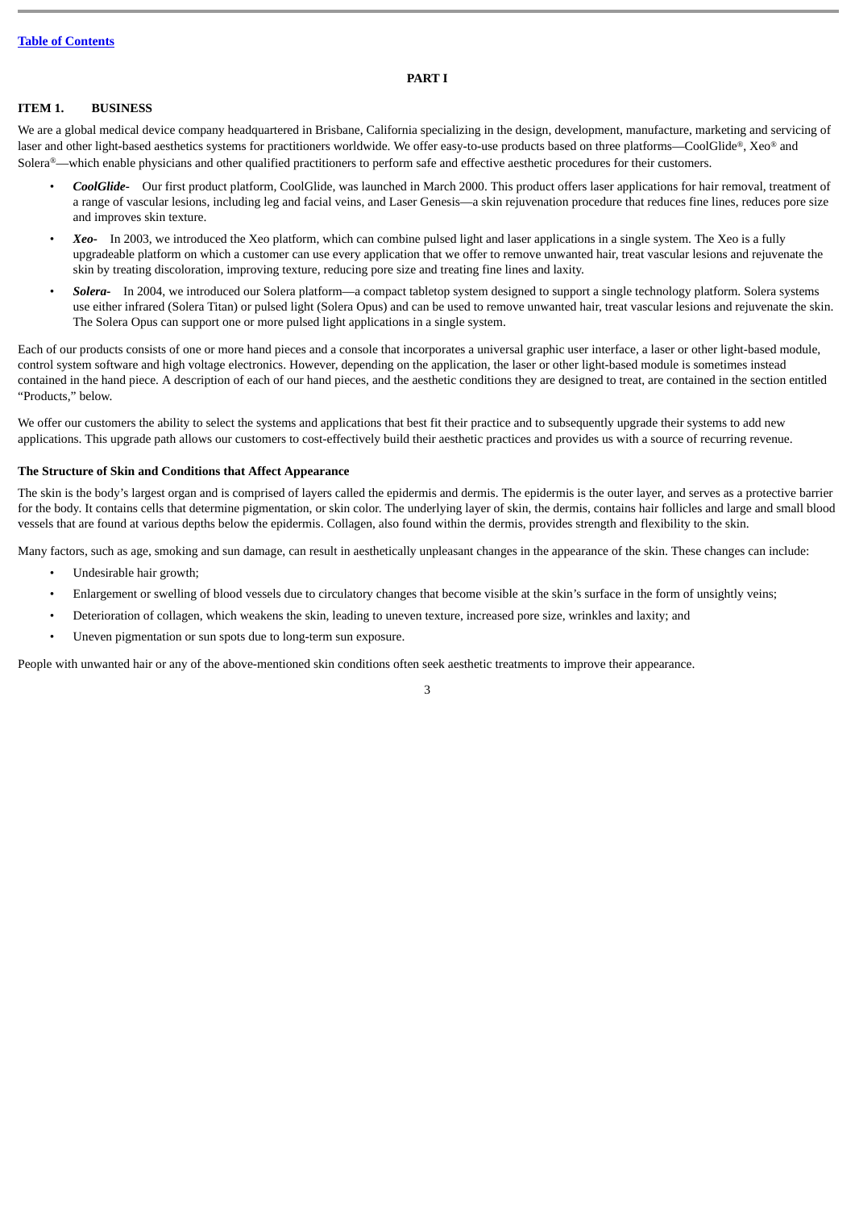# PART I

## ITEM 1. BUSINESS

We are a global medical device company headquartered in Brisbane, California specializing in the design, development, manufacture, marketing and servicing of laser and other light-based aesthetics systems for practitioners worldwide. We offer easy-to-use products based on three platforms—CoolGlide®, Xeo® and Solera®—which enable physicians and other qualified practitioners to perform safe and effective aesthetic procedures for their customers.

- ***CoolGlide-*** Our first product platform, CoolGlide, was launched in March 2000. This product offers laser applications for hair removal, treatment of a range of vascular lesions, including leg and facial veins, and Laser Genesis—a skin rejuvenation procedure that reduces fine lines, reduces pore size and improves skin texture.
- ***Xeo-*** In 2003, we introduced the Xeo platform, which can combine pulsed light and laser applications in a single system. The Xeo is a fully upgradeable platform on which a customer can use every application that we offer to remove unwanted hair, treat vascular lesions and rejuvenate the skin by treating discoloration, improving texture, reducing pore size and treating fine lines and laxity.
- ***Solera-*** In 2004, we introduced our Solera platform—a compact tabletop system designed to support a single technology platform. Solera systems use either infrared (Solera Titan) or pulsed light (Solera Opus) and can be used to remove unwanted hair, treat vascular lesions and rejuvenate the skin. The Solera Opus can support one or more pulsed light applications in a single system.

Each of our products consists of one or more hand pieces and a console that incorporates a universal graphic user interface, a laser or other light-based module, control system software and high voltage electronics. However, depending on the application, the laser or other light-based module is sometimes instead contained in the hand piece. A description of each of our hand pieces, and the aesthetic conditions they are designed to treat, are contained in the section entitled "Products," below.

We offer our customers the ability to select the systems and applications that best fit their practice and to subsequently upgrade their systems to add new applications. This upgrade path allows our customers to cost-effectively build their aesthetic practices and provides us with a source of recurring revenue.

### The Structure of Skin and Conditions that Affect Appearance

The skin is the body's largest organ and is comprised of layers called the epidermis and dermis. The epidermis is the outer layer, and serves as a protective barrier for the body. It contains cells that determine pigmentation, or skin color. The underlying layer of skin, the dermis, contains hair follicles and large and small blood vessels that are found at various depths below the epidermis. Collagen, also found within the dermis, provides strength and flexibility to the skin.

Many factors, such as age, smoking and sun damage, can result in aesthetically unpleasant changes in the appearance of the skin. These changes can include:

- Undesirable hair growth;
- Enlargement or swelling of blood vessels due to circulatory changes that become visible at the skin's surface in the form of unsightly veins;
- Deterioration of collagen, which weakens the skin, leading to uneven texture, increased pore size, wrinkles and laxity; and
- Uneven pigmentation or sun spots due to long-term sun exposure.

People with unwanted hair or any of the above-mentioned skin conditions often seek aesthetic treatments to improve their appearance.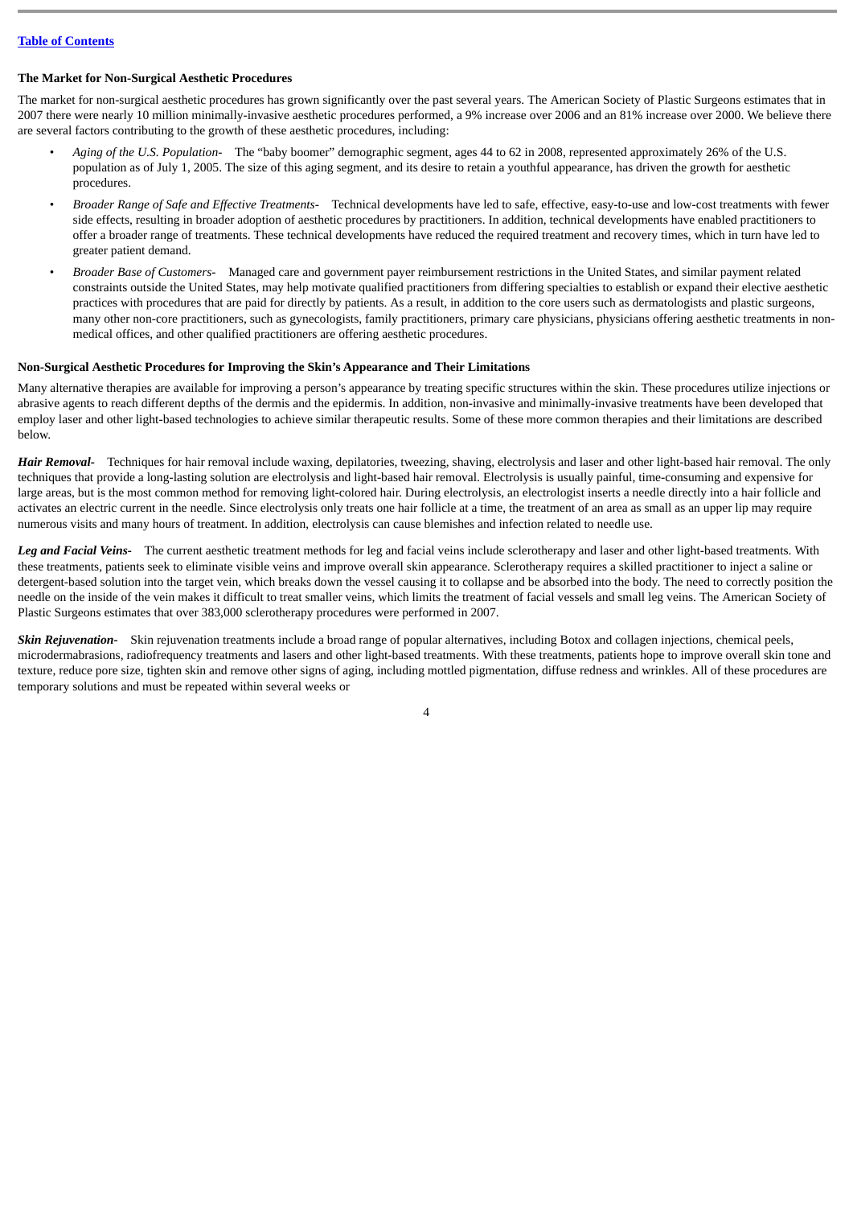### The Market for Non-Surgical Aesthetic Procedures

The market for non-surgical aesthetic procedures has grown significantly over the past several years. The American Society of Plastic Surgeons estimates that in 2007 there were nearly 10 million minimally-invasive aesthetic procedures performed, a 9% increase over 2006 and an 81% increase over 2000. We believe there are several factors contributing to the growth of these aesthetic procedures, including:

- *Aging of the U.S. Population-* The "baby boomer" demographic segment, ages 44 to 62 in 2008, represented approximately 26% of the U.S. population as of July 1, 2005. The size of this aging segment, and its desire to retain a youthful appearance, has driven the growth for aesthetic procedures.
- *Broader Range of Safe and Effective Treatments-* Technical developments have led to safe, effective, easy-to-use and low-cost treatments with fewer side effects, resulting in broader adoption of aesthetic procedures by practitioners. In addition, technical developments have enabled practitioners to offer a broader range of treatments. These technical developments have reduced the required treatment and recovery times, which in turn have led to greater patient demand.
- *Broader Base of Customers-* Managed care and government payer reimbursement restrictions in the United States, and similar payment related constraints outside the United States, may help motivate qualified practitioners from differing specialties to establish or expand their elective aesthetic practices with procedures that are paid for directly by patients. As a result, in addition to the core users such as dermatologists and plastic surgeons, many other non-core practitioners, such as gynecologists, family practitioners, primary care physicians, physicians offering aesthetic treatments in non-medical offices, and other qualified practitioners are offering aesthetic procedures.

### Non-Surgical Aesthetic Procedures for Improving the Skin's Appearance and Their Limitations

Many alternative therapies are available for improving a person's appearance by treating specific structures within the skin. These procedures utilize injections or abrasive agents to reach different depths of the dermis and the epidermis. In addition, non-invasive and minimally-invasive treatments have been developed that employ laser and other light-based technologies to achieve similar therapeutic results. Some of these more common therapies and their limitations are described below.

***Hair Removal-*** Techniques for hair removal include waxing, depilatories, tweezing, shaving, electrolysis and laser and other light-based hair removal. The only techniques that provide a long-lasting solution are electrolysis and light-based hair removal. Electrolysis is usually painful, time-consuming and expensive for large areas, but is the most common method for removing light-colored hair. During electrolysis, an electrologist inserts a needle directly into a hair follicle and activates an electric current in the needle. Since electrolysis only treats one hair follicle at a time, the treatment of an area as small as an upper lip may require numerous visits and many hours of treatment. In addition, electrolysis can cause blemishes and infection related to needle use.

***Leg and Facial Veins-*** The current aesthetic treatment methods for leg and facial veins include sclerotherapy and laser and other light-based treatments. With these treatments, patients seek to eliminate visible veins and improve overall skin appearance. Sclerotherapy requires a skilled practitioner to inject a saline or detergent-based solution into the target vein, which breaks down the vessel causing it to collapse and be absorbed into the body. The need to correctly position the needle on the inside of the vein makes it difficult to treat smaller veins, which limits the treatment of facial vessels and small leg veins. The American Society of Plastic Surgeons estimates that over 383,000 sclerotherapy procedures were performed in 2007.

***Skin Rejuvenation-*** Skin rejuvenation treatments include a broad range of popular alternatives, including Botox and collagen injections, chemical peels, microdermabrasions, radiofrequency treatments and lasers and other light-based treatments. With these treatments, patients hope to improve overall skin tone and texture, reduce pore size, tighten skin and remove other signs of aging, including mottled pigmentation, diffuse redness and wrinkles. All of these procedures are temporary solutions and must be repeated within several weeks or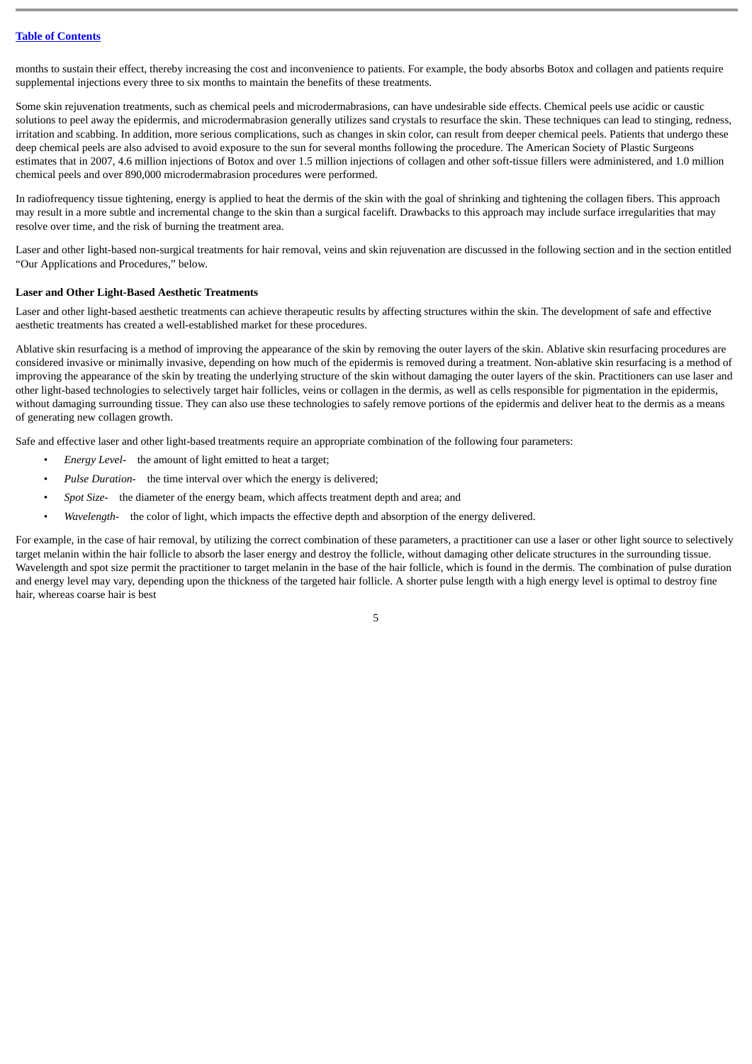months to sustain their effect, thereby increasing the cost and inconvenience to patients. For example, the body absorbs Botox and collagen and patients require supplemental injections every three to six months to maintain the benefits of these treatments.

Some skin rejuvenation treatments, such as chemical peels and microdermabrasions, can have undesirable side effects. Chemical peels use acidic or caustic solutions to peel away the epidermis, and microdermabrasion generally utilizes sand crystals to resurface the skin. These techniques can lead to stinging, redness, irritation and scabbing. In addition, more serious complications, such as changes in skin color, can result from deeper chemical peels. Patients that undergo these deep chemical peels are also advised to avoid exposure to the sun for several months following the procedure. The American Society of Plastic Surgeons estimates that in 2007, 4.6 million injections of Botox and over 1.5 million injections of collagen and other soft-tissue fillers were administered, and 1.0 million chemical peels and over 890,000 microdermabrasion procedures were performed.

In radiofrequency tissue tightening, energy is applied to heat the dermis of the skin with the goal of shrinking and tightening the collagen fibers. This approach may result in a more subtle and incremental change to the skin than a surgical facelift. Drawbacks to this approach may include surface irregularities that may resolve over time, and the risk of burning the treatment area.

Laser and other light-based non-surgical treatments for hair removal, veins and skin rejuvenation are discussed in the following section and in the section entitled "Our Applications and Procedures," below.

**Laser and Other Light-Based Aesthetic Treatments**

Laser and other light-based aesthetic treatments can achieve therapeutic results by affecting structures within the skin. The development of safe and effective aesthetic treatments has created a well-established market for these procedures.

Ablative skin resurfacing is a method of improving the appearance of the skin by removing the outer layers of the skin. Ablative skin resurfacing procedures are considered invasive or minimally invasive, depending on how much of the epidermis is removed during a treatment. Non-ablative skin resurfacing is a method of improving the appearance of the skin by treating the underlying structure of the skin without damaging the outer layers of the skin. Practitioners can use laser and other light-based technologies to selectively target hair follicles, veins or collagen in the dermis, as well as cells responsible for pigmentation in the epidermis, without damaging surrounding tissue. They can also use these technologies to safely remove portions of the epidermis and deliver heat to the dermis as a means of generating new collagen growth.

Safe and effective laser and other light-based treatments require an appropriate combination of the following four parameters:

- *Energy Level-* the amount of light emitted to heat a target;
- *Pulse Duration-* the time interval over which the energy is delivered;
- *Spot Size-* the diameter of the energy beam, which affects treatment depth and area; and
- *Wavelength-* the color of light, which impacts the effective depth and absorption of the energy delivered.

For example, in the case of hair removal, by utilizing the correct combination of these parameters, a practitioner can use a laser or other light source to selectively target melanin within the hair follicle to absorb the laser energy and destroy the follicle, without damaging other delicate structures in the surrounding tissue. Wavelength and spot size permit the practitioner to target melanin in the base of the hair follicle, which is found in the dermis. The combination of pulse duration and energy level may vary, depending upon the thickness of the targeted hair follicle. A shorter pulse length with a high energy level is optimal to destroy fine hair, whereas coarse hair is best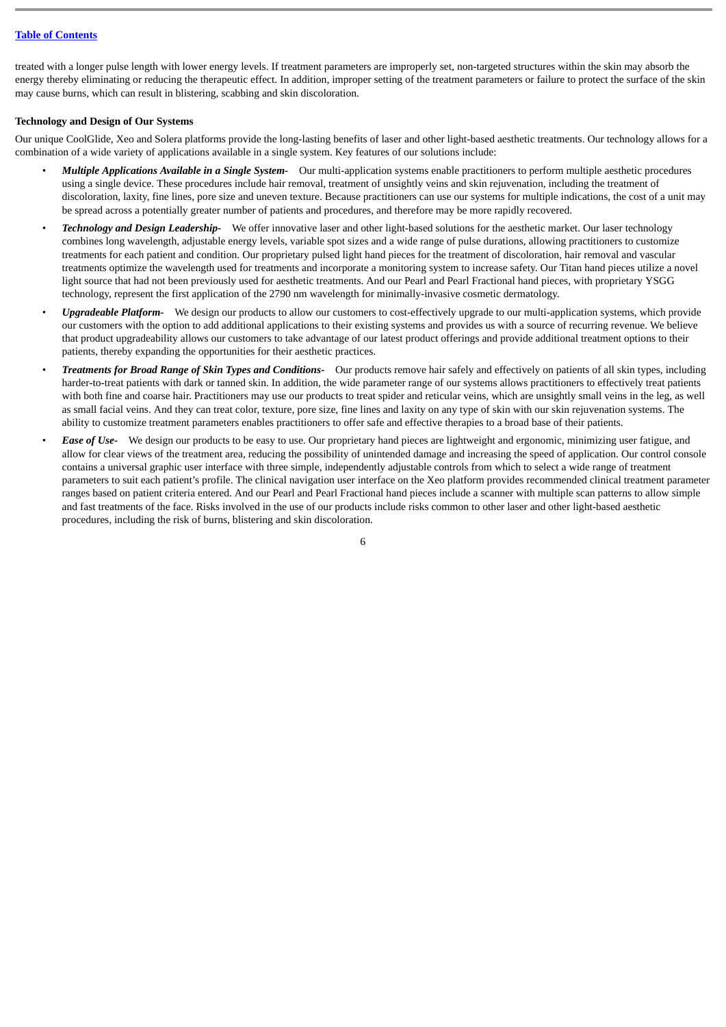treated with a longer pulse length with lower energy levels. If treatment parameters are improperly set, non-targeted structures within the skin may absorb the energy thereby eliminating or reducing the therapeutic effect. In addition, improper setting of the treatment parameters or failure to protect the surface of the skin may cause burns, which can result in blistering, scabbing and skin discoloration.

**Technology and Design of Our Systems**

Our unique CoolGlide, Xeo and Solera platforms provide the long-lasting benefits of laser and other light-based aesthetic treatments. Our technology allows for a combination of a wide variety of applications available in a single system. Key features of our solutions include:

- ***Multiple Applications Available in a Single System-*** Our multi-application systems enable practitioners to perform multiple aesthetic procedures using a single device. These procedures include hair removal, treatment of unsightly veins and skin rejuvenation, including the treatment of discoloration, laxity, fine lines, pore size and uneven texture. Because practitioners can use our systems for multiple indications, the cost of a unit may be spread across a potentially greater number of patients and procedures, and therefore may be more rapidly recovered.
- ***Technology and Design Leadership-*** We offer innovative laser and other light-based solutions for the aesthetic market. Our laser technology combines long wavelength, adjustable energy levels, variable spot sizes and a wide range of pulse durations, allowing practitioners to customize treatments for each patient and condition. Our proprietary pulsed light hand pieces for the treatment of discoloration, hair removal and vascular treatments optimize the wavelength used for treatments and incorporate a monitoring system to increase safety. Our Titan hand pieces utilize a novel light source that had not been previously used for aesthetic treatments. And our Pearl and Pearl Fractional hand pieces, with proprietary YSGG technology, represent the first application of the 2790 nm wavelength for minimally-invasive cosmetic dermatology.
- ***Upgradeable Platform-*** We design our products to allow our customers to cost-effectively upgrade to our multi-application systems, which provide our customers with the option to add additional applications to their existing systems and provides us with a source of recurring revenue. We believe that product upgradeability allows our customers to take advantage of our latest product offerings and provide additional treatment options to their patients, thereby expanding the opportunities for their aesthetic practices.
- ***Treatments for Broad Range of Skin Types and Conditions-*** Our products remove hair safely and effectively on patients of all skin types, including harder-to-treat patients with dark or tanned skin. In addition, the wide parameter range of our systems allows practitioners to effectively treat patients with both fine and coarse hair. Practitioners may use our products to treat spider and reticular veins, which are unsightly small veins in the leg, as well as small facial veins. And they can treat color, texture, pore size, fine lines and laxity on any type of skin with our skin rejuvenation systems. The ability to customize treatment parameters enables practitioners to offer safe and effective therapies to a broad base of their patients.
- ***Ease of Use-*** We design our products to be easy to use. Our proprietary hand pieces are lightweight and ergonomic, minimizing user fatigue, and allow for clear views of the treatment area, reducing the possibility of unintended damage and increasing the speed of application. Our control console contains a universal graphic user interface with three simple, independently adjustable controls from which to select a wide range of treatment parameters to suit each patient's profile. The clinical navigation user interface on the Xeo platform provides recommended clinical treatment parameter ranges based on patient criteria entered. And our Pearl and Pearl Fractional hand pieces include a scanner with multiple scan patterns to allow simple and fast treatments of the face. Risks involved in the use of our products include risks common to other laser and other light-based aesthetic procedures, including the risk of burns, blistering and skin discoloration.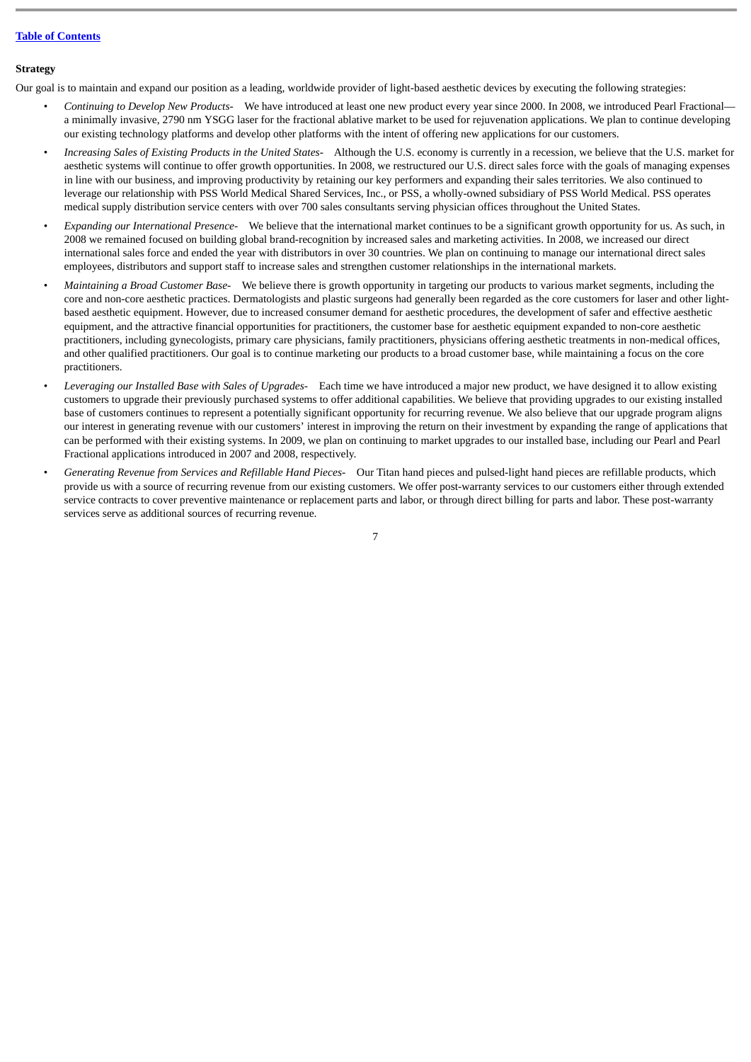[Table of Contents](#)

**Strategy**

Our goal is to maintain and expand our position as a leading, worldwide provider of light-based aesthetic devices by executing the following strategies:

- *Continuing to Develop New Products-* We have introduced at least one new product every year since 2000. In 2008, we introduced Pearl Fractional—a minimally invasive, 2790 nm YSGG laser for the fractional ablative market to be used for rejuvenation applications. We plan to continue developing our existing technology platforms and develop other platforms with the intent of offering new applications for our customers.
- *Increasing Sales of Existing Products in the United States-* Although the U.S. economy is currently in a recession, we believe that the U.S. market for aesthetic systems will continue to offer growth opportunities. In 2008, we restructured our U.S. direct sales force with the goals of managing expenses in line with our business, and improving productivity by retaining our key performers and expanding their sales territories. We also continued to leverage our relationship with PSS World Medical Shared Services, Inc., or PSS, a wholly-owned subsidiary of PSS World Medical. PSS operates medical supply distribution service centers with over 700 sales consultants serving physician offices throughout the United States.
- *Expanding our International Presence-* We believe that the international market continues to be a significant growth opportunity for us. As such, in 2008 we remained focused on building global brand-recognition by increased sales and marketing activities. In 2008, we increased our direct international sales force and ended the year with distributors in over 30 countries. We plan on continuing to manage our international direct sales employees, distributors and support staff to increase sales and strengthen customer relationships in the international markets.
- *Maintaining a Broad Customer Base-* We believe there is growth opportunity in targeting our products to various market segments, including the core and non-core aesthetic practices. Dermatologists and plastic surgeons had generally been regarded as the core customers for laser and other light-based aesthetic equipment. However, due to increased consumer demand for aesthetic procedures, the development of safer and effective aesthetic equipment, and the attractive financial opportunities for practitioners, the customer base for aesthetic equipment expanded to non-core aesthetic practitioners, including gynecologists, primary care physicians, family practitioners, physicians offering aesthetic treatments in non-medical offices, and other qualified practitioners. Our goal is to continue marketing our products to a broad customer base, while maintaining a focus on the core practitioners.
- *Leveraging our Installed Base with Sales of Upgrades-* Each time we have introduced a major new product, we have designed it to allow existing customers to upgrade their previously purchased systems to offer additional capabilities. We believe that providing upgrades to our existing installed base of customers continues to represent a potentially significant opportunity for recurring revenue. We also believe that our upgrade program aligns our interest in generating revenue with our customers' interest in improving the return on their investment by expanding the range of applications that can be performed with their existing systems. In 2009, we plan on continuing to market upgrades to our installed base, including our Pearl and Pearl Fractional applications introduced in 2007 and 2008, respectively.
- *Generating Revenue from Services and Refillable Hand Pieces-* Our Titan hand pieces and pulsed-light hand pieces are refillable products, which provide us with a source of recurring revenue from our existing customers. We offer post-warranty services to our customers either through extended service contracts to cover preventive maintenance or replacement parts and labor, or through direct billing for parts and labor. These post-warranty services serve as additional sources of recurring revenue.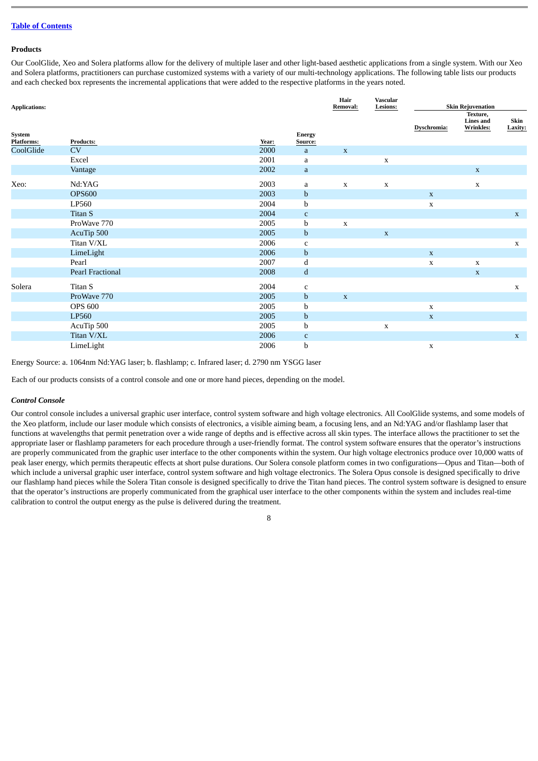[Table of Contents](#)

**Products**

Our CoolGlide, Xeo and Solera platforms allow for the delivery of multiple laser and other light-based aesthetic applications from a single system. With our Xeo and Solera platforms, practitioners can purchase customized systems with a variety of our multi-technology applications. The following table lists our products and each checked box represents the incremental applications that were added to the respective platforms in the years noted.

| Applications: | | | | Hair Removal: | Vascular Lesions: | Skin Rejuvenation | | |
|---|---|---|---|---|---|---|---|---|
| System Platforms: | Products: | Year: | Energy Source: | | | Dyschromia: | Texture, Lines and Wrinkles: | Skin Laxity: |
| CoolGlide | CV | 2000 | a | x | | | | |
| | Excel | 2001 | a | | x | | | |
| | Vantage | 2002 | a | | | | x | |
| Xeo: | Nd:YAG | 2003 | a | x | x | | x | |
| | OPS600 | 2003 | b | | | x | | |
| | LP560 | 2004 | b | | | x | | |
| | Titan S | 2004 | c | | | | | x |
| | ProWave 770 | 2005 | b | x | | | | |
| | AcuTip 500 | 2005 | b | | x | | | |
| | Titan V/XL | 2006 | c | | | | | x |
| | LimeLight | 2006 | b | | | x | | |
| | Pearl | 2007 | d | | | x | x | |
| | Pearl Fractional | 2008 | d | | | | x | |
| Solera | Titan S | 2004 | c | | | | | x |
| | ProWave 770 | 2005 | b | x | | | | |
| | OPS 600 | 2005 | b | | | x | | |
| | LP560 | 2005 | b | | | x | | |
| | AcuTip 500 | 2005 | b | | x | | | |
| | Titan V/XL | 2006 | c | | | | | x |
| | LimeLight | 2006 | b | | | x | | |

Energy Source: a. 1064nm Nd:YAG laser; b. flashlamp; c. Infrared laser; d. 2790 nm YSGG laser

Each of our products consists of a control console and one or more hand pieces, depending on the model.

***Control Console***

Our control console includes a universal graphic user interface, control system software and high voltage electronics. All CoolGlide systems, and some models of the Xeo platform, include our laser module which consists of electronics, a visible aiming beam, a focusing lens, and an Nd:YAG and/or flashlamp laser that functions at wavelengths that permit penetration over a wide range of depths and is effective across all skin types. The interface allows the practitioner to set the appropriate laser or flashlamp parameters for each procedure through a user-friendly format. The control system software ensures that the operator's instructions are properly communicated from the graphic user interface to the other components within the system. Our high voltage electronics produce over 10,000 watts of peak laser energy, which permits therapeutic effects at short pulse durations. Our Solera console platform comes in two configurations—Opus and Titan—both of which include a universal graphic user interface, control system software and high voltage electronics. The Solera Opus console is designed specifically to drive our flashlamp hand pieces while the Solera Titan console is designed specifically to drive the Titan hand pieces. The control system software is designed to ensure that the operator's instructions are properly communicated from the graphical user interface to the other components within the system and includes real-time calibration to control the output energy as the pulse is delivered during the treatment.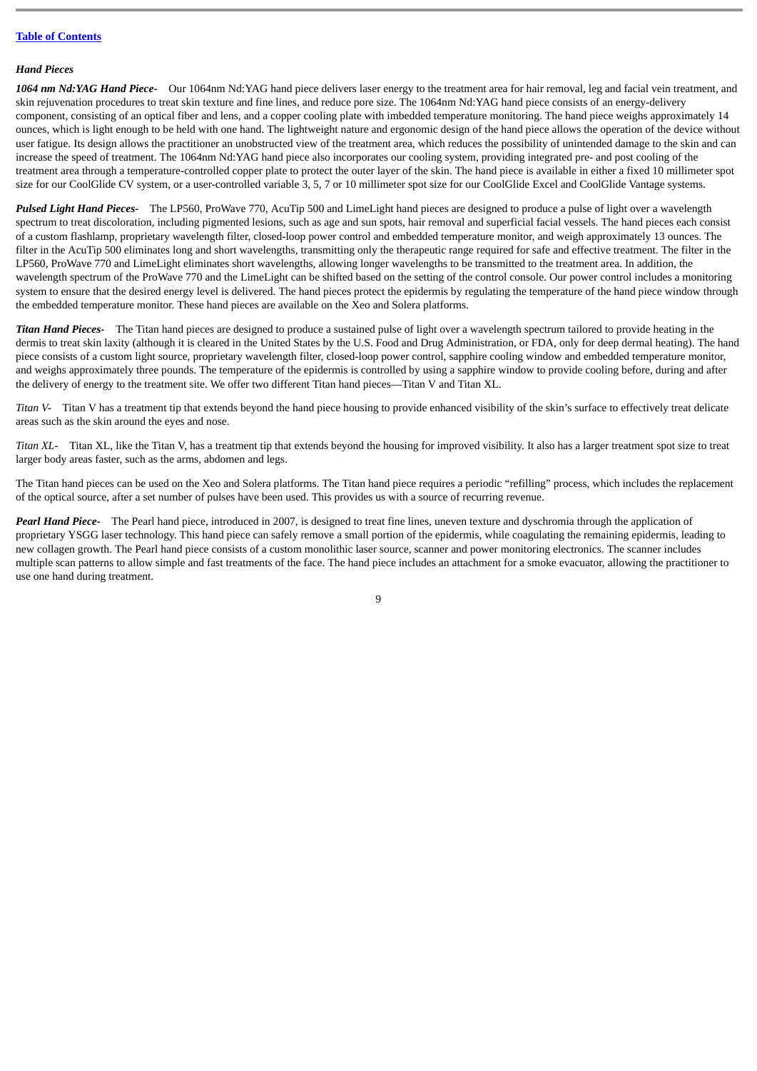[Table of Contents](#)

*Hand Pieces*

***1064 nm Nd:YAG Hand Piece-*** Our 1064nm Nd:YAG hand piece delivers laser energy to the treatment area for hair removal, leg and facial vein treatment, and skin rejuvenation procedures to treat skin texture and fine lines, and reduce pore size. The 1064nm Nd:YAG hand piece consists of an energy-delivery component, consisting of an optical fiber and lens, and a copper cooling plate with imbedded temperature monitoring. The hand piece weighs approximately 14 ounces, which is light enough to be held with one hand. The lightweight nature and ergonomic design of the hand piece allows the operation of the device without user fatigue. Its design allows the practitioner an unobstructed view of the treatment area, which reduces the possibility of unintended damage to the skin and can increase the speed of treatment. The 1064nm Nd:YAG hand piece also incorporates our cooling system, providing integrated pre- and post cooling of the treatment area through a temperature-controlled copper plate to protect the outer layer of the skin. The hand piece is available in either a fixed 10 millimeter spot size for our CoolGlide CV system, or a user-controlled variable 3, 5, 7 or 10 millimeter spot size for our CoolGlide Excel and CoolGlide Vantage systems.

***Pulsed Light Hand Pieces-*** The LP560, ProWave 770, AcuTip 500 and LimeLight hand pieces are designed to produce a pulse of light over a wavelength spectrum to treat discoloration, including pigmented lesions, such as age and sun spots, hair removal and superficial facial vessels. The hand pieces each consist of a custom flashlamp, proprietary wavelength filter, closed-loop power control and embedded temperature monitor, and weigh approximately 13 ounces. The filter in the AcuTip 500 eliminates long and short wavelengths, transmitting only the therapeutic range required for safe and effective treatment. The filter in the LP560, ProWave 770 and LimeLight eliminates short wavelengths, allowing longer wavelengths to be transmitted to the treatment area. In addition, the wavelength spectrum of the ProWave 770 and the LimeLight can be shifted based on the setting of the control console. Our power control includes a monitoring system to ensure that the desired energy level is delivered. The hand pieces protect the epidermis by regulating the temperature of the hand piece window through the embedded temperature monitor. These hand pieces are available on the Xeo and Solera platforms.

***Titan Hand Pieces-*** The Titan hand pieces are designed to produce a sustained pulse of light over a wavelength spectrum tailored to provide heating in the dermis to treat skin laxity (although it is cleared in the United States by the U.S. Food and Drug Administration, or FDA, only for deep dermal heating). The hand piece consists of a custom light source, proprietary wavelength filter, closed-loop power control, sapphire cooling window and embedded temperature monitor, and weighs approximately three pounds. The temperature of the epidermis is controlled by using a sapphire window to provide cooling before, during and after the delivery of energy to the treatment site. We offer two different Titan hand pieces—Titan V and Titan XL.

*Titan V-* Titan V has a treatment tip that extends beyond the hand piece housing to provide enhanced visibility of the skin's surface to effectively treat delicate areas such as the skin around the eyes and nose.

*Titan XL-* Titan XL, like the Titan V, has a treatment tip that extends beyond the housing for improved visibility. It also has a larger treatment spot size to treat larger body areas faster, such as the arms, abdomen and legs.

The Titan hand pieces can be used on the Xeo and Solera platforms. The Titan hand piece requires a periodic "refilling" process, which includes the replacement of the optical source, after a set number of pulses have been used. This provides us with a source of recurring revenue.

***Pearl Hand Piece-*** The Pearl hand piece, introduced in 2007, is designed to treat fine lines, uneven texture and dyschromia through the application of proprietary YSGG laser technology. This hand piece can safely remove a small portion of the epidermis, while coagulating the remaining epidermis, leading to new collagen growth. The Pearl hand piece consists of a custom monolithic laser source, scanner and power monitoring electronics. The scanner includes multiple scan patterns to allow simple and fast treatments of the face. The hand piece includes an attachment for a smoke evacuator, allowing the practitioner to use one hand during treatment.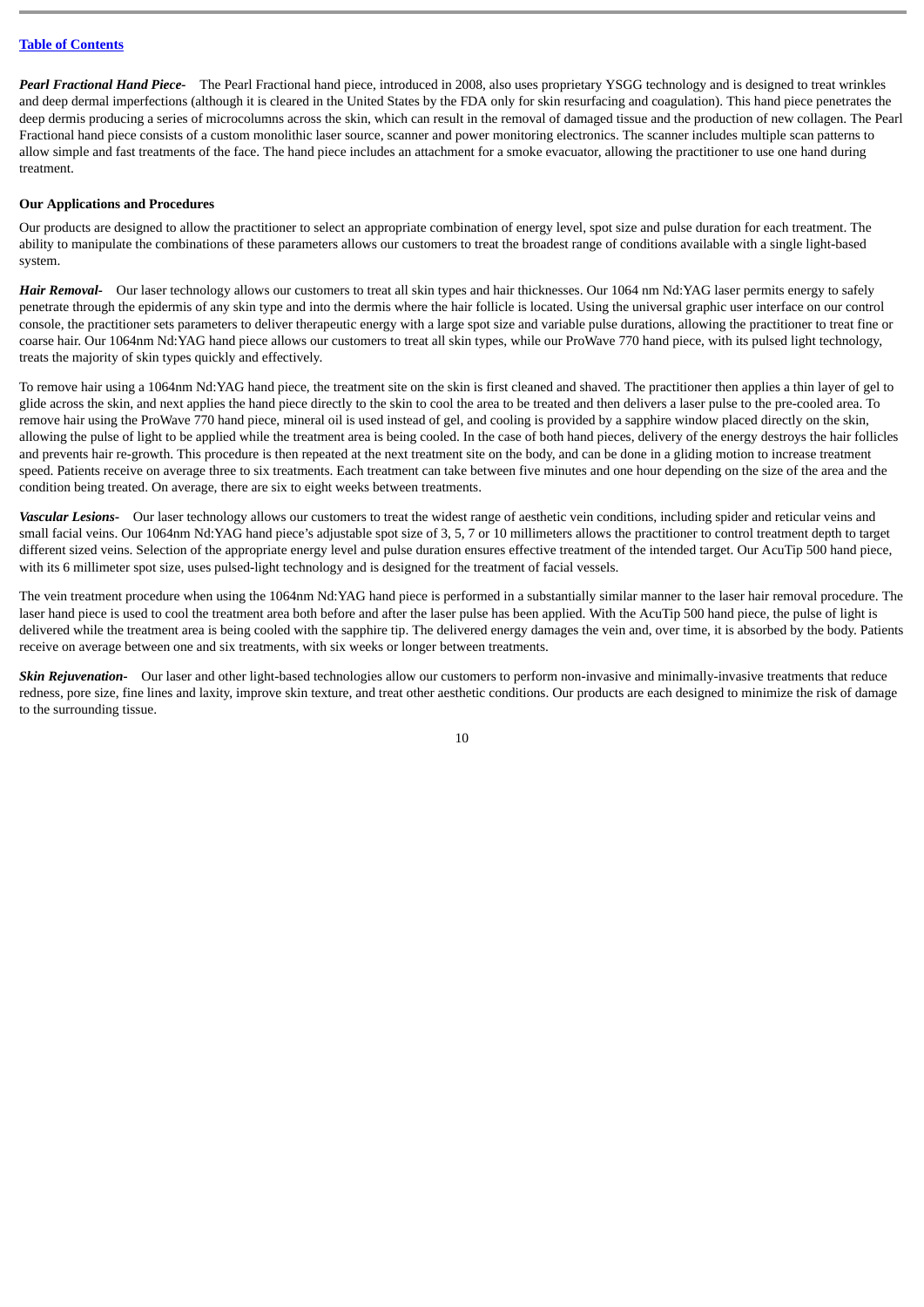***Pearl Fractional Hand Piece-*** The Pearl Fractional hand piece, introduced in 2008, also uses proprietary YSGG technology and is designed to treat wrinkles and deep dermal imperfections (although it is cleared in the United States by the FDA only for skin resurfacing and coagulation). This hand piece penetrates the deep dermis producing a series of microcolumns across the skin, which can result in the removal of damaged tissue and the production of new collagen. The Pearl Fractional hand piece consists of a custom monolithic laser source, scanner and power monitoring electronics. The scanner includes multiple scan patterns to allow simple and fast treatments of the face. The hand piece includes an attachment for a smoke evacuator, allowing the practitioner to use one hand during treatment.

**Our Applications and Procedures**

Our products are designed to allow the practitioner to select an appropriate combination of energy level, spot size and pulse duration for each treatment. The ability to manipulate the combinations of these parameters allows our customers to treat the broadest range of conditions available with a single light-based system.

***Hair Removal-*** Our laser technology allows our customers to treat all skin types and hair thicknesses. Our 1064 nm Nd:YAG laser permits energy to safely penetrate through the epidermis of any skin type and into the dermis where the hair follicle is located. Using the universal graphic user interface on our control console, the practitioner sets parameters to deliver therapeutic energy with a large spot size and variable pulse durations, allowing the practitioner to treat fine or coarse hair. Our 1064nm Nd:YAG hand piece allows our customers to treat all skin types, while our ProWave 770 hand piece, with its pulsed light technology, treats the majority of skin types quickly and effectively.

To remove hair using a 1064nm Nd:YAG hand piece, the treatment site on the skin is first cleaned and shaved. The practitioner then applies a thin layer of gel to glide across the skin, and next applies the hand piece directly to the skin to cool the area to be treated and then delivers a laser pulse to the pre-cooled area. To remove hair using the ProWave 770 hand piece, mineral oil is used instead of gel, and cooling is provided by a sapphire window placed directly on the skin, allowing the pulse of light to be applied while the treatment area is being cooled. In the case of both hand pieces, delivery of the energy destroys the hair follicles and prevents hair re-growth. This procedure is then repeated at the next treatment site on the body, and can be done in a gliding motion to increase treatment speed. Patients receive on average three to six treatments. Each treatment can take between five minutes and one hour depending on the size of the area and the condition being treated. On average, there are six to eight weeks between treatments.

***Vascular Lesions-*** Our laser technology allows our customers to treat the widest range of aesthetic vein conditions, including spider and reticular veins and small facial veins. Our 1064nm Nd:YAG hand piece's adjustable spot size of 3, 5, 7 or 10 millimeters allows the practitioner to control treatment depth to target different sized veins. Selection of the appropriate energy level and pulse duration ensures effective treatment of the intended target. Our AcuTip 500 hand piece, with its 6 millimeter spot size, uses pulsed-light technology and is designed for the treatment of facial vessels.

The vein treatment procedure when using the 1064nm Nd:YAG hand piece is performed in a substantially similar manner to the laser hair removal procedure. The laser hand piece is used to cool the treatment area both before and after the laser pulse has been applied. With the AcuTip 500 hand piece, the pulse of light is delivered while the treatment area is being cooled with the sapphire tip. The delivered energy damages the vein and, over time, it is absorbed by the body. Patients receive on average between one and six treatments, with six weeks or longer between treatments.

***Skin Rejuvenation-*** Our laser and other light-based technologies allow our customers to perform non-invasive and minimally-invasive treatments that reduce redness, pore size, fine lines and laxity, improve skin texture, and treat other aesthetic conditions. Our products are each designed to minimize the risk of damage to the surrounding tissue.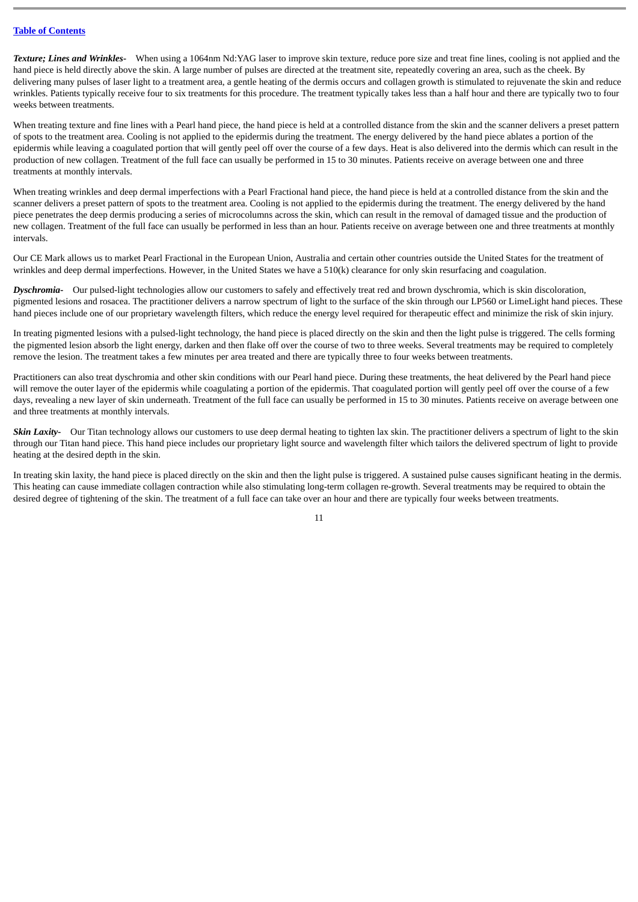[Table of Contents](#)

***Texture; Lines and Wrinkles-*** When using a 1064nm Nd:YAG laser to improve skin texture, reduce pore size and treat fine lines, cooling is not applied and the hand piece is held directly above the skin. A large number of pulses are directed at the treatment site, repeatedly covering an area, such as the cheek. By delivering many pulses of laser light to a treatment area, a gentle heating of the dermis occurs and collagen growth is stimulated to rejuvenate the skin and reduce wrinkles. Patients typically receive four to six treatments for this procedure. The treatment typically takes less than a half hour and there are typically two to four weeks between treatments.

When treating texture and fine lines with a Pearl hand piece, the hand piece is held at a controlled distance from the skin and the scanner delivers a preset pattern of spots to the treatment area. Cooling is not applied to the epidermis during the treatment. The energy delivered by the hand piece ablates a portion of the epidermis while leaving a coagulated portion that will gently peel off over the course of a few days. Heat is also delivered into the dermis which can result in the production of new collagen. Treatment of the full face can usually be performed in 15 to 30 minutes. Patients receive on average between one and three treatments at monthly intervals.

When treating wrinkles and deep dermal imperfections with a Pearl Fractional hand piece, the hand piece is held at a controlled distance from the skin and the scanner delivers a preset pattern of spots to the treatment area. Cooling is not applied to the epidermis during the treatment. The energy delivered by the hand piece penetrates the deep dermis producing a series of microcolumns across the skin, which can result in the removal of damaged tissue and the production of new collagen. Treatment of the full face can usually be performed in less than an hour. Patients receive on average between one and three treatments at monthly intervals.

Our CE Mark allows us to market Pearl Fractional in the European Union, Australia and certain other countries outside the United States for the treatment of wrinkles and deep dermal imperfections. However, in the United States we have a 510(k) clearance for only skin resurfacing and coagulation.

***Dyschromia-*** Our pulsed-light technologies allow our customers to safely and effectively treat red and brown dyschromia, which is skin discoloration, pigmented lesions and rosacea. The practitioner delivers a narrow spectrum of light to the surface of the skin through our LP560 or LimeLight hand pieces. These hand pieces include one of our proprietary wavelength filters, which reduce the energy level required for therapeutic effect and minimize the risk of skin injury.

In treating pigmented lesions with a pulsed-light technology, the hand piece is placed directly on the skin and then the light pulse is triggered. The cells forming the pigmented lesion absorb the light energy, darken and then flake off over the course of two to three weeks. Several treatments may be required to completely remove the lesion. The treatment takes a few minutes per area treated and there are typically three to four weeks between treatments.

Practitioners can also treat dyschromia and other skin conditions with our Pearl hand piece. During these treatments, the heat delivered by the Pearl hand piece will remove the outer layer of the epidermis while coagulating a portion of the epidermis. That coagulated portion will gently peel off over the course of a few days, revealing a new layer of skin underneath. Treatment of the full face can usually be performed in 15 to 30 minutes. Patients receive on average between one and three treatments at monthly intervals.

***Skin Laxity-*** Our Titan technology allows our customers to use deep dermal heating to tighten lax skin. The practitioner delivers a spectrum of light to the skin through our Titan hand piece. This hand piece includes our proprietary light source and wavelength filter which tailors the delivered spectrum of light to provide heating at the desired depth in the skin.

In treating skin laxity, the hand piece is placed directly on the skin and then the light pulse is triggered. A sustained pulse causes significant heating in the dermis. This heating can cause immediate collagen contraction while also stimulating long-term collagen re-growth. Several treatments may be required to obtain the desired degree of tightening of the skin. The treatment of a full face can take over an hour and there are typically four weeks between treatments.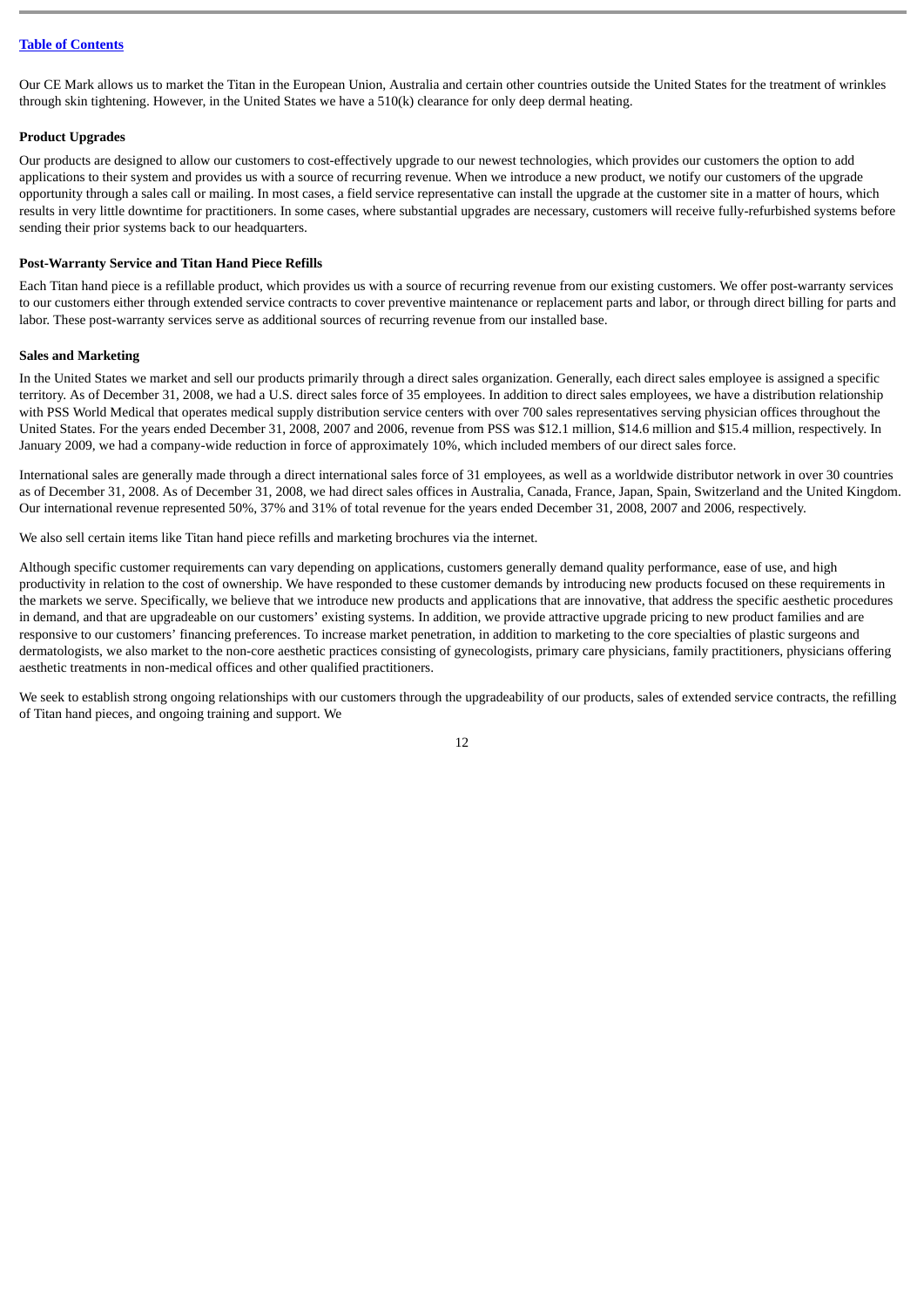Our CE Mark allows us to market the Titan in the European Union, Australia and certain other countries outside the United States for the treatment of wrinkles through skin tightening. However, in the United States we have a 510(k) clearance for only deep dermal heating.

**Product Upgrades**

Our products are designed to allow our customers to cost-effectively upgrade to our newest technologies, which provides our customers the option to add applications to their system and provides us with a source of recurring revenue. When we introduce a new product, we notify our customers of the upgrade opportunity through a sales call or mailing. In most cases, a field service representative can install the upgrade at the customer site in a matter of hours, which results in very little downtime for practitioners. In some cases, where substantial upgrades are necessary, customers will receive fully-refurbished systems before sending their prior systems back to our headquarters.

**Post-Warranty Service and Titan Hand Piece Refills**

Each Titan hand piece is a refillable product, which provides us with a source of recurring revenue from our existing customers. We offer post-warranty services to our customers either through extended service contracts to cover preventive maintenance or replacement parts and labor, or through direct billing for parts and labor. These post-warranty services serve as additional sources of recurring revenue from our installed base.

**Sales and Marketing**

In the United States we market and sell our products primarily through a direct sales organization. Generally, each direct sales employee is assigned a specific territory. As of December 31, 2008, we had a U.S. direct sales force of 35 employees. In addition to direct sales employees, we have a distribution relationship with PSS World Medical that operates medical supply distribution service centers with over 700 sales representatives serving physician offices throughout the United States. For the years ended December 31, 2008, 2007 and 2006, revenue from PSS was $12.1 million, $14.6 million and $15.4 million, respectively. In January 2009, we had a company-wide reduction in force of approximately 10%, which included members of our direct sales force.

International sales are generally made through a direct international sales force of 31 employees, as well as a worldwide distributor network in over 30 countries as of December 31, 2008. As of December 31, 2008, we had direct sales offices in Australia, Canada, France, Japan, Spain, Switzerland and the United Kingdom. Our international revenue represented 50%, 37% and 31% of total revenue for the years ended December 31, 2008, 2007 and 2006, respectively.

We also sell certain items like Titan hand piece refills and marketing brochures via the internet.

Although specific customer requirements can vary depending on applications, customers generally demand quality performance, ease of use, and high productivity in relation to the cost of ownership. We have responded to these customer demands by introducing new products focused on these requirements in the markets we serve. Specifically, we believe that we introduce new products and applications that are innovative, that address the specific aesthetic procedures in demand, and that are upgradeable on our customers' existing systems. In addition, we provide attractive upgrade pricing to new product families and are responsive to our customers' financing preferences. To increase market penetration, in addition to marketing to the core specialties of plastic surgeons and dermatologists, we also market to the non-core aesthetic practices consisting of gynecologists, primary care physicians, family practitioners, physicians offering aesthetic treatments in non-medical offices and other qualified practitioners.

We seek to establish strong ongoing relationships with our customers through the upgradeability of our products, sales of extended service contracts, the refilling of Titan hand pieces, and ongoing training and support. We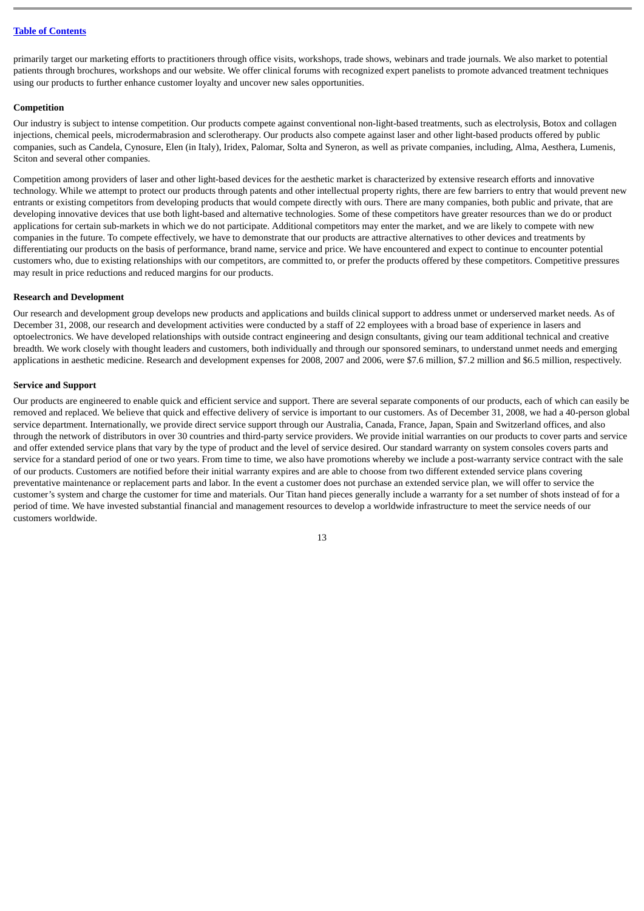primarily target our marketing efforts to practitioners through office visits, workshops, trade shows, webinars and trade journals. We also market to potential patients through brochures, workshops and our website. We offer clinical forums with recognized expert panelists to promote advanced treatment techniques using our products to further enhance customer loyalty and uncover new sales opportunities.

**Competition**

Our industry is subject to intense competition. Our products compete against conventional non-light-based treatments, such as electrolysis, Botox and collagen injections, chemical peels, microdermabrasion and sclerotherapy. Our products also compete against laser and other light-based products offered by public companies, such as Candela, Cynosure, Elen (in Italy), Iridex, Palomar, Solta and Syneron, as well as private companies, including, Alma, Aesthera, Lumenis, Sciton and several other companies.

Competition among providers of laser and other light-based devices for the aesthetic market is characterized by extensive research efforts and innovative technology. While we attempt to protect our products through patents and other intellectual property rights, there are few barriers to entry that would prevent new entrants or existing competitors from developing products that would compete directly with ours. There are many companies, both public and private, that are developing innovative devices that use both light-based and alternative technologies. Some of these competitors have greater resources than we do or product applications for certain sub-markets in which we do not participate. Additional competitors may enter the market, and we are likely to compete with new companies in the future. To compete effectively, we have to demonstrate that our products are attractive alternatives to other devices and treatments by differentiating our products on the basis of performance, brand name, service and price. We have encountered and expect to continue to encounter potential customers who, due to existing relationships with our competitors, are committed to, or prefer the products offered by these competitors. Competitive pressures may result in price reductions and reduced margins for our products.

**Research and Development**

Our research and development group develops new products and applications and builds clinical support to address unmet or underserved market needs. As of December 31, 2008, our research and development activities were conducted by a staff of 22 employees with a broad base of experience in lasers and optoelectronics. We have developed relationships with outside contract engineering and design consultants, giving our team additional technical and creative breadth. We work closely with thought leaders and customers, both individually and through our sponsored seminars, to understand unmet needs and emerging applications in aesthetic medicine. Research and development expenses for 2008, 2007 and 2006, were $7.6 million, $7.2 million and $6.5 million, respectively.

**Service and Support**

Our products are engineered to enable quick and efficient service and support. There are several separate components of our products, each of which can easily be removed and replaced. We believe that quick and effective delivery of service is important to our customers. As of December 31, 2008, we had a 40-person global service department. Internationally, we provide direct service support through our Australia, Canada, France, Japan, Spain and Switzerland offices, and also through the network of distributors in over 30 countries and third-party service providers. We provide initial warranties on our products to cover parts and service and offer extended service plans that vary by the type of product and the level of service desired. Our standard warranty on system consoles covers parts and service for a standard period of one or two years. From time to time, we also have promotions whereby we include a post-warranty service contract with the sale of our products. Customers are notified before their initial warranty expires and are able to choose from two different extended service plans covering preventative maintenance or replacement parts and labor. In the event a customer does not purchase an extended service plan, we will offer to service the customer's system and charge the customer for time and materials. Our Titan hand pieces generally include a warranty for a set number of shots instead of for a period of time. We have invested substantial financial and management resources to develop a worldwide infrastructure to meet the service needs of our customers worldwide.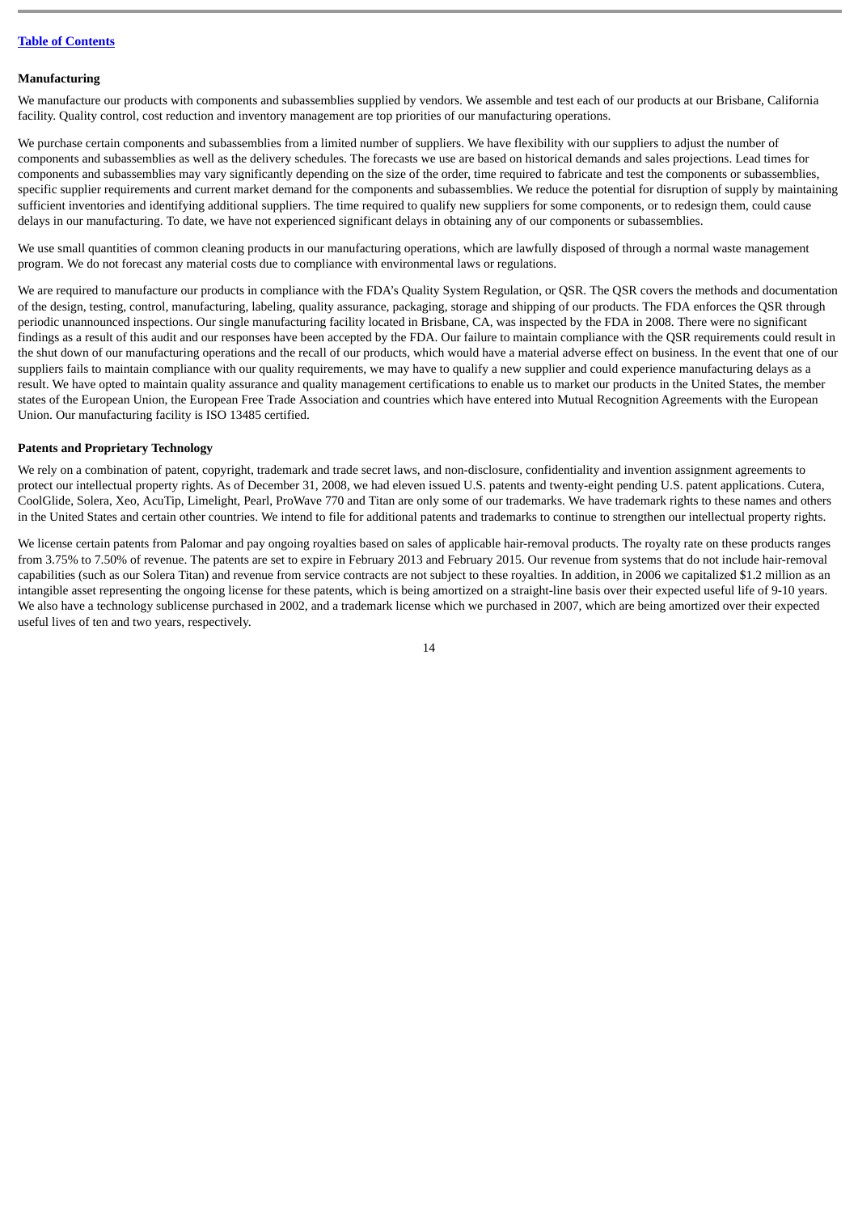### Manufacturing

We manufacture our products with components and subassemblies supplied by vendors. We assemble and test each of our products at our Brisbane, California facility. Quality control, cost reduction and inventory management are top priorities of our manufacturing operations.

We purchase certain components and subassemblies from a limited number of suppliers. We have flexibility with our suppliers to adjust the number of components and subassemblies as well as the delivery schedules. The forecasts we use are based on historical demands and sales projections. Lead times for components and subassemblies may vary significantly depending on the size of the order, time required to fabricate and test the components or subassemblies, specific supplier requirements and current market demand for the components and subassemblies. We reduce the potential for disruption of supply by maintaining sufficient inventories and identifying additional suppliers. The time required to qualify new suppliers for some components, or to redesign them, could cause delays in our manufacturing. To date, we have not experienced significant delays in obtaining any of our components or subassemblies.

We use small quantities of common cleaning products in our manufacturing operations, which are lawfully disposed of through a normal waste management program. We do not forecast any material costs due to compliance with environmental laws or regulations.

We are required to manufacture our products in compliance with the FDA's Quality System Regulation, or QSR. The QSR covers the methods and documentation of the design, testing, control, manufacturing, labeling, quality assurance, packaging, storage and shipping of our products. The FDA enforces the QSR through periodic unannounced inspections. Our single manufacturing facility located in Brisbane, CA, was inspected by the FDA in 2008. There were no significant findings as a result of this audit and our responses have been accepted by the FDA. Our failure to maintain compliance with the QSR requirements could result in the shut down of our manufacturing operations and the recall of our products, which would have a material adverse effect on business. In the event that one of our suppliers fails to maintain compliance with our quality requirements, we may have to qualify a new supplier and could experience manufacturing delays as a result. We have opted to maintain quality assurance and quality management certifications to enable us to market our products in the United States, the member states of the European Union, the European Free Trade Association and countries which have entered into Mutual Recognition Agreements with the European Union. Our manufacturing facility is ISO 13485 certified.

### Patents and Proprietary Technology

We rely on a combination of patent, copyright, trademark and trade secret laws, and non-disclosure, confidentiality and invention assignment agreements to protect our intellectual property rights. As of December 31, 2008, we had eleven issued U.S. patents and twenty-eight pending U.S. patent applications. Cutera, CoolGlide, Solera, Xeo, AcuTip, Limelight, Pearl, ProWave 770 and Titan are only some of our trademarks. We have trademark rights to these names and others in the United States and certain other countries. We intend to file for additional patents and trademarks to continue to strengthen our intellectual property rights.

We license certain patents from Palomar and pay ongoing royalties based on sales of applicable hair-removal products. The royalty rate on these products ranges from 3.75% to 7.50% of revenue. The patents are set to expire in February 2013 and February 2015. Our revenue from systems that do not include hair-removal capabilities (such as our Solera Titan) and revenue from service contracts are not subject to these royalties. In addition, in 2006 we capitalized $1.2 million as an intangible asset representing the ongoing license for these patents, which is being amortized on a straight-line basis over their expected useful life of 9-10 years. We also have a technology sublicense purchased in 2002, and a trademark license which we purchased in 2007, which are being amortized over their expected useful lives of ten and two years, respectively.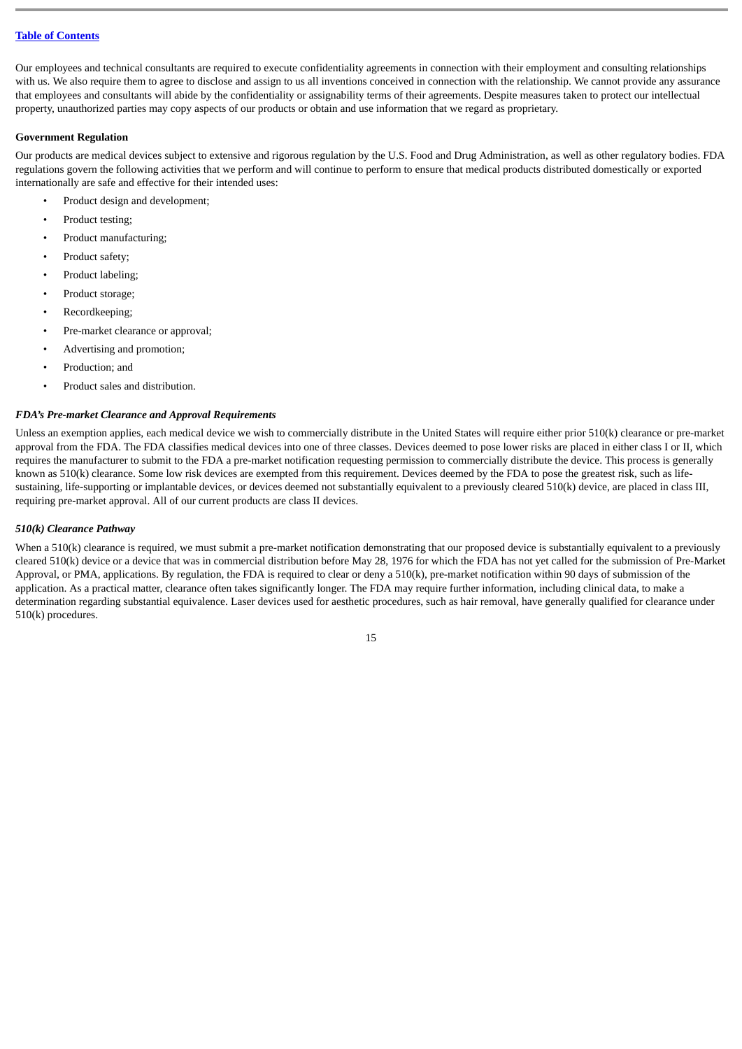Our employees and technical consultants are required to execute confidentiality agreements in connection with their employment and consulting relationships with us. We also require them to agree to disclose and assign to us all inventions conceived in connection with the relationship. We cannot provide any assurance that employees and consultants will abide by the confidentiality or assignability terms of their agreements. Despite measures taken to protect our intellectual property, unauthorized parties may copy aspects of our products or obtain and use information that we regard as proprietary.

**Government Regulation**

Our products are medical devices subject to extensive and rigorous regulation by the U.S. Food and Drug Administration, as well as other regulatory bodies. FDA regulations govern the following activities that we perform and will continue to perform to ensure that medical products distributed domestically or exported internationally are safe and effective for their intended uses:

- Product design and development;
- Product testing;
- Product manufacturing;
- Product safety;
- Product labeling;
- Product storage;
- Recordkeeping;
- Pre-market clearance or approval;
- Advertising and promotion;
- Production; and
- Product sales and distribution.

***FDA's Pre-market Clearance and Approval Requirements***

Unless an exemption applies, each medical device we wish to commercially distribute in the United States will require either prior 510(k) clearance or pre-market approval from the FDA. The FDA classifies medical devices into one of three classes. Devices deemed to pose lower risks are placed in either class I or II, which requires the manufacturer to submit to the FDA a pre-market notification requesting permission to commercially distribute the device. This process is generally known as 510(k) clearance. Some low risk devices are exempted from this requirement. Devices deemed by the FDA to pose the greatest risk, such as life-sustaining, life-supporting or implantable devices, or devices deemed not substantially equivalent to a previously cleared 510(k) device, are placed in class III, requiring pre-market approval. All of our current products are class II devices.

***510(k) Clearance Pathway***

When a 510(k) clearance is required, we must submit a pre-market notification demonstrating that our proposed device is substantially equivalent to a previously cleared 510(k) device or a device that was in commercial distribution before May 28, 1976 for which the FDA has not yet called for the submission of Pre-Market Approval, or PMA, applications. By regulation, the FDA is required to clear or deny a 510(k), pre-market notification within 90 days of submission of the application. As a practical matter, clearance often takes significantly longer. The FDA may require further information, including clinical data, to make a determination regarding substantial equivalence. Laser devices used for aesthetic procedures, such as hair removal, have generally qualified for clearance under 510(k) procedures.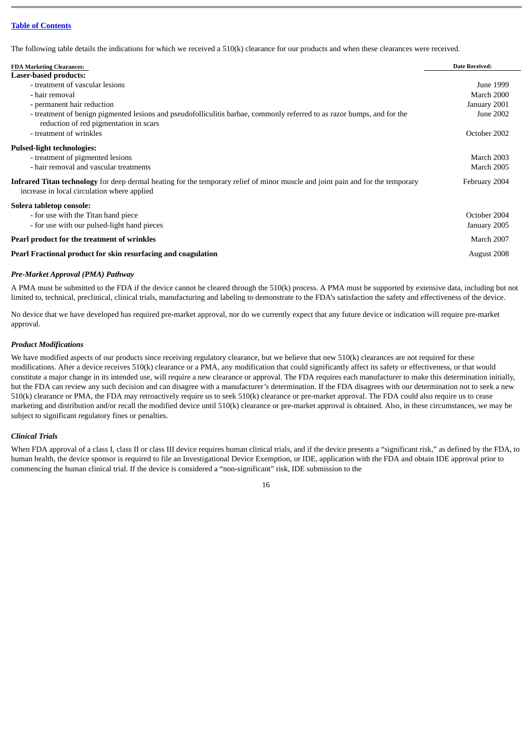[Table of Contents]

The following table details the indications for which we received a 510(k) clearance for our products and when these clearances were received.

| FDA Marketing Clearances: | Date Received: |
|---|---|
| **Laser-based products:** | |
| - treatment of vascular lesions | June 1999 |
| - hair removal | March 2000 |
| - permanent hair reduction | January 2001 |
| - treatment of benign pigmented lesions and pseudofolliculitis barbae, commonly referred to as razor bumps, and for the reduction of red pigmentation in scars | June 2002 |
| - treatment of wrinkles | October 2002 |
| **Pulsed-light technologies:** | |
| - treatment of pigmented lesions | March 2003 |
| - hair removal and vascular treatments | March 2005 |
| **Infrared Titan technology** for deep dermal heating for the temporary relief of minor muscle and joint pain and for the temporary increase in local circulation where applied | February 2004 |
| **Solera tabletop console:** | |
| - for use with the Titan hand piece | October 2004 |
| - for use with our pulsed-light hand pieces | January 2005 |
| **Pearl product for the treatment of wrinkles** | March 2007 |
| **Pearl Fractional product for skin resurfacing and coagulation** | August 2008 |

***Pre-Market Approval (PMA) Pathway***

A PMA must be submitted to the FDA if the device cannot be cleared through the 510(k) process. A PMA must be supported by extensive data, including but not limited to, technical, preclinical, clinical trials, manufacturing and labeling to demonstrate to the FDA's satisfaction the safety and effectiveness of the device.

No device that we have developed has required pre-market approval, nor do we currently expect that any future device or indication will require pre-market approval.

***Product Modifications***

We have modified aspects of our products since receiving regulatory clearance, but we believe that new 510(k) clearances are not required for these modifications. After a device receives 510(k) clearance or a PMA, any modification that could significantly affect its safety or effectiveness, or that would constitute a major change in its intended use, will require a new clearance or approval. The FDA requires each manufacturer to make this determination initially, but the FDA can review any such decision and can disagree with a manufacturer's determination. If the FDA disagrees with our determination not to seek a new 510(k) clearance or PMA, the FDA may retroactively require us to seek 510(k) clearance or pre-market approval. The FDA could also require us to cease marketing and distribution and/or recall the modified device until 510(k) clearance or pre-market approval is obtained. Also, in these circumstances, we may be subject to significant regulatory fines or penalties.

***Clinical Trials***

When FDA approval of a class I, class II or class III device requires human clinical trials, and if the device presents a "significant risk," as defined by the FDA, to human health, the device sponsor is required to file an Investigational Device Exemption, or IDE, application with the FDA and obtain IDE approval prior to commencing the human clinical trial. If the device is considered a "non-significant" risk, IDE submission to the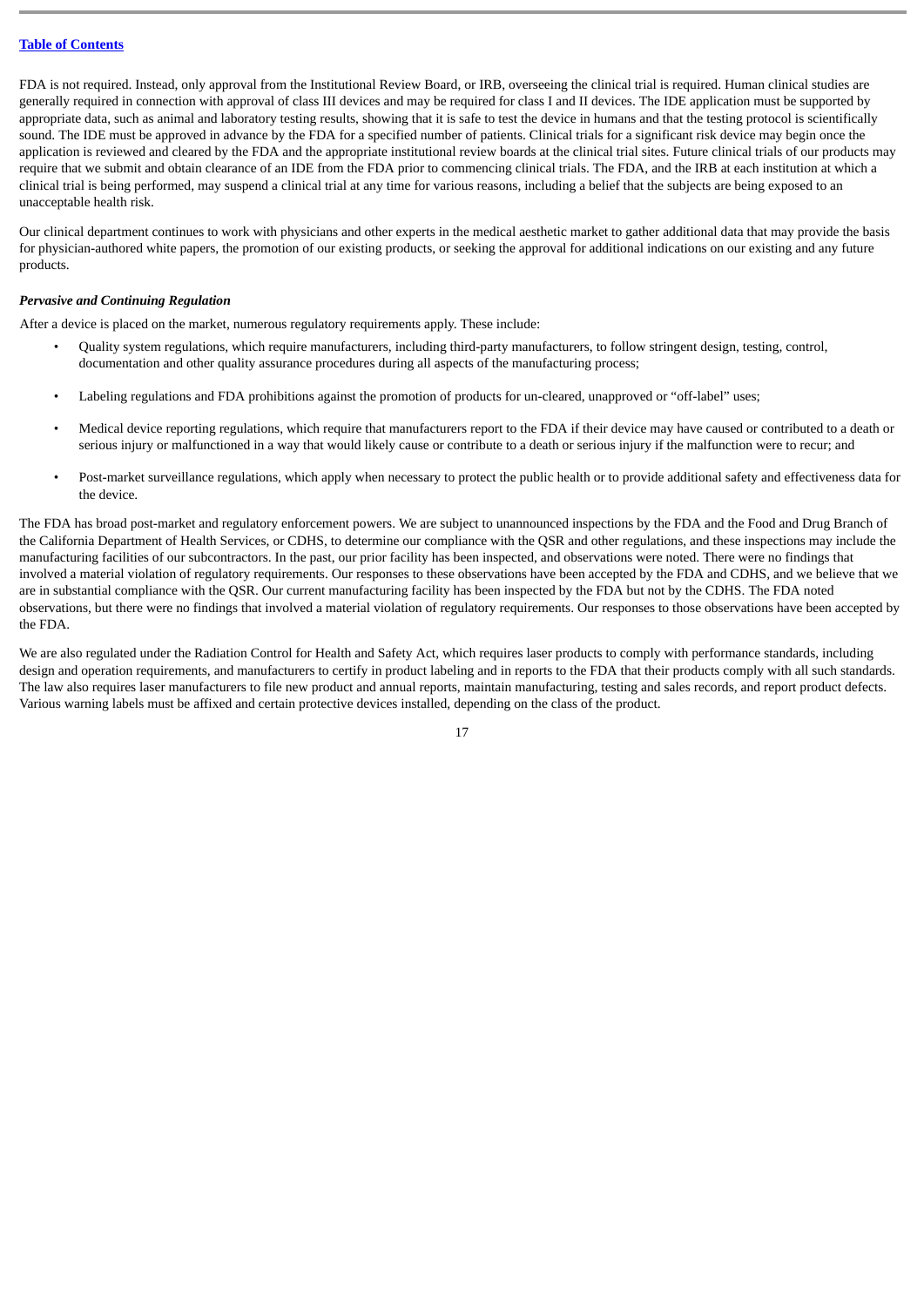FDA is not required. Instead, only approval from the Institutional Review Board, or IRB, overseeing the clinical trial is required. Human clinical studies are generally required in connection with approval of class III devices and may be required for class I and II devices. The IDE application must be supported by appropriate data, such as animal and laboratory testing results, showing that it is safe to test the device in humans and that the testing protocol is scientifically sound. The IDE must be approved in advance by the FDA for a specified number of patients. Clinical trials for a significant risk device may begin once the application is reviewed and cleared by the FDA and the appropriate institutional review boards at the clinical trial sites. Future clinical trials of our products may require that we submit and obtain clearance of an IDE from the FDA prior to commencing clinical trials. The FDA, and the IRB at each institution at which a clinical trial is being performed, may suspend a clinical trial at any time for various reasons, including a belief that the subjects are being exposed to an unacceptable health risk.

Our clinical department continues to work with physicians and other experts in the medical aesthetic market to gather additional data that may provide the basis for physician-authored white papers, the promotion of our existing products, or seeking the approval for additional indications on our existing and any future products.

***Pervasive and Continuing Regulation***

After a device is placed on the market, numerous regulatory requirements apply. These include:

- Quality system regulations, which require manufacturers, including third-party manufacturers, to follow stringent design, testing, control, documentation and other quality assurance procedures during all aspects of the manufacturing process;
- Labeling regulations and FDA prohibitions against the promotion of products for un-cleared, unapproved or "off-label" uses;
- Medical device reporting regulations, which require that manufacturers report to the FDA if their device may have caused or contributed to a death or serious injury or malfunctioned in a way that would likely cause or contribute to a death or serious injury if the malfunction were to recur; and
- Post-market surveillance regulations, which apply when necessary to protect the public health or to provide additional safety and effectiveness data for the device.

The FDA has broad post-market and regulatory enforcement powers. We are subject to unannounced inspections by the FDA and the Food and Drug Branch of the California Department of Health Services, or CDHS, to determine our compliance with the QSR and other regulations, and these inspections may include the manufacturing facilities of our subcontractors. In the past, our prior facility has been inspected, and observations were noted. There were no findings that involved a material violation of regulatory requirements. Our responses to these observations have been accepted by the FDA and CDHS, and we believe that we are in substantial compliance with the QSR. Our current manufacturing facility has been inspected by the FDA but not by the CDHS. The FDA noted observations, but there were no findings that involved a material violation of regulatory requirements. Our responses to those observations have been accepted by the FDA.

We are also regulated under the Radiation Control for Health and Safety Act, which requires laser products to comply with performance standards, including design and operation requirements, and manufacturers to certify in product labeling and in reports to the FDA that their products comply with all such standards. The law also requires laser manufacturers to file new product and annual reports, maintain manufacturing, testing and sales records, and report product defects. Various warning labels must be affixed and certain protective devices installed, depending on the class of the product.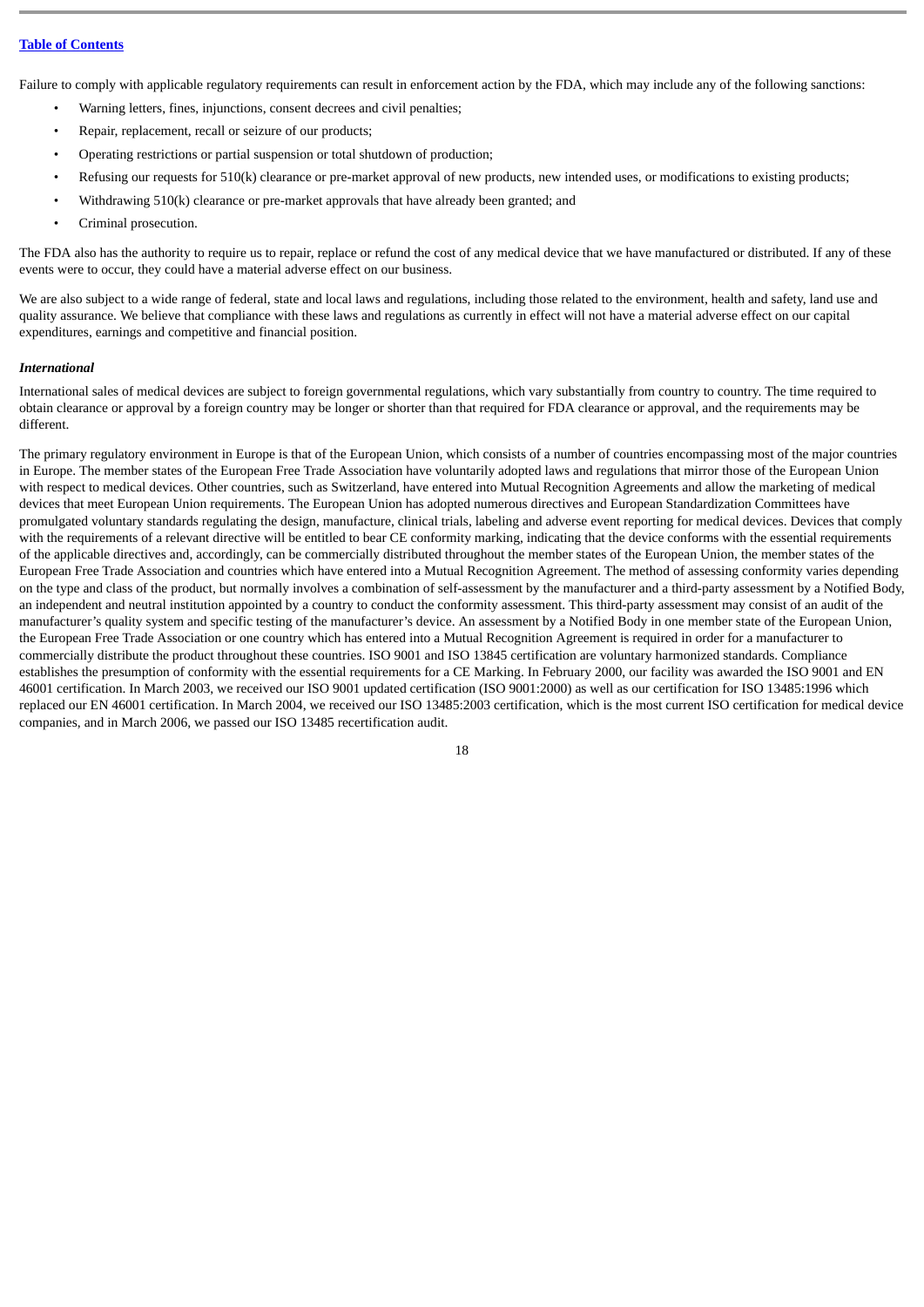Failure to comply with applicable regulatory requirements can result in enforcement action by the FDA, which may include any of the following sanctions:

- Warning letters, fines, injunctions, consent decrees and civil penalties;
- Repair, replacement, recall or seizure of our products;
- Operating restrictions or partial suspension or total shutdown of production;
- Refusing our requests for 510(k) clearance or pre-market approval of new products, new intended uses, or modifications to existing products;
- Withdrawing 510(k) clearance or pre-market approvals that have already been granted; and
- Criminal prosecution.

The FDA also has the authority to require us to repair, replace or refund the cost of any medical device that we have manufactured or distributed. If any of these events were to occur, they could have a material adverse effect on our business.

We are also subject to a wide range of federal, state and local laws and regulations, including those related to the environment, health and safety, land use and quality assurance. We believe that compliance with these laws and regulations as currently in effect will not have a material adverse effect on our capital expenditures, earnings and competitive and financial position.

***International***

International sales of medical devices are subject to foreign governmental regulations, which vary substantially from country to country. The time required to obtain clearance or approval by a foreign country may be longer or shorter than that required for FDA clearance or approval, and the requirements may be different.

The primary regulatory environment in Europe is that of the European Union, which consists of a number of countries encompassing most of the major countries in Europe. The member states of the European Free Trade Association have voluntarily adopted laws and regulations that mirror those of the European Union with respect to medical devices. Other countries, such as Switzerland, have entered into Mutual Recognition Agreements and allow the marketing of medical devices that meet European Union requirements. The European Union has adopted numerous directives and European Standardization Committees have promulgated voluntary standards regulating the design, manufacture, clinical trials, labeling and adverse event reporting for medical devices. Devices that comply with the requirements of a relevant directive will be entitled to bear CE conformity marking, indicating that the device conforms with the essential requirements of the applicable directives and, accordingly, can be commercially distributed throughout the member states of the European Union, the member states of the European Free Trade Association and countries which have entered into a Mutual Recognition Agreement. The method of assessing conformity varies depending on the type and class of the product, but normally involves a combination of self-assessment by the manufacturer and a third-party assessment by a Notified Body, an independent and neutral institution appointed by a country to conduct the conformity assessment. This third-party assessment may consist of an audit of the manufacturer's quality system and specific testing of the manufacturer's device. An assessment by a Notified Body in one member state of the European Union, the European Free Trade Association or one country which has entered into a Mutual Recognition Agreement is required in order for a manufacturer to commercially distribute the product throughout these countries. ISO 9001 and ISO 13845 certification are voluntary harmonized standards. Compliance establishes the presumption of conformity with the essential requirements for a CE Marking. In February 2000, our facility was awarded the ISO 9001 and EN 46001 certification. In March 2003, we received our ISO 9001 updated certification (ISO 9001:2000) as well as our certification for ISO 13485:1996 which replaced our EN 46001 certification. In March 2004, we received our ISO 13485:2003 certification, which is the most current ISO certification for medical device companies, and in March 2006, we passed our ISO 13485 recertification audit.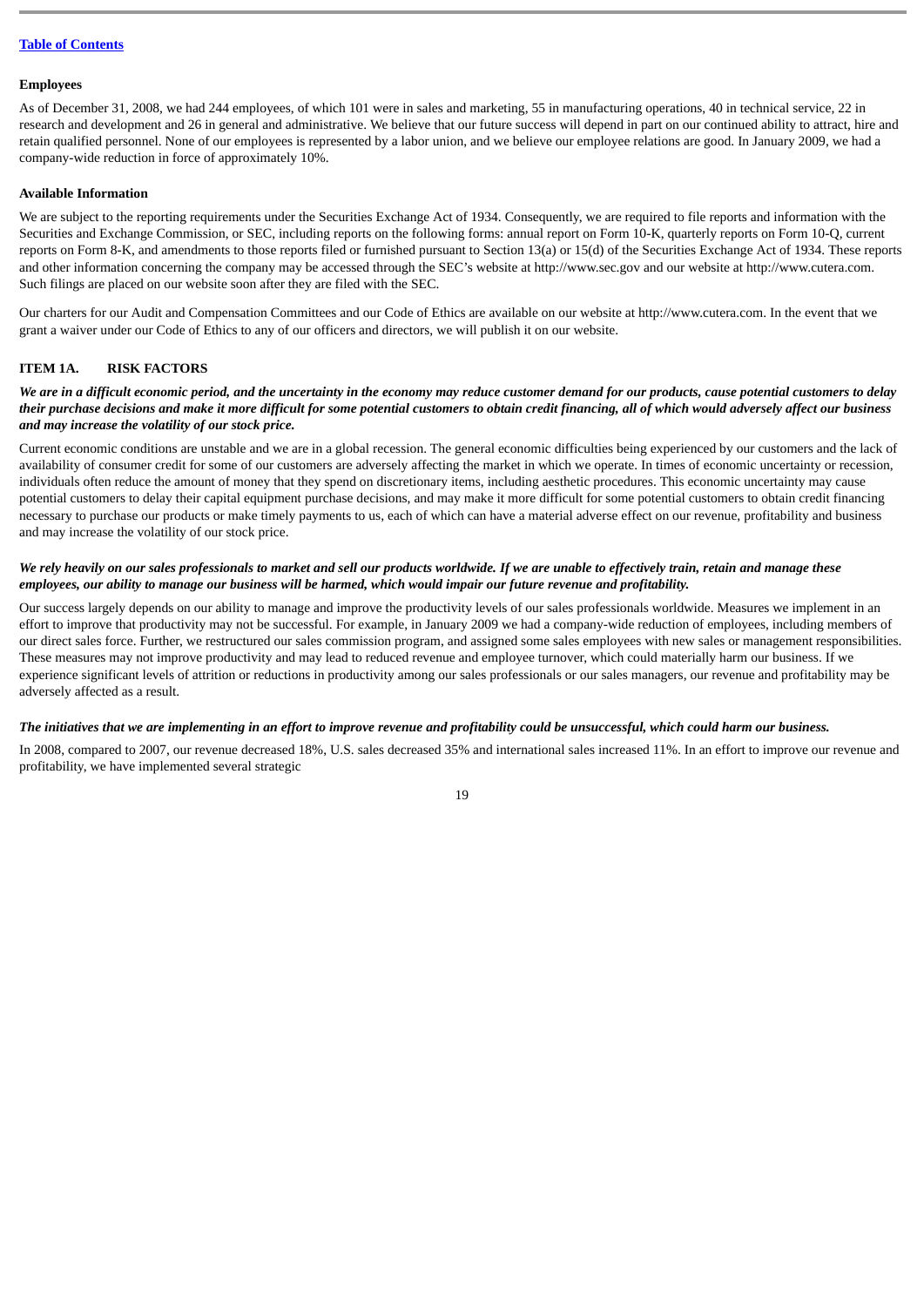**Employees**

As of December 31, 2008, we had 244 employees, of which 101 were in sales and marketing, 55 in manufacturing operations, 40 in technical service, 22 in research and development and 26 in general and administrative. We believe that our future success will depend in part on our continued ability to attract, hire and retain qualified personnel. None of our employees is represented by a labor union, and we believe our employee relations are good. In January 2009, we had a company-wide reduction in force of approximately 10%.

**Available Information**

We are subject to the reporting requirements under the Securities Exchange Act of 1934. Consequently, we are required to file reports and information with the Securities and Exchange Commission, or SEC, including reports on the following forms: annual report on Form 10-K, quarterly reports on Form 10-Q, current reports on Form 8-K, and amendments to those reports filed or furnished pursuant to Section 13(a) or 15(d) of the Securities Exchange Act of 1934. These reports and other information concerning the company may be accessed through the SEC's website at http://www.sec.gov and our website at http://www.cutera.com. Such filings are placed on our website soon after they are filed with the SEC.

Our charters for our Audit and Compensation Committees and our Code of Ethics are available on our website at http://www.cutera.com. In the event that we grant a waiver under our Code of Ethics to any of our officers and directors, we will publish it on our website.

## ITEM 1A. RISK FACTORS

***We are in a difficult economic period, and the uncertainty in the economy may reduce customer demand for our products, cause potential customers to delay their purchase decisions and make it more difficult for some potential customers to obtain credit financing, all of which would adversely affect our business and may increase the volatility of our stock price.***

Current economic conditions are unstable and we are in a global recession. The general economic difficulties being experienced by our customers and the lack of availability of consumer credit for some of our customers are adversely affecting the market in which we operate. In times of economic uncertainty or recession, individuals often reduce the amount of money that they spend on discretionary items, including aesthetic procedures. This economic uncertainty may cause potential customers to delay their capital equipment purchase decisions, and may make it more difficult for some potential customers to obtain credit financing necessary to purchase our products or make timely payments to us, each of which can have a material adverse effect on our revenue, profitability and business and may increase the volatility of our stock price.

***We rely heavily on our sales professionals to market and sell our products worldwide. If we are unable to effectively train, retain and manage these employees, our ability to manage our business will be harmed, which would impair our future revenue and profitability.***

Our success largely depends on our ability to manage and improve the productivity levels of our sales professionals worldwide. Measures we implement in an effort to improve that productivity may not be successful. For example, in January 2009 we had a company-wide reduction of employees, including members of our direct sales force. Further, we restructured our sales commission program, and assigned some sales employees with new sales or management responsibilities. These measures may not improve productivity and may lead to reduced revenue and employee turnover, which could materially harm our business. If we experience significant levels of attrition or reductions in productivity among our sales professionals or our sales managers, our revenue and profitability may be adversely affected as a result.

***The initiatives that we are implementing in an effort to improve revenue and profitability could be unsuccessful, which could harm our business.***

In 2008, compared to 2007, our revenue decreased 18%, U.S. sales decreased 35% and international sales increased 11%. In an effort to improve our revenue and profitability, we have implemented several strategic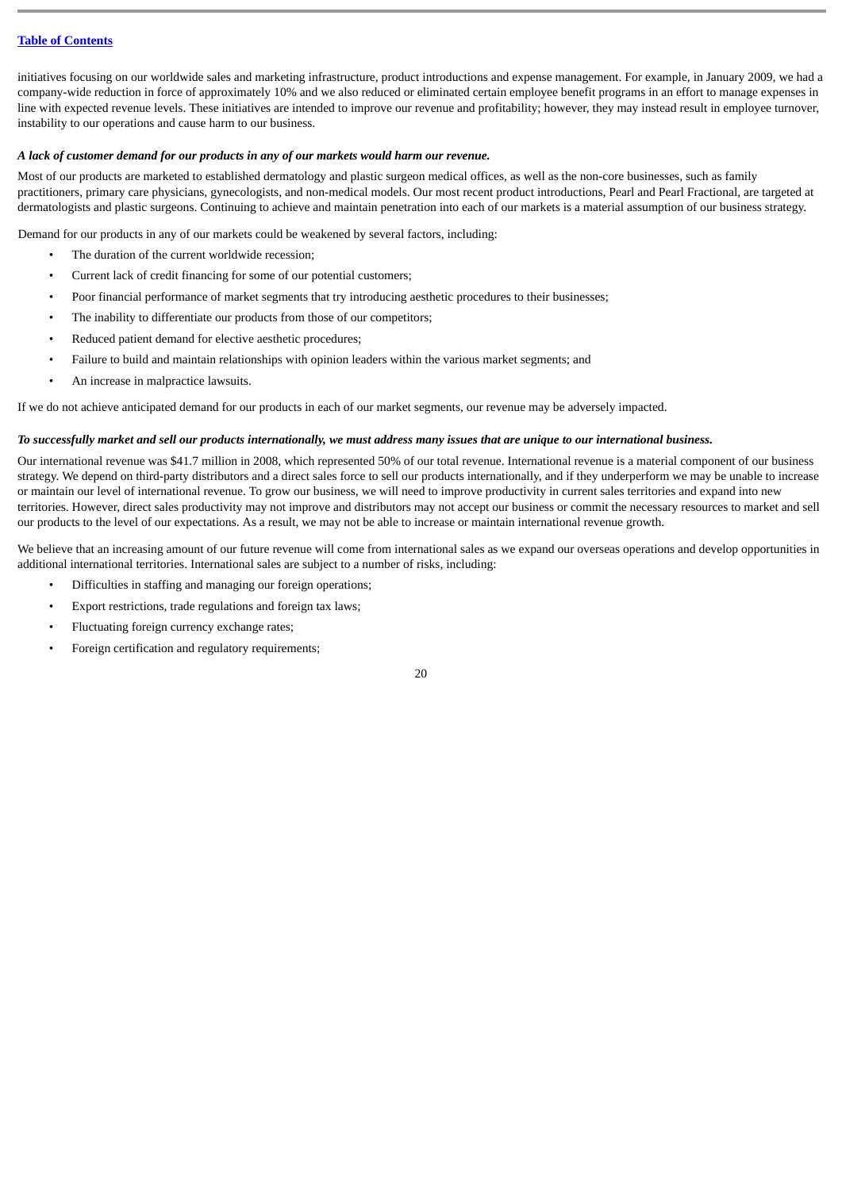initiatives focusing on our worldwide sales and marketing infrastructure, product introductions and expense management. For example, in January 2009, we had a company-wide reduction in force of approximately 10% and we also reduced or eliminated certain employee benefit programs in an effort to manage expenses in line with expected revenue levels. These initiatives are intended to improve our revenue and profitability; however, they may instead result in employee turnover, instability to our operations and cause harm to our business.

***A lack of customer demand for our products in any of our markets would harm our revenue.***

Most of our products are marketed to established dermatology and plastic surgeon medical offices, as well as the non-core businesses, such as family practitioners, primary care physicians, gynecologists, and non-medical models. Our most recent product introductions, Pearl and Pearl Fractional, are targeted at dermatologists and plastic surgeons. Continuing to achieve and maintain penetration into each of our markets is a material assumption of our business strategy.

Demand for our products in any of our markets could be weakened by several factors, including:

- The duration of the current worldwide recession;
- Current lack of credit financing for some of our potential customers;
- Poor financial performance of market segments that try introducing aesthetic procedures to their businesses;
- The inability to differentiate our products from those of our competitors;
- Reduced patient demand for elective aesthetic procedures;
- Failure to build and maintain relationships with opinion leaders within the various market segments; and
- An increase in malpractice lawsuits.

If we do not achieve anticipated demand for our products in each of our market segments, our revenue may be adversely impacted.

***To successfully market and sell our products internationally, we must address many issues that are unique to our international business.***

Our international revenue was $41.7 million in 2008, which represented 50% of our total revenue. International revenue is a material component of our business strategy. We depend on third-party distributors and a direct sales force to sell our products internationally, and if they underperform we may be unable to increase or maintain our level of international revenue. To grow our business, we will need to improve productivity in current sales territories and expand into new territories. However, direct sales productivity may not improve and distributors may not accept our business or commit the necessary resources to market and sell our products to the level of our expectations. As a result, we may not be able to increase or maintain international revenue growth.

We believe that an increasing amount of our future revenue will come from international sales as we expand our overseas operations and develop opportunities in additional international territories. International sales are subject to a number of risks, including:

- Difficulties in staffing and managing our foreign operations;
- Export restrictions, trade regulations and foreign tax laws;
- Fluctuating foreign currency exchange rates;
- Foreign certification and regulatory requirements;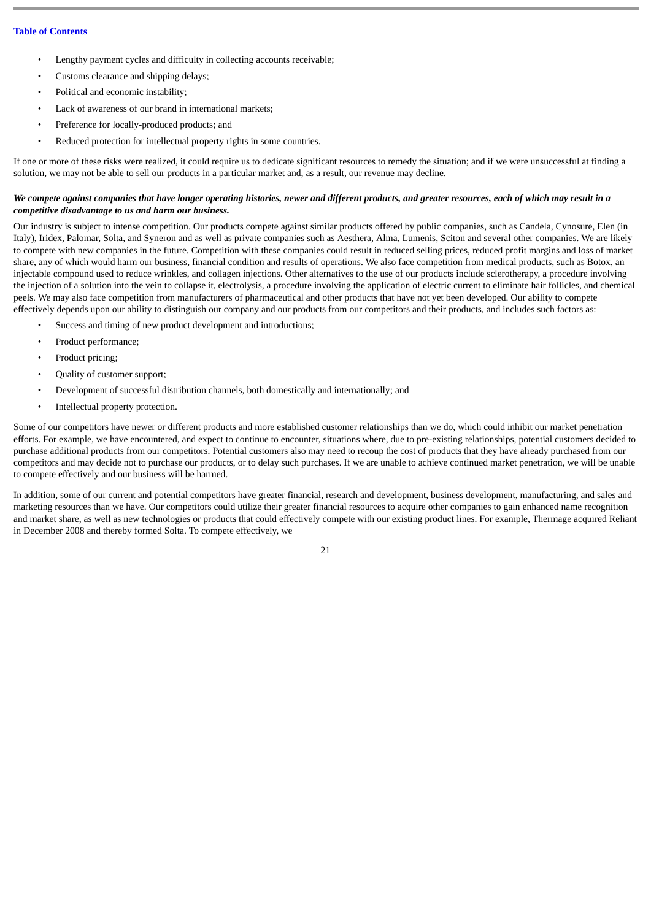- Lengthy payment cycles and difficulty in collecting accounts receivable;
- Customs clearance and shipping delays;
- Political and economic instability;
- Lack of awareness of our brand in international markets;
- Preference for locally-produced products; and
- Reduced protection for intellectual property rights in some countries.

If one or more of these risks were realized, it could require us to dedicate significant resources to remedy the situation; and if we were unsuccessful at finding a solution, we may not be able to sell our products in a particular market and, as a result, our revenue may decline.

***We compete against companies that have longer operating histories, newer and different products, and greater resources, each of which may result in a competitive disadvantage to us and harm our business.***

Our industry is subject to intense competition. Our products compete against similar products offered by public companies, such as Candela, Cynosure, Elen (in Italy), Iridex, Palomar, Solta, and Syneron and as well as private companies such as Aesthera, Alma, Lumenis, Sciton and several other companies. We are likely to compete with new companies in the future. Competition with these companies could result in reduced selling prices, reduced profit margins and loss of market share, any of which would harm our business, financial condition and results of operations. We also face competition from medical products, such as Botox, an injectable compound used to reduce wrinkles, and collagen injections. Other alternatives to the use of our products include sclerotherapy, a procedure involving the injection of a solution into the vein to collapse it, electrolysis, a procedure involving the application of electric current to eliminate hair follicles, and chemical peels. We may also face competition from manufacturers of pharmaceutical and other products that have not yet been developed. Our ability to compete effectively depends upon our ability to distinguish our company and our products from our competitors and their products, and includes such factors as:

- Success and timing of new product development and introductions;
- Product performance;
- Product pricing;
- Quality of customer support;
- Development of successful distribution channels, both domestically and internationally; and
- Intellectual property protection.

Some of our competitors have newer or different products and more established customer relationships than we do, which could inhibit our market penetration efforts. For example, we have encountered, and expect to continue to encounter, situations where, due to pre-existing relationships, potential customers decided to purchase additional products from our competitors. Potential customers also may need to recoup the cost of products that they have already purchased from our competitors and may decide not to purchase our products, or to delay such purchases. If we are unable to achieve continued market penetration, we will be unable to compete effectively and our business will be harmed.

In addition, some of our current and potential competitors have greater financial, research and development, business development, manufacturing, and sales and marketing resources than we have. Our competitors could utilize their greater financial resources to acquire other companies to gain enhanced name recognition and market share, as well as new technologies or products that could effectively compete with our existing product lines. For example, Thermage acquired Reliant in December 2008 and thereby formed Solta. To compete effectively, we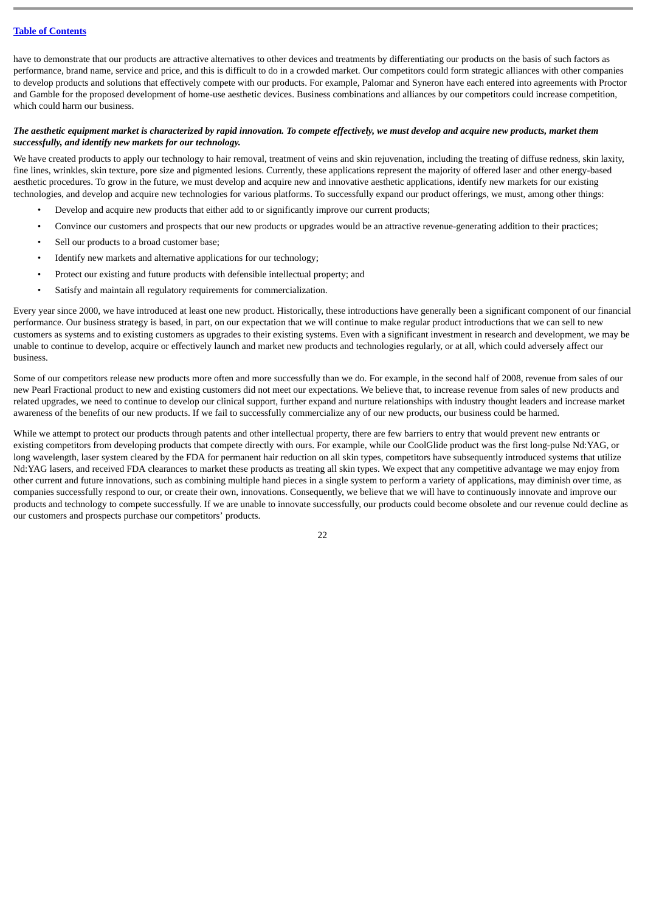have to demonstrate that our products are attractive alternatives to other devices and treatments by differentiating our products on the basis of such factors as performance, brand name, service and price, and this is difficult to do in a crowded market. Our competitors could form strategic alliances with other companies to develop products and solutions that effectively compete with our products. For example, Palomar and Syneron have each entered into agreements with Proctor and Gamble for the proposed development of home-use aesthetic devices. Business combinations and alliances by our competitors could increase competition, which could harm our business.

***The aesthetic equipment market is characterized by rapid innovation. To compete effectively, we must develop and acquire new products, market them successfully, and identify new markets for our technology.***

We have created products to apply our technology to hair removal, treatment of veins and skin rejuvenation, including the treating of diffuse redness, skin laxity, fine lines, wrinkles, skin texture, pore size and pigmented lesions. Currently, these applications represent the majority of offered laser and other energy-based aesthetic procedures. To grow in the future, we must develop and acquire new and innovative aesthetic applications, identify new markets for our existing technologies, and develop and acquire new technologies for various platforms. To successfully expand our product offerings, we must, among other things:

- Develop and acquire new products that either add to or significantly improve our current products;
- Convince our customers and prospects that our new products or upgrades would be an attractive revenue-generating addition to their practices;
- Sell our products to a broad customer base;
- Identify new markets and alternative applications for our technology;
- Protect our existing and future products with defensible intellectual property; and
- Satisfy and maintain all regulatory requirements for commercialization.

Every year since 2000, we have introduced at least one new product. Historically, these introductions have generally been a significant component of our financial performance. Our business strategy is based, in part, on our expectation that we will continue to make regular product introductions that we can sell to new customers as systems and to existing customers as upgrades to their existing systems. Even with a significant investment in research and development, we may be unable to continue to develop, acquire or effectively launch and market new products and technologies regularly, or at all, which could adversely affect our business.

Some of our competitors release new products more often and more successfully than we do. For example, in the second half of 2008, revenue from sales of our new Pearl Fractional product to new and existing customers did not meet our expectations. We believe that, to increase revenue from sales of new products and related upgrades, we need to continue to develop our clinical support, further expand and nurture relationships with industry thought leaders and increase market awareness of the benefits of our new products. If we fail to successfully commercialize any of our new products, our business could be harmed.

While we attempt to protect our products through patents and other intellectual property, there are few barriers to entry that would prevent new entrants or existing competitors from developing products that compete directly with ours. For example, while our CoolGlide product was the first long-pulse Nd:YAG, or long wavelength, laser system cleared by the FDA for permanent hair reduction on all skin types, competitors have subsequently introduced systems that utilize Nd:YAG lasers, and received FDA clearances to market these products as treating all skin types. We expect that any competitive advantage we may enjoy from other current and future innovations, such as combining multiple hand pieces in a single system to perform a variety of applications, may diminish over time, as companies successfully respond to our, or create their own, innovations. Consequently, we believe that we will have to continuously innovate and improve our products and technology to compete successfully. If we are unable to innovate successfully, our products could become obsolete and our revenue could decline as our customers and prospects purchase our competitors' products.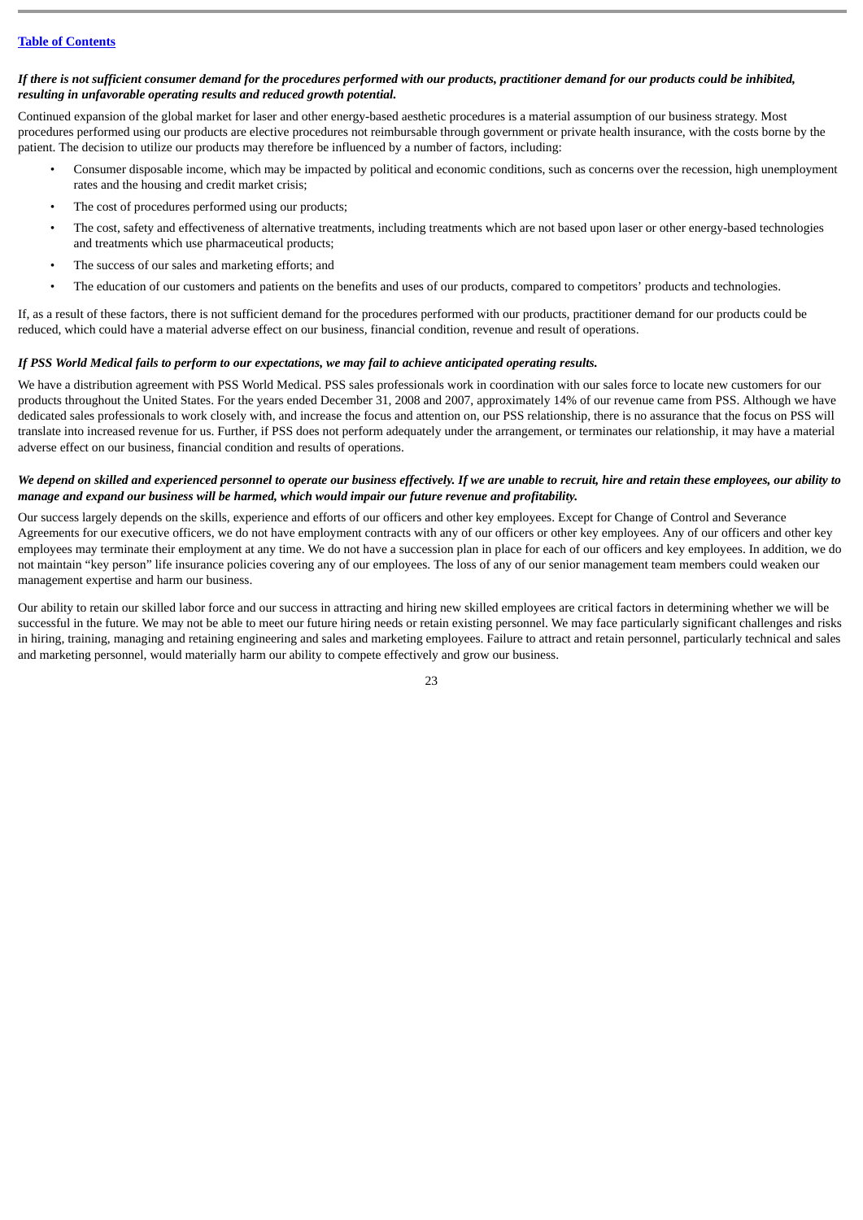***If there is not sufficient consumer demand for the procedures performed with our products, practitioner demand for our products could be inhibited, resulting in unfavorable operating results and reduced growth potential.***

Continued expansion of the global market for laser and other energy-based aesthetic procedures is a material assumption of our business strategy. Most procedures performed using our products are elective procedures not reimbursable through government or private health insurance, with the costs borne by the patient. The decision to utilize our products may therefore be influenced by a number of factors, including:

- Consumer disposable income, which may be impacted by political and economic conditions, such as concerns over the recession, high unemployment rates and the housing and credit market crisis;
- The cost of procedures performed using our products;
- The cost, safety and effectiveness of alternative treatments, including treatments which are not based upon laser or other energy-based technologies and treatments which use pharmaceutical products;
- The success of our sales and marketing efforts; and
- The education of our customers and patients on the benefits and uses of our products, compared to competitors' products and technologies.

If, as a result of these factors, there is not sufficient demand for the procedures performed with our products, practitioner demand for our products could be reduced, which could have a material adverse effect on our business, financial condition, revenue and result of operations.

***If PSS World Medical fails to perform to our expectations, we may fail to achieve anticipated operating results.***

We have a distribution agreement with PSS World Medical. PSS sales professionals work in coordination with our sales force to locate new customers for our products throughout the United States. For the years ended December 31, 2008 and 2007, approximately 14% of our revenue came from PSS. Although we have dedicated sales professionals to work closely with, and increase the focus and attention on, our PSS relationship, there is no assurance that the focus on PSS will translate into increased revenue for us. Further, if PSS does not perform adequately under the arrangement, or terminates our relationship, it may have a material adverse effect on our business, financial condition and results of operations.

***We depend on skilled and experienced personnel to operate our business effectively. If we are unable to recruit, hire and retain these employees, our ability to manage and expand our business will be harmed, which would impair our future revenue and profitability.***

Our success largely depends on the skills, experience and efforts of our officers and other key employees. Except for Change of Control and Severance Agreements for our executive officers, we do not have employment contracts with any of our officers or other key employees. Any of our officers and other key employees may terminate their employment at any time. We do not have a succession plan in place for each of our officers and key employees. In addition, we do not maintain "key person" life insurance policies covering any of our employees. The loss of any of our senior management team members could weaken our management expertise and harm our business.

Our ability to retain our skilled labor force and our success in attracting and hiring new skilled employees are critical factors in determining whether we will be successful in the future. We may not be able to meet our future hiring needs or retain existing personnel. We may face particularly significant challenges and risks in hiring, training, managing and retaining engineering and sales and marketing employees. Failure to attract and retain personnel, particularly technical and sales and marketing personnel, would materially harm our ability to compete effectively and grow our business.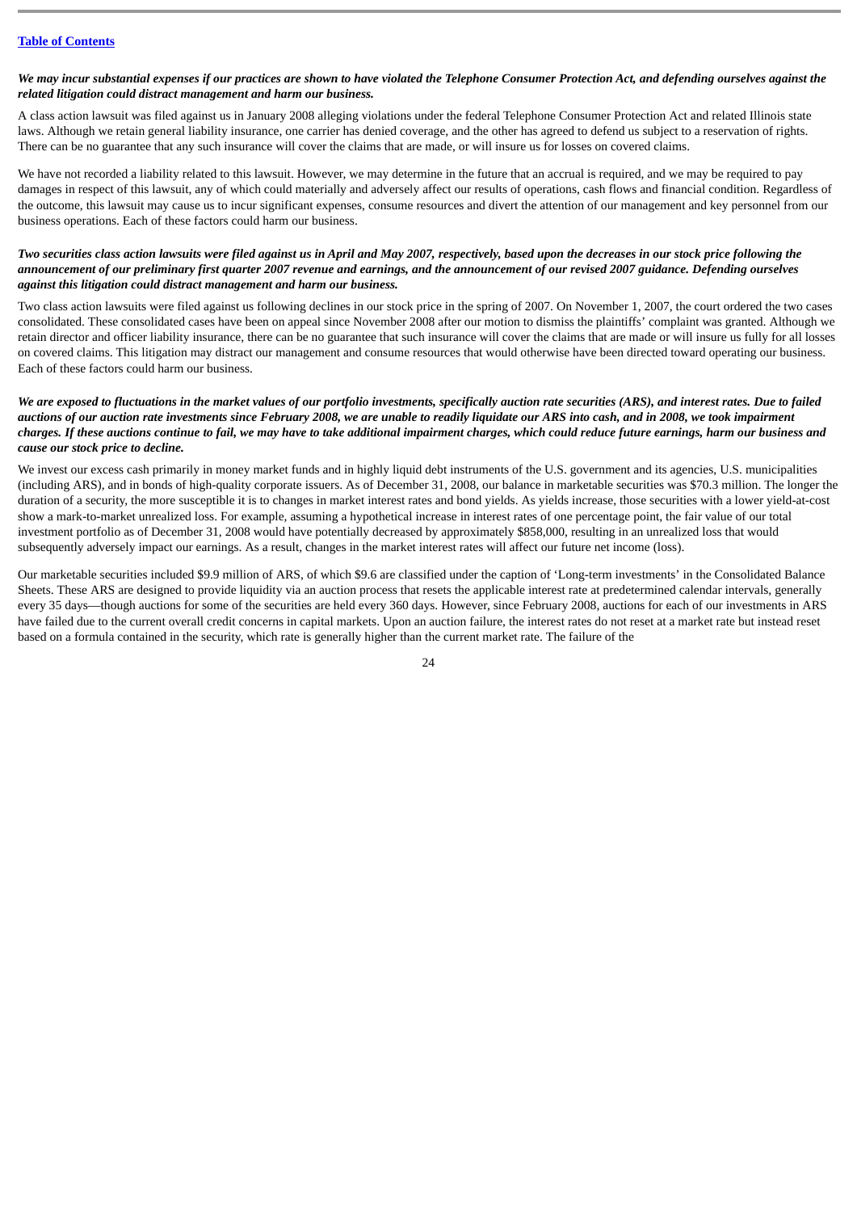***We may incur substantial expenses if our practices are shown to have violated the Telephone Consumer Protection Act, and defending ourselves against the related litigation could distract management and harm our business.***

A class action lawsuit was filed against us in January 2008 alleging violations under the federal Telephone Consumer Protection Act and related Illinois state laws. Although we retain general liability insurance, one carrier has denied coverage, and the other has agreed to defend us subject to a reservation of rights. There can be no guarantee that any such insurance will cover the claims that are made, or will insure us for losses on covered claims.

We have not recorded a liability related to this lawsuit. However, we may determine in the future that an accrual is required, and we may be required to pay damages in respect of this lawsuit, any of which could materially and adversely affect our results of operations, cash flows and financial condition. Regardless of the outcome, this lawsuit may cause us to incur significant expenses, consume resources and divert the attention of our management and key personnel from our business operations. Each of these factors could harm our business.

***Two securities class action lawsuits were filed against us in April and May 2007, respectively, based upon the decreases in our stock price following the announcement of our preliminary first quarter 2007 revenue and earnings, and the announcement of our revised 2007 guidance. Defending ourselves against this litigation could distract management and harm our business.***

Two class action lawsuits were filed against us following declines in our stock price in the spring of 2007. On November 1, 2007, the court ordered the two cases consolidated. These consolidated cases have been on appeal since November 2008 after our motion to dismiss the plaintiffs' complaint was granted. Although we retain director and officer liability insurance, there can be no guarantee that such insurance will cover the claims that are made or will insure us fully for all losses on covered claims. This litigation may distract our management and consume resources that would otherwise have been directed toward operating our business. Each of these factors could harm our business.

***We are exposed to fluctuations in the market values of our portfolio investments, specifically auction rate securities (ARS), and interest rates. Due to failed auctions of our auction rate investments since February 2008, we are unable to readily liquidate our ARS into cash, and in 2008, we took impairment charges. If these auctions continue to fail, we may have to take additional impairment charges, which could reduce future earnings, harm our business and cause our stock price to decline.***

We invest our excess cash primarily in money market funds and in highly liquid debt instruments of the U.S. government and its agencies, U.S. municipalities (including ARS), and in bonds of high-quality corporate issuers. As of December 31, 2008, our balance in marketable securities was $70.3 million. The longer the duration of a security, the more susceptible it is to changes in market interest rates and bond yields. As yields increase, those securities with a lower yield-at-cost show a mark-to-market unrealized loss. For example, assuming a hypothetical increase in interest rates of one percentage point, the fair value of our total investment portfolio as of December 31, 2008 would have potentially decreased by approximately $858,000, resulting in an unrealized loss that would subsequently adversely impact our earnings. As a result, changes in the market interest rates will affect our future net income (loss).

Our marketable securities included $9.9 million of ARS, of which $9.6 are classified under the caption of 'Long-term investments' in the Consolidated Balance Sheets. These ARS are designed to provide liquidity via an auction process that resets the applicable interest rate at predetermined calendar intervals, generally every 35 days—though auctions for some of the securities are held every 360 days. However, since February 2008, auctions for each of our investments in ARS have failed due to the current overall credit concerns in capital markets. Upon an auction failure, the interest rates do not reset at a market rate but instead reset based on a formula contained in the security, which rate is generally higher than the current market rate. The failure of the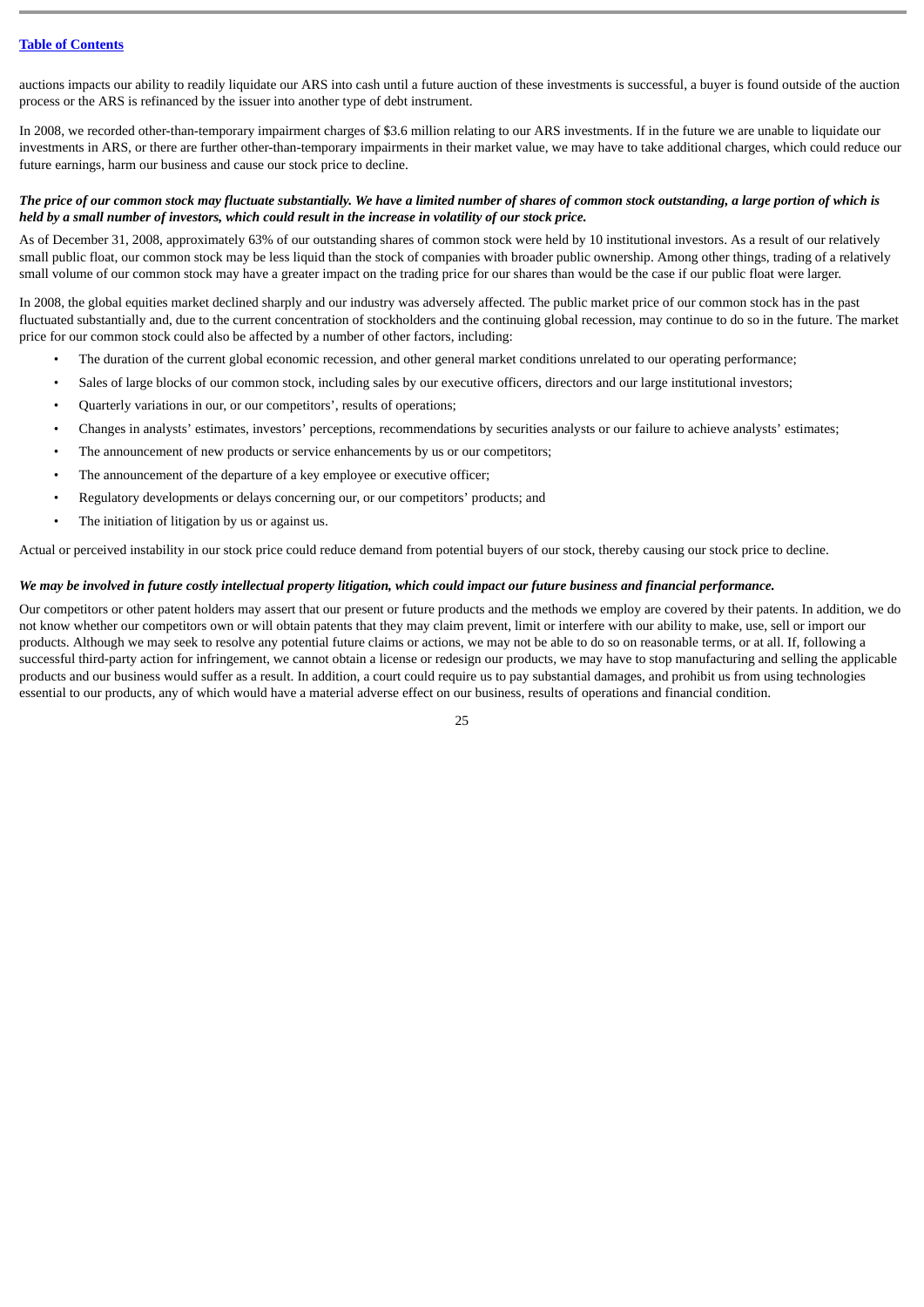auctions impacts our ability to readily liquidate our ARS into cash until a future auction of these investments is successful, a buyer is found outside of the auction process or the ARS is refinanced by the issuer into another type of debt instrument.

In 2008, we recorded other-than-temporary impairment charges of $3.6 million relating to our ARS investments. If in the future we are unable to liquidate our investments in ARS, or there are further other-than-temporary impairments in their market value, we may have to take additional charges, which could reduce our future earnings, harm our business and cause our stock price to decline.

***The price of our common stock may fluctuate substantially. We have a limited number of shares of common stock outstanding, a large portion of which is held by a small number of investors, which could result in the increase in volatility of our stock price.***

As of December 31, 2008, approximately 63% of our outstanding shares of common stock were held by 10 institutional investors. As a result of our relatively small public float, our common stock may be less liquid than the stock of companies with broader public ownership. Among other things, trading of a relatively small volume of our common stock may have a greater impact on the trading price for our shares than would be the case if our public float were larger.

In 2008, the global equities market declined sharply and our industry was adversely affected. The public market price of our common stock has in the past fluctuated substantially and, due to the current concentration of stockholders and the continuing global recession, may continue to do so in the future. The market price for our common stock could also be affected by a number of other factors, including:

- The duration of the current global economic recession, and other general market conditions unrelated to our operating performance;
- Sales of large blocks of our common stock, including sales by our executive officers, directors and our large institutional investors;
- Quarterly variations in our, or our competitors', results of operations;
- Changes in analysts' estimates, investors' perceptions, recommendations by securities analysts or our failure to achieve analysts' estimates;
- The announcement of new products or service enhancements by us or our competitors;
- The announcement of the departure of a key employee or executive officer;
- Regulatory developments or delays concerning our, or our competitors' products; and
- The initiation of litigation by us or against us.

Actual or perceived instability in our stock price could reduce demand from potential buyers of our stock, thereby causing our stock price to decline.

***We may be involved in future costly intellectual property litigation, which could impact our future business and financial performance.***

Our competitors or other patent holders may assert that our present or future products and the methods we employ are covered by their patents. In addition, we do not know whether our competitors own or will obtain patents that they may claim prevent, limit or interfere with our ability to make, use, sell or import our products. Although we may seek to resolve any potential future claims or actions, we may not be able to do so on reasonable terms, or at all. If, following a successful third-party action for infringement, we cannot obtain a license or redesign our products, we may have to stop manufacturing and selling the applicable products and our business would suffer as a result. In addition, a court could require us to pay substantial damages, and prohibit us from using technologies essential to our products, any of which would have a material adverse effect on our business, results of operations and financial condition.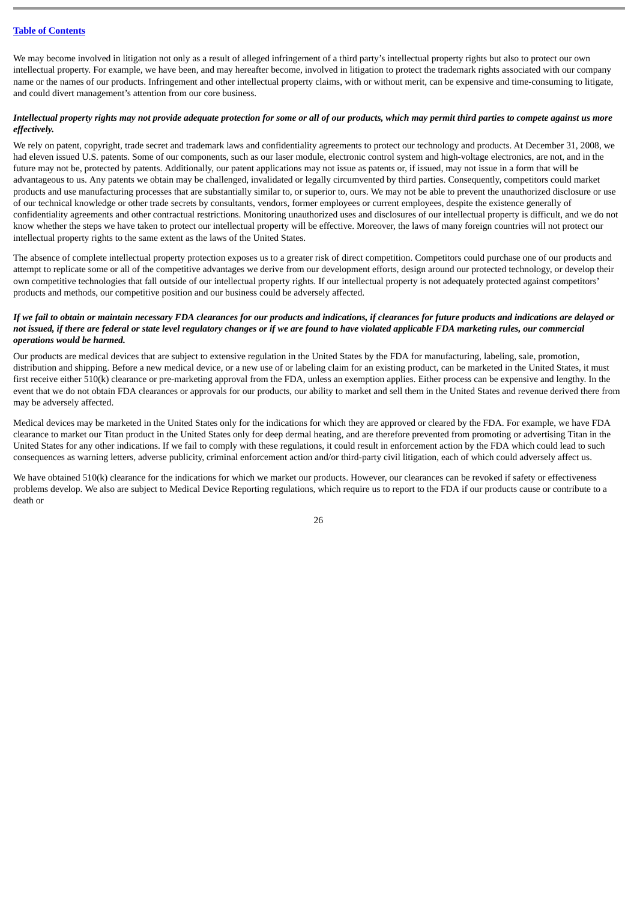We may become involved in litigation not only as a result of alleged infringement of a third party's intellectual property rights but also to protect our own intellectual property. For example, we have been, and may hereafter become, involved in litigation to protect the trademark rights associated with our company name or the names of our products. Infringement and other intellectual property claims, with or without merit, can be expensive and time-consuming to litigate, and could divert management's attention from our core business.

***Intellectual property rights may not provide adequate protection for some or all of our products, which may permit third parties to compete against us more effectively.***

We rely on patent, copyright, trade secret and trademark laws and confidentiality agreements to protect our technology and products. At December 31, 2008, we had eleven issued U.S. patents. Some of our components, such as our laser module, electronic control system and high-voltage electronics, are not, and in the future may not be, protected by patents. Additionally, our patent applications may not issue as patents or, if issued, may not issue in a form that will be advantageous to us. Any patents we obtain may be challenged, invalidated or legally circumvented by third parties. Consequently, competitors could market products and use manufacturing processes that are substantially similar to, or superior to, ours. We may not be able to prevent the unauthorized disclosure or use of our technical knowledge or other trade secrets by consultants, vendors, former employees or current employees, despite the existence generally of confidentiality agreements and other contractual restrictions. Monitoring unauthorized uses and disclosures of our intellectual property is difficult, and we do not know whether the steps we have taken to protect our intellectual property will be effective. Moreover, the laws of many foreign countries will not protect our intellectual property rights to the same extent as the laws of the United States.

The absence of complete intellectual property protection exposes us to a greater risk of direct competition. Competitors could purchase one of our products and attempt to replicate some or all of the competitive advantages we derive from our development efforts, design around our protected technology, or develop their own competitive technologies that fall outside of our intellectual property rights. If our intellectual property is not adequately protected against competitors' products and methods, our competitive position and our business could be adversely affected.

***If we fail to obtain or maintain necessary FDA clearances for our products and indications, if clearances for future products and indications are delayed or not issued, if there are federal or state level regulatory changes or if we are found to have violated applicable FDA marketing rules, our commercial operations would be harmed.***

Our products are medical devices that are subject to extensive regulation in the United States by the FDA for manufacturing, labeling, sale, promotion, distribution and shipping. Before a new medical device, or a new use of or labeling claim for an existing product, can be marketed in the United States, it must first receive either 510(k) clearance or pre-marketing approval from the FDA, unless an exemption applies. Either process can be expensive and lengthy. In the event that we do not obtain FDA clearances or approvals for our products, our ability to market and sell them in the United States and revenue derived there from may be adversely affected.

Medical devices may be marketed in the United States only for the indications for which they are approved or cleared by the FDA. For example, we have FDA clearance to market our Titan product in the United States only for deep dermal heating, and are therefore prevented from promoting or advertising Titan in the United States for any other indications. If we fail to comply with these regulations, it could result in enforcement action by the FDA which could lead to such consequences as warning letters, adverse publicity, criminal enforcement action and/or third-party civil litigation, each of which could adversely affect us.

We have obtained 510(k) clearance for the indications for which we market our products. However, our clearances can be revoked if safety or effectiveness problems develop. We also are subject to Medical Device Reporting regulations, which require us to report to the FDA if our products cause or contribute to a death or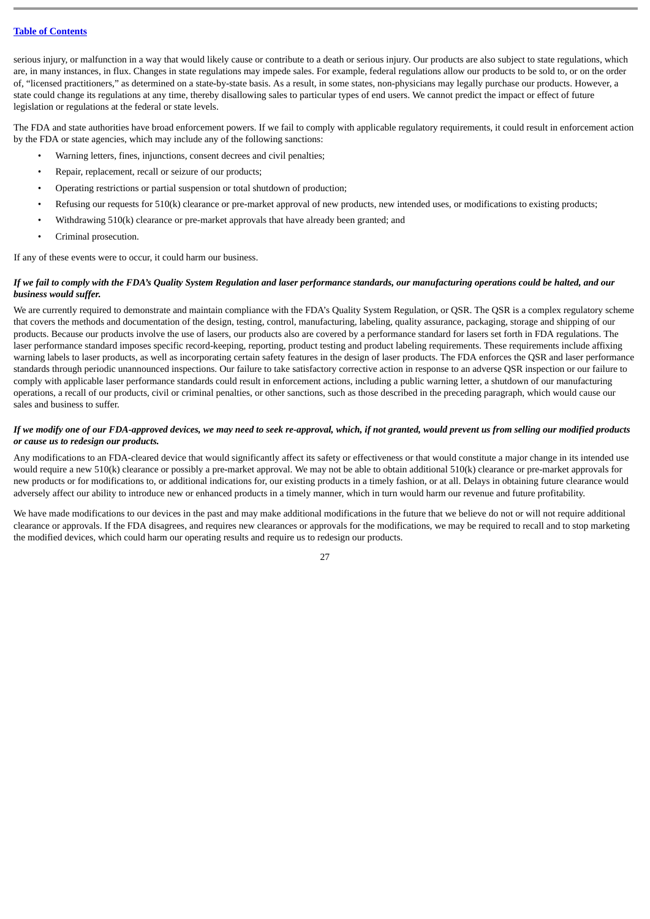serious injury, or malfunction in a way that would likely cause or contribute to a death or serious injury. Our products are also subject to state regulations, which are, in many instances, in flux. Changes in state regulations may impede sales. For example, federal regulations allow our products to be sold to, or on the order of, "licensed practitioners," as determined on a state-by-state basis. As a result, in some states, non-physicians may legally purchase our products. However, a state could change its regulations at any time, thereby disallowing sales to particular types of end users. We cannot predict the impact or effect of future legislation or regulations at the federal or state levels.

The FDA and state authorities have broad enforcement powers. If we fail to comply with applicable regulatory requirements, it could result in enforcement action by the FDA or state agencies, which may include any of the following sanctions:

- Warning letters, fines, injunctions, consent decrees and civil penalties;
- Repair, replacement, recall or seizure of our products;
- Operating restrictions or partial suspension or total shutdown of production;
- Refusing our requests for 510(k) clearance or pre-market approval of new products, new intended uses, or modifications to existing products;
- Withdrawing 510(k) clearance or pre-market approvals that have already been granted; and
- Criminal prosecution.

If any of these events were to occur, it could harm our business.

***If we fail to comply with the FDA's Quality System Regulation and laser performance standards, our manufacturing operations could be halted, and our business would suffer.***

We are currently required to demonstrate and maintain compliance with the FDA's Quality System Regulation, or QSR. The QSR is a complex regulatory scheme that covers the methods and documentation of the design, testing, control, manufacturing, labeling, quality assurance, packaging, storage and shipping of our products. Because our products involve the use of lasers, our products also are covered by a performance standard for lasers set forth in FDA regulations. The laser performance standard imposes specific record-keeping, reporting, product testing and product labeling requirements. These requirements include affixing warning labels to laser products, as well as incorporating certain safety features in the design of laser products. The FDA enforces the QSR and laser performance standards through periodic unannounced inspections. Our failure to take satisfactory corrective action in response to an adverse QSR inspection or our failure to comply with applicable laser performance standards could result in enforcement actions, including a public warning letter, a shutdown of our manufacturing operations, a recall of our products, civil or criminal penalties, or other sanctions, such as those described in the preceding paragraph, which would cause our sales and business to suffer.

***If we modify one of our FDA-approved devices, we may need to seek re-approval, which, if not granted, would prevent us from selling our modified products or cause us to redesign our products.***

Any modifications to an FDA-cleared device that would significantly affect its safety or effectiveness or that would constitute a major change in its intended use would require a new 510(k) clearance or possibly a pre-market approval. We may not be able to obtain additional 510(k) clearance or pre-market approvals for new products or for modifications to, or additional indications for, our existing products in a timely fashion, or at all. Delays in obtaining future clearance would adversely affect our ability to introduce new or enhanced products in a timely manner, which in turn would harm our revenue and future profitability.

We have made modifications to our devices in the past and may make additional modifications in the future that we believe do not or will not require additional clearance or approvals. If the FDA disagrees, and requires new clearances or approvals for the modifications, we may be required to recall and to stop marketing the modified devices, which could harm our operating results and require us to redesign our products.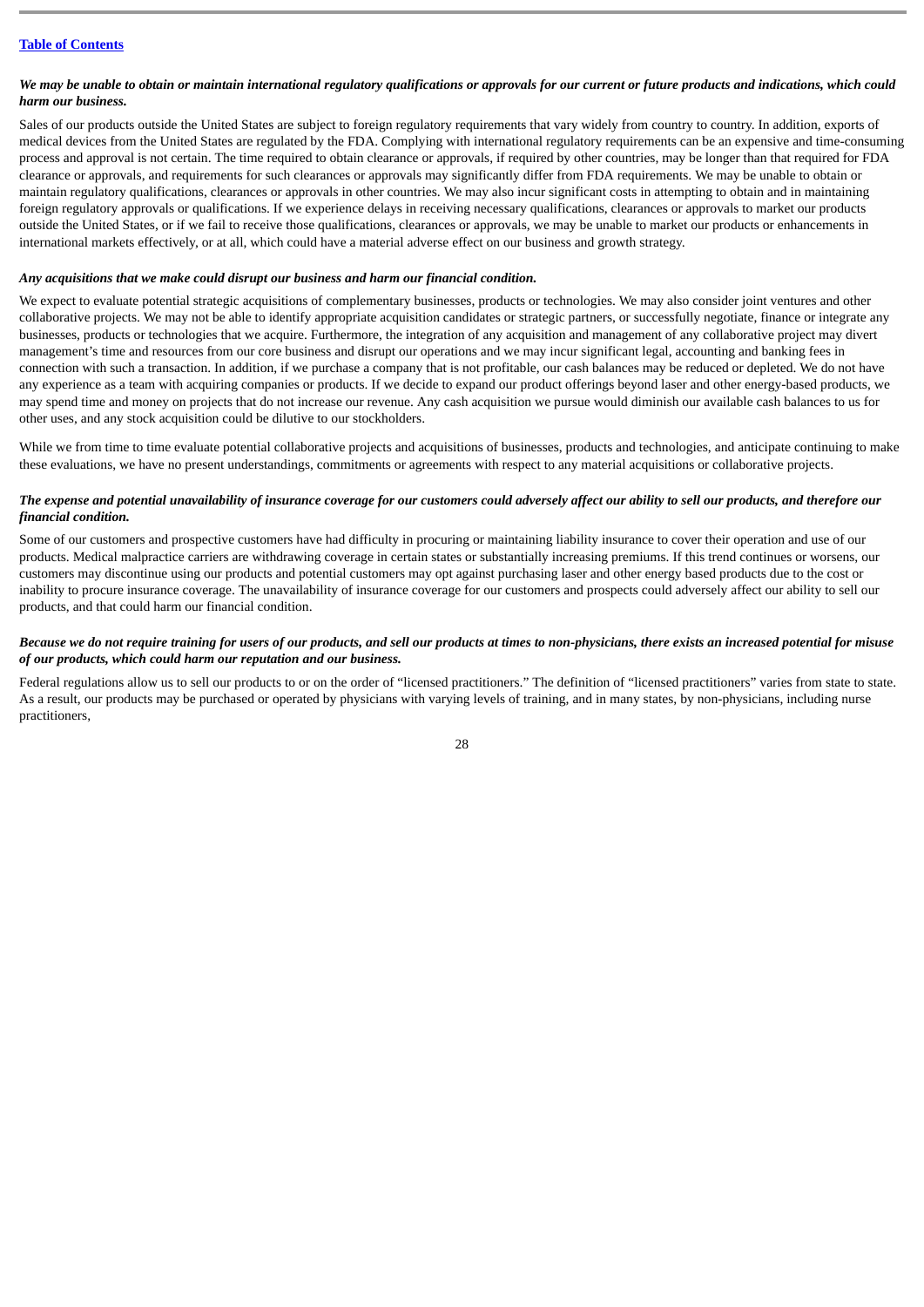***We may be unable to obtain or maintain international regulatory qualifications or approvals for our current or future products and indications, which could harm our business.***

Sales of our products outside the United States are subject to foreign regulatory requirements that vary widely from country to country. In addition, exports of medical devices from the United States are regulated by the FDA. Complying with international regulatory requirements can be an expensive and time-consuming process and approval is not certain. The time required to obtain clearance or approvals, if required by other countries, may be longer than that required for FDA clearance or approvals, and requirements for such clearances or approvals may significantly differ from FDA requirements. We may be unable to obtain or maintain regulatory qualifications, clearances or approvals in other countries. We may also incur significant costs in attempting to obtain and in maintaining foreign regulatory approvals or qualifications. If we experience delays in receiving necessary qualifications, clearances or approvals to market our products outside the United States, or if we fail to receive those qualifications, clearances or approvals, we may be unable to market our products or enhancements in international markets effectively, or at all, which could have a material adverse effect on our business and growth strategy.

***Any acquisitions that we make could disrupt our business and harm our financial condition.***

We expect to evaluate potential strategic acquisitions of complementary businesses, products or technologies. We may also consider joint ventures and other collaborative projects. We may not be able to identify appropriate acquisition candidates or strategic partners, or successfully negotiate, finance or integrate any businesses, products or technologies that we acquire. Furthermore, the integration of any acquisition and management of any collaborative project may divert management's time and resources from our core business and disrupt our operations and we may incur significant legal, accounting and banking fees in connection with such a transaction. In addition, if we purchase a company that is not profitable, our cash balances may be reduced or depleted. We do not have any experience as a team with acquiring companies or products. If we decide to expand our product offerings beyond laser and other energy-based products, we may spend time and money on projects that do not increase our revenue. Any cash acquisition we pursue would diminish our available cash balances to us for other uses, and any stock acquisition could be dilutive to our stockholders.

While we from time to time evaluate potential collaborative projects and acquisitions of businesses, products and technologies, and anticipate continuing to make these evaluations, we have no present understandings, commitments or agreements with respect to any material acquisitions or collaborative projects.

***The expense and potential unavailability of insurance coverage for our customers could adversely affect our ability to sell our products, and therefore our financial condition.***

Some of our customers and prospective customers have had difficulty in procuring or maintaining liability insurance to cover their operation and use of our products. Medical malpractice carriers are withdrawing coverage in certain states or substantially increasing premiums. If this trend continues or worsens, our customers may discontinue using our products and potential customers may opt against purchasing laser and other energy based products due to the cost or inability to procure insurance coverage. The unavailability of insurance coverage for our customers and prospects could adversely affect our ability to sell our products, and that could harm our financial condition.

***Because we do not require training for users of our products, and sell our products at times to non-physicians, there exists an increased potential for misuse of our products, which could harm our reputation and our business.***

Federal regulations allow us to sell our products to or on the order of "licensed practitioners." The definition of "licensed practitioners" varies from state to state. As a result, our products may be purchased or operated by physicians with varying levels of training, and in many states, by non-physicians, including nurse practitioners,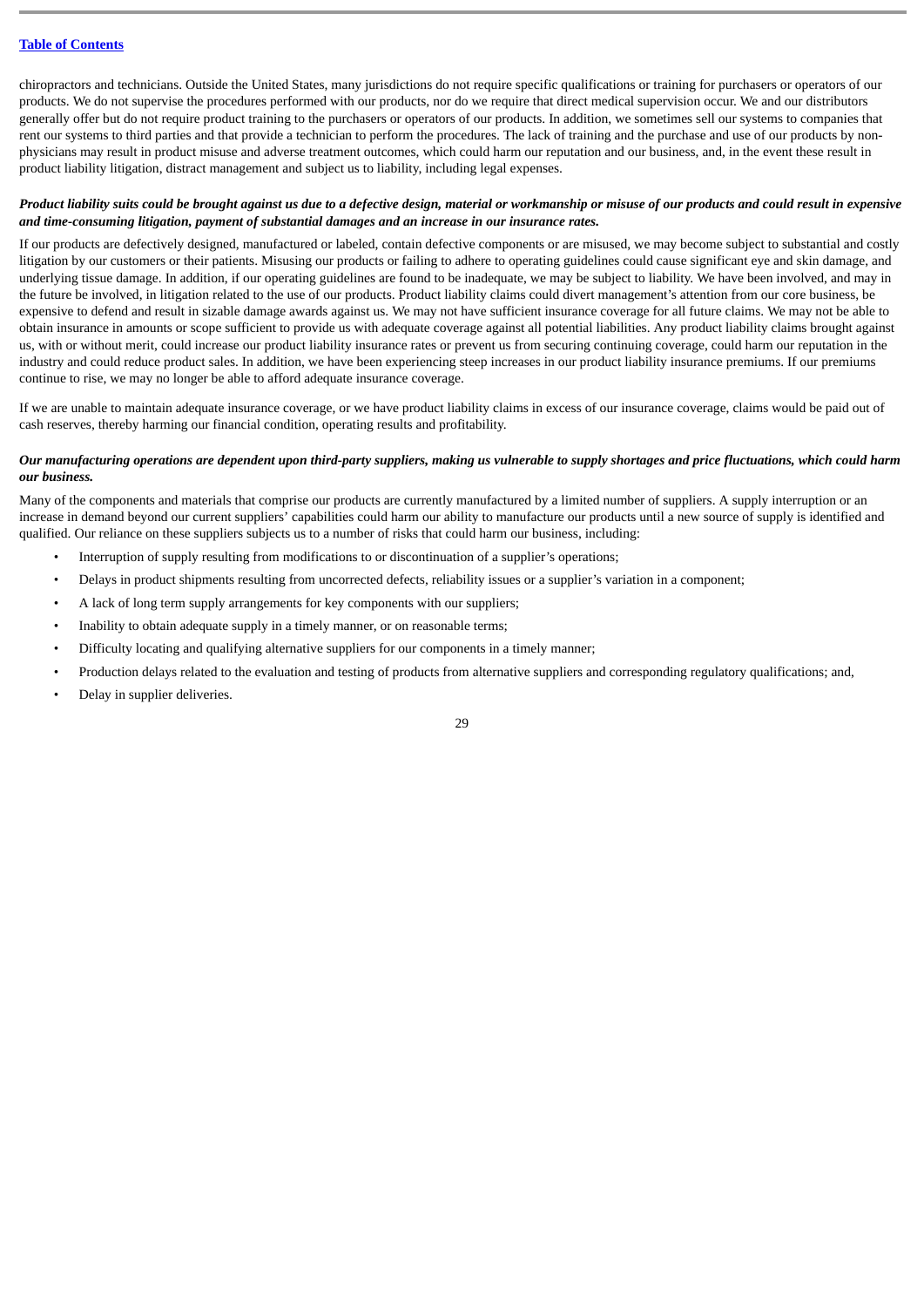chiropractors and technicians. Outside the United States, many jurisdictions do not require specific qualifications or training for purchasers or operators of our products. We do not supervise the procedures performed with our products, nor do we require that direct medical supervision occur. We and our distributors generally offer but do not require product training to the purchasers or operators of our products. In addition, we sometimes sell our systems to companies that rent our systems to third parties and that provide a technician to perform the procedures. The lack of training and the purchase and use of our products by non-physicians may result in product misuse and adverse treatment outcomes, which could harm our reputation and our business, and, in the event these result in product liability litigation, distract management and subject us to liability, including legal expenses.

***Product liability suits could be brought against us due to a defective design, material or workmanship or misuse of our products and could result in expensive and time-consuming litigation, payment of substantial damages and an increase in our insurance rates.***

If our products are defectively designed, manufactured or labeled, contain defective components or are misused, we may become subject to substantial and costly litigation by our customers or their patients. Misusing our products or failing to adhere to operating guidelines could cause significant eye and skin damage, and underlying tissue damage. In addition, if our operating guidelines are found to be inadequate, we may be subject to liability. We have been involved, and may in the future be involved, in litigation related to the use of our products. Product liability claims could divert management's attention from our core business, be expensive to defend and result in sizable damage awards against us. We may not have sufficient insurance coverage for all future claims. We may not be able to obtain insurance in amounts or scope sufficient to provide us with adequate coverage against all potential liabilities. Any product liability claims brought against us, with or without merit, could increase our product liability insurance rates or prevent us from securing continuing coverage, could harm our reputation in the industry and could reduce product sales. In addition, we have been experiencing steep increases in our product liability insurance premiums. If our premiums continue to rise, we may no longer be able to afford adequate insurance coverage.

If we are unable to maintain adequate insurance coverage, or we have product liability claims in excess of our insurance coverage, claims would be paid out of cash reserves, thereby harming our financial condition, operating results and profitability.

***Our manufacturing operations are dependent upon third-party suppliers, making us vulnerable to supply shortages and price fluctuations, which could harm our business.***

Many of the components and materials that comprise our products are currently manufactured by a limited number of suppliers. A supply interruption or an increase in demand beyond our current suppliers' capabilities could harm our ability to manufacture our products until a new source of supply is identified and qualified. Our reliance on these suppliers subjects us to a number of risks that could harm our business, including:

- Interruption of supply resulting from modifications to or discontinuation of a supplier's operations;
- Delays in product shipments resulting from uncorrected defects, reliability issues or a supplier's variation in a component;
- A lack of long term supply arrangements for key components with our suppliers;
- Inability to obtain adequate supply in a timely manner, or on reasonable terms;
- Difficulty locating and qualifying alternative suppliers for our components in a timely manner;
- Production delays related to the evaluation and testing of products from alternative suppliers and corresponding regulatory qualifications; and,
- Delay in supplier deliveries.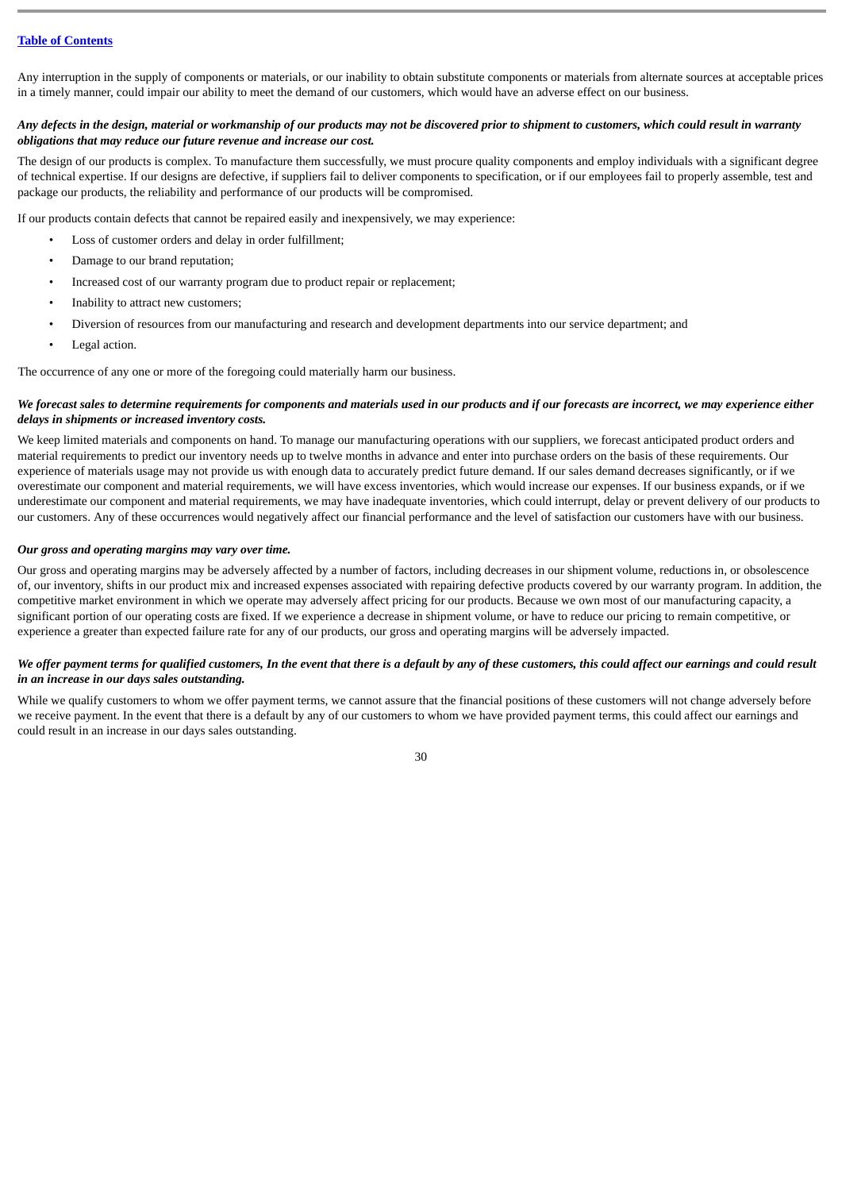Any interruption in the supply of components or materials, or our inability to obtain substitute components or materials from alternate sources at acceptable prices in a timely manner, could impair our ability to meet the demand of our customers, which would have an adverse effect on our business.

***Any defects in the design, material or workmanship of our products may not be discovered prior to shipment to customers, which could result in warranty obligations that may reduce our future revenue and increase our cost.***

The design of our products is complex. To manufacture them successfully, we must procure quality components and employ individuals with a significant degree of technical expertise. If our designs are defective, if suppliers fail to deliver components to specification, or if our employees fail to properly assemble, test and package our products, the reliability and performance of our products will be compromised.

If our products contain defects that cannot be repaired easily and inexpensively, we may experience:

- Loss of customer orders and delay in order fulfillment;
- Damage to our brand reputation;
- Increased cost of our warranty program due to product repair or replacement;
- Inability to attract new customers;
- Diversion of resources from our manufacturing and research and development departments into our service department; and
- Legal action.

The occurrence of any one or more of the foregoing could materially harm our business.

***We forecast sales to determine requirements for components and materials used in our products and if our forecasts are incorrect, we may experience either delays in shipments or increased inventory costs.***

We keep limited materials and components on hand. To manage our manufacturing operations with our suppliers, we forecast anticipated product orders and material requirements to predict our inventory needs up to twelve months in advance and enter into purchase orders on the basis of these requirements. Our experience of materials usage may not provide us with enough data to accurately predict future demand. If our sales demand decreases significantly, or if we overestimate our component and material requirements, we will have excess inventories, which would increase our expenses. If our business expands, or if we underestimate our component and material requirements, we may have inadequate inventories, which could interrupt, delay or prevent delivery of our products to our customers. Any of these occurrences would negatively affect our financial performance and the level of satisfaction our customers have with our business.

***Our gross and operating margins may vary over time.***

Our gross and operating margins may be adversely affected by a number of factors, including decreases in our shipment volume, reductions in, or obsolescence of, our inventory, shifts in our product mix and increased expenses associated with repairing defective products covered by our warranty program. In addition, the competitive market environment in which we operate may adversely affect pricing for our products. Because we own most of our manufacturing capacity, a significant portion of our operating costs are fixed. If we experience a decrease in shipment volume, or have to reduce our pricing to remain competitive, or experience a greater than expected failure rate for any of our products, our gross and operating margins will be adversely impacted.

***We offer payment terms for qualified customers, In the event that there is a default by any of these customers, this could affect our earnings and could result in an increase in our days sales outstanding.***

While we qualify customers to whom we offer payment terms, we cannot assure that the financial positions of these customers will not change adversely before we receive payment. In the event that there is a default by any of our customers to whom we have provided payment terms, this could affect our earnings and could result in an increase in our days sales outstanding.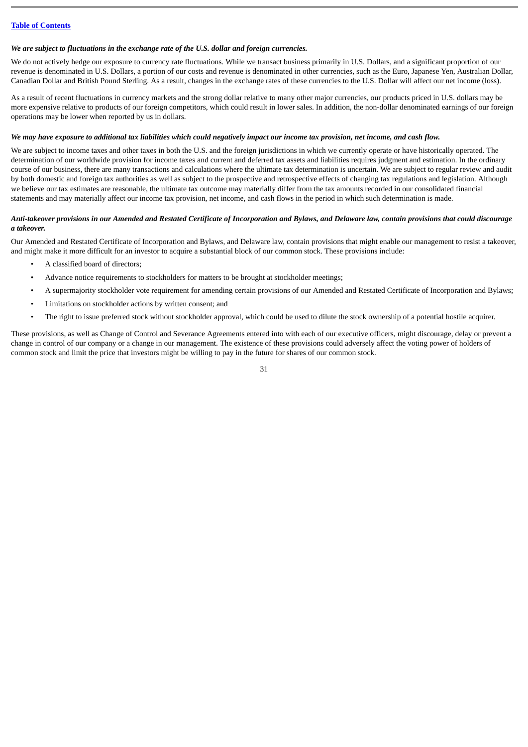*We are subject to fluctuations in the exchange rate of the U.S. dollar and foreign currencies.*

We do not actively hedge our exposure to currency rate fluctuations. While we transact business primarily in U.S. Dollars, and a significant proportion of our revenue is denominated in U.S. Dollars, a portion of our costs and revenue is denominated in other currencies, such as the Euro, Japanese Yen, Australian Dollar, Canadian Dollar and British Pound Sterling. As a result, changes in the exchange rates of these currencies to the U.S. Dollar will affect our net income (loss).

As a result of recent fluctuations in currency markets and the strong dollar relative to many other major currencies, our products priced in U.S. dollars may be more expensive relative to products of our foreign competitors, which could result in lower sales. In addition, the non-dollar denominated earnings of our foreign operations may be lower when reported by us in dollars.

*We may have exposure to additional tax liabilities which could negatively impact our income tax provision, net income, and cash flow.*

We are subject to income taxes and other taxes in both the U.S. and the foreign jurisdictions in which we currently operate or have historically operated. The determination of our worldwide provision for income taxes and current and deferred tax assets and liabilities requires judgment and estimation. In the ordinary course of our business, there are many transactions and calculations where the ultimate tax determination is uncertain. We are subject to regular review and audit by both domestic and foreign tax authorities as well as subject to the prospective and retrospective effects of changing tax regulations and legislation. Although we believe our tax estimates are reasonable, the ultimate tax outcome may materially differ from the tax amounts recorded in our consolidated financial statements and may materially affect our income tax provision, net income, and cash flows in the period in which such determination is made.

*Anti-takeover provisions in our Amended and Restated Certificate of Incorporation and Bylaws, and Delaware law, contain provisions that could discourage a takeover.*

Our Amended and Restated Certificate of Incorporation and Bylaws, and Delaware law, contain provisions that might enable our management to resist a takeover, and might make it more difficult for an investor to acquire a substantial block of our common stock. These provisions include:

- A classified board of directors;
- Advance notice requirements to stockholders for matters to be brought at stockholder meetings;
- A supermajority stockholder vote requirement for amending certain provisions of our Amended and Restated Certificate of Incorporation and Bylaws;
- Limitations on stockholder actions by written consent; and
- The right to issue preferred stock without stockholder approval, which could be used to dilute the stock ownership of a potential hostile acquirer.

These provisions, as well as Change of Control and Severance Agreements entered into with each of our executive officers, might discourage, delay or prevent a change in control of our company or a change in our management. The existence of these provisions could adversely affect the voting power of holders of common stock and limit the price that investors might be willing to pay in the future for shares of our common stock.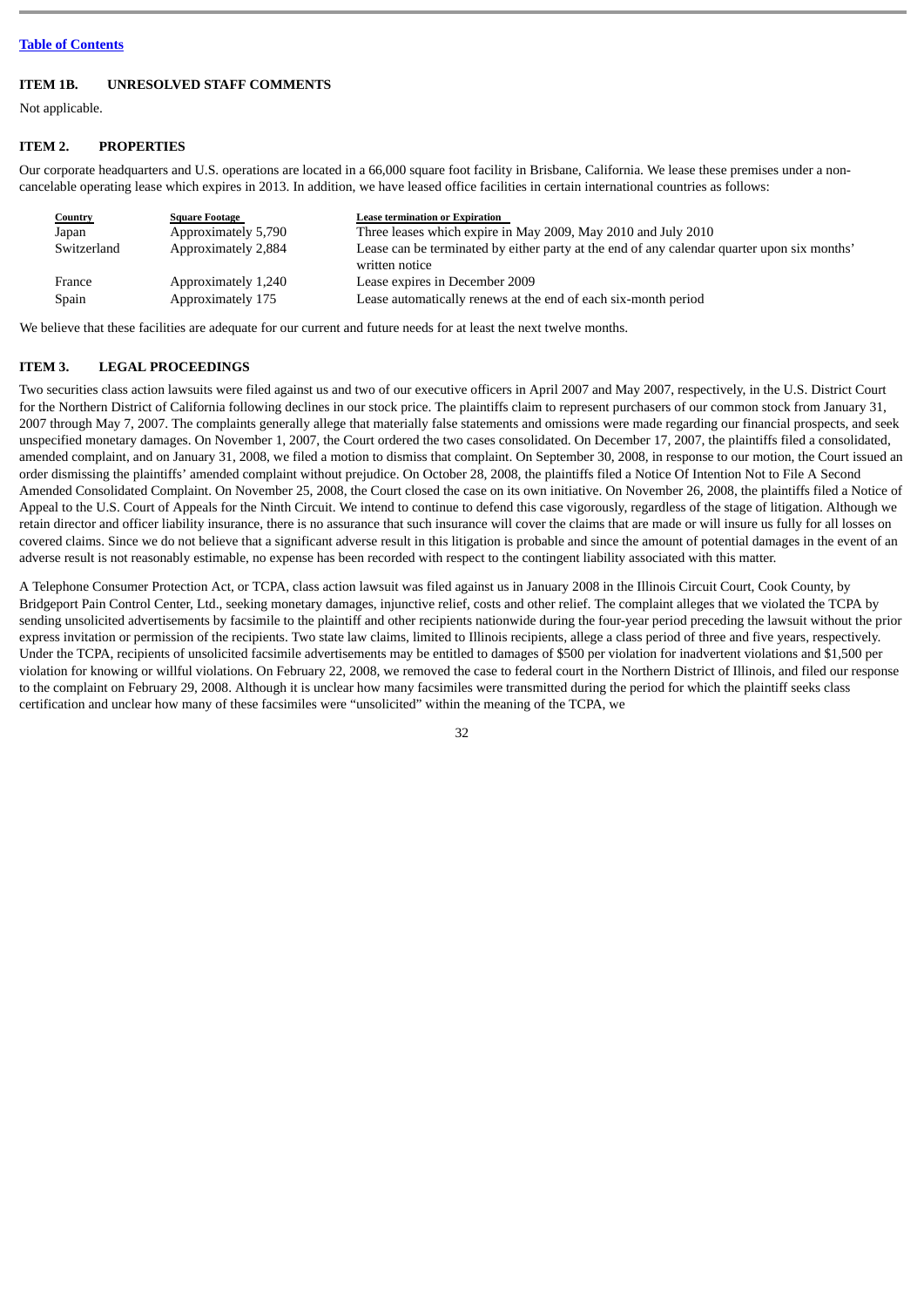[Table of Contents](#)

## ITEM 1B. UNRESOLVED STAFF COMMENTS

Not applicable.

## ITEM 2. PROPERTIES

Our corporate headquarters and U.S. operations are located in a 66,000 square foot facility in Brisbane, California. We lease these premises under a non-cancelable operating lease which expires in 2013. In addition, we have leased office facilities in certain international countries as follows:

| Country | Square Footage | Lease termination or Expiration |
|---|---|---|
| Japan | Approximately 5,790 | Three leases which expire in May 2009, May 2010 and July 2010 |
| Switzerland | Approximately 2,884 | Lease can be terminated by either party at the end of any calendar quarter upon six months' written notice |
| France | Approximately 1,240 | Lease expires in December 2009 |
| Spain | Approximately 175 | Lease automatically renews at the end of each six-month period |

We believe that these facilities are adequate for our current and future needs for at least the next twelve months.

## ITEM 3. LEGAL PROCEEDINGS

Two securities class action lawsuits were filed against us and two of our executive officers in April 2007 and May 2007, respectively, in the U.S. District Court for the Northern District of California following declines in our stock price. The plaintiffs claim to represent purchasers of our common stock from January 31, 2007 through May 7, 2007. The complaints generally allege that materially false statements and omissions were made regarding our financial prospects, and seek unspecified monetary damages. On November 1, 2007, the Court ordered the two cases consolidated. On December 17, 2007, the plaintiffs filed a consolidated, amended complaint, and on January 31, 2008, we filed a motion to dismiss that complaint. On September 30, 2008, in response to our motion, the Court issued an order dismissing the plaintiffs' amended complaint without prejudice. On October 28, 2008, the plaintiffs filed a Notice Of Intention Not to File A Second Amended Consolidated Complaint. On November 25, 2008, the Court closed the case on its own initiative. On November 26, 2008, the plaintiffs filed a Notice of Appeal to the U.S. Court of Appeals for the Ninth Circuit. We intend to continue to defend this case vigorously, regardless of the stage of litigation. Although we retain director and officer liability insurance, there is no assurance that such insurance will cover the claims that are made or will insure us fully for all losses on covered claims. Since we do not believe that a significant adverse result in this litigation is probable and since the amount of potential damages in the event of an adverse result is not reasonably estimable, no expense has been recorded with respect to the contingent liability associated with this matter.

A Telephone Consumer Protection Act, or TCPA, class action lawsuit was filed against us in January 2008 in the Illinois Circuit Court, Cook County, by Bridgeport Pain Control Center, Ltd., seeking monetary damages, injunctive relief, costs and other relief. The complaint alleges that we violated the TCPA by sending unsolicited advertisements by facsimile to the plaintiff and other recipients nationwide during the four-year period preceding the lawsuit without the prior express invitation or permission of the recipients. Two state law claims, limited to Illinois recipients, allege a class period of three and five years, respectively. Under the TCPA, recipients of unsolicited facsimile advertisements may be entitled to damages of $500 per violation for inadvertent violations and $1,500 per violation for knowing or willful violations. On February 22, 2008, we removed the case to federal court in the Northern District of Illinois, and filed our response to the complaint on February 29, 2008. Although it is unclear how many facsimiles were transmitted during the period for which the plaintiff seeks class certification and unclear how many of these facsimiles were "unsolicited" within the meaning of the TCPA, we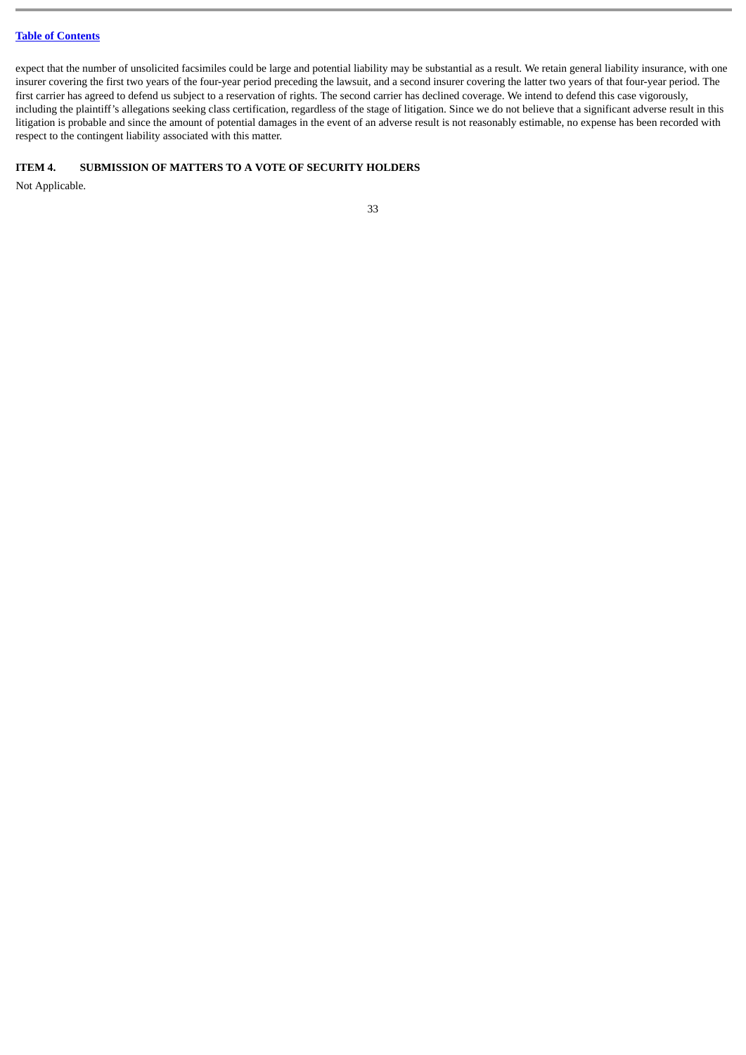expect that the number of unsolicited facsimiles could be large and potential liability may be substantial as a result. We retain general liability insurance, with one insurer covering the first two years of the four-year period preceding the lawsuit, and a second insurer covering the latter two years of that four-year period. The first carrier has agreed to defend us subject to a reservation of rights. The second carrier has declined coverage. We intend to defend this case vigorously, including the plaintiff's allegations seeking class certification, regardless of the stage of litigation. Since we do not believe that a significant adverse result in this litigation is probable and since the amount of potential damages in the event of an adverse result is not reasonably estimable, no expense has been recorded with respect to the contingent liability associated with this matter.

## ITEM 4. SUBMISSION OF MATTERS TO A VOTE OF SECURITY HOLDERS

Not Applicable.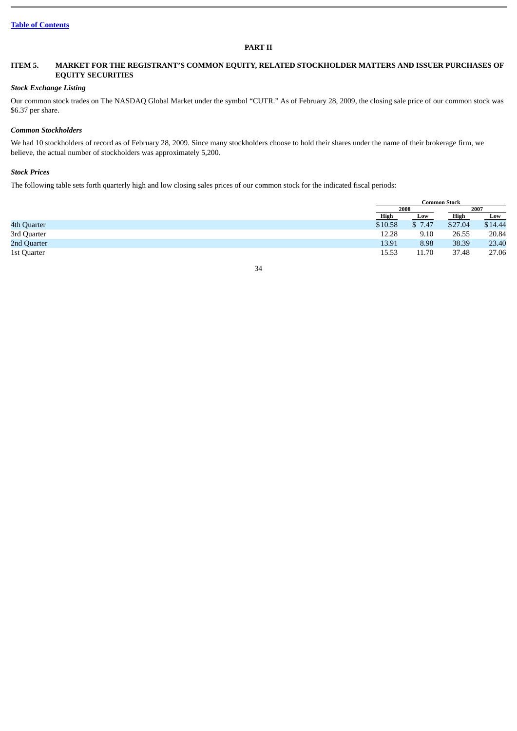# PART II

## ITEM 5. MARKET FOR THE REGISTRANT'S COMMON EQUITY, RELATED STOCKHOLDER MATTERS AND ISSUER PURCHASES OF EQUITY SECURITIES

### *Stock Exchange Listing*

Our common stock trades on The NASDAQ Global Market under the symbol "CUTR." As of February 28, 2009, the closing sale price of our common stock was $6.37 per share.

### *Common Stockholders*

We had 10 stockholders of record as of February 28, 2009. Since many stockholders choose to hold their shares under the name of their brokerage firm, we believe, the actual number of stockholders was approximately 5,200.

### *Stock Prices*

The following table sets forth quarterly high and low closing sales prices of our common stock for the indicated fiscal periods:

| | Common Stock | | | |
|---|---|---|---|---|
| | 2008 | | 2007 | |
| | High | Low | High | Low |
| 4th Quarter | $10.58 | $ 7.47 | $27.04 | $14.44 |
| 3rd Quarter | 12.28 | 9.10 | 26.55 | 20.84 |
| 2nd Quarter | 13.91 | 8.98 | 38.39 | 23.40 |
| 1st Quarter | 15.53 | 11.70 | 37.48 | 27.06 |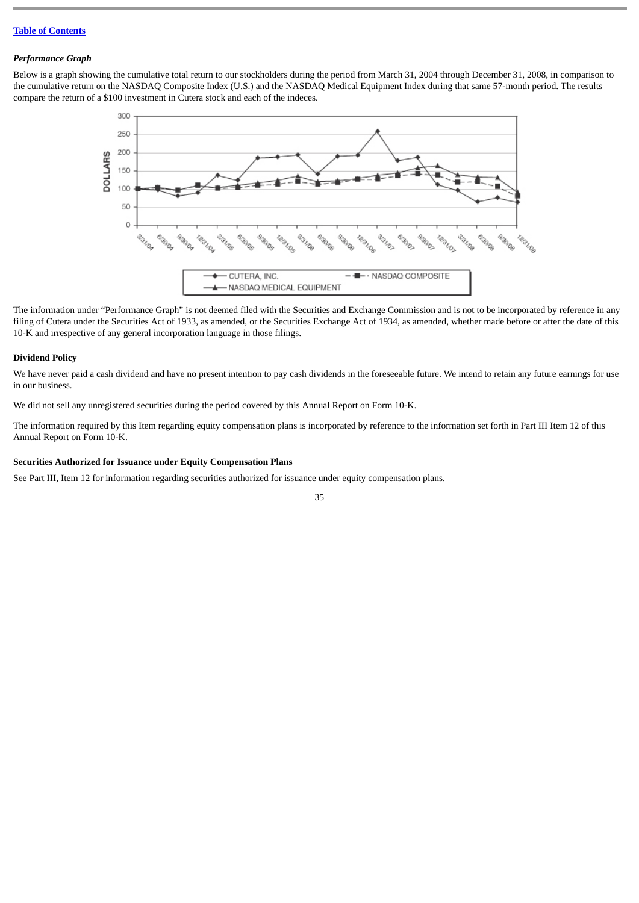[Table of Contents](#)

### *Performance Graph*

Below is a graph showing the cumulative total return to our stockholders during the period from March 31, 2004 through December 31, 2008, in comparison to the cumulative return on the NASDAQ Composite Index (U.S.) and the NASDAQ Medical Equipment Index during that same 57-month period. The results compare the return of a $100 investment in Cutera stock and each of the indeces.

The information under "Performance Graph" is not deemed filed with the Securities and Exchange Commission and is not to be incorporated by reference in any filing of Cutera under the Securities Act of 1933, as amended, or the Securities Exchange Act of 1934, as amended, whether made before or after the date of this 10-K and irrespective of any general incorporation language in those filings.

### Dividend Policy

We have never paid a cash dividend and have no present intention to pay cash dividends in the foreseeable future. We intend to retain any future earnings for use in our business.

We did not sell any unregistered securities during the period covered by this Annual Report on Form 10-K.

The information required by this Item regarding equity compensation plans is incorporated by reference to the information set forth in Part III Item 12 of this Annual Report on Form 10-K.

### Securities Authorized for Issuance under Equity Compensation Plans

See Part III, Item 12 for information regarding securities authorized for issuance under equity compensation plans.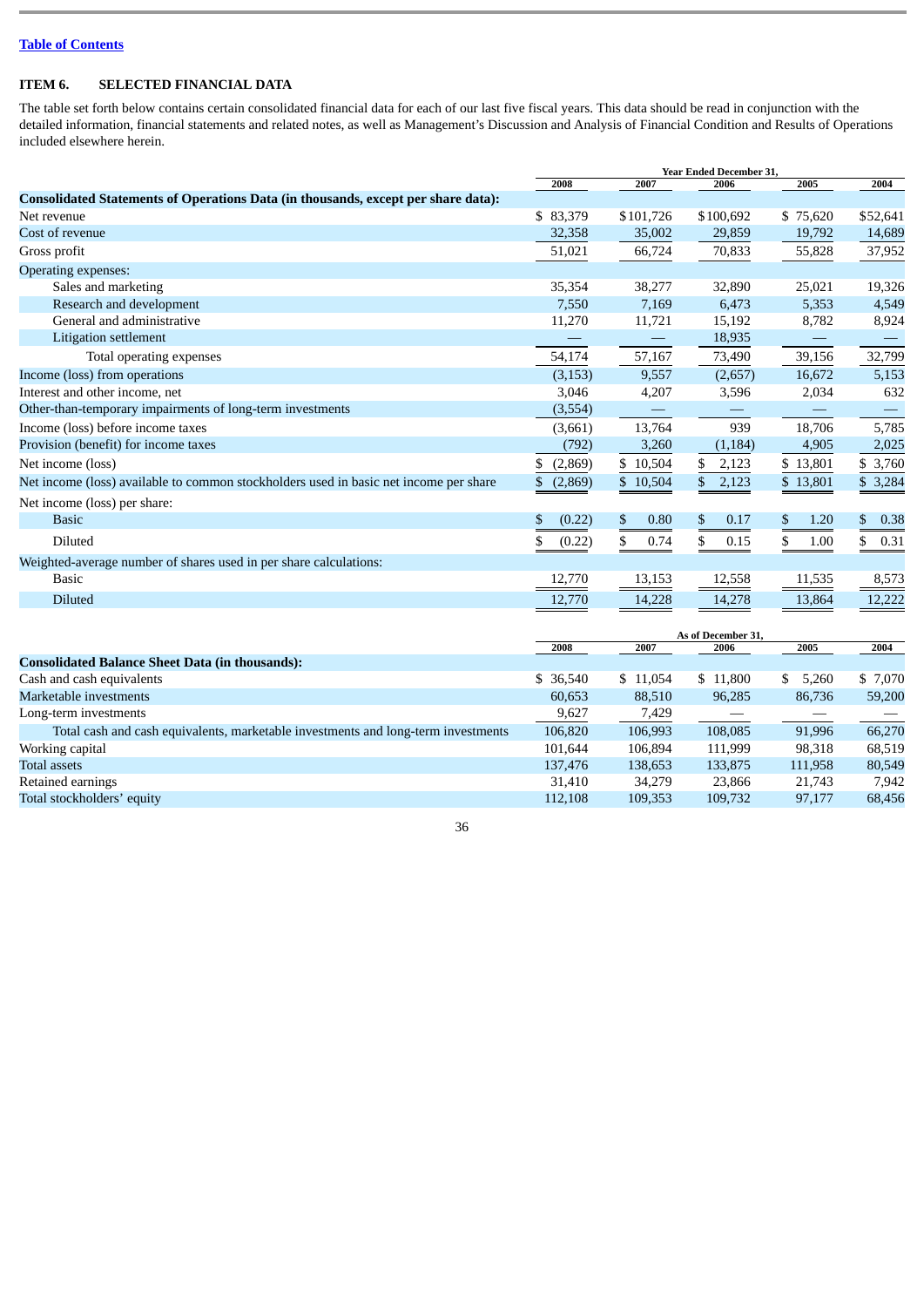[Table of Contents](#)

## ITEM 6. SELECTED FINANCIAL DATA

The table set forth below contains certain consolidated financial data for each of our last five fiscal years. This data should be read in conjunction with the detailed information, financial statements and related notes, as well as Management's Discussion and Analysis of Financial Condition and Results of Operations included elsewhere herein.

| | Year Ended December 31, | | | | |
|---|---|---|---|---|---|
| | 2008 | 2007 | 2006 | 2005 | 2004 |
| **Consolidated Statements of Operations Data (in thousands, except per share data):** | | | | | |
| Net revenue | $ 83,379 | $101,726 | $100,692 | $ 75,620 | $52,641 |
| Cost of revenue | 32,358 | 35,002 | 29,859 | 19,792 | 14,689 |
| Gross profit | 51,021 | 66,724 | 70,833 | 55,828 | 37,952 |
| Operating expenses: | | | | | |
| Sales and marketing | 35,354 | 38,277 | 32,890 | 25,021 | 19,326 |
| Research and development | 7,550 | 7,169 | 6,473 | 5,353 | 4,549 |
| General and administrative | 11,270 | 11,721 | 15,192 | 8,782 | 8,924 |
| Litigation settlement | — | — | 18,935 | — | — |
| Total operating expenses | 54,174 | 57,167 | 73,490 | 39,156 | 32,799 |
| Income (loss) from operations | (3,153) | 9,557 | (2,657) | 16,672 | 5,153 |
| Interest and other income, net | 3,046 | 4,207 | 3,596 | 2,034 | 632 |
| Other-than-temporary impairments of long-term investments | (3,554) | — | — | — | — |
| Income (loss) before income taxes | (3,661) | 13,764 | 939 | 18,706 | 5,785 |
| Provision (benefit) for income taxes | (792) | 3,260 | (1,184) | 4,905 | 2,025 |
| Net income (loss) | $ (2,869) | $ 10,504 | $ 2,123 | $ 13,801 | $ 3,760 |
| Net income (loss) available to common stockholders used in basic net income per share | $ (2,869) | $ 10,504 | $ 2,123 | $ 13,801 | $ 3,284 |
| Net income (loss) per share: | | | | | |
| Basic | $ (0.22) | $ 0.80 | $ 0.17 | $ 1.20 | $ 0.38 |
| Diluted | $ (0.22) | $ 0.74 | $ 0.15 | $ 1.00 | $ 0.31 |
| Weighted-average number of shares used in per share calculations: | | | | | |
| Basic | 12,770 | 13,153 | 12,558 | 11,535 | 8,573 |
| Diluted | 12,770 | 14,228 | 14,278 | 13,864 | 12,222 |

| | As of December 31, | | | | |
|---|---|---|---|---|---|
| | 2008 | 2007 | 2006 | 2005 | 2004 |
| **Consolidated Balance Sheet Data (in thousands):** | | | | | |
| Cash and cash equivalents | $ 36,540 | $ 11,054 | $ 11,800 | $ 5,260 | $ 7,070 |
| Marketable investments | 60,653 | 88,510 | 96,285 | 86,736 | 59,200 |
| Long-term investments | 9,627 | 7,429 | — | — | — |
| Total cash and cash equivalents, marketable investments and long-term investments | 106,820 | 106,993 | 108,085 | 91,996 | 66,270 |
| Working capital | 101,644 | 106,894 | 111,999 | 98,318 | 68,519 |
| Total assets | 137,476 | 138,653 | 133,875 | 111,958 | 80,549 |
| Retained earnings | 31,410 | 34,279 | 23,866 | 21,743 | 7,942 |
| Total stockholders' equity | 112,108 | 109,353 | 109,732 | 97,177 | 68,456 |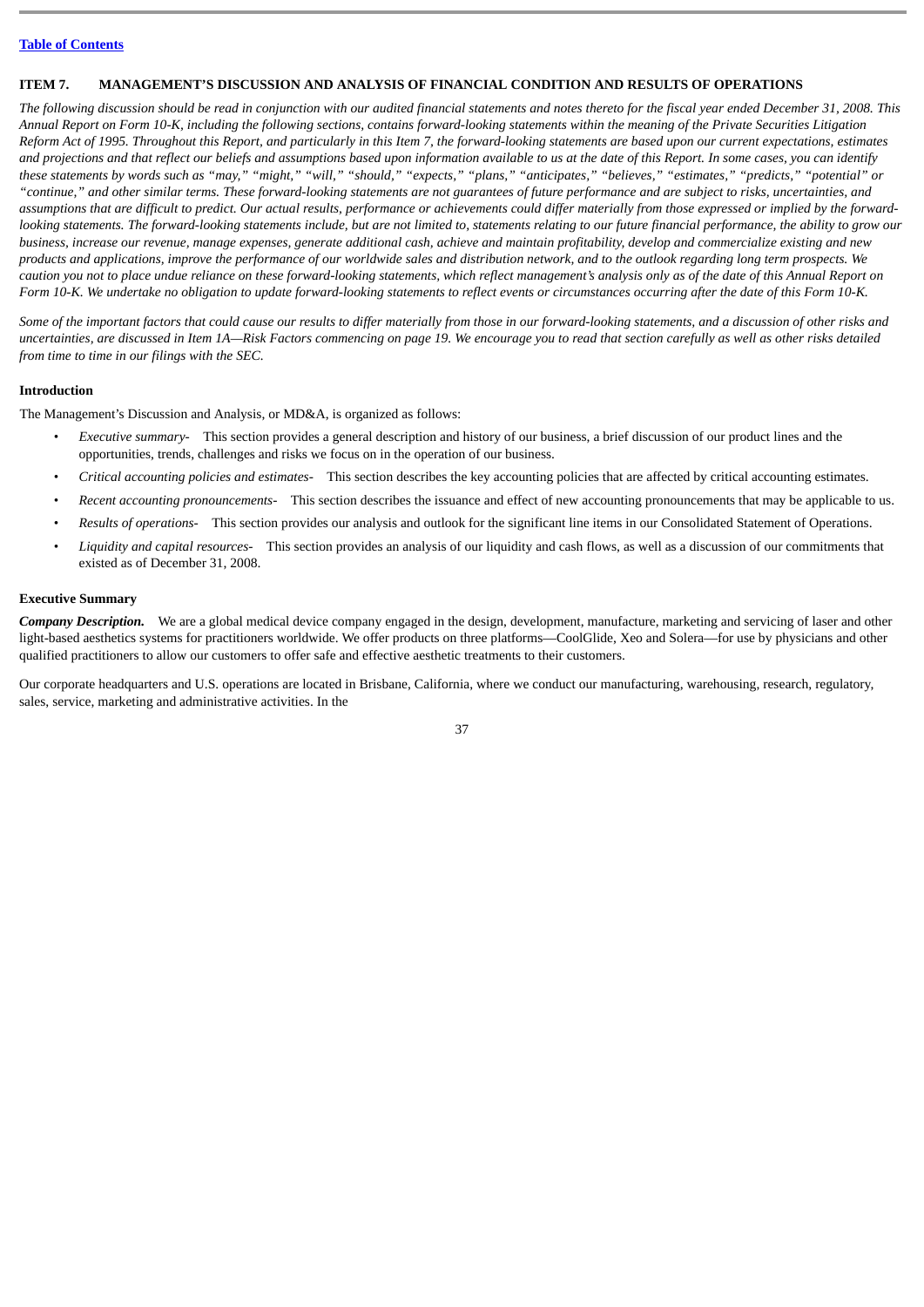[Table of Contents](#)

## ITEM 7. MANAGEMENT'S DISCUSSION AND ANALYSIS OF FINANCIAL CONDITION AND RESULTS OF OPERATIONS

*The following discussion should be read in conjunction with our audited financial statements and notes thereto for the fiscal year ended December 31, 2008. This Annual Report on Form 10-K, including the following sections, contains forward-looking statements within the meaning of the Private Securities Litigation Reform Act of 1995. Throughout this Report, and particularly in this Item 7, the forward-looking statements are based upon our current expectations, estimates and projections and that reflect our beliefs and assumptions based upon information available to us at the date of this Report. In some cases, you can identify these statements by words such as "may," "might," "will," "should," "expects," "plans," "anticipates," "believes," "estimates," "predicts," "potential" or "continue," and other similar terms. These forward-looking statements are not guarantees of future performance and are subject to risks, uncertainties, and assumptions that are difficult to predict. Our actual results, performance or achievements could differ materially from those expressed or implied by the forward-looking statements. The forward-looking statements include, but are not limited to, statements relating to our future financial performance, the ability to grow our business, increase our revenue, manage expenses, generate additional cash, achieve and maintain profitability, develop and commercialize existing and new products and applications, improve the performance of our worldwide sales and distribution network, and to the outlook regarding long term prospects. We caution you not to place undue reliance on these forward-looking statements, which reflect management's analysis only as of the date of this Annual Report on Form 10-K. We undertake no obligation to update forward-looking statements to reflect events or circumstances occurring after the date of this Form 10-K.*

*Some of the important factors that could cause our results to differ materially from those in our forward-looking statements, and a discussion of other risks and uncertainties, are discussed in Item 1A—Risk Factors commencing on page 19. We encourage you to read that section carefully as well as other risks detailed from time to time in our filings with the SEC.*

### Introduction

The Management's Discussion and Analysis, or MD&A, is organized as follows:

- *Executive summary-* This section provides a general description and history of our business, a brief discussion of our product lines and the opportunities, trends, challenges and risks we focus on in the operation of our business.
- *Critical accounting policies and estimates-* This section describes the key accounting policies that are affected by critical accounting estimates.
- *Recent accounting pronouncements-* This section describes the issuance and effect of new accounting pronouncements that may be applicable to us.
- *Results of operations-* This section provides our analysis and outlook for the significant line items in our Consolidated Statement of Operations.
- *Liquidity and capital resources-* This section provides an analysis of our liquidity and cash flows, as well as a discussion of our commitments that existed as of December 31, 2008.

### Executive Summary

***Company Description.*** We are a global medical device company engaged in the design, development, manufacture, marketing and servicing of laser and other light-based aesthetics systems for practitioners worldwide. We offer products on three platforms—CoolGlide, Xeo and Solera—for use by physicians and other qualified practitioners to allow our customers to offer safe and effective aesthetic treatments to their customers.

Our corporate headquarters and U.S. operations are located in Brisbane, California, where we conduct our manufacturing, warehousing, research, regulatory, sales, service, marketing and administrative activities. In the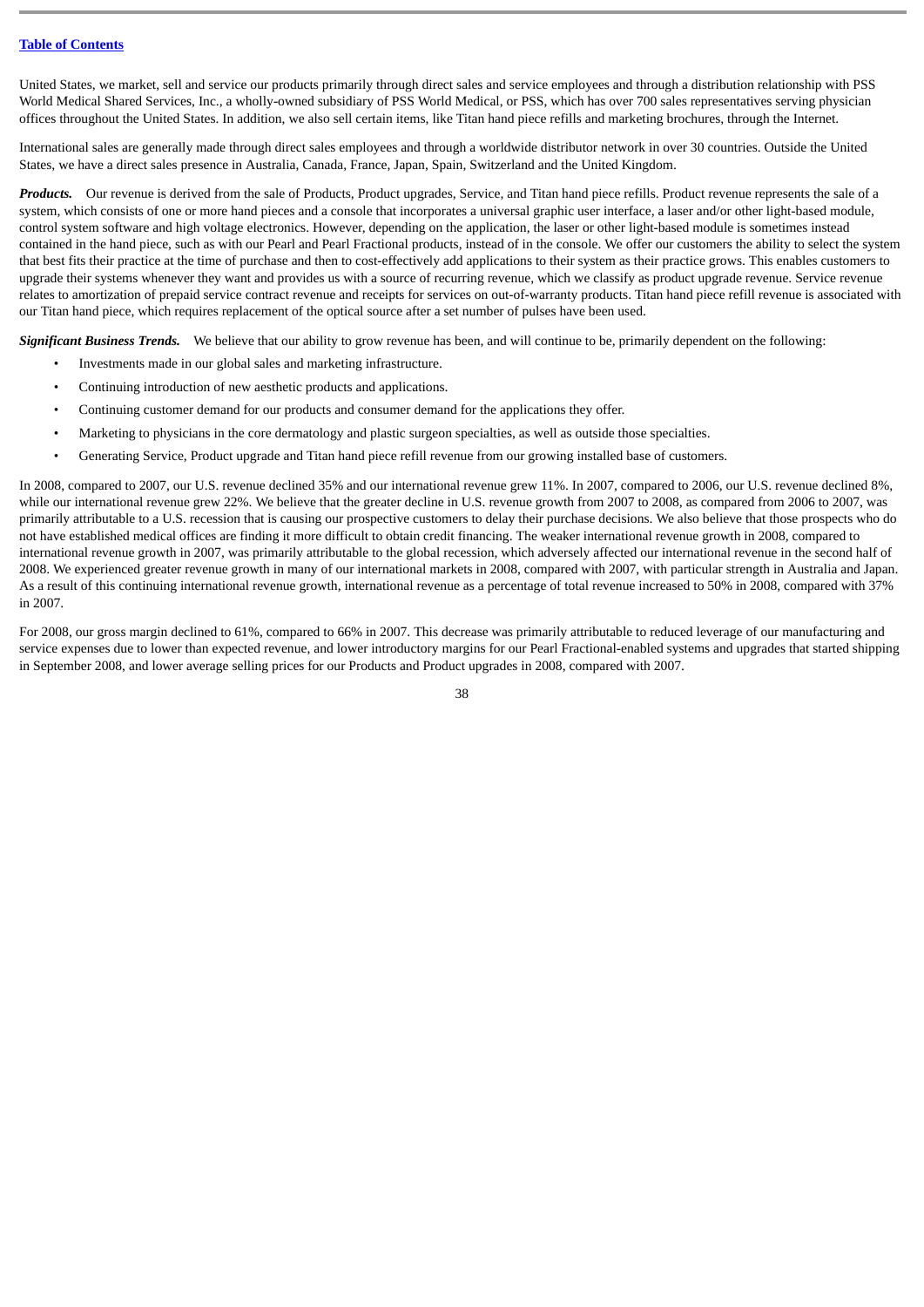United States, we market, sell and service our products primarily through direct sales and service employees and through a distribution relationship with PSS World Medical Shared Services, Inc., a wholly-owned subsidiary of PSS World Medical, or PSS, which has over 700 sales representatives serving physician offices throughout the United States. In addition, we also sell certain items, like Titan hand piece refills and marketing brochures, through the Internet.

International sales are generally made through direct sales employees and through a worldwide distributor network in over 30 countries. Outside the United States, we have a direct sales presence in Australia, Canada, France, Japan, Spain, Switzerland and the United Kingdom.

***Products.*** Our revenue is derived from the sale of Products, Product upgrades, Service, and Titan hand piece refills. Product revenue represents the sale of a system, which consists of one or more hand pieces and a console that incorporates a universal graphic user interface, a laser and/or other light-based module, control system software and high voltage electronics. However, depending on the application, the laser or other light-based module is sometimes instead contained in the hand piece, such as with our Pearl and Pearl Fractional products, instead of in the console. We offer our customers the ability to select the system that best fits their practice at the time of purchase and then to cost-effectively add applications to their system as their practice grows. This enables customers to upgrade their systems whenever they want and provides us with a source of recurring revenue, which we classify as product upgrade revenue. Service revenue relates to amortization of prepaid service contract revenue and receipts for services on out-of-warranty products. Titan hand piece refill revenue is associated with our Titan hand piece, which requires replacement of the optical source after a set number of pulses have been used.

***Significant Business Trends.*** We believe that our ability to grow revenue has been, and will continue to be, primarily dependent on the following:

- Investments made in our global sales and marketing infrastructure.
- Continuing introduction of new aesthetic products and applications.
- Continuing customer demand for our products and consumer demand for the applications they offer.
- Marketing to physicians in the core dermatology and plastic surgeon specialties, as well as outside those specialties.
- Generating Service, Product upgrade and Titan hand piece refill revenue from our growing installed base of customers.

In 2008, compared to 2007, our U.S. revenue declined 35% and our international revenue grew 11%. In 2007, compared to 2006, our U.S. revenue declined 8%, while our international revenue grew 22%. We believe that the greater decline in U.S. revenue growth from 2007 to 2008, as compared from 2006 to 2007, was primarily attributable to a U.S. recession that is causing our prospective customers to delay their purchase decisions. We also believe that those prospects who do not have established medical offices are finding it more difficult to obtain credit financing. The weaker international revenue growth in 2008, compared to international revenue growth in 2007, was primarily attributable to the global recession, which adversely affected our international revenue in the second half of 2008. We experienced greater revenue growth in many of our international markets in 2008, compared with 2007, with particular strength in Australia and Japan. As a result of this continuing international revenue growth, international revenue as a percentage of total revenue increased to 50% in 2008, compared with 37% in 2007.

For 2008, our gross margin declined to 61%, compared to 66% in 2007. This decrease was primarily attributable to reduced leverage of our manufacturing and service expenses due to lower than expected revenue, and lower introductory margins for our Pearl Fractional-enabled systems and upgrades that started shipping in September 2008, and lower average selling prices for our Products and Product upgrades in 2008, compared with 2007.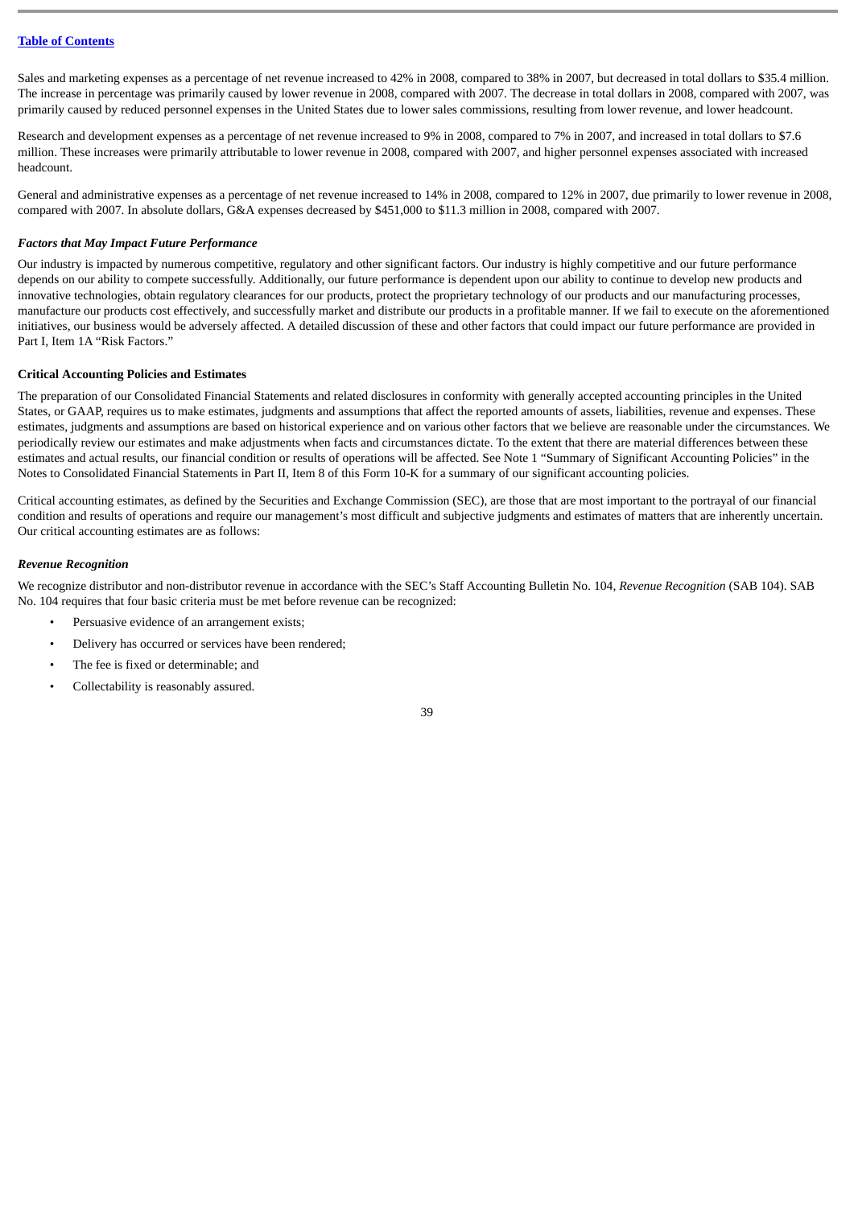Sales and marketing expenses as a percentage of net revenue increased to 42% in 2008, compared to 38% in 2007, but decreased in total dollars to $35.4 million. The increase in percentage was primarily caused by lower revenue in 2008, compared with 2007. The decrease in total dollars in 2008, compared with 2007, was primarily caused by reduced personnel expenses in the United States due to lower sales commissions, resulting from lower revenue, and lower headcount.

Research and development expenses as a percentage of net revenue increased to 9% in 2008, compared to 7% in 2007, and increased in total dollars to $7.6 million. These increases were primarily attributable to lower revenue in 2008, compared with 2007, and higher personnel expenses associated with increased headcount.

General and administrative expenses as a percentage of net revenue increased to 14% in 2008, compared to 12% in 2007, due primarily to lower revenue in 2008, compared with 2007. In absolute dollars, G&A expenses decreased by $451,000 to $11.3 million in 2008, compared with 2007.

### *Factors that May Impact Future Performance*

Our industry is impacted by numerous competitive, regulatory and other significant factors. Our industry is highly competitive and our future performance depends on our ability to compete successfully. Additionally, our future performance is dependent upon our ability to continue to develop new products and innovative technologies, obtain regulatory clearances for our products, protect the proprietary technology of our products and our manufacturing processes, manufacture our products cost effectively, and successfully market and distribute our products in a profitable manner. If we fail to execute on the aforementioned initiatives, our business would be adversely affected. A detailed discussion of these and other factors that could impact our future performance are provided in Part I, Item 1A "Risk Factors."

## Critical Accounting Policies and Estimates

The preparation of our Consolidated Financial Statements and related disclosures in conformity with generally accepted accounting principles in the United States, or GAAP, requires us to make estimates, judgments and assumptions that affect the reported amounts of assets, liabilities, revenue and expenses. These estimates, judgments and assumptions are based on historical experience and on various other factors that we believe are reasonable under the circumstances. We periodically review our estimates and make adjustments when facts and circumstances dictate. To the extent that there are material differences between these estimates and actual results, our financial condition or results of operations will be affected. See Note 1 "Summary of Significant Accounting Policies" in the Notes to Consolidated Financial Statements in Part II, Item 8 of this Form 10-K for a summary of our significant accounting policies.

Critical accounting estimates, as defined by the Securities and Exchange Commission (SEC), are those that are most important to the portrayal of our financial condition and results of operations and require our management's most difficult and subjective judgments and estimates of matters that are inherently uncertain. Our critical accounting estimates are as follows:

### *Revenue Recognition*

We recognize distributor and non-distributor revenue in accordance with the SEC's Staff Accounting Bulletin No. 104, *Revenue Recognition* (SAB 104). SAB No. 104 requires that four basic criteria must be met before revenue can be recognized:

- Persuasive evidence of an arrangement exists;
- Delivery has occurred or services have been rendered;
- The fee is fixed or determinable; and
- Collectability is reasonably assured.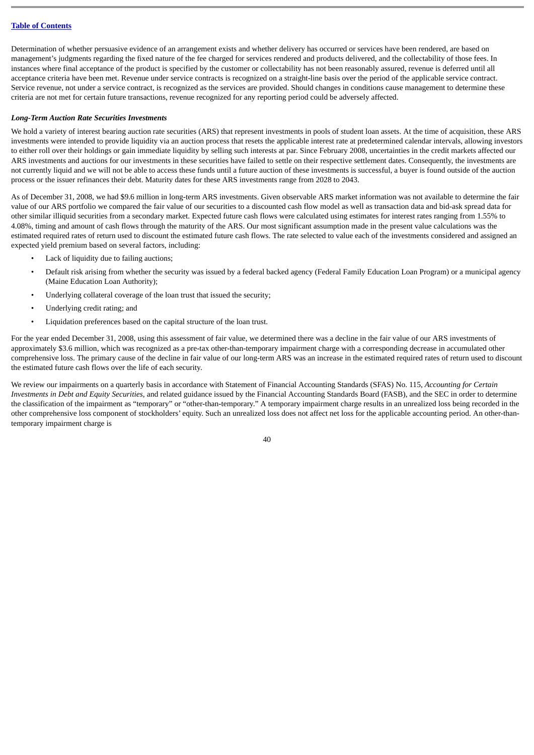Determination of whether persuasive evidence of an arrangement exists and whether delivery has occurred or services have been rendered, are based on management's judgments regarding the fixed nature of the fee charged for services rendered and products delivered, and the collectability of those fees. In instances where final acceptance of the product is specified by the customer or collectability has not been reasonably assured, revenue is deferred until all acceptance criteria have been met. Revenue under service contracts is recognized on a straight-line basis over the period of the applicable service contract. Service revenue, not under a service contract, is recognized as the services are provided. Should changes in conditions cause management to determine these criteria are not met for certain future transactions, revenue recognized for any reporting period could be adversely affected.

***Long-Term Auction Rate Securities Investments***

We hold a variety of interest bearing auction rate securities (ARS) that represent investments in pools of student loan assets. At the time of acquisition, these ARS investments were intended to provide liquidity via an auction process that resets the applicable interest rate at predetermined calendar intervals, allowing investors to either roll over their holdings or gain immediate liquidity by selling such interests at par. Since February 2008, uncertainties in the credit markets affected our ARS investments and auctions for our investments in these securities have failed to settle on their respective settlement dates. Consequently, the investments are not currently liquid and we will not be able to access these funds until a future auction of these investments is successful, a buyer is found outside of the auction process or the issuer refinances their debt. Maturity dates for these ARS investments range from 2028 to 2043.

As of December 31, 2008, we had $9.6 million in long-term ARS investments. Given observable ARS market information was not available to determine the fair value of our ARS portfolio we compared the fair value of our securities to a discounted cash flow model as well as transaction data and bid-ask spread data for other similar illiquid securities from a secondary market. Expected future cash flows were calculated using estimates for interest rates ranging from 1.55% to 4.08%, timing and amount of cash flows through the maturity of the ARS. Our most significant assumption made in the present value calculations was the estimated required rates of return used to discount the estimated future cash flows. The rate selected to value each of the investments considered and assigned an expected yield premium based on several factors, including:

- Lack of liquidity due to failing auctions;
- Default risk arising from whether the security was issued by a federal backed agency (Federal Family Education Loan Program) or a municipal agency (Maine Education Loan Authority);
- Underlying collateral coverage of the loan trust that issued the security;
- Underlying credit rating; and
- Liquidation preferences based on the capital structure of the loan trust.

For the year ended December 31, 2008, using this assessment of fair value, we determined there was a decline in the fair value of our ARS investments of approximately $3.6 million, which was recognized as a pre-tax other-than-temporary impairment charge with a corresponding decrease in accumulated other comprehensive loss. The primary cause of the decline in fair value of our long-term ARS was an increase in the estimated required rates of return used to discount the estimated future cash flows over the life of each security.

We review our impairments on a quarterly basis in accordance with Statement of Financial Accounting Standards (SFAS) No. 115, *Accounting for Certain Investments in Debt and Equity Securities,* and related guidance issued by the Financial Accounting Standards Board (FASB), and the SEC in order to determine the classification of the impairment as "temporary" or "other-than-temporary." A temporary impairment charge results in an unrealized loss being recorded in the other comprehensive loss component of stockholders' equity. Such an unrealized loss does not affect net loss for the applicable accounting period. An other-than-temporary impairment charge is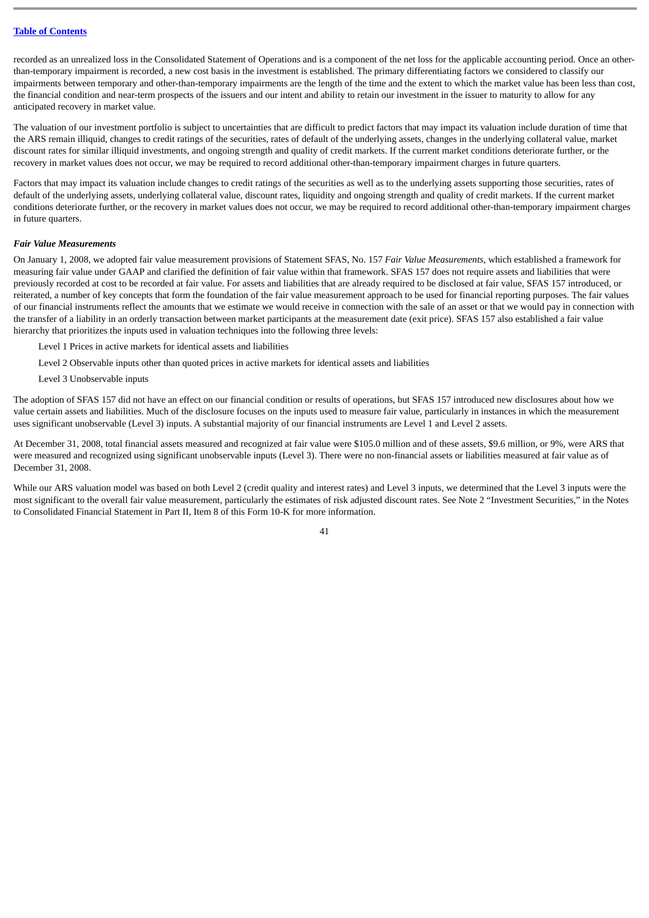recorded as an unrealized loss in the Consolidated Statement of Operations and is a component of the net loss for the applicable accounting period. Once an other-than-temporary impairment is recorded, a new cost basis in the investment is established. The primary differentiating factors we considered to classify our impairments between temporary and other-than-temporary impairments are the length of the time and the extent to which the market value has been less than cost, the financial condition and near-term prospects of the issuers and our intent and ability to retain our investment in the issuer to maturity to allow for any anticipated recovery in market value.

The valuation of our investment portfolio is subject to uncertainties that are difficult to predict factors that may impact its valuation include duration of time that the ARS remain illiquid, changes to credit ratings of the securities, rates of default of the underlying assets, changes in the underlying collateral value, market discount rates for similar illiquid investments, and ongoing strength and quality of credit markets. If the current market conditions deteriorate further, or the recovery in market values does not occur, we may be required to record additional other-than-temporary impairment charges in future quarters.

Factors that may impact its valuation include changes to credit ratings of the securities as well as to the underlying assets supporting those securities, rates of default of the underlying assets, underlying collateral value, discount rates, liquidity and ongoing strength and quality of credit markets. If the current market conditions deteriorate further, or the recovery in market values does not occur, we may be required to record additional other-than-temporary impairment charges in future quarters.

***Fair Value Measurements***

On January 1, 2008, we adopted fair value measurement provisions of Statement SFAS, No. 157 *Fair Value Measurements*, which established a framework for measuring fair value under GAAP and clarified the definition of fair value within that framework. SFAS 157 does not require assets and liabilities that were previously recorded at cost to be recorded at fair value. For assets and liabilities that are already required to be disclosed at fair value, SFAS 157 introduced, or reiterated, a number of key concepts that form the foundation of the fair value measurement approach to be used for financial reporting purposes. The fair values of our financial instruments reflect the amounts that we estimate we would receive in connection with the sale of an asset or that we would pay in connection with the transfer of a liability in an orderly transaction between market participants at the measurement date (exit price). SFAS 157 also established a fair value hierarchy that prioritizes the inputs used in valuation techniques into the following three levels:

Level 1 Prices in active markets for identical assets and liabilities

Level 2 Observable inputs other than quoted prices in active markets for identical assets and liabilities

Level 3 Unobservable inputs

The adoption of SFAS 157 did not have an effect on our financial condition or results of operations, but SFAS 157 introduced new disclosures about how we value certain assets and liabilities. Much of the disclosure focuses on the inputs used to measure fair value, particularly in instances in which the measurement uses significant unobservable (Level 3) inputs. A substantial majority of our financial instruments are Level 1 and Level 2 assets.

At December 31, 2008, total financial assets measured and recognized at fair value were $105.0 million and of these assets, $9.6 million, or 9%, were ARS that were measured and recognized using significant unobservable inputs (Level 3). There were no non-financial assets or liabilities measured at fair value as of December 31, 2008.

While our ARS valuation model was based on both Level 2 (credit quality and interest rates) and Level 3 inputs, we determined that the Level 3 inputs were the most significant to the overall fair value measurement, particularly the estimates of risk adjusted discount rates. See Note 2 "Investment Securities," in the Notes to Consolidated Financial Statement in Part II, Item 8 of this Form 10-K for more information.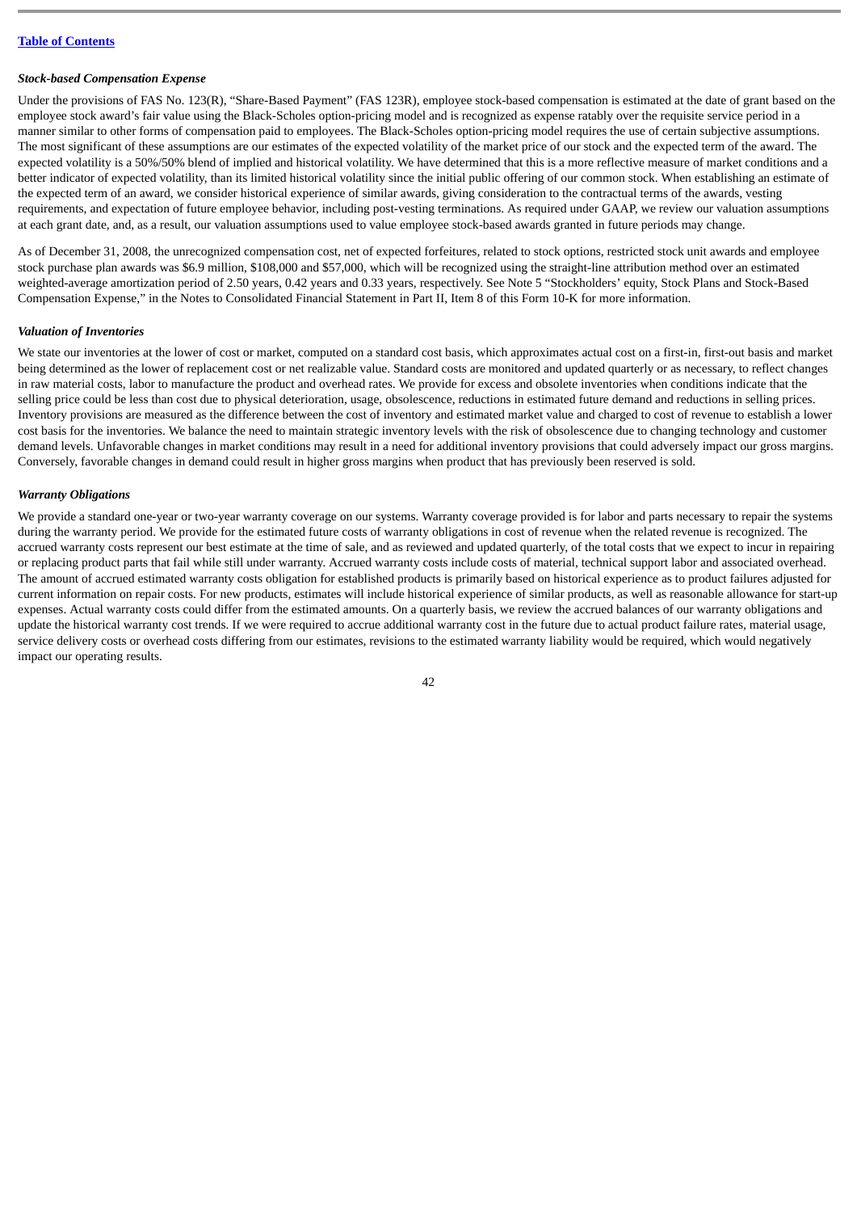[Table of Contents](#)

***Stock-based Compensation Expense***

Under the provisions of FAS No. 123(R), "Share-Based Payment" (FAS 123R), employee stock-based compensation is estimated at the date of grant based on the employee stock award's fair value using the Black-Scholes option-pricing model and is recognized as expense ratably over the requisite service period in a manner similar to other forms of compensation paid to employees. The Black-Scholes option-pricing model requires the use of certain subjective assumptions. The most significant of these assumptions are our estimates of the expected volatility of the market price of our stock and the expected term of the award. The expected volatility is a 50%/50% blend of implied and historical volatility. We have determined that this is a more reflective measure of market conditions and a better indicator of expected volatility, than its limited historical volatility since the initial public offering of our common stock. When establishing an estimate of the expected term of an award, we consider historical experience of similar awards, giving consideration to the contractual terms of the awards, vesting requirements, and expectation of future employee behavior, including post-vesting terminations. As required under GAAP, we review our valuation assumptions at each grant date, and, as a result, our valuation assumptions used to value employee stock-based awards granted in future periods may change.

As of December 31, 2008, the unrecognized compensation cost, net of expected forfeitures, related to stock options, restricted stock unit awards and employee stock purchase plan awards was $6.9 million, $108,000 and $57,000, which will be recognized using the straight-line attribution method over an estimated weighted-average amortization period of 2.50 years, 0.42 years and 0.33 years, respectively. See Note 5 "Stockholders' equity, Stock Plans and Stock-Based Compensation Expense," in the Notes to Consolidated Financial Statement in Part II, Item 8 of this Form 10-K for more information.

***Valuation of Inventories***

We state our inventories at the lower of cost or market, computed on a standard cost basis, which approximates actual cost on a first-in, first-out basis and market being determined as the lower of replacement cost or net realizable value. Standard costs are monitored and updated quarterly or as necessary, to reflect changes in raw material costs, labor to manufacture the product and overhead rates. We provide for excess and obsolete inventories when conditions indicate that the selling price could be less than cost due to physical deterioration, usage, obsolescence, reductions in estimated future demand and reductions in selling prices. Inventory provisions are measured as the difference between the cost of inventory and estimated market value and charged to cost of revenue to establish a lower cost basis for the inventories. We balance the need to maintain strategic inventory levels with the risk of obsolescence due to changing technology and customer demand levels. Unfavorable changes in market conditions may result in a need for additional inventory provisions that could adversely impact our gross margins. Conversely, favorable changes in demand could result in higher gross margins when product that has previously been reserved is sold.

***Warranty Obligations***

We provide a standard one-year or two-year warranty coverage on our systems. Warranty coverage provided is for labor and parts necessary to repair the systems during the warranty period. We provide for the estimated future costs of warranty obligations in cost of revenue when the related revenue is recognized. The accrued warranty costs represent our best estimate at the time of sale, and as reviewed and updated quarterly, of the total costs that we expect to incur in repairing or replacing product parts that fail while still under warranty. Accrued warranty costs include costs of material, technical support labor and associated overhead. The amount of accrued estimated warranty costs obligation for established products is primarily based on historical experience as to product failures adjusted for current information on repair costs. For new products, estimates will include historical experience of similar products, as well as reasonable allowance for start-up expenses. Actual warranty costs could differ from the estimated amounts. On a quarterly basis, we review the accrued balances of our warranty obligations and update the historical warranty cost trends. If we were required to accrue additional warranty cost in the future due to actual product failure rates, material usage, service delivery costs or overhead costs differing from our estimates, revisions to the estimated warranty liability would be required, which would negatively impact our operating results.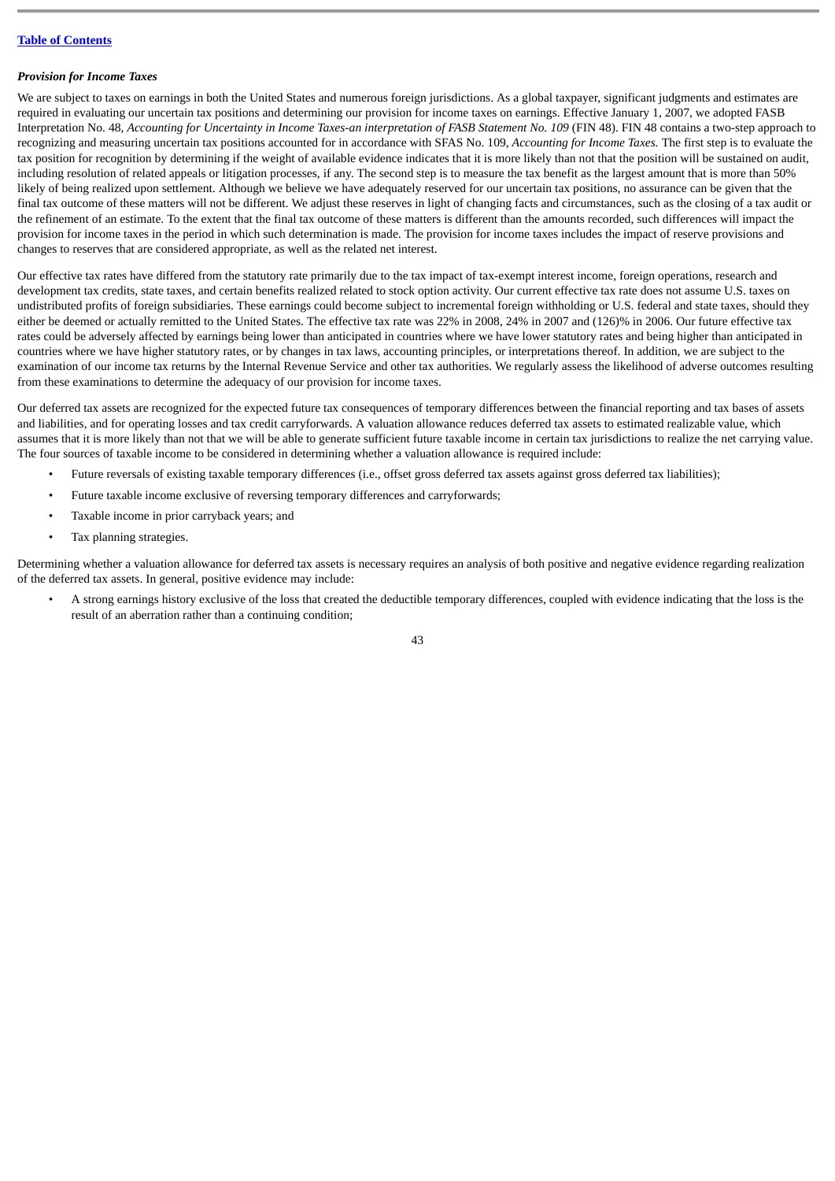***Provision for Income Taxes***

We are subject to taxes on earnings in both the United States and numerous foreign jurisdictions. As a global taxpayer, significant judgments and estimates are required in evaluating our uncertain tax positions and determining our provision for income taxes on earnings. Effective January 1, 2007, we adopted FASB Interpretation No. 48, *Accounting for Uncertainty in Income Taxes-an interpretation of FASB Statement No. 109* (FIN 48). FIN 48 contains a two-step approach to recognizing and measuring uncertain tax positions accounted for in accordance with SFAS No. 109, *Accounting for Income Taxes.* The first step is to evaluate the tax position for recognition by determining if the weight of available evidence indicates that it is more likely than not that the position will be sustained on audit, including resolution of related appeals or litigation processes, if any. The second step is to measure the tax benefit as the largest amount that is more than 50% likely of being realized upon settlement. Although we believe we have adequately reserved for our uncertain tax positions, no assurance can be given that the final tax outcome of these matters will not be different. We adjust these reserves in light of changing facts and circumstances, such as the closing of a tax audit or the refinement of an estimate. To the extent that the final tax outcome of these matters is different than the amounts recorded, such differences will impact the provision for income taxes in the period in which such determination is made. The provision for income taxes includes the impact of reserve provisions and changes to reserves that are considered appropriate, as well as the related net interest.

Our effective tax rates have differed from the statutory rate primarily due to the tax impact of tax-exempt interest income, foreign operations, research and development tax credits, state taxes, and certain benefits realized related to stock option activity. Our current effective tax rate does not assume U.S. taxes on undistributed profits of foreign subsidiaries. These earnings could become subject to incremental foreign withholding or U.S. federal and state taxes, should they either be deemed or actually remitted to the United States. The effective tax rate was 22% in 2008, 24% in 2007 and (126)% in 2006. Our future effective tax rates could be adversely affected by earnings being lower than anticipated in countries where we have lower statutory rates and being higher than anticipated in countries where we have higher statutory rates, or by changes in tax laws, accounting principles, or interpretations thereof. In addition, we are subject to the examination of our income tax returns by the Internal Revenue Service and other tax authorities. We regularly assess the likelihood of adverse outcomes resulting from these examinations to determine the adequacy of our provision for income taxes.

Our deferred tax assets are recognized for the expected future tax consequences of temporary differences between the financial reporting and tax bases of assets and liabilities, and for operating losses and tax credit carryforwards. A valuation allowance reduces deferred tax assets to estimated realizable value, which assumes that it is more likely than not that we will be able to generate sufficient future taxable income in certain tax jurisdictions to realize the net carrying value. The four sources of taxable income to be considered in determining whether a valuation allowance is required include:

- Future reversals of existing taxable temporary differences (i.e., offset gross deferred tax assets against gross deferred tax liabilities);
- Future taxable income exclusive of reversing temporary differences and carryforwards;
- Taxable income in prior carryback years; and
- Tax planning strategies.

Determining whether a valuation allowance for deferred tax assets is necessary requires an analysis of both positive and negative evidence regarding realization of the deferred tax assets. In general, positive evidence may include:

- A strong earnings history exclusive of the loss that created the deductible temporary differences, coupled with evidence indicating that the loss is the result of an aberration rather than a continuing condition;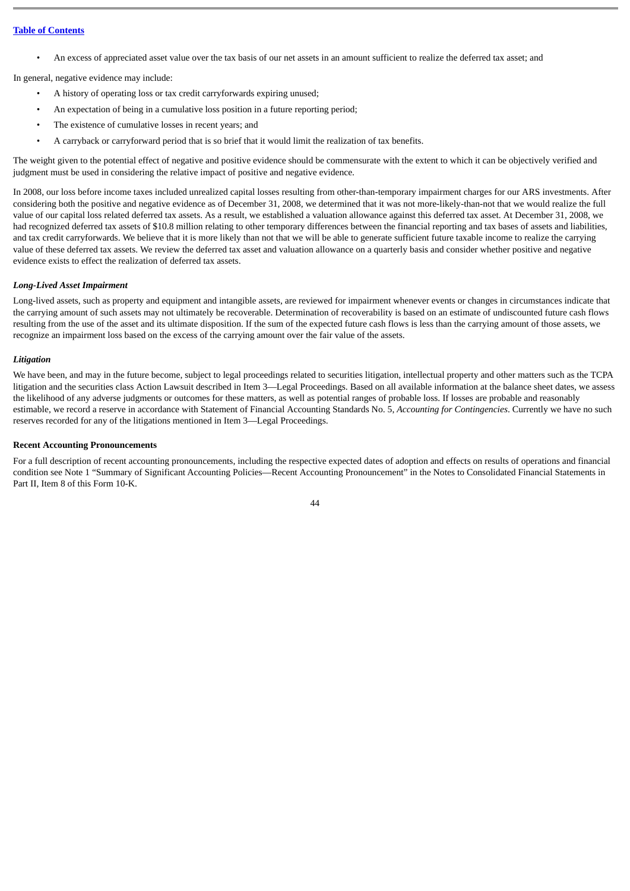- An excess of appreciated asset value over the tax basis of our net assets in an amount sufficient to realize the deferred tax asset; and

In general, negative evidence may include:

- A history of operating loss or tax credit carryforwards expiring unused;
- An expectation of being in a cumulative loss position in a future reporting period;
- The existence of cumulative losses in recent years; and
- A carryback or carryforward period that is so brief that it would limit the realization of tax benefits.

The weight given to the potential effect of negative and positive evidence should be commensurate with the extent to which it can be objectively verified and judgment must be used in considering the relative impact of positive and negative evidence.

In 2008, our loss before income taxes included unrealized capital losses resulting from other-than-temporary impairment charges for our ARS investments. After considering both the positive and negative evidence as of December 31, 2008, we determined that it was not more-likely-than-not that we would realize the full value of our capital loss related deferred tax assets. As a result, we established a valuation allowance against this deferred tax asset. At December 31, 2008, we had recognized deferred tax assets of $10.8 million relating to other temporary differences between the financial reporting and tax bases of assets and liabilities, and tax credit carryforwards. We believe that it is more likely than not that we will be able to generate sufficient future taxable income to realize the carrying value of these deferred tax assets. We review the deferred tax asset and valuation allowance on a quarterly basis and consider whether positive and negative evidence exists to effect the realization of deferred tax assets.

***Long-Lived Asset Impairment***

Long-lived assets, such as property and equipment and intangible assets, are reviewed for impairment whenever events or changes in circumstances indicate that the carrying amount of such assets may not ultimately be recoverable. Determination of recoverability is based on an estimate of undiscounted future cash flows resulting from the use of the asset and its ultimate disposition. If the sum of the expected future cash flows is less than the carrying amount of those assets, we recognize an impairment loss based on the excess of the carrying amount over the fair value of the assets.

***Litigation***

We have been, and may in the future become, subject to legal proceedings related to securities litigation, intellectual property and other matters such as the TCPA litigation and the securities class Action Lawsuit described in Item 3—Legal Proceedings. Based on all available information at the balance sheet dates, we assess the likelihood of any adverse judgments or outcomes for these matters, as well as potential ranges of probable loss. If losses are probable and reasonably estimable, we record a reserve in accordance with Statement of Financial Accounting Standards No. 5, *Accounting for Contingencies*. Currently we have no such reserves recorded for any of the litigations mentioned in Item 3—Legal Proceedings.

**Recent Accounting Pronouncements**

For a full description of recent accounting pronouncements, including the respective expected dates of adoption and effects on results of operations and financial condition see Note 1 "Summary of Significant Accounting Policies—Recent Accounting Pronouncement" in the Notes to Consolidated Financial Statements in Part II, Item 8 of this Form 10-K.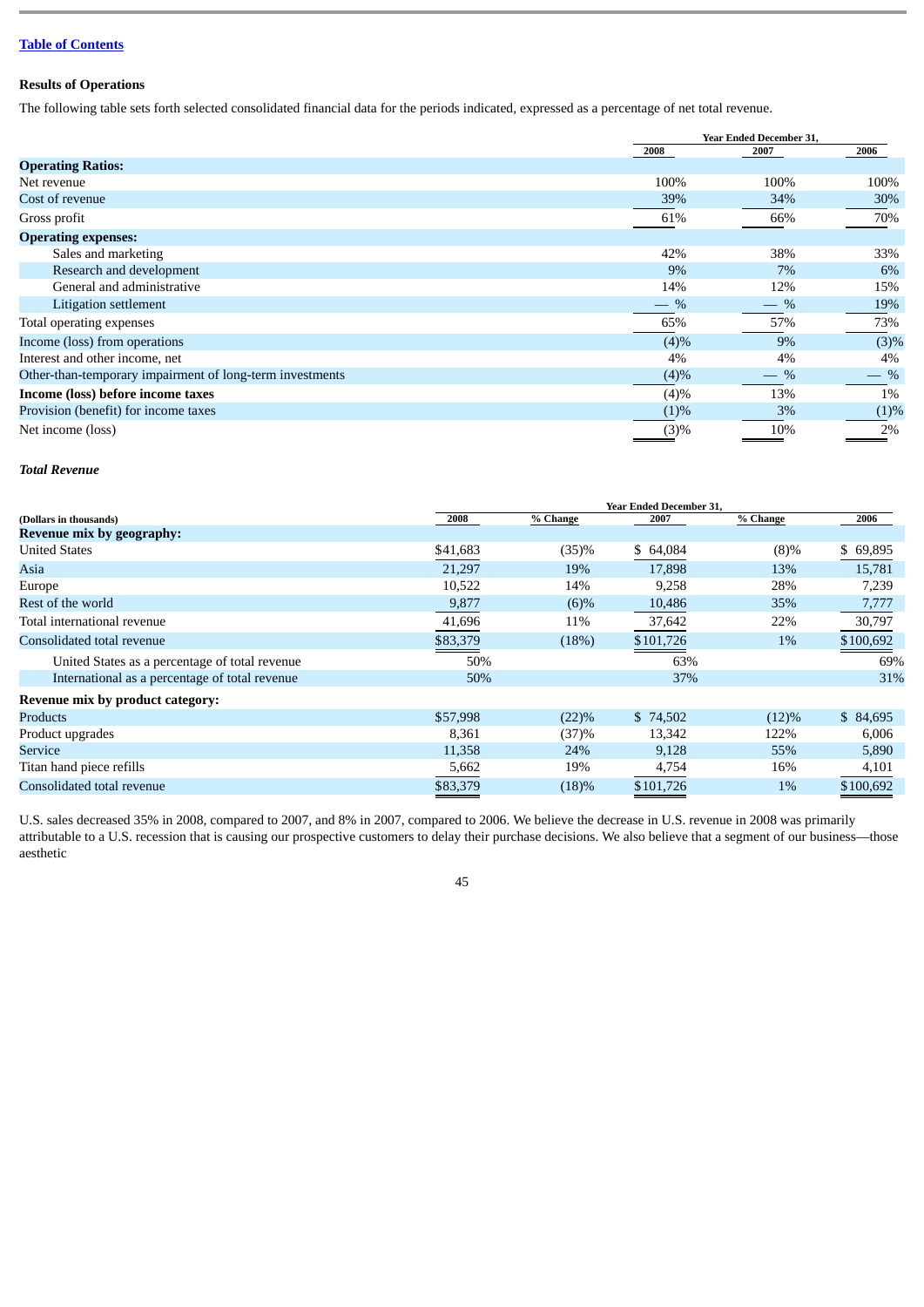[Table of Contents](#)

**Results of Operations**

The following table sets forth selected consolidated financial data for the periods indicated, expressed as a percentage of net total revenue.

| | Year Ended December 31, | | |
|---|---|---|---|
| | 2008 | 2007 | 2006 |
| **Operating Ratios:** | | | |
| Net revenue | 100% | 100% | 100% |
| Cost of revenue | 39% | 34% | 30% |
| Gross profit | 61% | 66% | 70% |
| **Operating expenses:** | | | |
| Sales and marketing | 42% | 38% | 33% |
| Research and development | 9% | 7% | 6% |
| General and administrative | 14% | 12% | 15% |
| Litigation settlement | — % | — % | 19% |
| Total operating expenses | 65% | 57% | 73% |
| Income (loss) from operations | (4)% | 9% | (3)% |
| Interest and other income, net | 4% | 4% | 4% |
| Other-than-temporary impairment of long-term investments | (4)% | — % | — % |
| **Income (loss) before income taxes** | (4)% | 13% | 1% |
| Provision (benefit) for income taxes | (1)% | 3% | (1)% |
| Net income (loss) | (3)% | 10% | 2% |

***Total Revenue***

| (Dollars in thousands) | Year Ended December 31, | | | | |
|---|---|---|---|---|---|
| | 2008 | % Change | 2007 | % Change | 2006 |
| **Revenue mix by geography:** | | | | | |
| United States | $41,683 | (35)% | $ 64,084 | (8)% | $ 69,895 |
| Asia | 21,297 | 19% | 17,898 | 13% | 15,781 |
| Europe | 10,522 | 14% | 9,258 | 28% | 7,239 |
| Rest of the world | 9,877 | (6)% | 10,486 | 35% | 7,777 |
| Total international revenue | 41,696 | 11% | 37,642 | 22% | 30,797 |
| Consolidated total revenue | $83,379 | (18%) | $101,726 | 1% | $100,692 |
| United States as a percentage of total revenue | 50% | | 63% | | 69% |
| International as a percentage of total revenue | 50% | | 37% | | 31% |
| **Revenue mix by product category:** | | | | | |
| Products | $57,998 | (22)% | $ 74,502 | (12)% | $ 84,695 |
| Product upgrades | 8,361 | (37)% | 13,342 | 122% | 6,006 |
| Service | 11,358 | 24% | 9,128 | 55% | 5,890 |
| Titan hand piece refills | 5,662 | 19% | 4,754 | 16% | 4,101 |
| Consolidated total revenue | $83,379 | (18)% | $101,726 | 1% | $100,692 |

U.S. sales decreased 35% in 2008, compared to 2007, and 8% in 2007, compared to 2006. We believe the decrease in U.S. revenue in 2008 was primarily attributable to a U.S. recession that is causing our prospective customers to delay their purchase decisions. We also believe that a segment of our business—those aesthetic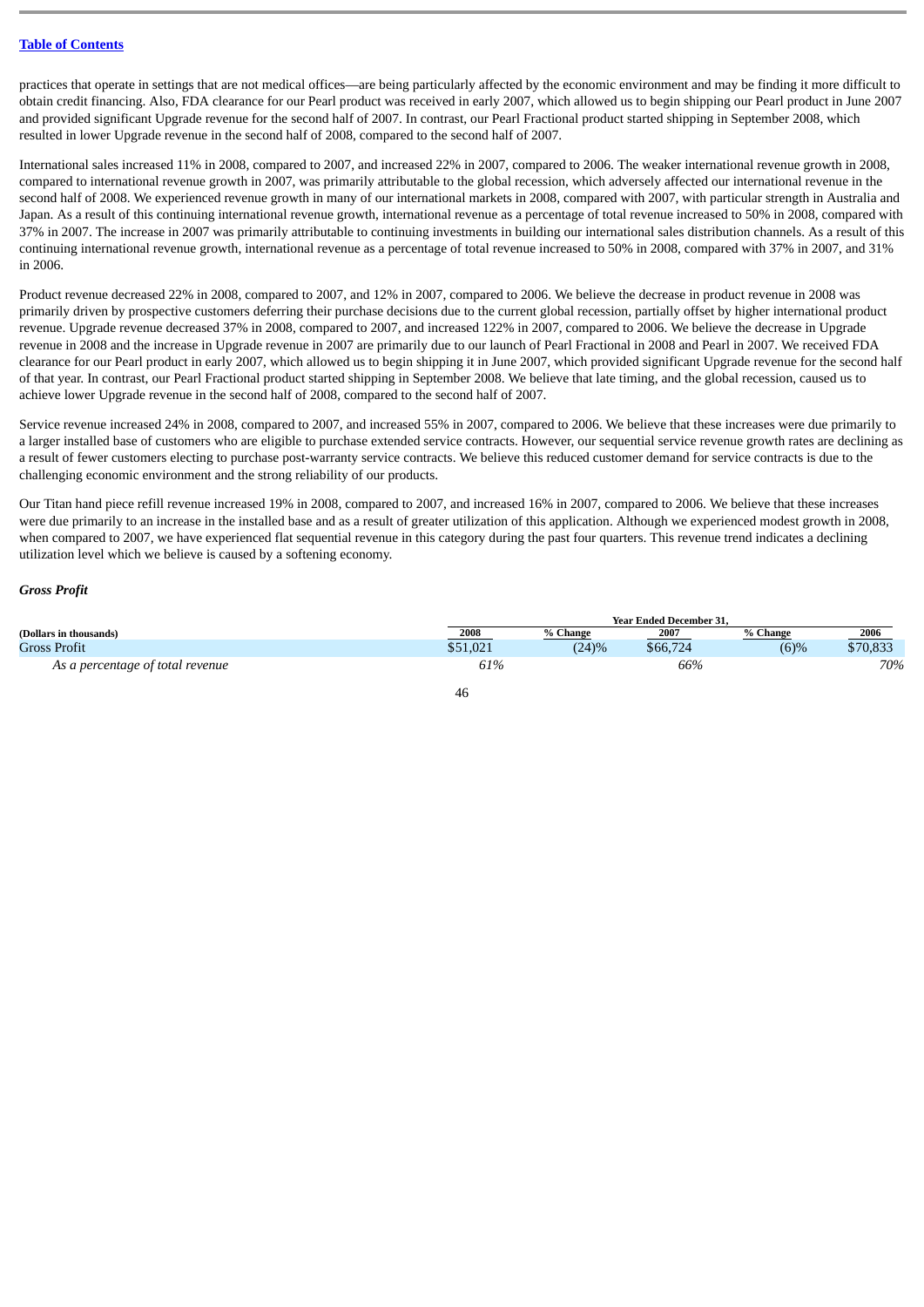practices that operate in settings that are not medical offices—are being particularly affected by the economic environment and may be finding it more difficult to obtain credit financing. Also, FDA clearance for our Pearl product was received in early 2007, which allowed us to begin shipping our Pearl product in June 2007 and provided significant Upgrade revenue for the second half of 2007. In contrast, our Pearl Fractional product started shipping in September 2008, which resulted in lower Upgrade revenue in the second half of 2008, compared to the second half of 2007.

International sales increased 11% in 2008, compared to 2007, and increased 22% in 2007, compared to 2006. The weaker international revenue growth in 2008, compared to international revenue growth in 2007, was primarily attributable to the global recession, which adversely affected our international revenue in the second half of 2008. We experienced revenue growth in many of our international markets in 2008, compared with 2007, with particular strength in Australia and Japan. As a result of this continuing international revenue growth, international revenue as a percentage of total revenue increased to 50% in 2008, compared with 37% in 2007. The increase in 2007 was primarily attributable to continuing investments in building our international sales distribution channels. As a result of this continuing international revenue growth, international revenue as a percentage of total revenue increased to 50% in 2008, compared with 37% in 2007, and 31% in 2006.

Product revenue decreased 22% in 2008, compared to 2007, and 12% in 2007, compared to 2006. We believe the decrease in product revenue in 2008 was primarily driven by prospective customers deferring their purchase decisions due to the current global recession, partially offset by higher international product revenue. Upgrade revenue decreased 37% in 2008, compared to 2007, and increased 122% in 2007, compared to 2006. We believe the decrease in Upgrade revenue in 2008 and the increase in Upgrade revenue in 2007 are primarily due to our launch of Pearl Fractional in 2008 and Pearl in 2007. We received FDA clearance for our Pearl product in early 2007, which allowed us to begin shipping it in June 2007, which provided significant Upgrade revenue for the second half of that year. In contrast, our Pearl Fractional product started shipping in September 2008. We believe that late timing, and the global recession, caused us to achieve lower Upgrade revenue in the second half of 2008, compared to the second half of 2007.

Service revenue increased 24% in 2008, compared to 2007, and increased 55% in 2007, compared to 2006. We believe that these increases were due primarily to a larger installed base of customers who are eligible to purchase extended service contracts. However, our sequential service revenue growth rates are declining as a result of fewer customers electing to purchase post-warranty service contracts. We believe this reduced customer demand for service contracts is due to the challenging economic environment and the strong reliability of our products.

Our Titan hand piece refill revenue increased 19% in 2008, compared to 2007, and increased 16% in 2007, compared to 2006. We believe that these increases were due primarily to an increase in the installed base and as a result of greater utilization of this application. Although we experienced modest growth in 2008, when compared to 2007, we have experienced flat sequential revenue in this category during the past four quarters. This revenue trend indicates a declining utilization level which we believe is caused by a softening economy.

***Gross Profit***

| | Year Ended December 31, | | | | |
|---|---|---|---|---|---|
| **(Dollars in thousands)** | **2008** | **% Change** | **2007** | **% Change** | **2006** |
| Gross Profit | $51,021 | (24)% | $66,724 | (6)% | $70,833 |
| *As a percentage of total revenue* | *61%* | | *66%* | | *70%* |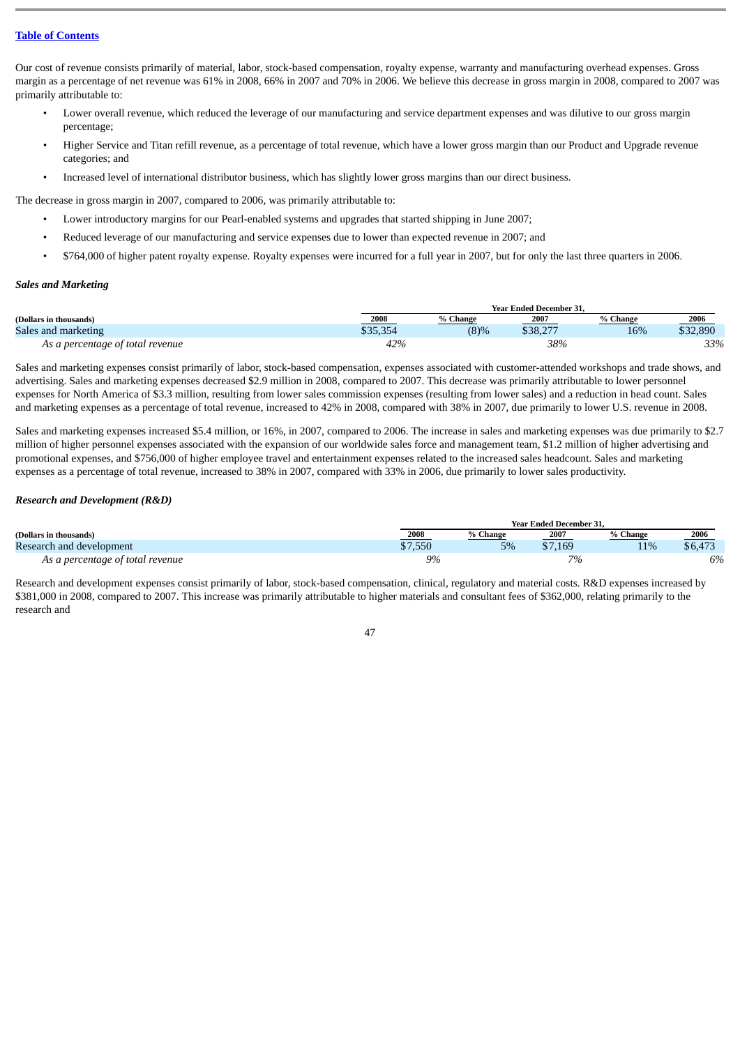Our cost of revenue consists primarily of material, labor, stock-based compensation, royalty expense, warranty and manufacturing overhead expenses. Gross margin as a percentage of net revenue was 61% in 2008, 66% in 2007 and 70% in 2006. We believe this decrease in gross margin in 2008, compared to 2007 was primarily attributable to:

- Lower overall revenue, which reduced the leverage of our manufacturing and service department expenses and was dilutive to our gross margin percentage;
- Higher Service and Titan refill revenue, as a percentage of total revenue, which have a lower gross margin than our Product and Upgrade revenue categories; and
- Increased level of international distributor business, which has slightly lower gross margins than our direct business.

The decrease in gross margin in 2007, compared to 2006, was primarily attributable to:

- Lower introductory margins for our Pearl-enabled systems and upgrades that started shipping in June 2007;
- Reduced leverage of our manufacturing and service expenses due to lower than expected revenue in 2007; and
- $764,000 of higher patent royalty expense. Royalty expenses were incurred for a full year in 2007, but for only the last three quarters in 2006.

### *Sales and Marketing*

| (Dollars in thousands) | Year Ended December 31, | | | | |
|---|---|---|---|---|---|
| | 2008 | % Change | 2007 | % Change | 2006 |
| Sales and marketing | $35,354 | (8)% | $38,277 | 16% | $32,890 |
| *As a percentage of total revenue* | *42%* | | *38%* | | *33%* |

Sales and marketing expenses consist primarily of labor, stock-based compensation, expenses associated with customer-attended workshops and trade shows, and advertising. Sales and marketing expenses decreased $2.9 million in 2008, compared to 2007. This decrease was primarily attributable to lower personnel expenses for North America of $3.3 million, resulting from lower sales commission expenses (resulting from lower sales) and a reduction in head count. Sales and marketing expenses as a percentage of total revenue, increased to 42% in 2008, compared with 38% in 2007, due primarily to lower U.S. revenue in 2008.

Sales and marketing expenses increased $5.4 million, or 16%, in 2007, compared to 2006. The increase in sales and marketing expenses was due primarily to $2.7 million of higher personnel expenses associated with the expansion of our worldwide sales force and management team, $1.2 million of higher advertising and promotional expenses, and $756,000 of higher employee travel and entertainment expenses related to the increased sales headcount. Sales and marketing expenses as a percentage of total revenue, increased to 38% in 2007, compared with 33% in 2006, due primarily to lower sales productivity.

### *Research and Development (R&D)*

| (Dollars in thousands) | Year Ended December 31, | | | | |
|---|---|---|---|---|---|
| | 2008 | % Change | 2007 | % Change | 2006 |
| Research and development | $7,550 | 5% | $7,169 | 11% | $6,473 |
| *As a percentage of total revenue* | *9%* | | *7%* | | *6%* |

Research and development expenses consist primarily of labor, stock-based compensation, clinical, regulatory and material costs. R&D expenses increased by $381,000 in 2008, compared to 2007. This increase was primarily attributable to higher materials and consultant fees of $362,000, relating primarily to the research and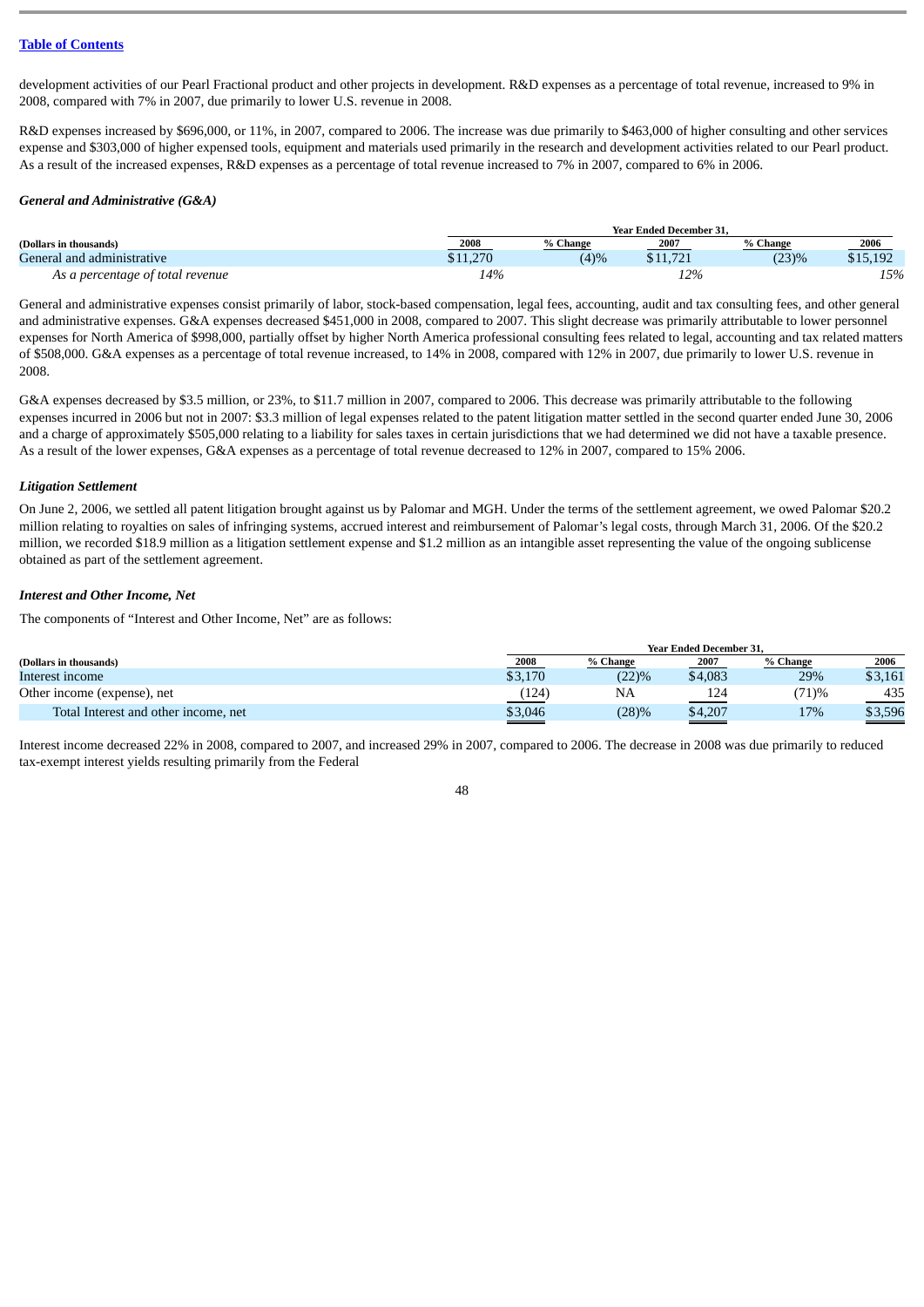development activities of our Pearl Fractional product and other projects in development. R&D expenses as a percentage of total revenue, increased to 9% in 2008, compared with 7% in 2007, due primarily to lower U.S. revenue in 2008.

R&D expenses increased by $696,000, or 11%, in 2007, compared to 2006. The increase was due primarily to $463,000 of higher consulting and other services expense and $303,000 of higher expensed tools, equipment and materials used primarily in the research and development activities related to our Pearl product. As a result of the increased expenses, R&D expenses as a percentage of total revenue increased to 7% in 2007, compared to 6% in 2006.

***General and Administrative (G&A)***

| | Year Ended December 31, | | | | |
|---|---|---|---|---|---|
| **(Dollars in thousands)** | **2008** | **% Change** | **2007** | **% Change** | **2006** |
| General and administrative | $11,270 | (4)% | $11,721 | (23)% | $15,192 |
| *As a percentage of total revenue* | *14%* | | *12%* | | *15%* |

General and administrative expenses consist primarily of labor, stock-based compensation, legal fees, accounting, audit and tax consulting fees, and other general and administrative expenses. G&A expenses decreased $451,000 in 2008, compared to 2007. This slight decrease was primarily attributable to lower personnel expenses for North America of $998,000, partially offset by higher North America professional consulting fees related to legal, accounting and tax related matters of $508,000. G&A expenses as a percentage of total revenue increased, to 14% in 2008, compared with 12% in 2007, due primarily to lower U.S. revenue in 2008.

G&A expenses decreased by $3.5 million, or 23%, to $11.7 million in 2007, compared to 2006. This decrease was primarily attributable to the following expenses incurred in 2006 but not in 2007: $3.3 million of legal expenses related to the patent litigation matter settled in the second quarter ended June 30, 2006 and a charge of approximately $505,000 relating to a liability for sales taxes in certain jurisdictions that we had determined we did not have a taxable presence. As a result of the lower expenses, G&A expenses as a percentage of total revenue decreased to 12% in 2007, compared to 15% 2006.

***Litigation Settlement***

On June 2, 2006, we settled all patent litigation brought against us by Palomar and MGH. Under the terms of the settlement agreement, we owed Palomar $20.2 million relating to royalties on sales of infringing systems, accrued interest and reimbursement of Palomar's legal costs, through March 31, 2006. Of the $20.2 million, we recorded $18.9 million as a litigation settlement expense and $1.2 million as an intangible asset representing the value of the ongoing sublicense obtained as part of the settlement agreement.

***Interest and Other Income, Net***

The components of "Interest and Other Income, Net" are as follows:

| | Year Ended December 31, | | | | |
|---|---|---|---|---|---|
| **(Dollars in thousands)** | **2008** | **% Change** | **2007** | **% Change** | **2006** |
| Interest income | $3,170 | (22)% | $4,083 | 29% | $3,161 |
| Other income (expense), net | (124) | NA | 124 | (71)% | 435 |
| Total Interest and other income, net | $3,046 | (28)% | $4,207 | 17% | $3,596 |

Interest income decreased 22% in 2008, compared to 2007, and increased 29% in 2007, compared to 2006. The decrease in 2008 was due primarily to reduced tax-exempt interest yields resulting primarily from the Federal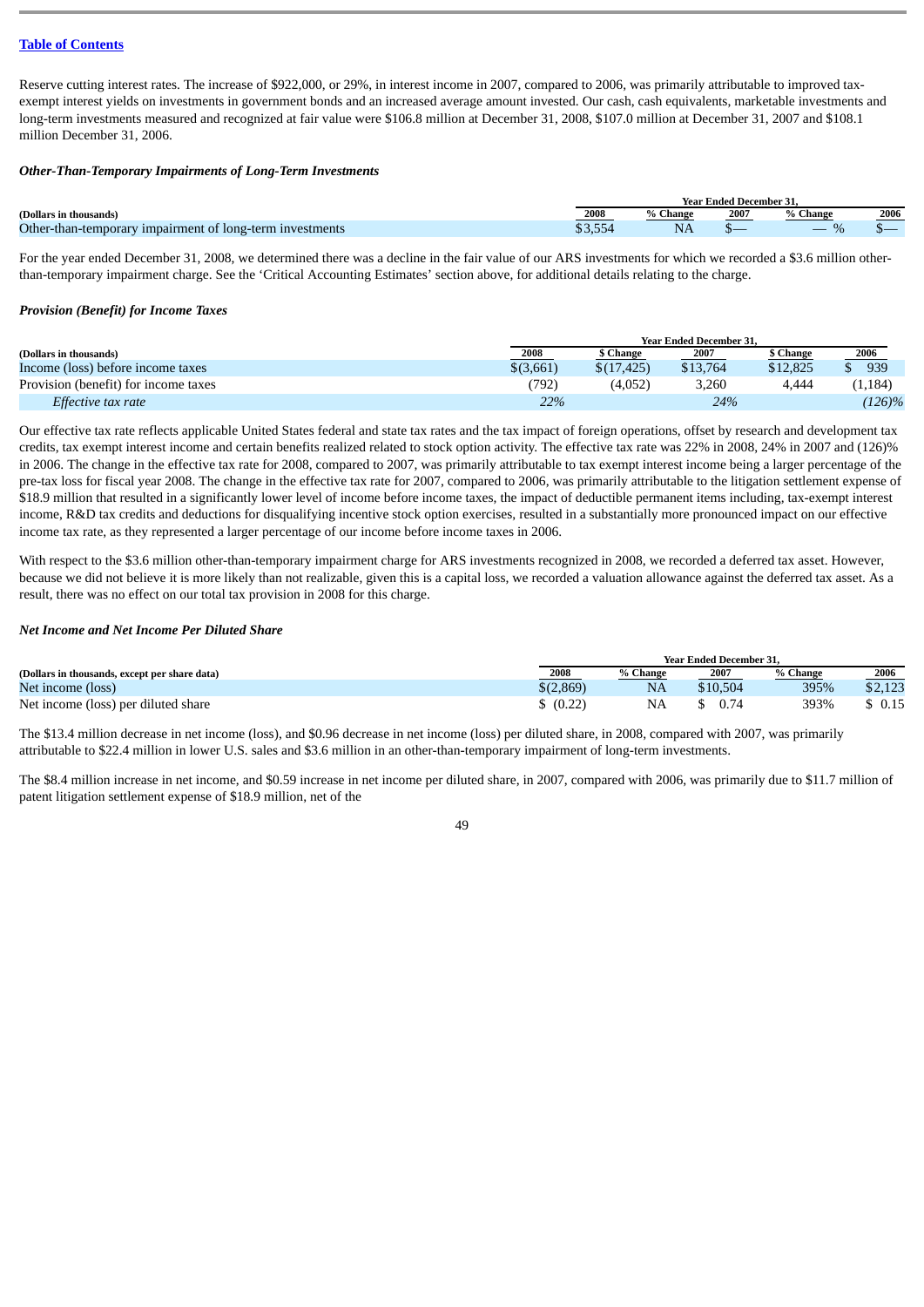Reserve cutting interest rates. The increase of $922,000, or 29%, in interest income in 2007, compared to 2006, was primarily attributable to improved tax-exempt interest yields on investments in government bonds and an increased average amount invested. Our cash, cash equivalents, marketable investments and long-term investments measured and recognized at fair value were $106.8 million at December 31, 2008, $107.0 million at December 31, 2007 and $108.1 million December 31, 2006.

### *Other-Than-Temporary Impairments of Long-Term Investments*

| | Year Ended December 31, | | | | |
|---|---|---|---|---|---|
| **(Dollars in thousands)** | **2008** | **% Change** | **2007** | **% Change** | **2006** |
| Other-than-temporary impairment of long-term investments | $3,554 | NA | $— | — % | $— |

For the year ended December 31, 2008, we determined there was a decline in the fair value of our ARS investments for which we recorded a $3.6 million other-than-temporary impairment charge. See the 'Critical Accounting Estimates' section above, for additional details relating to the charge.

### *Provision (Benefit) for Income Taxes*

| | Year Ended December 31, | | | | |
|---|---|---|---|---|---|
| **(Dollars in thousands)** | **2008** | **$ Change** | **2007** | **$ Change** | **2006** |
| Income (loss) before income taxes | $(3,661) | $(17,425) | $13,764 | $12,825 | $ 939 |
| Provision (benefit) for income taxes | (792) | (4,052) | 3,260 | 4,444 | (1,184) |
| *Effective tax rate* | *22%* | | *24%* | | *(126)%* |

Our effective tax rate reflects applicable United States federal and state tax rates and the tax impact of foreign operations, offset by research and development tax credits, tax exempt interest income and certain benefits realized related to stock option activity. The effective tax rate was 22% in 2008, 24% in 2007 and (126)% in 2006. The change in the effective tax rate for 2008, compared to 2007, was primarily attributable to tax exempt interest income being a larger percentage of the pre-tax loss for fiscal year 2008. The change in the effective tax rate for 2007, compared to 2006, was primarily attributable to the litigation settlement expense of $18.9 million that resulted in a significantly lower level of income before income taxes, the impact of deductible permanent items including, tax-exempt interest income, R&D tax credits and deductions for disqualifying incentive stock option exercises, resulted in a substantially more pronounced impact on our effective income tax rate, as they represented a larger percentage of our income before income taxes in 2006.

With respect to the $3.6 million other-than-temporary impairment charge for ARS investments recognized in 2008, we recorded a deferred tax asset. However, because we did not believe it is more likely than not realizable, given this is a capital loss, we recorded a valuation allowance against the deferred tax asset. As a result, there was no effect on our total tax provision in 2008 for this charge.

### *Net Income and Net Income Per Diluted Share*

| | Year Ended December 31, | | | | |
|---|---|---|---|---|---|
| **(Dollars in thousands, except per share data)** | **2008** | **% Change** | **2007** | **% Change** | **2006** |
| Net income (loss) | $(2,869) | NA | $10,504 | 395% | $2,123 |
| Net income (loss) per diluted share | $ (0.22) | NA | $ 0.74 | 393% | $ 0.15 |

The $13.4 million decrease in net income (loss), and $0.96 decrease in net income (loss) per diluted share, in 2008, compared with 2007, was primarily attributable to $22.4 million in lower U.S. sales and $3.6 million in an other-than-temporary impairment of long-term investments.

The $8.4 million increase in net income, and $0.59 increase in net income per diluted share, in 2007, compared with 2006, was primarily due to $11.7 million of patent litigation settlement expense of $18.9 million, net of the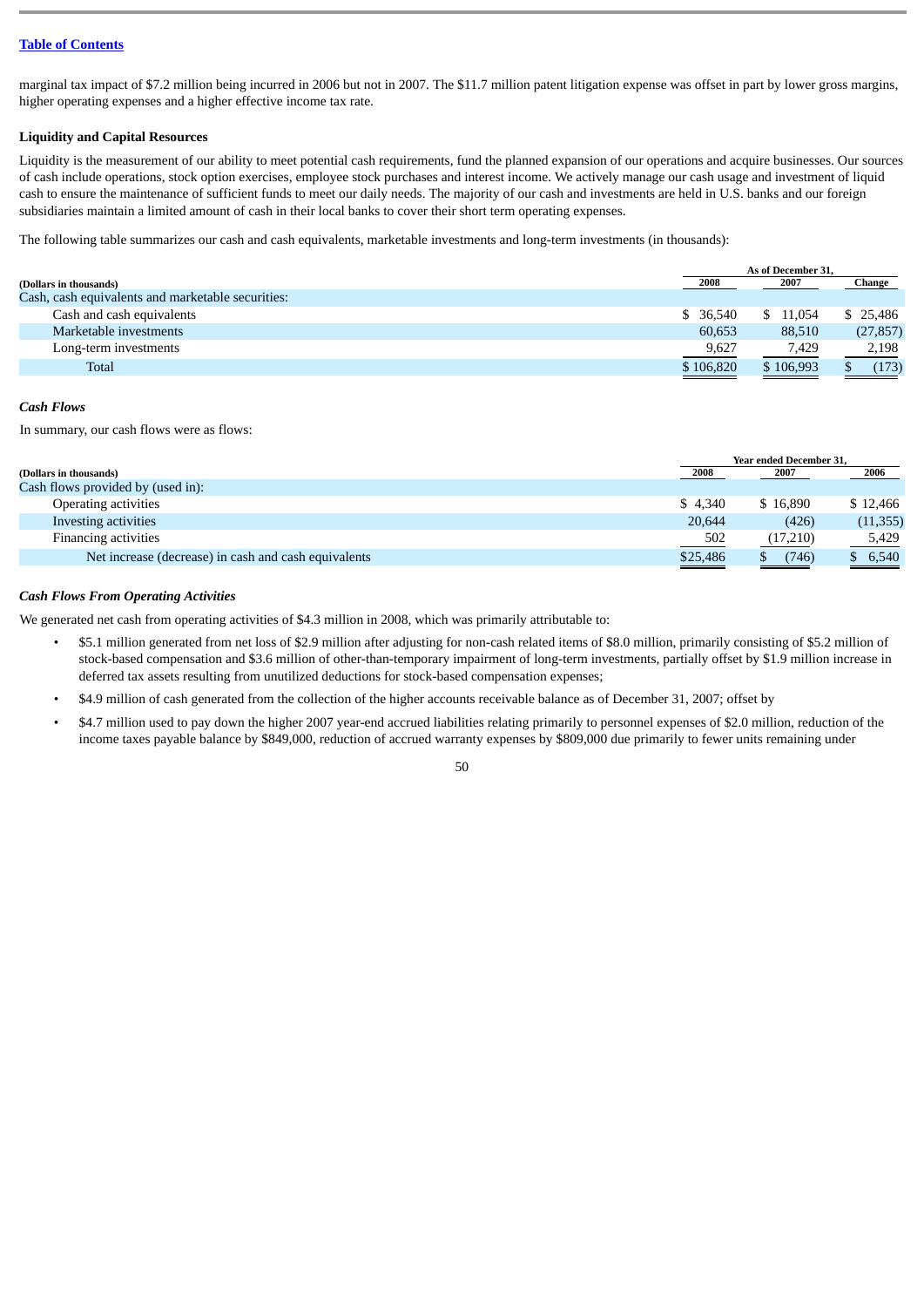Table of Contents

marginal tax impact of $7.2 million being incurred in 2006 but not in 2007. The $11.7 million patent litigation expense was offset in part by lower gross margins, higher operating expenses and a higher effective income tax rate.

**Liquidity and Capital Resources**

Liquidity is the measurement of our ability to meet potential cash requirements, fund the planned expansion of our operations and acquire businesses. Our sources of cash include operations, stock option exercises, employee stock purchases and interest income. We actively manage our cash usage and investment of liquid cash to ensure the maintenance of sufficient funds to meet our daily needs. The majority of our cash and investments are held in U.S. banks and our foreign subsidiaries maintain a limited amount of cash in their local banks to cover their short term operating expenses.

The following table summarizes our cash and cash equivalents, marketable investments and long-term investments (in thousands):

| (Dollars in thousands) | As of December 31, 2008 | 2007 | Change |
|---|---|---|---|
| Cash, cash equivalents and marketable securities: | | | |
| Cash and cash equivalents | $ 36,540 | $ 11,054 | $ 25,486 |
| Marketable investments | 60,653 | 88,510 | (27,857) |
| Long-term investments | 9,627 | 7,429 | 2,198 |
| Total | $ 106,820 | $ 106,993 | $ (173) |

***Cash Flows***

In summary, our cash flows were as flows:

| (Dollars in thousands) | Year ended December 31, 2008 | 2007 | 2006 |
|---|---|---|---|
| Cash flows provided by (used in): | | | |
| Operating activities | $ 4,340 | $ 16,890 | $ 12,466 |
| Investing activities | 20,644 | (426) | (11,355) |
| Financing activities | 502 | (17,210) | 5,429 |
| Net increase (decrease) in cash and cash equivalents | $25,486 | $ (746) | $ 6,540 |

***Cash Flows From Operating Activities***

We generated net cash from operating activities of $4.3 million in 2008, which was primarily attributable to:

- $5.1 million generated from net loss of $2.9 million after adjusting for non-cash related items of $8.0 million, primarily consisting of $5.2 million of stock-based compensation and $3.6 million of other-than-temporary impairment of long-term investments, partially offset by $1.9 million increase in deferred tax assets resulting from unutilized deductions for stock-based compensation expenses;
- $4.9 million of cash generated from the collection of the higher accounts receivable balance as of December 31, 2007; offset by
- $4.7 million used to pay down the higher 2007 year-end accrued liabilities relating primarily to personnel expenses of $2.0 million, reduction of the income taxes payable balance by $849,000, reduction of accrued warranty expenses by $809,000 due primarily to fewer units remaining under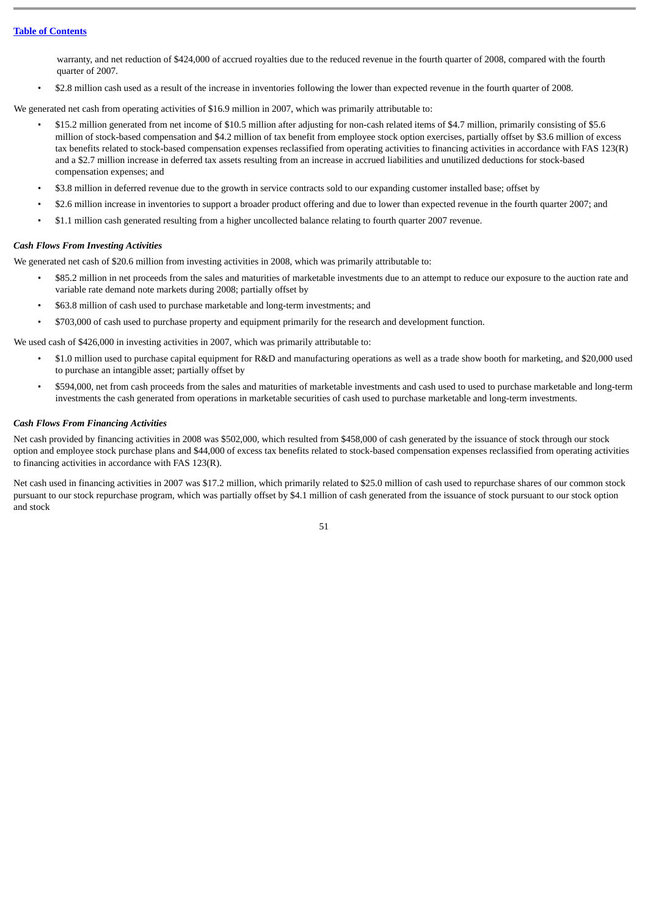warranty, and net reduction of $424,000 of accrued royalties due to the reduced revenue in the fourth quarter of 2008, compared with the fourth quarter of 2007.

- $2.8 million cash used as a result of the increase in inventories following the lower than expected revenue in the fourth quarter of 2008.

We generated net cash from operating activities of $16.9 million in 2007, which was primarily attributable to:

- $15.2 million generated from net income of $10.5 million after adjusting for non-cash related items of $4.7 million, primarily consisting of $5.6 million of stock-based compensation and $4.2 million of tax benefit from employee stock option exercises, partially offset by $3.6 million of excess tax benefits related to stock-based compensation expenses reclassified from operating activities to financing activities in accordance with FAS 123(R) and a $2.7 million increase in deferred tax assets resulting from an increase in accrued liabilities and unutilized deductions for stock-based compensation expenses; and
- $3.8 million in deferred revenue due to the growth in service contracts sold to our expanding customer installed base; offset by
- $2.6 million increase in inventories to support a broader product offering and due to lower than expected revenue in the fourth quarter 2007; and
- $1.1 million cash generated resulting from a higher uncollected balance relating to fourth quarter 2007 revenue.

***Cash Flows From Investing Activities***

We generated net cash of $20.6 million from investing activities in 2008, which was primarily attributable to:

- $85.2 million in net proceeds from the sales and maturities of marketable investments due to an attempt to reduce our exposure to the auction rate and variable rate demand note markets during 2008; partially offset by
- $63.8 million of cash used to purchase marketable and long-term investments; and
- $703,000 of cash used to purchase property and equipment primarily for the research and development function.

We used cash of $426,000 in investing activities in 2007, which was primarily attributable to:

- $1.0 million used to purchase capital equipment for R&D and manufacturing operations as well as a trade show booth for marketing, and $20,000 used to purchase an intangible asset; partially offset by
- $594,000, net from cash proceeds from the sales and maturities of marketable investments and cash used to used to purchase marketable and long-term investments the cash generated from operations in marketable securities of cash used to purchase marketable and long-term investments.

***Cash Flows From Financing Activities***

Net cash provided by financing activities in 2008 was $502,000, which resulted from $458,000 of cash generated by the issuance of stock through our stock option and employee stock purchase plans and $44,000 of excess tax benefits related to stock-based compensation expenses reclassified from operating activities to financing activities in accordance with FAS 123(R).

Net cash used in financing activities in 2007 was $17.2 million, which primarily related to $25.0 million of cash used to repurchase shares of our common stock pursuant to our stock repurchase program, which was partially offset by $4.1 million of cash generated from the issuance of stock pursuant to our stock option and stock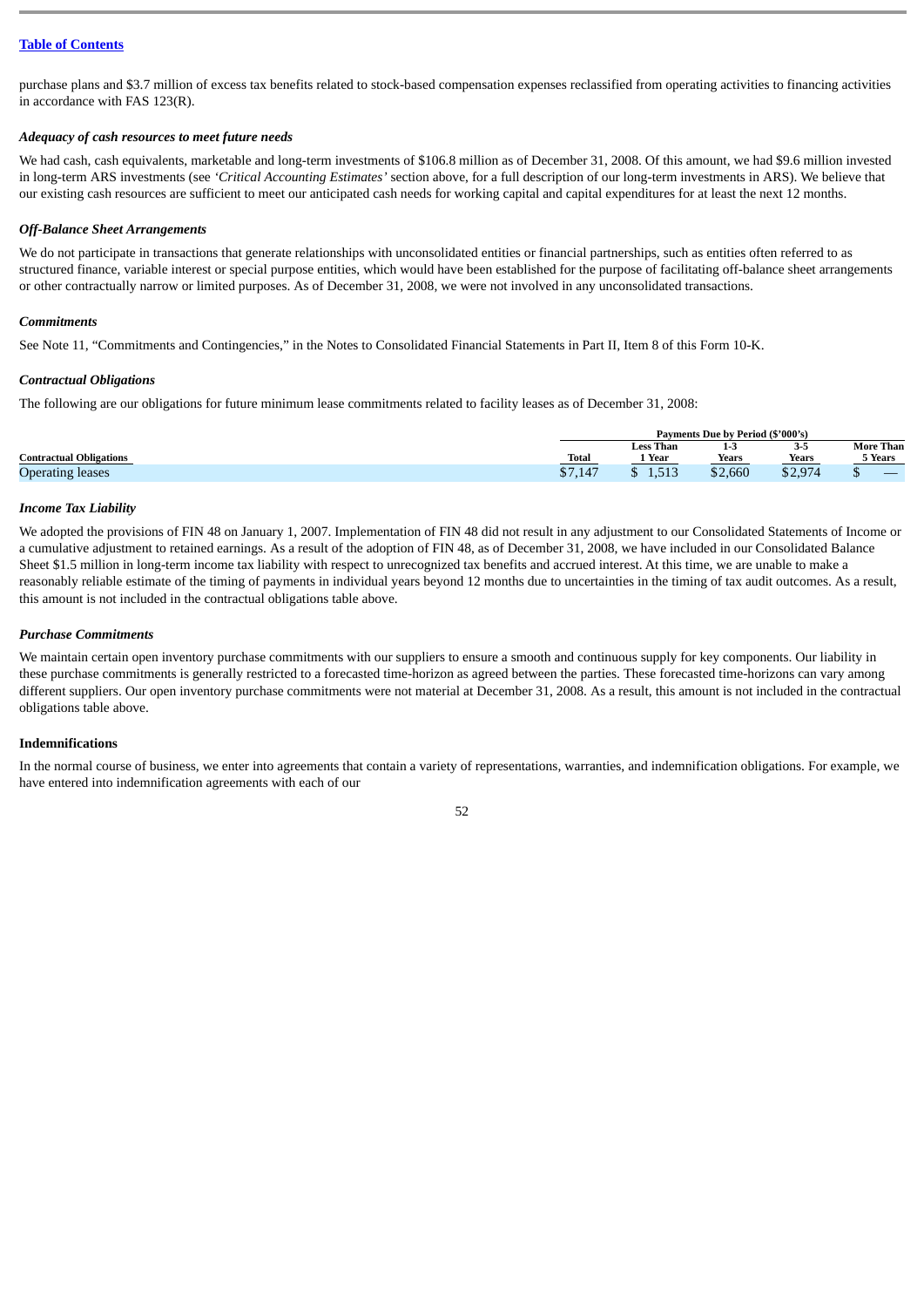purchase plans and $3.7 million of excess tax benefits related to stock-based compensation expenses reclassified from operating activities to financing activities in accordance with FAS 123(R).

***Adequacy of cash resources to meet future needs***

We had cash, cash equivalents, marketable and long-term investments of $106.8 million as of December 31, 2008. Of this amount, we had $9.6 million invested in long-term ARS investments (see *'Critical Accounting Estimates'* section above, for a full description of our long-term investments in ARS). We believe that our existing cash resources are sufficient to meet our anticipated cash needs for working capital and capital expenditures for at least the next 12 months.

***Off-Balance Sheet Arrangements***

We do not participate in transactions that generate relationships with unconsolidated entities or financial partnerships, such as entities often referred to as structured finance, variable interest or special purpose entities, which would have been established for the purpose of facilitating off-balance sheet arrangements or other contractually narrow or limited purposes. As of December 31, 2008, we were not involved in any unconsolidated transactions.

***Commitments***

See Note 11, "Commitments and Contingencies," in the Notes to Consolidated Financial Statements in Part II, Item 8 of this Form 10-K.

***Contractual Obligations***

The following are our obligations for future minimum lease commitments related to facility leases as of December 31, 2008:

| | Payments Due by Period ($'000's) | | | | |
|---|---|---|---|---|---|
| **Contractual Obligations** | **Total** | **Less Than 1 Year** | **1-3 Years** | **3-5 Years** | **More Than 5 Years** |
| Operating leases | $7,147 | $ 1,513 | $2,660 | $2,974 | $ — |

***Income Tax Liability***

We adopted the provisions of FIN 48 on January 1, 2007. Implementation of FIN 48 did not result in any adjustment to our Consolidated Statements of Income or a cumulative adjustment to retained earnings. As a result of the adoption of FIN 48, as of December 31, 2008, we have included in our Consolidated Balance Sheet $1.5 million in long-term income tax liability with respect to unrecognized tax benefits and accrued interest. At this time, we are unable to make a reasonably reliable estimate of the timing of payments in individual years beyond 12 months due to uncertainties in the timing of tax audit outcomes. As a result, this amount is not included in the contractual obligations table above.

***Purchase Commitments***

We maintain certain open inventory purchase commitments with our suppliers to ensure a smooth and continuous supply for key components. Our liability in these purchase commitments is generally restricted to a forecasted time-horizon as agreed between the parties. These forecasted time-horizons can vary among different suppliers. Our open inventory purchase commitments were not material at December 31, 2008. As a result, this amount is not included in the contractual obligations table above.

**Indemnifications**

In the normal course of business, we enter into agreements that contain a variety of representations, warranties, and indemnification obligations. For example, we have entered into indemnification agreements with each of our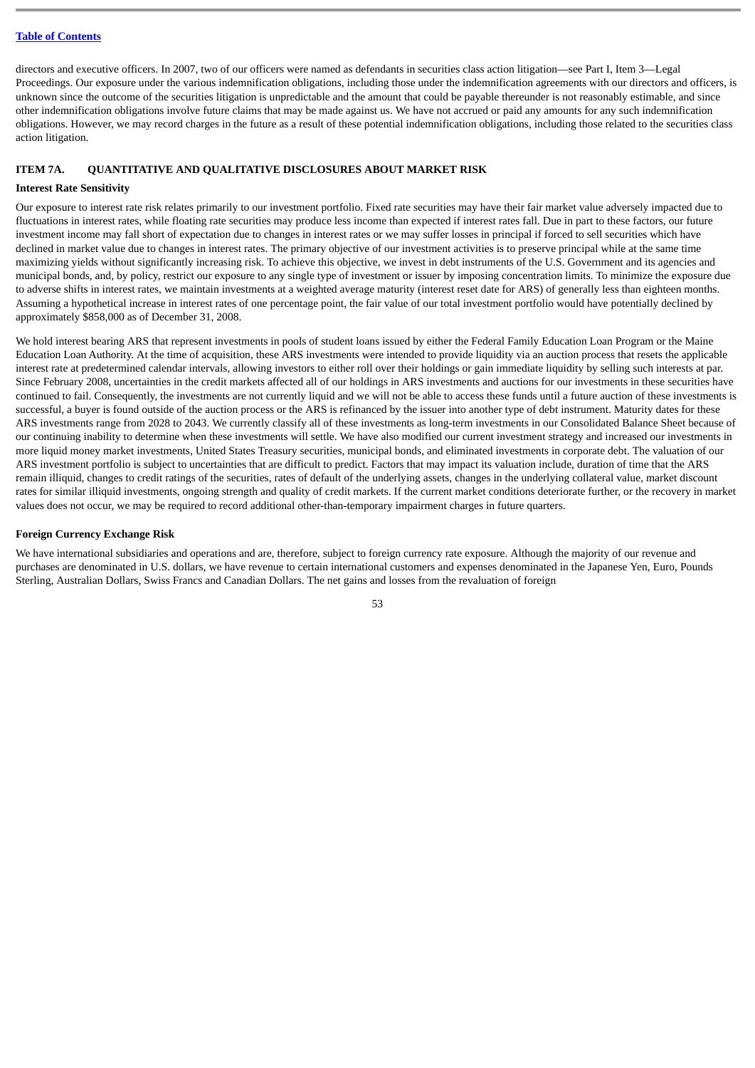directors and executive officers. In 2007, two of our officers were named as defendants in securities class action litigation—see Part I, Item 3—Legal Proceedings. Our exposure under the various indemnification obligations, including those under the indemnification agreements with our directors and officers, is unknown since the outcome of the securities litigation is unpredictable and the amount that could be payable thereunder is not reasonably estimable, and since other indemnification obligations involve future claims that may be made against us. We have not accrued or paid any amounts for any such indemnification obligations. However, we may record charges in the future as a result of these potential indemnification obligations, including those related to the securities class action litigation.

## ITEM 7A. QUANTITATIVE AND QUALITATIVE DISCLOSURES ABOUT MARKET RISK

### Interest Rate Sensitivity

Our exposure to interest rate risk relates primarily to our investment portfolio. Fixed rate securities may have their fair market value adversely impacted due to fluctuations in interest rates, while floating rate securities may produce less income than expected if interest rates fall. Due in part to these factors, our future investment income may fall short of expectation due to changes in interest rates or we may suffer losses in principal if forced to sell securities which have declined in market value due to changes in interest rates. The primary objective of our investment activities is to preserve principal while at the same time maximizing yields without significantly increasing risk. To achieve this objective, we invest in debt instruments of the U.S. Government and its agencies and municipal bonds, and, by policy, restrict our exposure to any single type of investment or issuer by imposing concentration limits. To minimize the exposure due to adverse shifts in interest rates, we maintain investments at a weighted average maturity (interest reset date for ARS) of generally less than eighteen months. Assuming a hypothetical increase in interest rates of one percentage point, the fair value of our total investment portfolio would have potentially declined by approximately $858,000 as of December 31, 2008.

We hold interest bearing ARS that represent investments in pools of student loans issued by either the Federal Family Education Loan Program or the Maine Education Loan Authority. At the time of acquisition, these ARS investments were intended to provide liquidity via an auction process that resets the applicable interest rate at predetermined calendar intervals, allowing investors to either roll over their holdings or gain immediate liquidity by selling such interests at par. Since February 2008, uncertainties in the credit markets affected all of our holdings in ARS investments and auctions for our investments in these securities have continued to fail. Consequently, the investments are not currently liquid and we will not be able to access these funds until a future auction of these investments is successful, a buyer is found outside of the auction process or the ARS is refinanced by the issuer into another type of debt instrument. Maturity dates for these ARS investments range from 2028 to 2043. We currently classify all of these investments as long-term investments in our Consolidated Balance Sheet because of our continuing inability to determine when these investments will settle. We have also modified our current investment strategy and increased our investments in more liquid money market investments, United States Treasury securities, municipal bonds, and eliminated investments in corporate debt. The valuation of our ARS investment portfolio is subject to uncertainties that are difficult to predict. Factors that may impact its valuation include, duration of time that the ARS remain illiquid, changes to credit ratings of the securities, rates of default of the underlying assets, changes in the underlying collateral value, market discount rates for similar illiquid investments, ongoing strength and quality of credit markets. If the current market conditions deteriorate further, or the recovery in market values does not occur, we may be required to record additional other-than-temporary impairment charges in future quarters.

### Foreign Currency Exchange Risk

We have international subsidiaries and operations and are, therefore, subject to foreign currency rate exposure. Although the majority of our revenue and purchases are denominated in U.S. dollars, we have revenue to certain international customers and expenses denominated in the Japanese Yen, Euro, Pounds Sterling, Australian Dollars, Swiss Francs and Canadian Dollars. The net gains and losses from the revaluation of foreign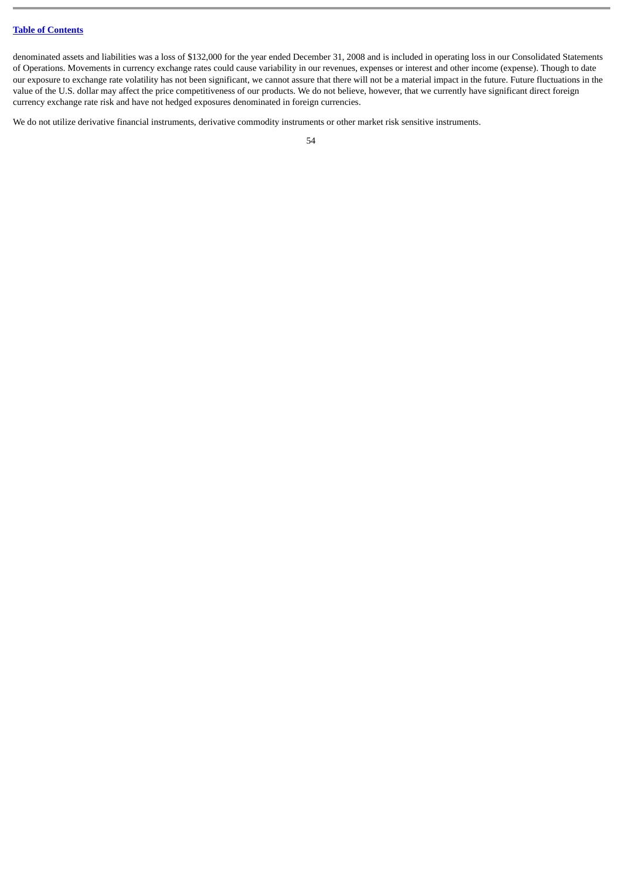denominated assets and liabilities was a loss of $132,000 for the year ended December 31, 2008 and is included in operating loss in our Consolidated Statements of Operations. Movements in currency exchange rates could cause variability in our revenues, expenses or interest and other income (expense). Though to date our exposure to exchange rate volatility has not been significant, we cannot assure that there will not be a material impact in the future. Future fluctuations in the value of the U.S. dollar may affect the price competitiveness of our products. We do not believe, however, that we currently have significant direct foreign currency exchange rate risk and have not hedged exposures denominated in foreign currencies.

We do not utilize derivative financial instruments, derivative commodity instruments or other market risk sensitive instruments.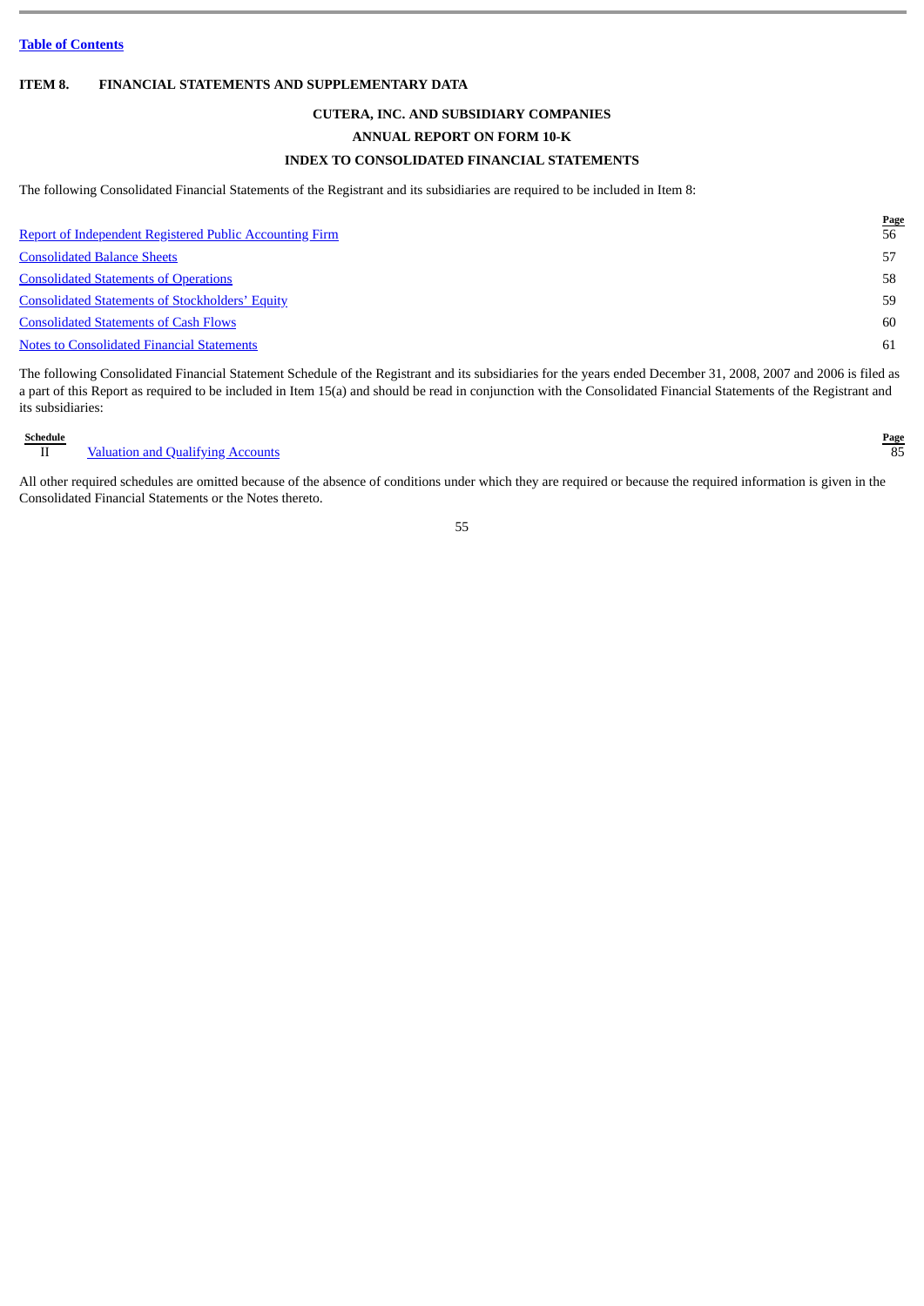[Table of Contents](#)

**ITEM 8. FINANCIAL STATEMENTS AND SUPPLEMENTARY DATA**

**CUTERA, INC. AND SUBSIDIARY COMPANIES**

**ANNUAL REPORT ON FORM 10-K**

**INDEX TO CONSOLIDATED FINANCIAL STATEMENTS**

The following Consolidated Financial Statements of the Registrant and its subsidiaries are required to be included in Item 8:

| | Page |
|---|---|
| Report of Independent Registered Public Accounting Firm | 56 |
| Consolidated Balance Sheets | 57 |
| Consolidated Statements of Operations | 58 |
| Consolidated Statements of Stockholders' Equity | 59 |
| Consolidated Statements of Cash Flows | 60 |
| Notes to Consolidated Financial Statements | 61 |

The following Consolidated Financial Statement Schedule of the Registrant and its subsidiaries for the years ended December 31, 2008, 2007 and 2006 is filed as a part of this Report as required to be included in Item 15(a) and should be read in conjunction with the Consolidated Financial Statements of the Registrant and its subsidiaries:

| Schedule | | Page |
|---|---|---|
| II | Valuation and Qualifying Accounts | 85 |

All other required schedules are omitted because of the absence of conditions under which they are required or because the required information is given in the Consolidated Financial Statements or the Notes thereto.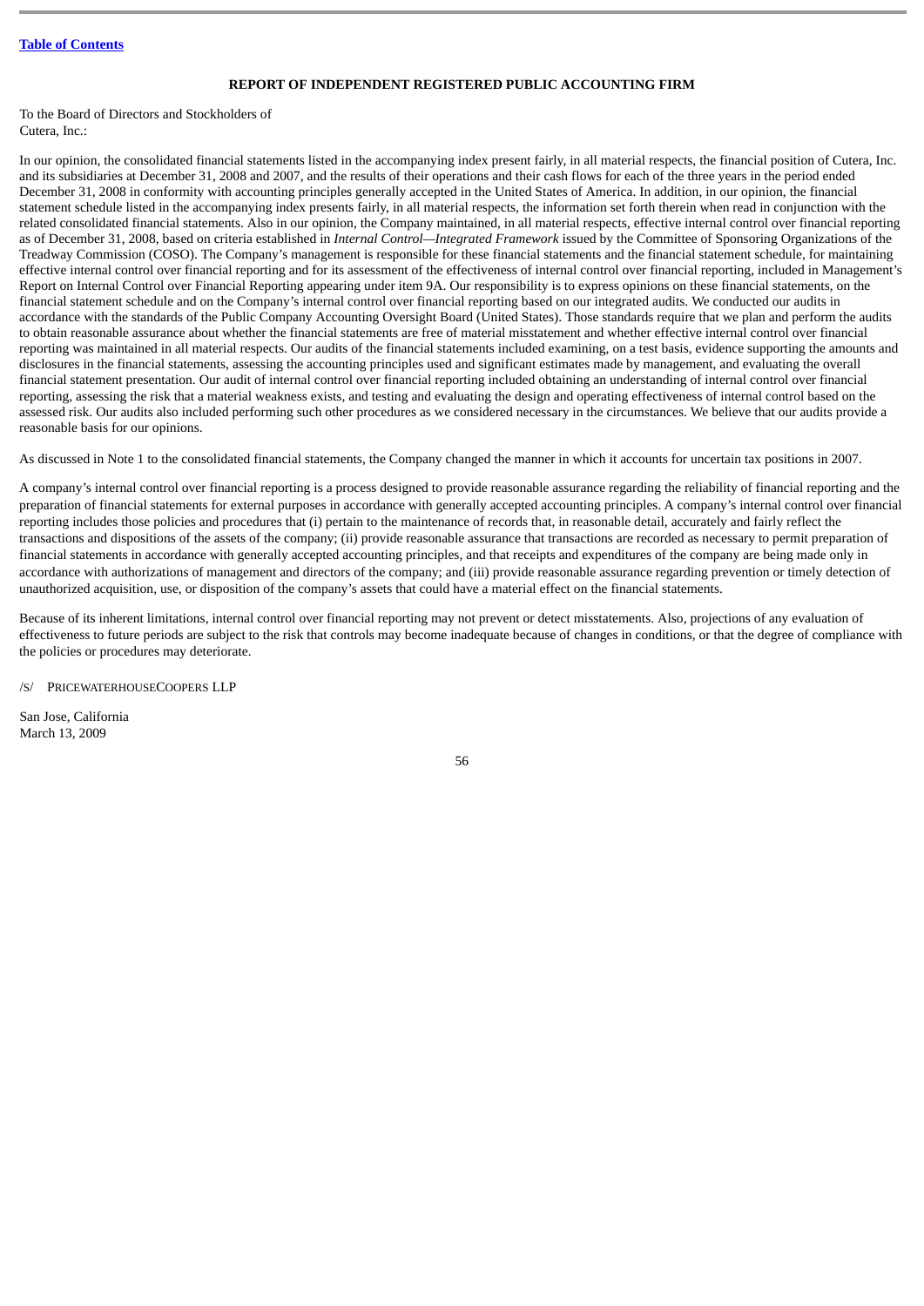[Table of Contents](#)

**REPORT OF INDEPENDENT REGISTERED PUBLIC ACCOUNTING FIRM**

To the Board of Directors and Stockholders of
Cutera, Inc.:

In our opinion, the consolidated financial statements listed in the accompanying index present fairly, in all material respects, the financial position of Cutera, Inc. and its subsidiaries at December 31, 2008 and 2007, and the results of their operations and their cash flows for each of the three years in the period ended December 31, 2008 in conformity with accounting principles generally accepted in the United States of America. In addition, in our opinion, the financial statement schedule listed in the accompanying index presents fairly, in all material respects, the information set forth therein when read in conjunction with the related consolidated financial statements. Also in our opinion, the Company maintained, in all material respects, effective internal control over financial reporting as of December 31, 2008, based on criteria established in *Internal Control—Integrated Framework* issued by the Committee of Sponsoring Organizations of the Treadway Commission (COSO). The Company's management is responsible for these financial statements and the financial statement schedule, for maintaining effective internal control over financial reporting and for its assessment of the effectiveness of internal control over financial reporting, included in Management's Report on Internal Control over Financial Reporting appearing under item 9A. Our responsibility is to express opinions on these financial statements, on the financial statement schedule and on the Company's internal control over financial reporting based on our integrated audits. We conducted our audits in accordance with the standards of the Public Company Accounting Oversight Board (United States). Those standards require that we plan and perform the audits to obtain reasonable assurance about whether the financial statements are free of material misstatement and whether effective internal control over financial reporting was maintained in all material respects. Our audits of the financial statements included examining, on a test basis, evidence supporting the amounts and disclosures in the financial statements, assessing the accounting principles used and significant estimates made by management, and evaluating the overall financial statement presentation. Our audit of internal control over financial reporting included obtaining an understanding of internal control over financial reporting, assessing the risk that a material weakness exists, and testing and evaluating the design and operating effectiveness of internal control based on the assessed risk. Our audits also included performing such other procedures as we considered necessary in the circumstances. We believe that our audits provide a reasonable basis for our opinions.

As discussed in Note 1 to the consolidated financial statements, the Company changed the manner in which it accounts for uncertain tax positions in 2007.

A company's internal control over financial reporting is a process designed to provide reasonable assurance regarding the reliability of financial reporting and the preparation of financial statements for external purposes in accordance with generally accepted accounting principles. A company's internal control over financial reporting includes those policies and procedures that (i) pertain to the maintenance of records that, in reasonable detail, accurately and fairly reflect the transactions and dispositions of the assets of the company; (ii) provide reasonable assurance that transactions are recorded as necessary to permit preparation of financial statements in accordance with generally accepted accounting principles, and that receipts and expenditures of the company are being made only in accordance with authorizations of management and directors of the company; and (iii) provide reasonable assurance regarding prevention or timely detection of unauthorized acquisition, use, or disposition of the company's assets that could have a material effect on the financial statements.

Because of its inherent limitations, internal control over financial reporting may not prevent or detect misstatements. Also, projections of any evaluation of effectiveness to future periods are subject to the risk that controls may become inadequate because of changes in conditions, or that the degree of compliance with the policies or procedures may deteriorate.

/S/ PRICEWATERHOUSECOOPERS LLP

San Jose, California
March 13, 2009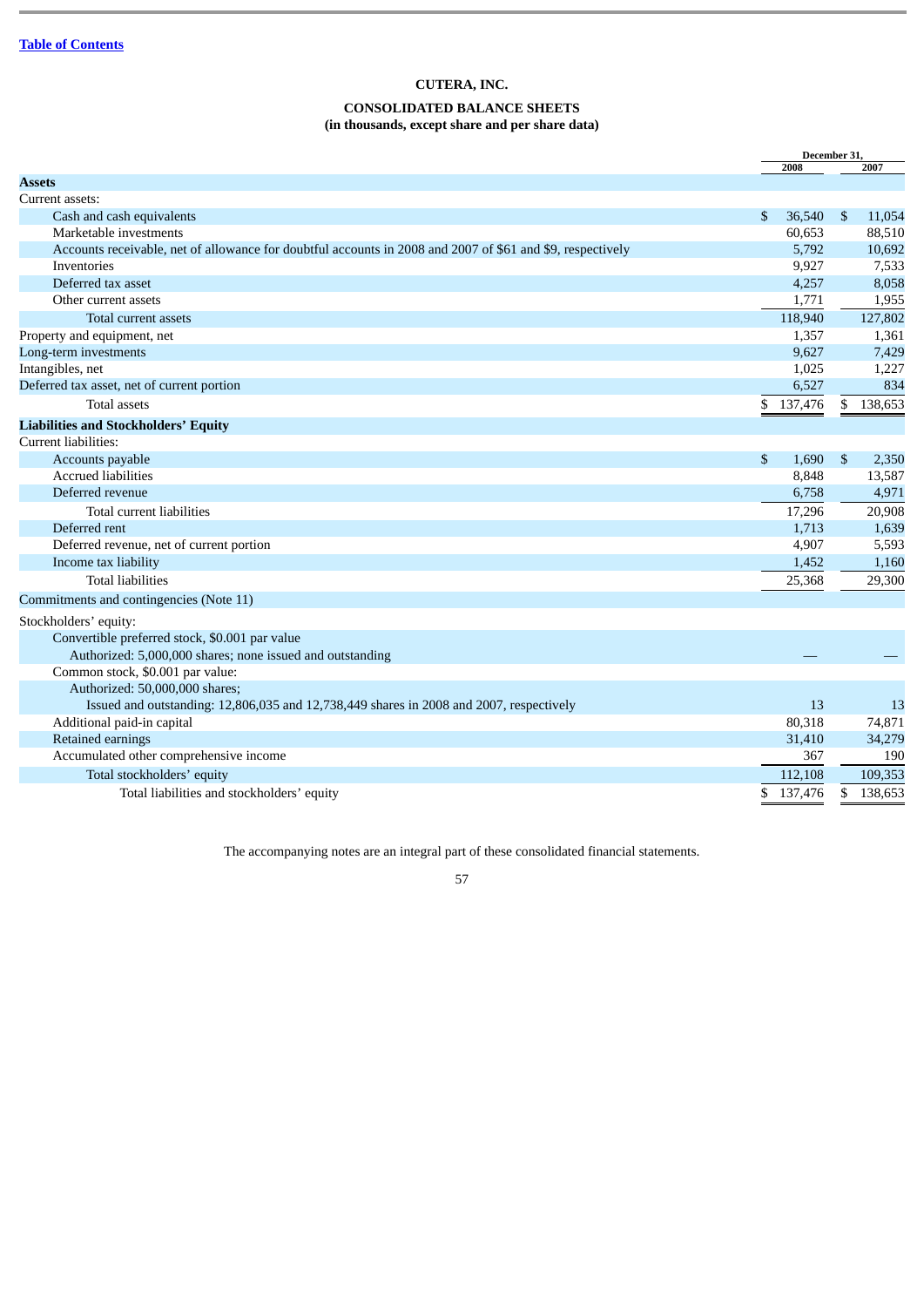Table of Contents

# CUTERA, INC.

## CONSOLIDATED BALANCE SHEETS
**(in thousands, except share and per share data)**

| | December 31, 2008 | December 31, 2007 |
|---|---|---|
| **Assets** | | |
| Current assets: | | |
| Cash and cash equivalents | $ 36,540 | $ 11,054 |
| Marketable investments | 60,653 | 88,510 |
| Accounts receivable, net of allowance for doubtful accounts in 2008 and 2007 of $61 and $9, respectively | 5,792 | 10,692 |
| Inventories | 9,927 | 7,533 |
| Deferred tax asset | 4,257 | 8,058 |
| Other current assets | 1,771 | 1,955 |
| Total current assets | 118,940 | 127,802 |
| Property and equipment, net | 1,357 | 1,361 |
| Long-term investments | 9,627 | 7,429 |
| Intangibles, net | 1,025 | 1,227 |
| Deferred tax asset, net of current portion | 6,527 | 834 |
| Total assets | $ 137,476 | $ 138,653 |
| **Liabilities and Stockholders' Equity** | | |
| Current liabilities: | | |
| Accounts payable | $ 1,690 | $ 2,350 |
| Accrued liabilities | 8,848 | 13,587 |
| Deferred revenue | 6,758 | 4,971 |
| Total current liabilities | 17,296 | 20,908 |
| Deferred rent | 1,713 | 1,639 |
| Deferred revenue, net of current portion | 4,907 | 5,593 |
| Income tax liability | 1,452 | 1,160 |
| Total liabilities | 25,368 | 29,300 |
| Commitments and contingencies (Note 11) | | |
| Stockholders' equity: | | |
| Convertible preferred stock, $0.001 par value Authorized: 5,000,000 shares; none issued and outstanding | — | — |
| Common stock, $0.001 par value: Authorized: 50,000,000 shares; Issued and outstanding: 12,806,035 and 12,738,449 shares in 2008 and 2007, respectively | 13 | 13 |
| Additional paid-in capital | 80,318 | 74,871 |
| Retained earnings | 31,410 | 34,279 |
| Accumulated other comprehensive income | 367 | 190 |
| Total stockholders' equity | 112,108 | 109,353 |
| Total liabilities and stockholders' equity | $ 137,476 | $ 138,653 |

The accompanying notes are an integral part of these consolidated financial statements.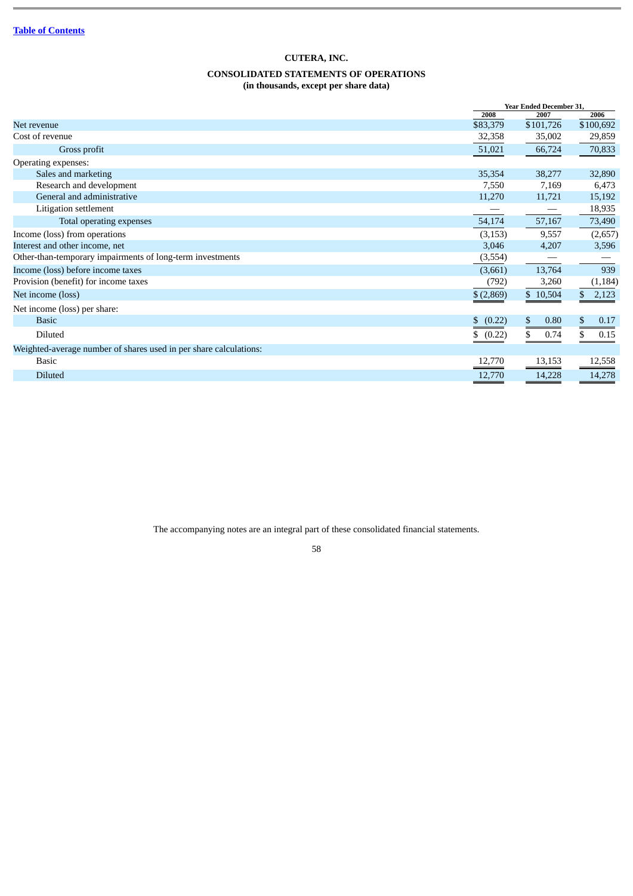Table of Contents

# CUTERA, INC.

## CONSOLIDATED STATEMENTS OF OPERATIONS
### (in thousands, except per share data)

| | Year Ended December 31, | | |
|---|---|---|---|
| | 2008 | 2007 | 2006 |
| Net revenue | $83,379 | $101,726 | $100,692 |
| Cost of revenue | 32,358 | 35,002 | 29,859 |
| Gross profit | 51,021 | 66,724 | 70,833 |
| Operating expenses: | | | |
| Sales and marketing | 35,354 | 38,277 | 32,890 |
| Research and development | 7,550 | 7,169 | 6,473 |
| General and administrative | 11,270 | 11,721 | 15,192 |
| Litigation settlement | — | — | 18,935 |
| Total operating expenses | 54,174 | 57,167 | 73,490 |
| Income (loss) from operations | (3,153) | 9,557 | (2,657) |
| Interest and other income, net | 3,046 | 4,207 | 3,596 |
| Other-than-temporary impairments of long-term investments | (3,554) | — | — |
| Income (loss) before income taxes | (3,661) | 13,764 | 939 |
| Provision (benefit) for income taxes | (792) | 3,260 | (1,184) |
| Net income (loss) | $ (2,869) | $ 10,504 | $ 2,123 |
| Net income (loss) per share: | | | |
| Basic | $ (0.22) | $ 0.80 | $ 0.17 |
| Diluted | $ (0.22) | $ 0.74 | $ 0.15 |
| Weighted-average number of shares used in per share calculations: | | | |
| Basic | 12,770 | 13,153 | 12,558 |
| Diluted | 12,770 | 14,228 | 14,278 |

The accompanying notes are an integral part of these consolidated financial statements.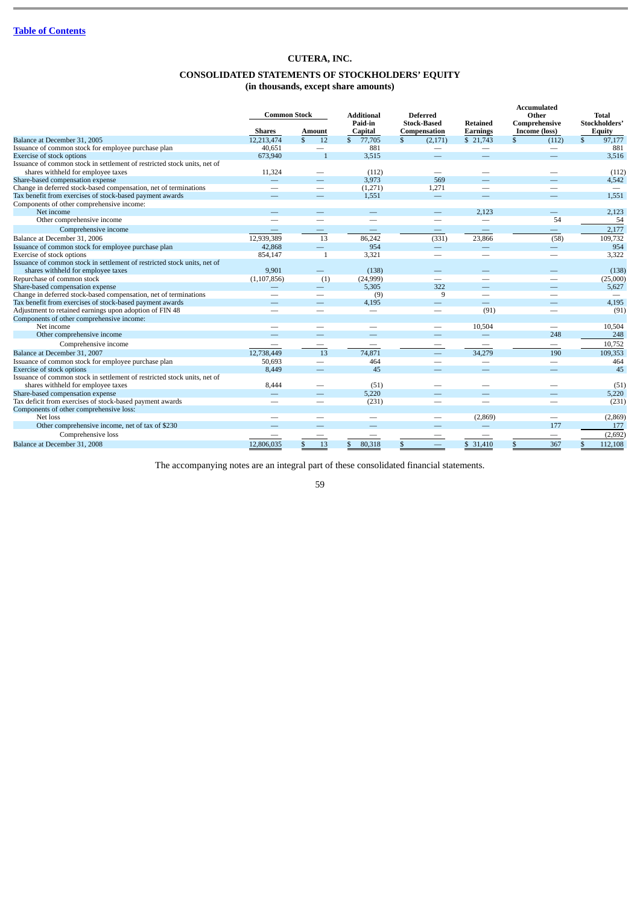[Table of Contents](#)

# CUTERA, INC.

## CONSOLIDATED STATEMENTS OF STOCKHOLDERS' EQUITY
### (in thousands, except share amounts)

| | Common Stock | | Additional Paid-in Capital | Deferred Stock-Based Compensation | Retained Earnings | Accumulated Other Comprehensive Income (loss) | Total Stockholders' Equity |
|---|---|---|---|---|---|---|---|
| | Shares | Amount | | | | | |
| Balance at December 31, 2005 | 12,213,474 | $ 12 | $ 77,705 | $ (2,171) | $ 21,743 | $ (112) | $ 97,177 |
| Issuance of common stock for employee purchase plan | 40,651 | — | 881 | — | — | — | 881 |
| Exercise of stock options | 673,940 | 1 | 3,515 | — | — | — | 3,516 |
| Issuance of common stock in settlement of restricted stock units, net of shares withheld for employee taxes | 11,324 | — | (112) | — | — | — | (112) |
| Share-based compensation expense | — | — | 3,973 | 569 | — | — | 4,542 |
| Change in deferred stock-based compensation, net of terminations | — | — | (1,271) | 1,271 | — | — | — |
| Tax benefit from exercises of stock-based payment awards | — | — | 1,551 | — | — | — | 1,551 |
| Components of other comprehensive income: | | | | | | | |
| Net income | — | — | — | — | 2,123 | — | 2,123 |
| Other comprehensive income | — | — | — | — | — | 54 | 54 |
| Comprehensive income | — | — | — | — | — | — | 2,177 |
| Balance at December 31, 2006 | 12,939,389 | 13 | 86,242 | (331) | 23,866 | (58) | 109,732 |
| Issuance of common stock for employee purchase plan | 42,868 | — | 954 | — | — | — | 954 |
| Exercise of stock options | 854,147 | 1 | 3,321 | — | — | — | 3,322 |
| Issuance of common stock in settlement of restricted stock units, net of shares withheld for employee taxes | 9,901 | — | (138) | — | — | — | (138) |
| Repurchase of common stock | (1,107,856) | (1) | (24,999) | — | — | — | (25,000) |
| Share-based compensation expense | — | — | 5,305 | 322 | — | — | 5,627 |
| Change in deferred stock-based compensation, net of terminations | — | — | (9) | 9 | — | — | — |
| Tax benefit from exercises of stock-based payment awards | — | — | 4,195 | — | — | — | 4,195 |
| Adjustment to retained earnings upon adoption of FIN 48 | — | — | — | — | (91) | — | (91) |
| Components of other comprehensive income: | | | | | | | |
| Net income | — | — | — | — | 10,504 | — | 10,504 |
| Other comprehensive income | — | — | — | — | — | 248 | 248 |
| Comprehensive income | — | — | — | — | — | — | 10,752 |
| Balance at December 31, 2007 | 12,738,449 | 13 | 74,871 | — | 34,279 | 190 | 109,353 |
| Issuance of common stock for employee purchase plan | 50,693 | — | 464 | — | — | — | 464 |
| Exercise of stock options | 8,449 | — | 45 | — | — | — | 45 |
| Issuance of common stock in settlement of restricted stock units, net of shares withheld for employee taxes | 8,444 | — | (51) | — | — | — | (51) |
| Share-based compensation expense | — | — | 5,220 | — | — | — | 5,220 |
| Tax deficit from exercises of stock-based payment awards | — | — | (231) | — | — | — | (231) |
| Components of other comprehensive loss: | | | | | | | |
| Net loss | — | — | — | — | (2,869) | — | (2,869) |
| Other comprehensive income, net of tax of $230 | — | — | — | — | — | 177 | 177 |
| Comprehensive loss | — | — | — | — | — | — | (2,692) |
| Balance at December 31, 2008 | 12,806,035 | $ 13 | $ 80,318 | $ — | $ 31,410 | $ 367 | $ 112,108 |

The accompanying notes are an integral part of these consolidated financial statements.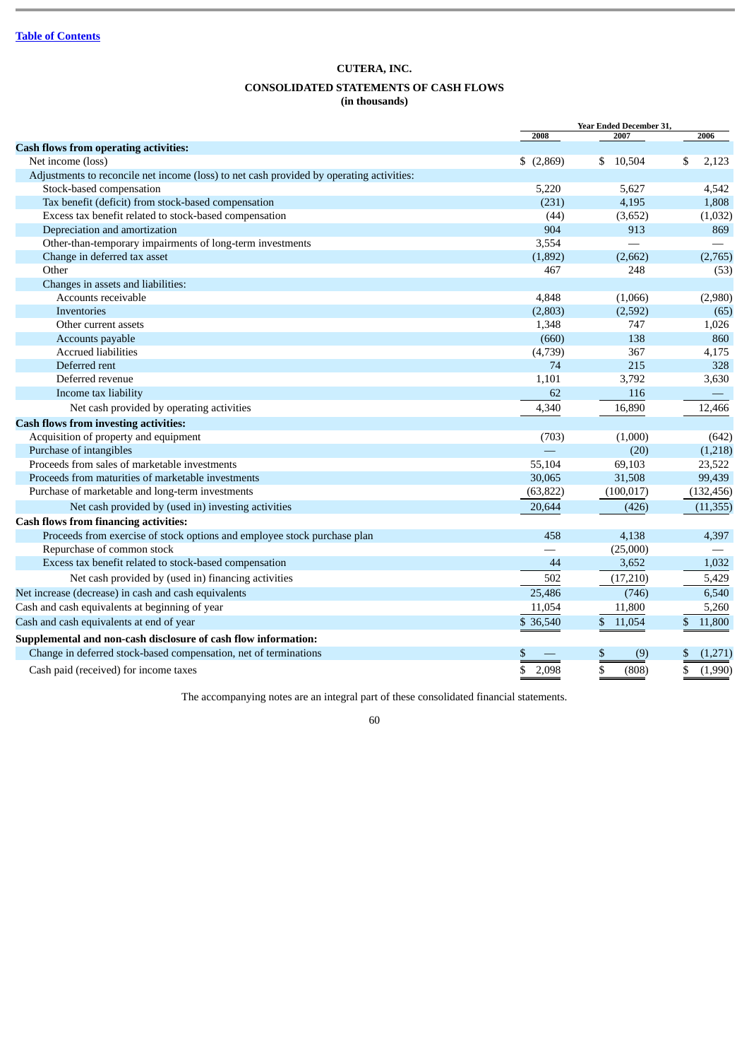[Table of Contents](#)

**CUTERA, INC.**

**CONSOLIDATED STATEMENTS OF CASH FLOWS**
**(in thousands)**

| | Year Ended December 31, | | |
|---|---|---|---|
| | 2008 | 2007 | 2006 |
| **Cash flows from operating activities:** | | | |
| Net income (loss) | $ (2,869) | $ 10,504 | $ 2,123 |
| Adjustments to reconcile net income (loss) to net cash provided by operating activities: | | | |
| Stock-based compensation | 5,220 | 5,627 | 4,542 |
| Tax benefit (deficit) from stock-based compensation | (231) | 4,195 | 1,808 |
| Excess tax benefit related to stock-based compensation | (44) | (3,652) | (1,032) |
| Depreciation and amortization | 904 | 913 | 869 |
| Other-than-temporary impairments of long-term investments | 3,554 | — | — |
| Change in deferred tax asset | (1,892) | (2,662) | (2,765) |
| Other | 467 | 248 | (53) |
| Changes in assets and liabilities: | | | |
| Accounts receivable | 4,848 | (1,066) | (2,980) |
| Inventories | (2,803) | (2,592) | (65) |
| Other current assets | 1,348 | 747 | 1,026 |
| Accounts payable | (660) | 138 | 860 |
| Accrued liabilities | (4,739) | 367 | 4,175 |
| Deferred rent | 74 | 215 | 328 |
| Deferred revenue | 1,101 | 3,792 | 3,630 |
| Income tax liability | 62 | 116 | — |
| Net cash provided by operating activities | 4,340 | 16,890 | 12,466 |
| **Cash flows from investing activities:** | | | |
| Acquisition of property and equipment | (703) | (1,000) | (642) |
| Purchase of intangibles | — | (20) | (1,218) |
| Proceeds from sales of marketable investments | 55,104 | 69,103 | 23,522 |
| Proceeds from maturities of marketable investments | 30,065 | 31,508 | 99,439 |
| Purchase of marketable and long-term investments | (63,822) | (100,017) | (132,456) |
| Net cash provided by (used in) investing activities | 20,644 | (426) | (11,355) |
| **Cash flows from financing activities:** | | | |
| Proceeds from exercise of stock options and employee stock purchase plan | 458 | 4,138 | 4,397 |
| Repurchase of common stock | — | (25,000) | — |
| Excess tax benefit related to stock-based compensation | 44 | 3,652 | 1,032 |
| Net cash provided by (used in) financing activities | 502 | (17,210) | 5,429 |
| Net increase (decrease) in cash and cash equivalents | 25,486 | (746) | 6,540 |
| Cash and cash equivalents at beginning of year | 11,054 | 11,800 | 5,260 |
| Cash and cash equivalents at end of year | $ 36,540 | $ 11,054 | $ 11,800 |
| **Supplemental and non-cash disclosure of cash flow information:** | | | |
| Change in deferred stock-based compensation, net of terminations | $ — | $ (9) | $ (1,271) |
| Cash paid (received) for income taxes | $ 2,098 | $ (808) | $ (1,990) |

The accompanying notes are an integral part of these consolidated financial statements.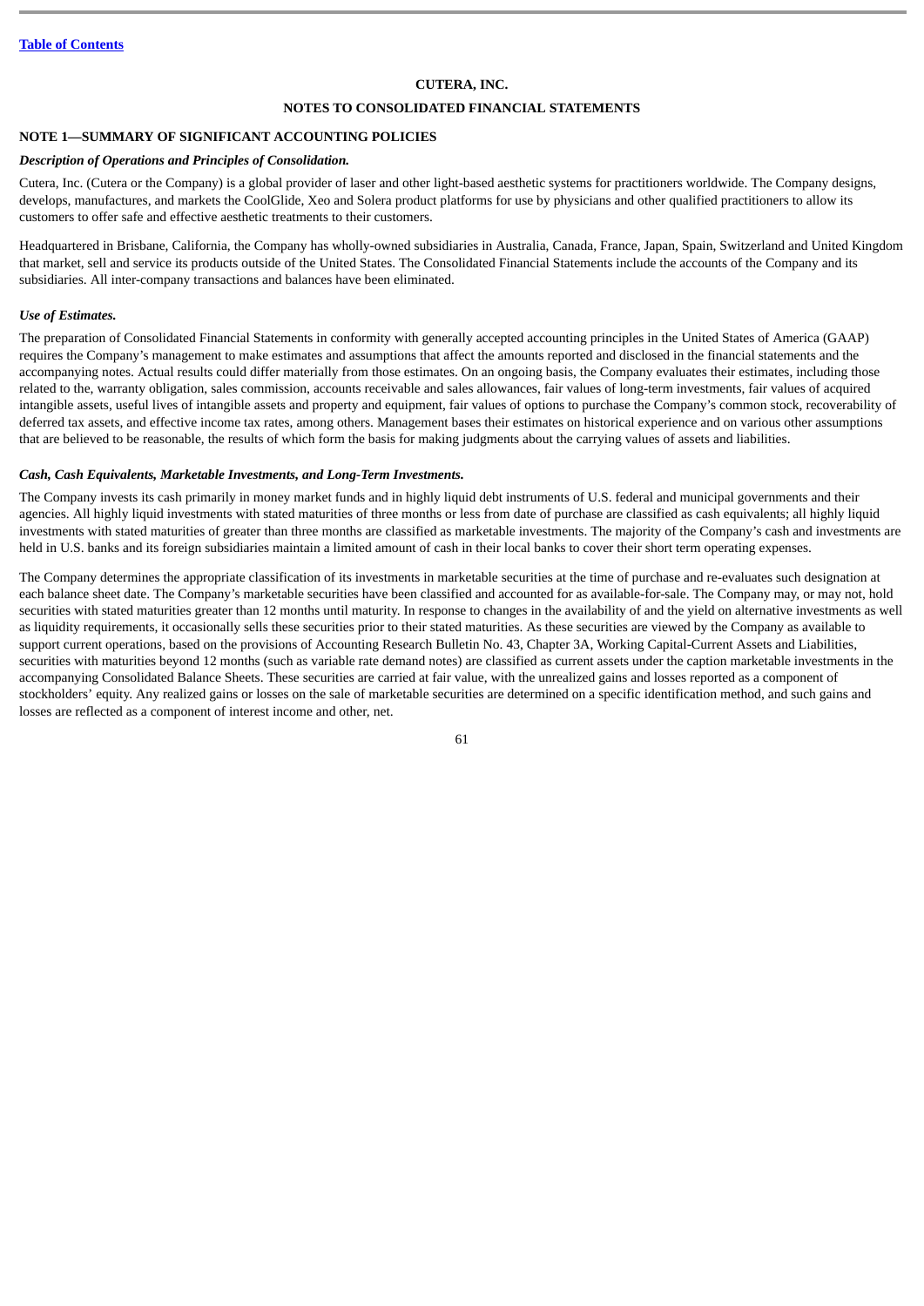[Table of Contents](#)

**CUTERA, INC.**

**NOTES TO CONSOLIDATED FINANCIAL STATEMENTS**

**NOTE 1—SUMMARY OF SIGNIFICANT ACCOUNTING POLICIES**

***Description of Operations and Principles of Consolidation.***

Cutera, Inc. (Cutera or the Company) is a global provider of laser and other light-based aesthetic systems for practitioners worldwide. The Company designs, develops, manufactures, and markets the CoolGlide, Xeo and Solera product platforms for use by physicians and other qualified practitioners to allow its customers to offer safe and effective aesthetic treatments to their customers.

Headquartered in Brisbane, California, the Company has wholly-owned subsidiaries in Australia, Canada, France, Japan, Spain, Switzerland and United Kingdom that market, sell and service its products outside of the United States. The Consolidated Financial Statements include the accounts of the Company and its subsidiaries. All inter-company transactions and balances have been eliminated.

***Use of Estimates.***

The preparation of Consolidated Financial Statements in conformity with generally accepted accounting principles in the United States of America (GAAP) requires the Company's management to make estimates and assumptions that affect the amounts reported and disclosed in the financial statements and the accompanying notes. Actual results could differ materially from those estimates. On an ongoing basis, the Company evaluates their estimates, including those related to the, warranty obligation, sales commission, accounts receivable and sales allowances, fair values of long-term investments, fair values of acquired intangible assets, useful lives of intangible assets and property and equipment, fair values of options to purchase the Company's common stock, recoverability of deferred tax assets, and effective income tax rates, among others. Management bases their estimates on historical experience and on various other assumptions that are believed to be reasonable, the results of which form the basis for making judgments about the carrying values of assets and liabilities.

***Cash, Cash Equivalents, Marketable Investments, and Long-Term Investments.***

The Company invests its cash primarily in money market funds and in highly liquid debt instruments of U.S. federal and municipal governments and their agencies. All highly liquid investments with stated maturities of three months or less from date of purchase are classified as cash equivalents; all highly liquid investments with stated maturities of greater than three months are classified as marketable investments. The majority of the Company's cash and investments are held in U.S. banks and its foreign subsidiaries maintain a limited amount of cash in their local banks to cover their short term operating expenses.

The Company determines the appropriate classification of its investments in marketable securities at the time of purchase and re-evaluates such designation at each balance sheet date. The Company's marketable securities have been classified and accounted for as available-for-sale. The Company may, or may not, hold securities with stated maturities greater than 12 months until maturity. In response to changes in the availability of and the yield on alternative investments as well as liquidity requirements, it occasionally sells these securities prior to their stated maturities. As these securities are viewed by the Company as available to support current operations, based on the provisions of Accounting Research Bulletin No. 43, Chapter 3A, Working Capital-Current Assets and Liabilities, securities with maturities beyond 12 months (such as variable rate demand notes) are classified as current assets under the caption marketable investments in the accompanying Consolidated Balance Sheets. These securities are carried at fair value, with the unrealized gains and losses reported as a component of stockholders' equity. Any realized gains or losses on the sale of marketable securities are determined on a specific identification method, and such gains and losses are reflected as a component of interest income and other, net.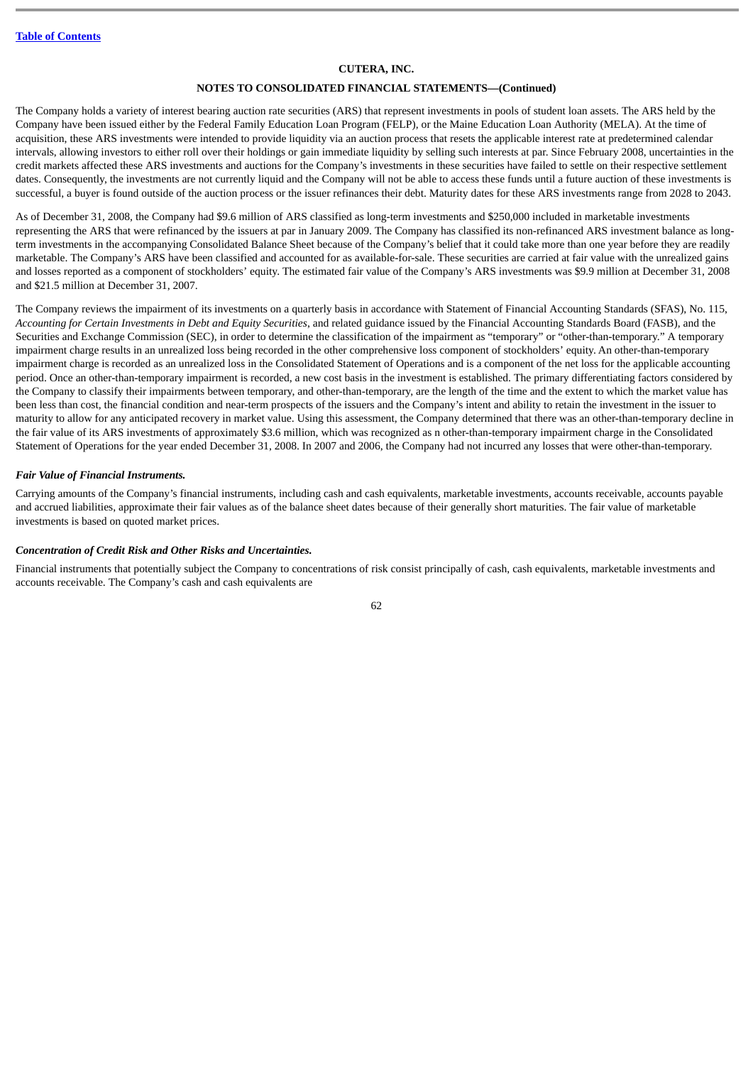The Company holds a variety of interest bearing auction rate securities (ARS) that represent investments in pools of student loan assets. The ARS held by the Company have been issued either by the Federal Family Education Loan Program (FELP), or the Maine Education Loan Authority (MELA). At the time of acquisition, these ARS investments were intended to provide liquidity via an auction process that resets the applicable interest rate at predetermined calendar intervals, allowing investors to either roll over their holdings or gain immediate liquidity by selling such interests at par. Since February 2008, uncertainties in the credit markets affected these ARS investments and auctions for the Company's investments in these securities have failed to settle on their respective settlement dates. Consequently, the investments are not currently liquid and the Company will not be able to access these funds until a future auction of these investments is successful, a buyer is found outside of the auction process or the issuer refinances their debt. Maturity dates for these ARS investments range from 2028 to 2043.

As of December 31, 2008, the Company had $9.6 million of ARS classified as long-term investments and $250,000 included in marketable investments representing the ARS that were refinanced by the issuers at par in January 2009. The Company has classified its non-refinanced ARS investment balance as long-term investments in the accompanying Consolidated Balance Sheet because of the Company's belief that it could take more than one year before they are readily marketable. The Company's ARS have been classified and accounted for as available-for-sale. These securities are carried at fair value with the unrealized gains and losses reported as a component of stockholders' equity. The estimated fair value of the Company's ARS investments was $9.9 million at December 31, 2008 and $21.5 million at December 31, 2007.

The Company reviews the impairment of its investments on a quarterly basis in accordance with Statement of Financial Accounting Standards (SFAS), No. 115, *Accounting for Certain Investments in Debt and Equity Securities*, and related guidance issued by the Financial Accounting Standards Board (FASB), and the Securities and Exchange Commission (SEC), in order to determine the classification of the impairment as "temporary" or "other-than-temporary." A temporary impairment charge results in an unrealized loss being recorded in the other comprehensive loss component of stockholders' equity. An other-than-temporary impairment charge is recorded as an unrealized loss in the Consolidated Statement of Operations and is a component of the net loss for the applicable accounting period. Once an other-than-temporary impairment is recorded, a new cost basis in the investment is established. The primary differentiating factors considered by the Company to classify their impairments between temporary, and other-than-temporary, are the length of the time and the extent to which the market value has been less than cost, the financial condition and near-term prospects of the issuers and the Company's intent and ability to retain the investment in the issuer to maturity to allow for any anticipated recovery in market value. Using this assessment, the Company determined that there was an other-than-temporary decline in the fair value of its ARS investments of approximately $3.6 million, which was recognized as n other-than-temporary impairment charge in the Consolidated Statement of Operations for the year ended December 31, 2008. In 2007 and 2006, the Company had not incurred any losses that were other-than-temporary.

***Fair Value of Financial Instruments.***

Carrying amounts of the Company's financial instruments, including cash and cash equivalents, marketable investments, accounts receivable, accounts payable and accrued liabilities, approximate their fair values as of the balance sheet dates because of their generally short maturities. The fair value of marketable investments is based on quoted market prices.

***Concentration of Credit Risk and Other Risks and Uncertainties.***

Financial instruments that potentially subject the Company to concentrations of risk consist principally of cash, cash equivalents, marketable investments and accounts receivable. The Company's cash and cash equivalents are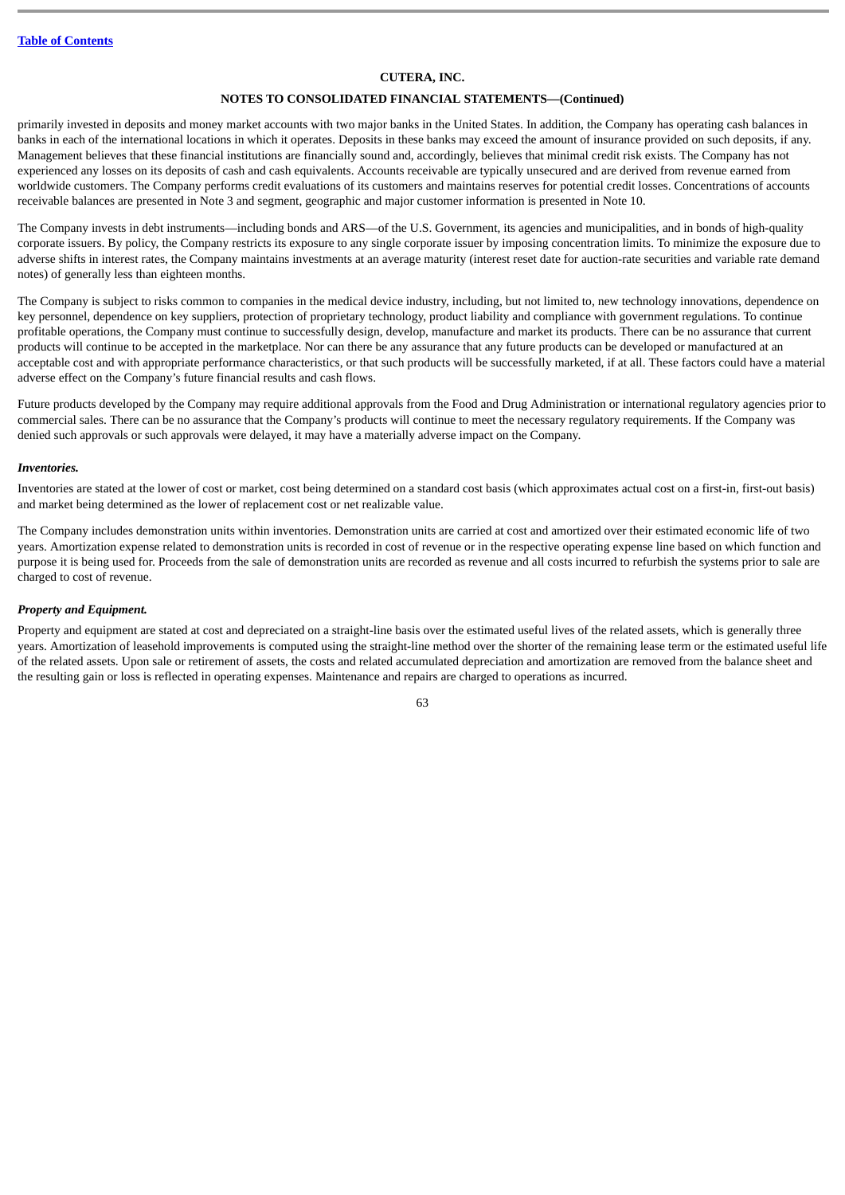primarily invested in deposits and money market accounts with two major banks in the United States. In addition, the Company has operating cash balances in banks in each of the international locations in which it operates. Deposits in these banks may exceed the amount of insurance provided on such deposits, if any. Management believes that these financial institutions are financially sound and, accordingly, believes that minimal credit risk exists. The Company has not experienced any losses on its deposits of cash and cash equivalents. Accounts receivable are typically unsecured and are derived from revenue earned from worldwide customers. The Company performs credit evaluations of its customers and maintains reserves for potential credit losses. Concentrations of accounts receivable balances are presented in Note 3 and segment, geographic and major customer information is presented in Note 10.

The Company invests in debt instruments—including bonds and ARS—of the U.S. Government, its agencies and municipalities, and in bonds of high-quality corporate issuers. By policy, the Company restricts its exposure to any single corporate issuer by imposing concentration limits. To minimize the exposure due to adverse shifts in interest rates, the Company maintains investments at an average maturity (interest reset date for auction-rate securities and variable rate demand notes) of generally less than eighteen months.

The Company is subject to risks common to companies in the medical device industry, including, but not limited to, new technology innovations, dependence on key personnel, dependence on key suppliers, protection of proprietary technology, product liability and compliance with government regulations. To continue profitable operations, the Company must continue to successfully design, develop, manufacture and market its products. There can be no assurance that current products will continue to be accepted in the marketplace. Nor can there be any assurance that any future products can be developed or manufactured at an acceptable cost and with appropriate performance characteristics, or that such products will be successfully marketed, if at all. These factors could have a material adverse effect on the Company's future financial results and cash flows.

Future products developed by the Company may require additional approvals from the Food and Drug Administration or international regulatory agencies prior to commercial sales. There can be no assurance that the Company's products will continue to meet the necessary regulatory requirements. If the Company was denied such approvals or such approvals were delayed, it may have a materially adverse impact on the Company.

***Inventories.***

Inventories are stated at the lower of cost or market, cost being determined on a standard cost basis (which approximates actual cost on a first-in, first-out basis) and market being determined as the lower of replacement cost or net realizable value.

The Company includes demonstration units within inventories. Demonstration units are carried at cost and amortized over their estimated economic life of two years. Amortization expense related to demonstration units is recorded in cost of revenue or in the respective operating expense line based on which function and purpose it is being used for. Proceeds from the sale of demonstration units are recorded as revenue and all costs incurred to refurbish the systems prior to sale are charged to cost of revenue.

***Property and Equipment.***

Property and equipment are stated at cost and depreciated on a straight-line basis over the estimated useful lives of the related assets, which is generally three years. Amortization of leasehold improvements is computed using the straight-line method over the shorter of the remaining lease term or the estimated useful life of the related assets. Upon sale or retirement of assets, the costs and related accumulated depreciation and amortization are removed from the balance sheet and the resulting gain or loss is reflected in operating expenses. Maintenance and repairs are charged to operations as incurred.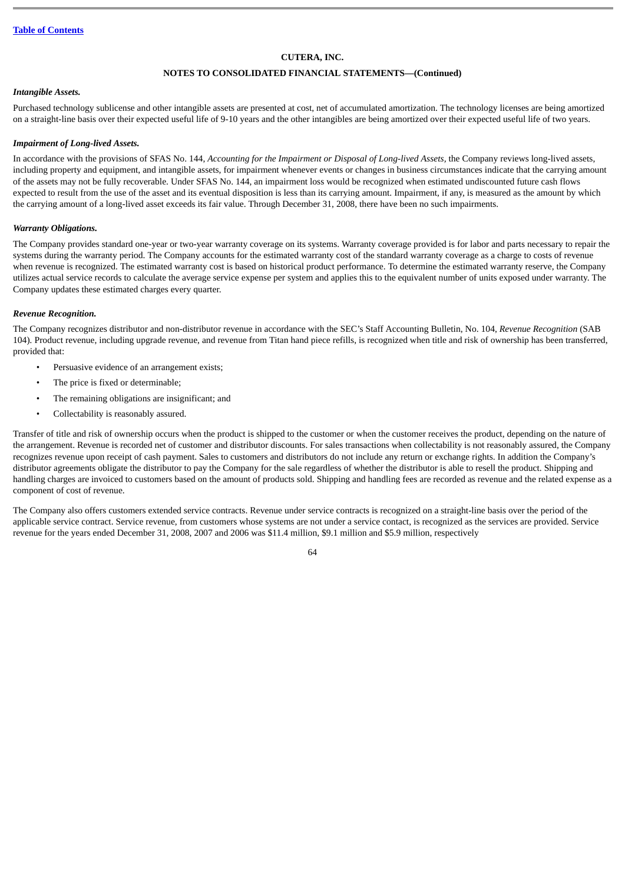**CUTERA, INC.**

**NOTES TO CONSOLIDATED FINANCIAL STATEMENTS—(Continued)**

***Intangible Assets.***

Purchased technology sublicense and other intangible assets are presented at cost, net of accumulated amortization. The technology licenses are being amortized on a straight-line basis over their expected useful life of 9-10 years and the other intangibles are being amortized over their expected useful life of two years.

***Impairment of Long-lived Assets.***

In accordance with the provisions of SFAS No. 144, *Accounting for the Impairment or Disposal of Long-lived Assets,* the Company reviews long-lived assets, including property and equipment, and intangible assets, for impairment whenever events or changes in business circumstances indicate that the carrying amount of the assets may not be fully recoverable. Under SFAS No. 144, an impairment loss would be recognized when estimated undiscounted future cash flows expected to result from the use of the asset and its eventual disposition is less than its carrying amount. Impairment, if any, is measured as the amount by which the carrying amount of a long-lived asset exceeds its fair value. Through December 31, 2008, there have been no such impairments.

***Warranty Obligations.***

The Company provides standard one-year or two-year warranty coverage on its systems. Warranty coverage provided is for labor and parts necessary to repair the systems during the warranty period. The Company accounts for the estimated warranty cost of the standard warranty coverage as a charge to costs of revenue when revenue is recognized. The estimated warranty cost is based on historical product performance. To determine the estimated warranty reserve, the Company utilizes actual service records to calculate the average service expense per system and applies this to the equivalent number of units exposed under warranty. The Company updates these estimated charges every quarter.

***Revenue Recognition.***

The Company recognizes distributor and non-distributor revenue in accordance with the SEC's Staff Accounting Bulletin, No. 104, *Revenue Recognition* (SAB 104). Product revenue, including upgrade revenue, and revenue from Titan hand piece refills, is recognized when title and risk of ownership has been transferred, provided that:

- Persuasive evidence of an arrangement exists;
- The price is fixed or determinable;
- The remaining obligations are insignificant; and
- Collectability is reasonably assured.

Transfer of title and risk of ownership occurs when the product is shipped to the customer or when the customer receives the product, depending on the nature of the arrangement. Revenue is recorded net of customer and distributor discounts. For sales transactions when collectability is not reasonably assured, the Company recognizes revenue upon receipt of cash payment. Sales to customers and distributors do not include any return or exchange rights. In addition the Company's distributor agreements obligate the distributor to pay the Company for the sale regardless of whether the distributor is able to resell the product. Shipping and handling charges are invoiced to customers based on the amount of products sold. Shipping and handling fees are recorded as revenue and the related expense as a component of cost of revenue.

The Company also offers customers extended service contracts. Revenue under service contracts is recognized on a straight-line basis over the period of the applicable service contract. Service revenue, from customers whose systems are not under a service contact, is recognized as the services are provided. Service revenue for the years ended December 31, 2008, 2007 and 2006 was $11.4 million, $9.1 million and $5.9 million, respectively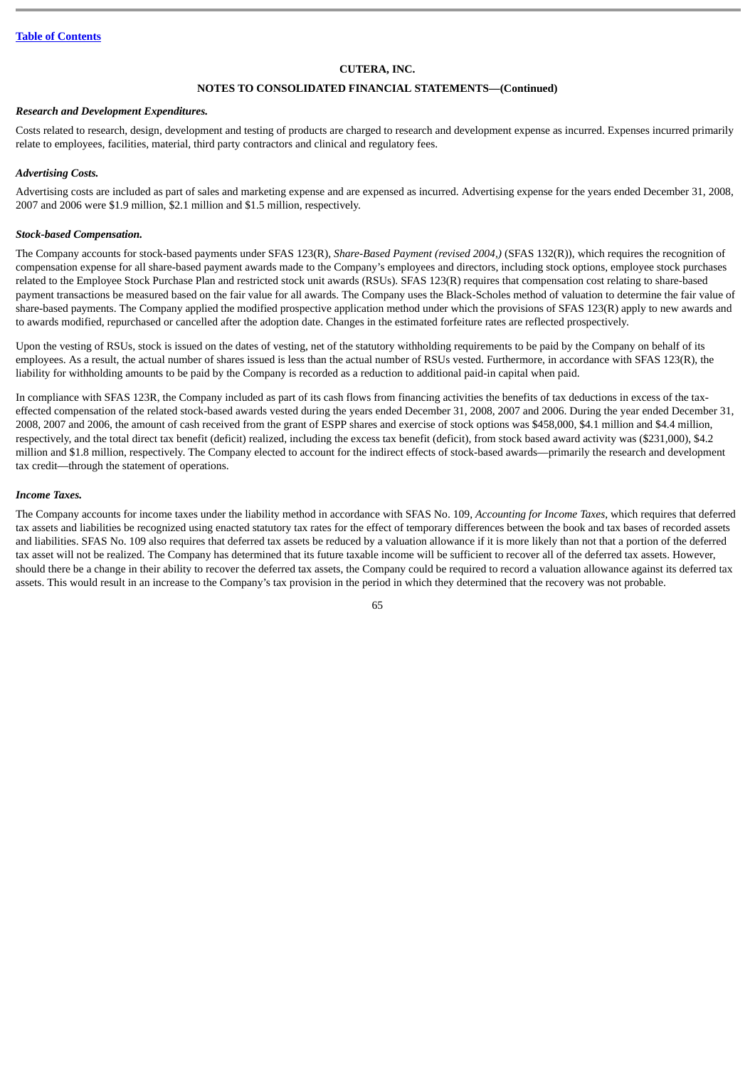[Table of Contents](#)

**CUTERA, INC.**

**NOTES TO CONSOLIDATED FINANCIAL STATEMENTS—(Continued)**

***Research and Development Expenditures.***

Costs related to research, design, development and testing of products are charged to research and development expense as incurred. Expenses incurred primarily relate to employees, facilities, material, third party contractors and clinical and regulatory fees.

***Advertising Costs.***

Advertising costs are included as part of sales and marketing expense and are expensed as incurred. Advertising expense for the years ended December 31, 2008, 2007 and 2006 were $1.9 million, $2.1 million and $1.5 million, respectively.

***Stock-based Compensation.***

The Company accounts for stock-based payments under SFAS 123(R), *Share-Based Payment (revised 2004,)* (SFAS 132(R)), which requires the recognition of compensation expense for all share-based payment awards made to the Company's employees and directors, including stock options, employee stock purchases related to the Employee Stock Purchase Plan and restricted stock unit awards (RSUs). SFAS 123(R) requires that compensation cost relating to share-based payment transactions be measured based on the fair value for all awards. The Company uses the Black-Scholes method of valuation to determine the fair value of share-based payments. The Company applied the modified prospective application method under which the provisions of SFAS 123(R) apply to new awards and to awards modified, repurchased or cancelled after the adoption date. Changes in the estimated forfeiture rates are reflected prospectively.

Upon the vesting of RSUs, stock is issued on the dates of vesting, net of the statutory withholding requirements to be paid by the Company on behalf of its employees. As a result, the actual number of shares issued is less than the actual number of RSUs vested. Furthermore, in accordance with SFAS 123(R), the liability for withholding amounts to be paid by the Company is recorded as a reduction to additional paid-in capital when paid.

In compliance with SFAS 123R, the Company included as part of its cash flows from financing activities the benefits of tax deductions in excess of the tax-effected compensation of the related stock-based awards vested during the years ended December 31, 2008, 2007 and 2006. During the year ended December 31, 2008, 2007 and 2006, the amount of cash received from the grant of ESPP shares and exercise of stock options was $458,000, $4.1 million and $4.4 million, respectively, and the total direct tax benefit (deficit) realized, including the excess tax benefit (deficit), from stock based award activity was ($231,000), $4.2 million and $1.8 million, respectively. The Company elected to account for the indirect effects of stock-based awards—primarily the research and development tax credit—through the statement of operations.

***Income Taxes.***

The Company accounts for income taxes under the liability method in accordance with SFAS No. 109, *Accounting for Income Taxes*, which requires that deferred tax assets and liabilities be recognized using enacted statutory tax rates for the effect of temporary differences between the book and tax bases of recorded assets and liabilities. SFAS No. 109 also requires that deferred tax assets be reduced by a valuation allowance if it is more likely than not that a portion of the deferred tax asset will not be realized. The Company has determined that its future taxable income will be sufficient to recover all of the deferred tax assets. However, should there be a change in their ability to recover the deferred tax assets, the Company could be required to record a valuation allowance against its deferred tax assets. This would result in an increase to the Company's tax provision in the period in which they determined that the recovery was not probable.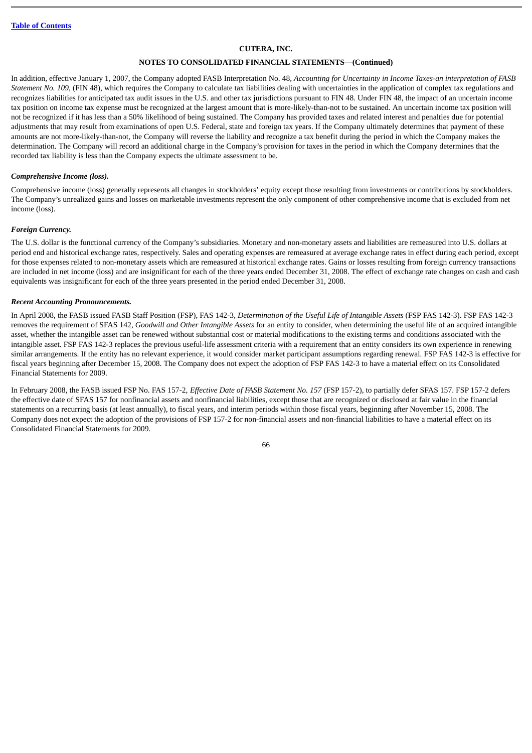**CUTERA, INC.**

**NOTES TO CONSOLIDATED FINANCIAL STATEMENTS—(Continued)**

In addition, effective January 1, 2007, the Company adopted FASB Interpretation No. 48, *Accounting for Uncertainty in Income Taxes-an interpretation of FASB Statement No. 109*, (FIN 48), which requires the Company to calculate tax liabilities dealing with uncertainties in the application of complex tax regulations and recognizes liabilities for anticipated tax audit issues in the U.S. and other tax jurisdictions pursuant to FIN 48. Under FIN 48, the impact of an uncertain income tax position on income tax expense must be recognized at the largest amount that is more-likely-than-not to be sustained. An uncertain income tax position will not be recognized if it has less than a 50% likelihood of being sustained. The Company has provided taxes and related interest and penalties due for potential adjustments that may result from examinations of open U.S. Federal, state and foreign tax years. If the Company ultimately determines that payment of these amounts are not more-likely-than-not, the Company will reverse the liability and recognize a tax benefit during the period in which the Company makes the determination. The Company will record an additional charge in the Company's provision for taxes in the period in which the Company determines that the recorded tax liability is less than the Company expects the ultimate assessment to be.

***Comprehensive Income (loss).***

Comprehensive income (loss) generally represents all changes in stockholders' equity except those resulting from investments or contributions by stockholders. The Company's unrealized gains and losses on marketable investments represent the only component of other comprehensive income that is excluded from net income (loss).

***Foreign Currency.***

The U.S. dollar is the functional currency of the Company's subsidiaries. Monetary and non-monetary assets and liabilities are remeasured into U.S. dollars at period end and historical exchange rates, respectively. Sales and operating expenses are remeasured at average exchange rates in effect during each period, except for those expenses related to non-monetary assets which are remeasured at historical exchange rates. Gains or losses resulting from foreign currency transactions are included in net income (loss) and are insignificant for each of the three years ended December 31, 2008. The effect of exchange rate changes on cash and cash equivalents was insignificant for each of the three years presented in the period ended December 31, 2008.

***Recent Accounting Pronouncements.***

In April 2008, the FASB issued FASB Staff Position (FSP), FAS 142-3, *Determination of the Useful Life of Intangible Assets* (FSP FAS 142-3). FSP FAS 142-3 removes the requirement of SFAS 142, *Goodwill and Other Intangible Assets* for an entity to consider, when determining the useful life of an acquired intangible asset, whether the intangible asset can be renewed without substantial cost or material modifications to the existing terms and conditions associated with the intangible asset. FSP FAS 142-3 replaces the previous useful-life assessment criteria with a requirement that an entity considers its own experience in renewing similar arrangements. If the entity has no relevant experience, it would consider market participant assumptions regarding renewal. FSP FAS 142-3 is effective for fiscal years beginning after December 15, 2008. The Company does not expect the adoption of FSP FAS 142-3 to have a material effect on its Consolidated Financial Statements for 2009.

In February 2008, the FASB issued FSP No. FAS 157-2, *Effective Date of FASB Statement No. 157* (FSP 157-2), to partially defer SFAS 157. FSP 157-2 defers the effective date of SFAS 157 for nonfinancial assets and nonfinancial liabilities, except those that are recognized or disclosed at fair value in the financial statements on a recurring basis (at least annually), to fiscal years, and interim periods within those fiscal years, beginning after November 15, 2008. The Company does not expect the adoption of the provisions of FSP 157-2 for non-financial assets and non-financial liabilities to have a material effect on its Consolidated Financial Statements for 2009.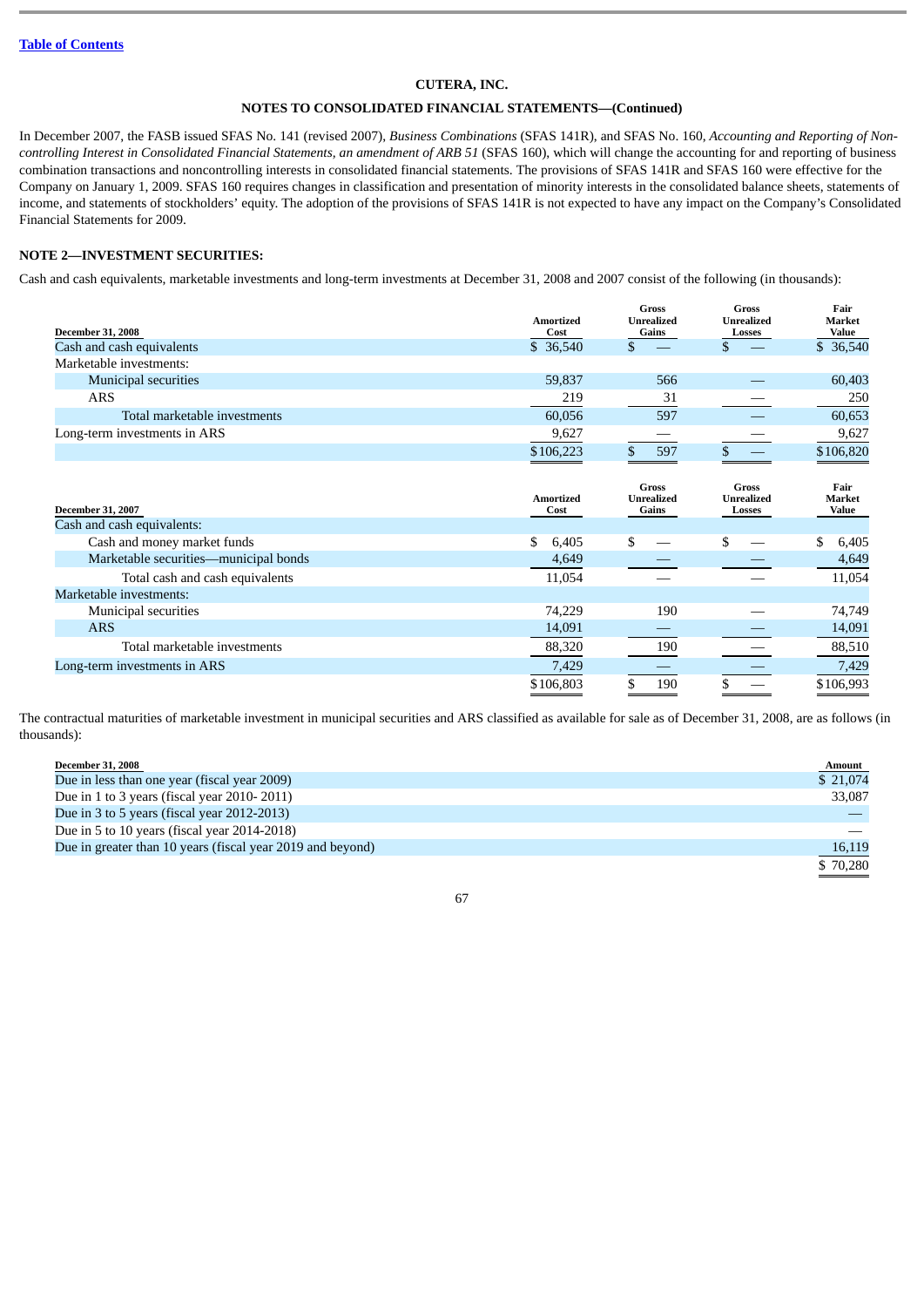CUTERA, INC.

NOTES TO CONSOLIDATED FINANCIAL STATEMENTS—(Continued)

In December 2007, the FASB issued SFAS No. 141 (revised 2007), *Business Combinations* (SFAS 141R), and SFAS No. 160, *Accounting and Reporting of Non-controlling Interest in Consolidated Financial Statements, an amendment of ARB 51* (SFAS 160), which will change the accounting for and reporting of business combination transactions and noncontrolling interests in consolidated financial statements. The provisions of SFAS 141R and SFAS 160 were effective for the Company on January 1, 2009. SFAS 160 requires changes in classification and presentation of minority interests in the consolidated balance sheets, statements of income, and statements of stockholders' equity. The adoption of the provisions of SFAS 141R is not expected to have any impact on the Company's Consolidated Financial Statements for 2009.

## NOTE 2—INVESTMENT SECURITIES:

Cash and cash equivalents, marketable investments and long-term investments at December 31, 2008 and 2007 consist of the following (in thousands):

| December 31, 2008 | Amortized Cost | Gross Unrealized Gains | Gross Unrealized Losses | Fair Market Value |
|---|---|---|---|---|
| Cash and cash equivalents | $ 36,540 | $ — | $ — | $ 36,540 |
| Marketable investments: | | | | |
| Municipal securities | 59,837 | 566 | — | 60,403 |
| ARS | 219 | 31 | — | 250 |
| Total marketable investments | 60,056 | 597 | — | 60,653 |
| Long-term investments in ARS | 9,627 | — | — | 9,627 |
| | $106,223 | $ 597 | $ — | $106,820 |

| December 31, 2007 | Amortized Cost | Gross Unrealized Gains | Gross Unrealized Losses | Fair Market Value |
|---|---|---|---|---|
| Cash and cash equivalents: | | | | |
| Cash and money market funds | $ 6,405 | $ — | $ — | $ 6,405 |
| Marketable securities—municipal bonds | 4,649 | — | — | 4,649 |
| Total cash and cash equivalents | 11,054 | — | — | 11,054 |
| Marketable investments: | | | | |
| Municipal securities | 74,229 | 190 | — | 74,749 |
| ARS | 14,091 | — | — | 14,091 |
| Total marketable investments | 88,320 | 190 | — | 88,510 |
| Long-term investments in ARS | 7,429 | — | — | 7,429 |
| | $106,803 | $ 190 | $ — | $106,993 |

The contractual maturities of marketable investment in municipal securities and ARS classified as available for sale as of December 31, 2008, are as follows (in thousands):

| December 31, 2008 | Amount |
|---|---|
| Due in less than one year (fiscal year 2009) | $ 21,074 |
| Due in 1 to 3 years (fiscal year 2010- 2011) | 33,087 |
| Due in 3 to 5 years (fiscal year 2012-2013) | — |
| Due in 5 to 10 years (fiscal year 2014-2018) | — |
| Due in greater than 10 years (fiscal year 2019 and beyond) | 16,119 |
| | $ 70,280 |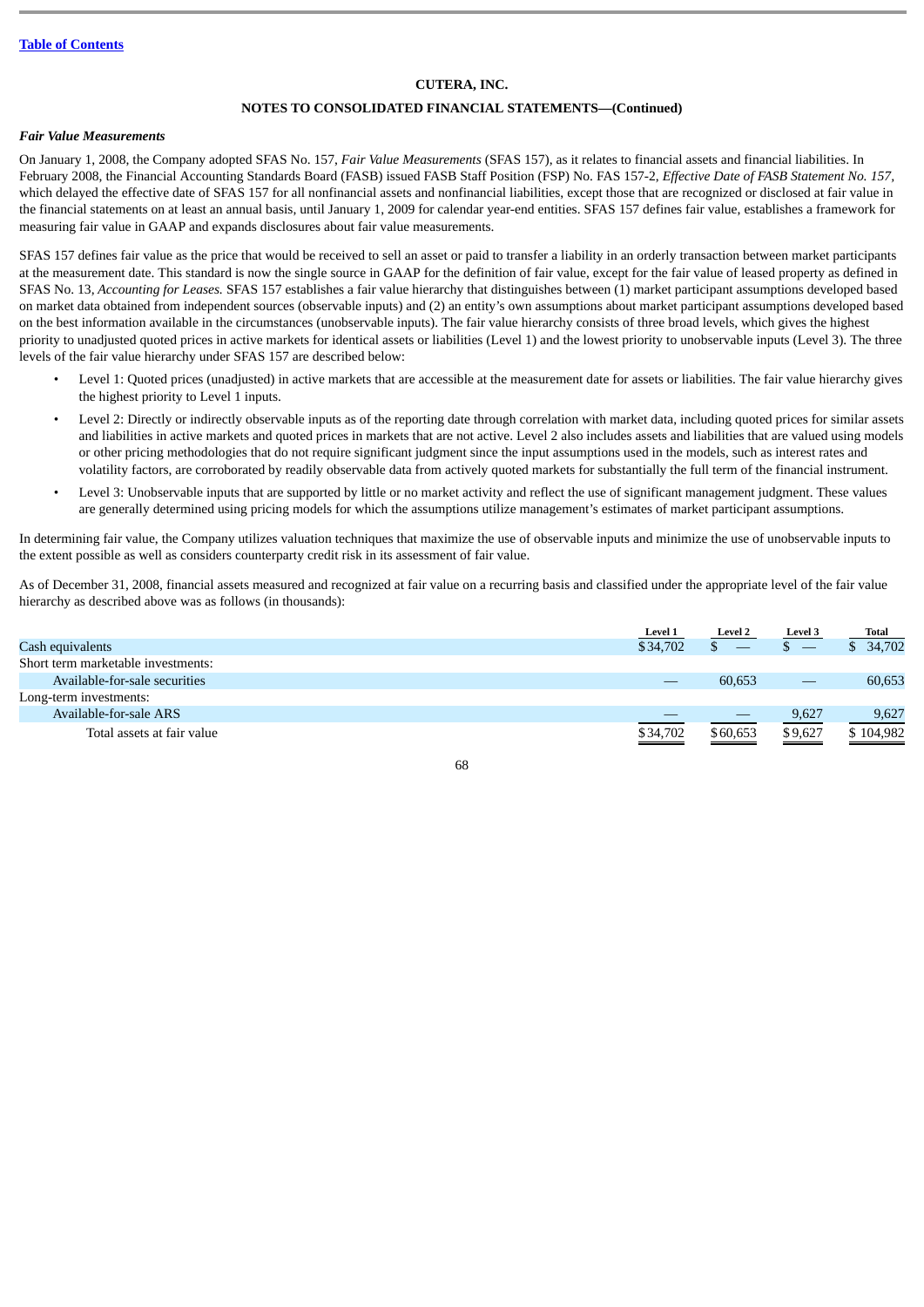CUTERA, INC.

NOTES TO CONSOLIDATED FINANCIAL STATEMENTS—(Continued)

### *Fair Value Measurements*

On January 1, 2008, the Company adopted SFAS No. 157, *Fair Value Measurements* (SFAS 157), as it relates to financial assets and financial liabilities. In February 2008, the Financial Accounting Standards Board (FASB) issued FASB Staff Position (FSP) No. FAS 157-2, *Effective Date of FASB Statement No. 157*, which delayed the effective date of SFAS 157 for all nonfinancial assets and nonfinancial liabilities, except those that are recognized or disclosed at fair value in the financial statements on at least an annual basis, until January 1, 2009 for calendar year-end entities. SFAS 157 defines fair value, establishes a framework for measuring fair value in GAAP and expands disclosures about fair value measurements.

SFAS 157 defines fair value as the price that would be received to sell an asset or paid to transfer a liability in an orderly transaction between market participants at the measurement date. This standard is now the single source in GAAP for the definition of fair value, except for the fair value of leased property as defined in SFAS No. 13, *Accounting for Leases.* SFAS 157 establishes a fair value hierarchy that distinguishes between (1) market participant assumptions developed based on market data obtained from independent sources (observable inputs) and (2) an entity's own assumptions about market participant assumptions developed based on the best information available in the circumstances (unobservable inputs). The fair value hierarchy consists of three broad levels, which gives the highest priority to unadjusted quoted prices in active markets for identical assets or liabilities (Level 1) and the lowest priority to unobservable inputs (Level 3). The three levels of the fair value hierarchy under SFAS 157 are described below:

- Level 1: Quoted prices (unadjusted) in active markets that are accessible at the measurement date for assets or liabilities. The fair value hierarchy gives the highest priority to Level 1 inputs.
- Level 2: Directly or indirectly observable inputs as of the reporting date through correlation with market data, including quoted prices for similar assets and liabilities in active markets and quoted prices in markets that are not active. Level 2 also includes assets and liabilities that are valued using models or other pricing methodologies that do not require significant judgment since the input assumptions used in the models, such as interest rates and volatility factors, are corroborated by readily observable data from actively quoted markets for substantially the full term of the financial instrument.
- Level 3: Unobservable inputs that are supported by little or no market activity and reflect the use of significant management judgment. These values are generally determined using pricing models for which the assumptions utilize management's estimates of market participant assumptions.

In determining fair value, the Company utilizes valuation techniques that maximize the use of observable inputs and minimize the use of unobservable inputs to the extent possible as well as considers counterparty credit risk in its assessment of fair value.

As of December 31, 2008, financial assets measured and recognized at fair value on a recurring basis and classified under the appropriate level of the fair value hierarchy as described above was as follows (in thousands):

| | Level 1 | Level 2 | Level 3 | Total |
|---|---|---|---|---|
| Cash equivalents | $34,702 | $ — | $ — | $ 34,702 |
| Short term marketable investments: | | | | |
| Available-for-sale securities | — | 60,653 | — | 60,653 |
| Long-term investments: | | | | |
| Available-for-sale ARS | — | — | 9,627 | 9,627 |
| Total assets at fair value | $34,702 | $60,653 | $9,627 | $ 104,982 |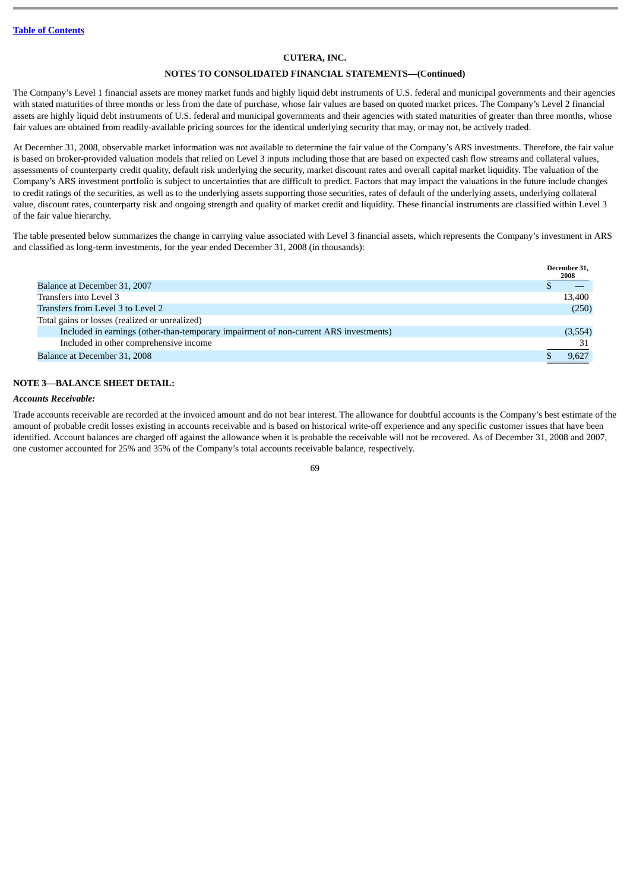CUTERA, INC.

NOTES TO CONSOLIDATED FINANCIAL STATEMENTS—(Continued)

The Company's Level 1 financial assets are money market funds and highly liquid debt instruments of U.S. federal and municipal governments and their agencies with stated maturities of three months or less from the date of purchase, whose fair values are based on quoted market prices. The Company's Level 2 financial assets are highly liquid debt instruments of U.S. federal and municipal governments and their agencies with stated maturities of greater than three months, whose fair values are obtained from readily-available pricing sources for the identical underlying security that may, or may not, be actively traded.

At December 31, 2008, observable market information was not available to determine the fair value of the Company's ARS investments. Therefore, the fair value is based on broker-provided valuation models that relied on Level 3 inputs including those that are based on expected cash flow streams and collateral values, assessments of counterparty credit quality, default risk underlying the security, market discount rates and overall capital market liquidity. The valuation of the Company's ARS investment portfolio is subject to uncertainties that are difficult to predict. Factors that may impact the valuations in the future include changes to credit ratings of the securities, as well as to the underlying assets supporting those securities, rates of default of the underlying assets, underlying collateral value, discount rates, counterparty risk and ongoing strength and quality of market credit and liquidity. These financial instruments are classified within Level 3 of the fair value hierarchy.

The table presented below summarizes the change in carrying value associated with Level 3 financial assets, which represents the Company's investment in ARS and classified as long-term investments, for the year ended December 31, 2008 (in thousands):

| | December 31, 2008 |
|---|---|
| Balance at December 31, 2007 | $ — |
| Transfers into Level 3 | 13,400 |
| Transfers from Level 3 to Level 2 | (250) |
| Total gains or losses (realized or unrealized) | |
| Included in earnings (other-than-temporary impairment of non-current ARS investments) | (3,554) |
| Included in other comprehensive income | 31 |
| Balance at December 31, 2008 | $ 9,627 |

## NOTE 3—BALANCE SHEET DETAIL:

***Accounts Receivable:***

Trade accounts receivable are recorded at the invoiced amount and do not bear interest. The allowance for doubtful accounts is the Company's best estimate of the amount of probable credit losses existing in accounts receivable and is based on historical write-off experience and any specific customer issues that have been identified. Account balances are charged off against the allowance when it is probable the receivable will not be recovered. As of December 31, 2008 and 2007, one customer accounted for 25% and 35% of the Company's total accounts receivable balance, respectively.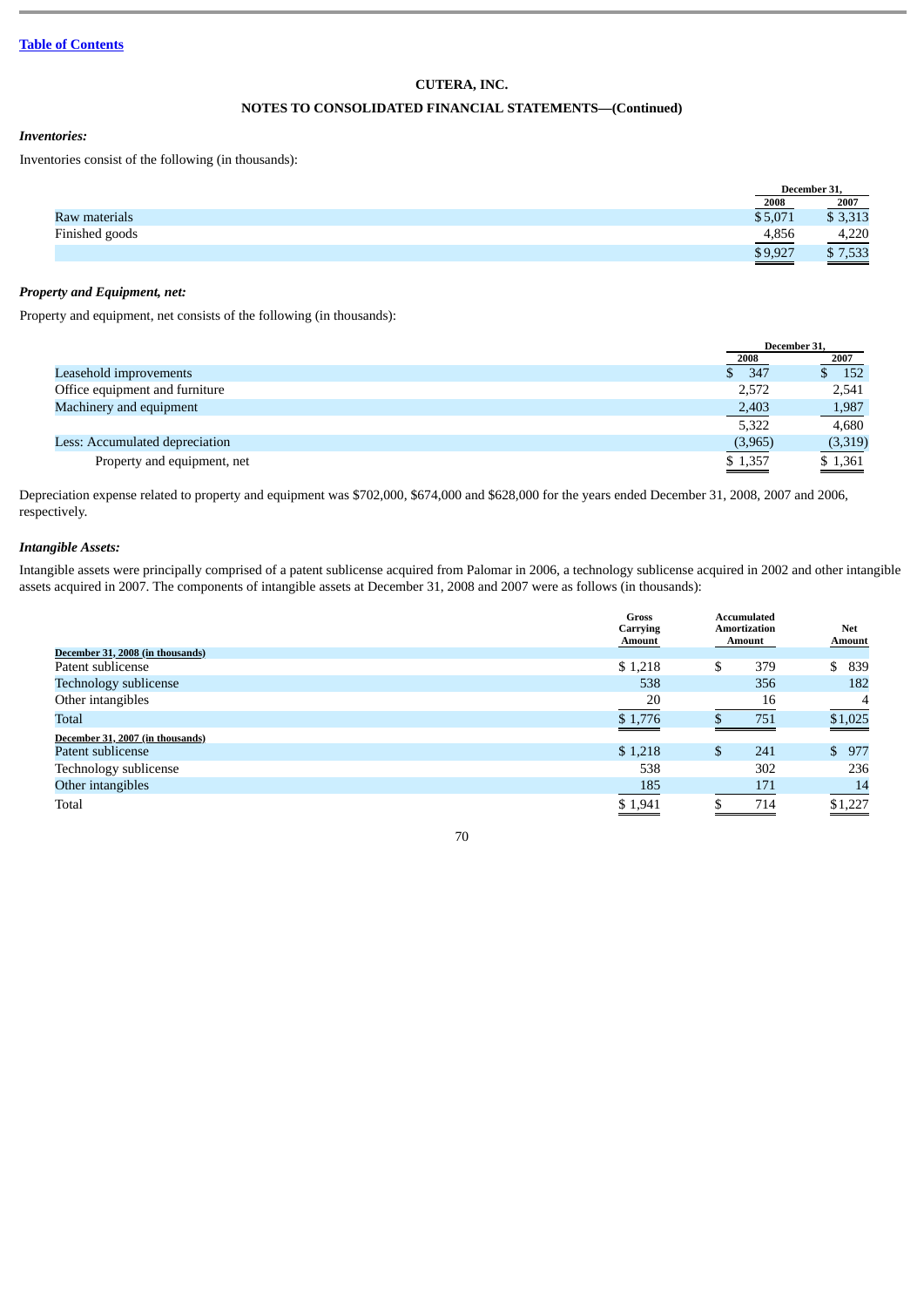[Table of Contents](#)

**CUTERA, INC.**

**NOTES TO CONSOLIDATED FINANCIAL STATEMENTS—(Continued)**

***Inventories:***

Inventories consist of the following (in thousands):

| | December 31, | |
|---|---|---|
| | 2008 | 2007 |
| Raw materials | $ 5,071 | $ 3,313 |
| Finished goods | 4,856 | 4,220 |
| | $ 9,927 | $ 7,533 |

***Property and Equipment, net:***

Property and equipment, net consists of the following (in thousands):

| | December 31, | |
|---|---|---|
| | 2008 | 2007 |
| Leasehold improvements | $ 347 | $ 152 |
| Office equipment and furniture | 2,572 | 2,541 |
| Machinery and equipment | 2,403 | 1,987 |
| | 5,322 | 4,680 |
| Less: Accumulated depreciation | (3,965) | (3,319) |
| Property and equipment, net | $ 1,357 | $ 1,361 |

Depreciation expense related to property and equipment was $702,000, $674,000 and $628,000 for the years ended December 31, 2008, 2007 and 2006, respectively.

***Intangible Assets:***

Intangible assets were principally comprised of a patent sublicense acquired from Palomar in 2006, a technology sublicense acquired in 2002 and other intangible assets acquired in 2007. The components of intangible assets at December 31, 2008 and 2007 were as follows (in thousands):

| | Gross Carrying Amount | Accumulated Amortization Amount | Net Amount |
|---|---|---|---|
| December 31, 2008 (in thousands) | | | |
| Patent sublicense | $ 1,218 | $ 379 | $ 839 |
| Technology sublicense | 538 | 356 | 182 |
| Other intangibles | 20 | 16 | 4 |
| Total | $ 1,776 | $ 751 | $ 1,025 |
| December 31, 2007 (in thousands) | | | |
| Patent sublicense | $ 1,218 | $ 241 | $ 977 |
| Technology sublicense | 538 | 302 | 236 |
| Other intangibles | 185 | 171 | 14 |
| Total | $ 1,941 | $ 714 | $ 1,227 |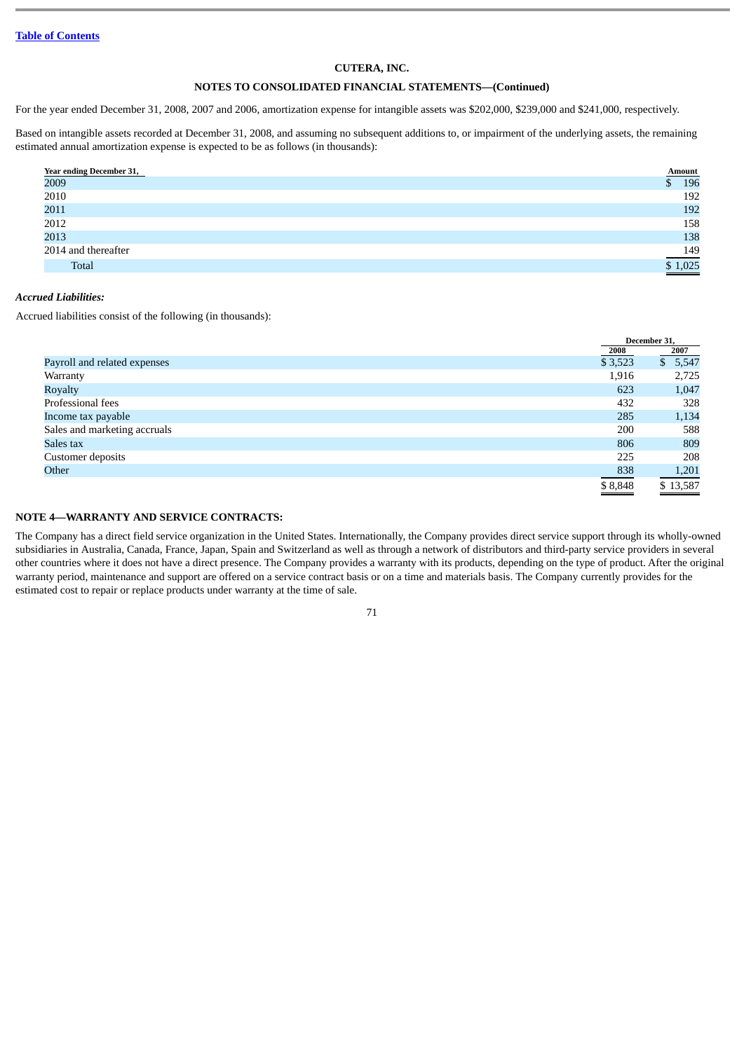**Table of Contents**

**CUTERA, INC.**

**NOTES TO CONSOLIDATED FINANCIAL STATEMENTS—(Continued)**

For the year ended December 31, 2008, 2007 and 2006, amortization expense for intangible assets was $202,000, $239,000 and $241,000, respectively.

Based on intangible assets recorded at December 31, 2008, and assuming no subsequent additions to, or impairment of the underlying assets, the remaining estimated annual amortization expense is expected to be as follows (in thousands):

| Year ending December 31, | Amount |
|---|---|
| 2009 | $ 196 |
| 2010 | 192 |
| 2011 | 192 |
| 2012 | 158 |
| 2013 | 138 |
| 2014 and thereafter | 149 |
| Total | $ 1,025 |

***Accrued Liabilities:***

Accrued liabilities consist of the following (in thousands):

| | December 31, | |
|---|---|---|
| | 2008 | 2007 |
| Payroll and related expenses | $ 3,523 | $ 5,547 |
| Warranty | 1,916 | 2,725 |
| Royalty | 623 | 1,047 |
| Professional fees | 432 | 328 |
| Income tax payable | 285 | 1,134 |
| Sales and marketing accruals | 200 | 588 |
| Sales tax | 806 | 809 |
| Customer deposits | 225 | 208 |
| Other | 838 | 1,201 |
| | $ 8,848 | $ 13,587 |

**NOTE 4—WARRANTY AND SERVICE CONTRACTS:**

The Company has a direct field service organization in the United States. Internationally, the Company provides direct service support through its wholly-owned subsidiaries in Australia, Canada, France, Japan, Spain and Switzerland as well as through a network of distributors and third-party service providers in several other countries where it does not have a direct presence. The Company provides a warranty with its products, depending on the type of product. After the original warranty period, maintenance and support are offered on a service contract basis or on a time and materials basis. The Company currently provides for the estimated cost to repair or replace products under warranty at the time of sale.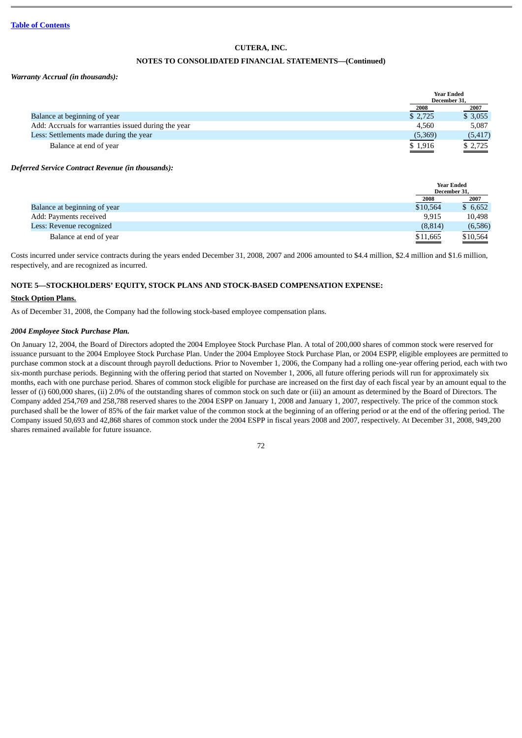Table of Contents

**CUTERA, INC.**

**NOTES TO CONSOLIDATED FINANCIAL STATEMENTS—(Continued)**

***Warranty Accrual (in thousands):***

| | Year Ended December 31, | |
|---|---|---|
| | 2008 | 2007 |
| Balance at beginning of year | $ 2,725 | $ 3,055 |
| Add: Accruals for warranties issued during the year | 4,560 | 5,087 |
| Less: Settlements made during the year | (5,369) | (5,417) |
| Balance at end of year | $ 1,916 | $ 2,725 |

***Deferred Service Contract Revenue (in thousands):***

| | Year Ended December 31, | |
|---|---|---|
| | 2008 | 2007 |
| Balance at beginning of year | $10,564 | $ 6,652 |
| Add: Payments received | 9,915 | 10,498 |
| Less: Revenue recognized | (8,814) | (6,586) |
| Balance at end of year | $11,665 | $10,564 |

Costs incurred under service contracts during the years ended December 31, 2008, 2007 and 2006 amounted to $4.4 million, $2.4 million and $1.6 million, respectively, and are recognized as incurred.

**NOTE 5—STOCKHOLDERS' EQUITY, STOCK PLANS AND STOCK-BASED COMPENSATION EXPENSE:**

**Stock Option Plans.**

As of December 31, 2008, the Company had the following stock-based employee compensation plans.

***2004 Employee Stock Purchase Plan.***

On January 12, 2004, the Board of Directors adopted the 2004 Employee Stock Purchase Plan. A total of 200,000 shares of common stock were reserved for issuance pursuant to the 2004 Employee Stock Purchase Plan. Under the 2004 Employee Stock Purchase Plan, or 2004 ESPP, eligible employees are permitted to purchase common stock at a discount through payroll deductions. Prior to November 1, 2006, the Company had a rolling one-year offering period, each with two six-month purchase periods. Beginning with the offering period that started on November 1, 2006, all future offering periods will run for approximately six months, each with one purchase period. Shares of common stock eligible for purchase are increased on the first day of each fiscal year by an amount equal to the lesser of (i) 600,000 shares, (ii) 2.0% of the outstanding shares of common stock on such date or (iii) an amount as determined by the Board of Directors. The Company added 254,769 and 258,788 reserved shares to the 2004 ESPP on January 1, 2008 and January 1, 2007, respectively. The price of the common stock purchased shall be the lower of 85% of the fair market value of the common stock at the beginning of an offering period or at the end of the offering period. The Company issued 50,693 and 42,868 shares of common stock under the 2004 ESPP in fiscal years 2008 and 2007, respectively. At December 31, 2008, 949,200 shares remained available for future issuance.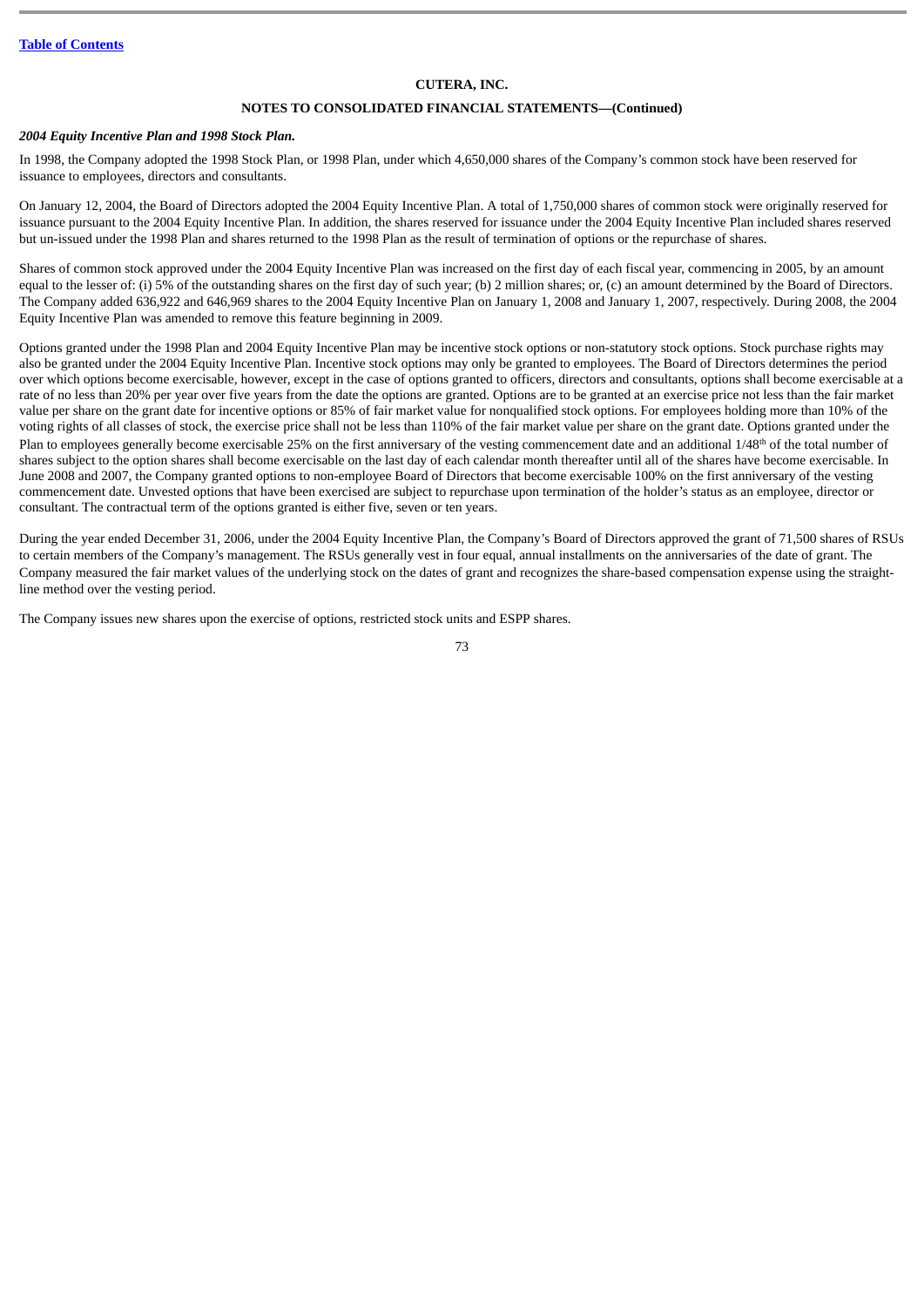CUTERA, INC.

NOTES TO CONSOLIDATED FINANCIAL STATEMENTS—(Continued)

***2004 Equity Incentive Plan and 1998 Stock Plan.***

In 1998, the Company adopted the 1998 Stock Plan, or 1998 Plan, under which 4,650,000 shares of the Company's common stock have been reserved for issuance to employees, directors and consultants.

On January 12, 2004, the Board of Directors adopted the 2004 Equity Incentive Plan. A total of 1,750,000 shares of common stock were originally reserved for issuance pursuant to the 2004 Equity Incentive Plan. In addition, the shares reserved for issuance under the 2004 Equity Incentive Plan included shares reserved but un-issued under the 1998 Plan and shares returned to the 1998 Plan as the result of termination of options or the repurchase of shares.

Shares of common stock approved under the 2004 Equity Incentive Plan was increased on the first day of each fiscal year, commencing in 2005, by an amount equal to the lesser of: (i) 5% of the outstanding shares on the first day of such year; (b) 2 million shares; or, (c) an amount determined by the Board of Directors. The Company added 636,922 and 646,969 shares to the 2004 Equity Incentive Plan on January 1, 2008 and January 1, 2007, respectively. During 2008, the 2004 Equity Incentive Plan was amended to remove this feature beginning in 2009.

Options granted under the 1998 Plan and 2004 Equity Incentive Plan may be incentive stock options or non-statutory stock options. Stock purchase rights may also be granted under the 2004 Equity Incentive Plan. Incentive stock options may only be granted to employees. The Board of Directors determines the period over which options become exercisable, however, except in the case of options granted to officers, directors and consultants, options shall become exercisable at a rate of no less than 20% per year over five years from the date the options are granted. Options are to be granted at an exercise price not less than the fair market value per share on the grant date for incentive options or 85% of fair market value for nonqualified stock options. For employees holding more than 10% of the voting rights of all classes of stock, the exercise price shall not be less than 110% of the fair market value per share on the grant date. Options granted under the Plan to employees generally become exercisable 25% on the first anniversary of the vesting commencement date and an additional 1/48th of the total number of shares subject to the option shares shall become exercisable on the last day of each calendar month thereafter until all of the shares have become exercisable. In June 2008 and 2007, the Company granted options to non-employee Board of Directors that become exercisable 100% on the first anniversary of the vesting commencement date. Unvested options that have been exercised are subject to repurchase upon termination of the holder's status as an employee, director or consultant. The contractual term of the options granted is either five, seven or ten years.

During the year ended December 31, 2006, under the 2004 Equity Incentive Plan, the Company's Board of Directors approved the grant of 71,500 shares of RSUs to certain members of the Company's management. The RSUs generally vest in four equal, annual installments on the anniversaries of the date of grant. The Company measured the fair market values of the underlying stock on the dates of grant and recognizes the share-based compensation expense using the straight-line method over the vesting period.

The Company issues new shares upon the exercise of options, restricted stock units and ESPP shares.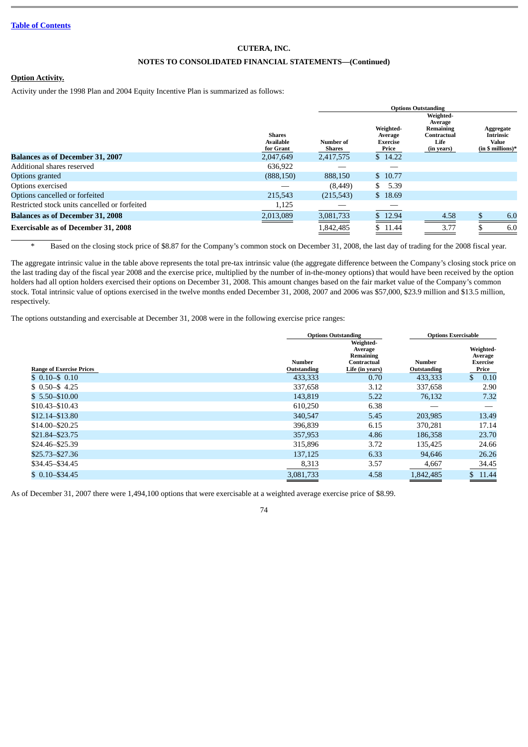Table of Contents

CUTERA, INC.

NOTES TO CONSOLIDATED FINANCIAL STATEMENTS—(Continued)

**Option Activity.**

Activity under the 1998 Plan and 2004 Equity Incentive Plan is summarized as follows:

| | Shares Available for Grant | Options Outstanding | | | |
|---|---|---|---|---|---|
| | | Number of Shares | Weighted-Average Exercise Price | Weighted-Average Remaining Contractual Life (in years) | Aggregate Intrinsic Value (in $ millions)* |
| **Balances as of December 31, 2007** | 2,047,649 | 2,417,575 | $ 14.22 | | |
| Additional shares reserved | 636,922 | — | — | | |
| Options granted | (888,150) | 888,150 | $ 10.77 | | |
| Options exercised | — | (8,449) | $ 5.39 | | |
| Options cancelled or forfeited | 215,543 | (215,543) | $ 18.69 | | |
| Restricted stock units cancelled or forfeited | 1,125 | — | — | | |
| **Balances as of December 31, 2008** | 2,013,089 | 3,081,733 | $ 12.94 | 4.58 | $ 6.0 |
| **Exercisable as of December 31, 2008** | | 1,842,485 | $ 11.44 | 3.77 | $ 6.0 |

\* Based on the closing stock price of $8.87 for the Company's common stock on December 31, 2008, the last day of trading for the 2008 fiscal year.

The aggregate intrinsic value in the table above represents the total pre-tax intrinsic value (the aggregate difference between the Company's closing stock price on the last trading day of the fiscal year 2008 and the exercise price, multiplied by the number of in-the-money options) that would have been received by the option holders had all option holders exercised their options on December 31, 2008. This amount changes based on the fair market value of the Company's common stock. Total intrinsic value of options exercised in the twelve months ended December 31, 2008, 2007 and 2006 was $57,000, $23.9 million and $13.5 million, respectively.

The options outstanding and exercisable at December 31, 2008 were in the following exercise price ranges:

| Range of Exercise Prices | Options Outstanding | | Options Exercisable | |
|---|---|---|---|---|
| | Number Outstanding | Weighted-Average Remaining Contractual Life (in years) | Number Outstanding | Weighted-Average Exercise Price |
| $ 0.10–$ 0.10 | 433,333 | 0.70 | 433,333 | $ 0.10 |
| $ 0.50–$ 4.25 | 337,658 | 3.12 | 337,658 | 2.90 |
| $ 5.50–$10.00 | 143,819 | 5.22 | 76,132 | 7.32 |
| $10.43–$10.43 | 610,250 | 6.38 | — | — |
| $12.14–$13.80 | 340,547 | 5.45 | 203,985 | 13.49 |
| $14.00–$20.25 | 396,839 | 6.15 | 370,281 | 17.14 |
| $21.84–$23.75 | 357,953 | 4.86 | 186,358 | 23.70 |
| $24.46–$25.39 | 315,896 | 3.72 | 135,425 | 24.66 |
| $25.73–$27.36 | 137,125 | 6.33 | 94,646 | 26.26 |
| $34.45–$34.45 | 8,313 | 3.57 | 4,667 | 34.45 |
| $ 0.10–$34.45 | 3,081,733 | 4.58 | 1,842,485 | $ 11.44 |

As of December 31, 2007 there were 1,494,100 options that were exercisable at a weighted average exercise price of $8.99.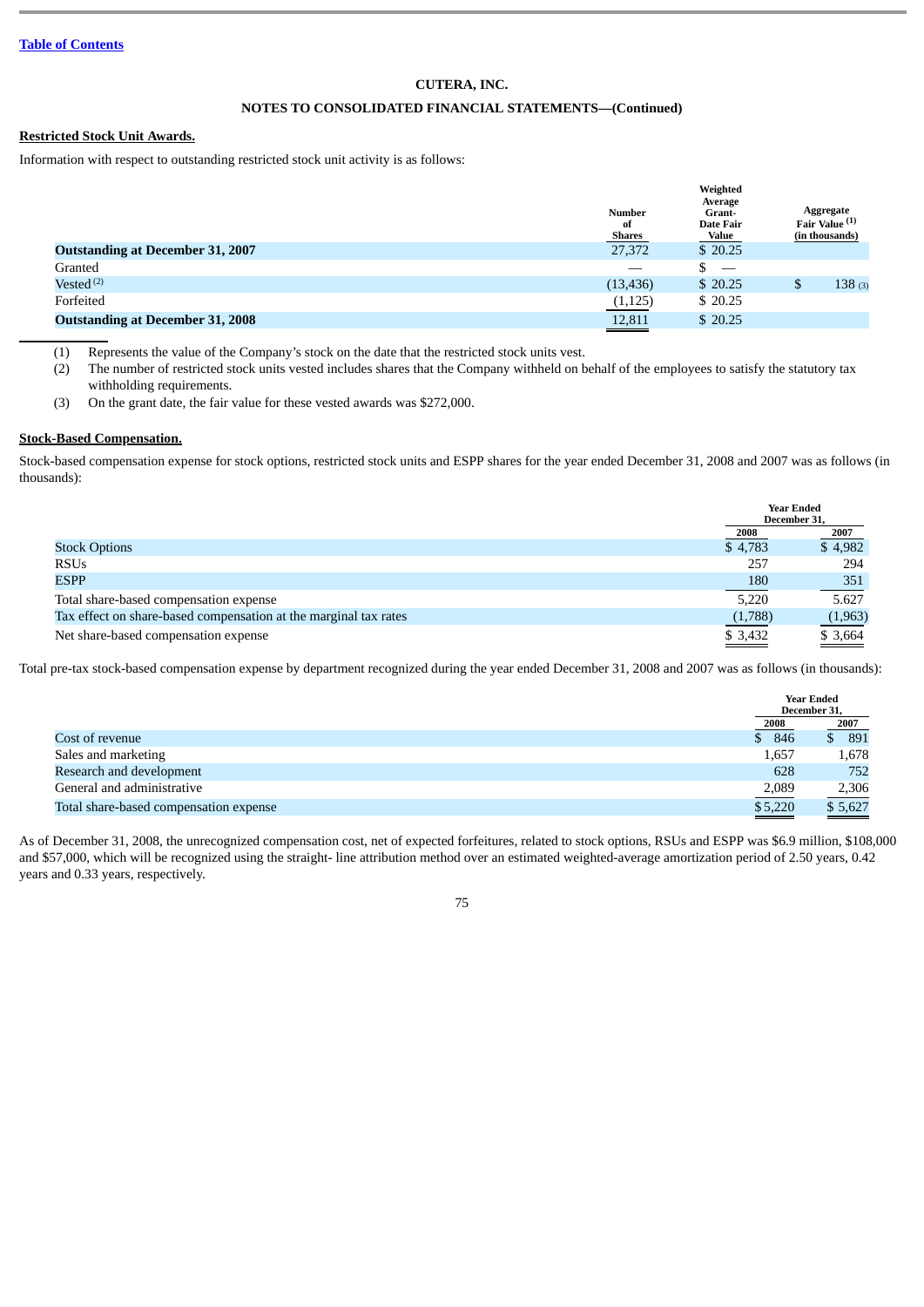Table of Contents

**CUTERA, INC.**

**NOTES TO CONSOLIDATED FINANCIAL STATEMENTS—(Continued)**

**Restricted Stock Unit Awards.**

Information with respect to outstanding restricted stock unit activity is as follows:

| | Number of Shares | Weighted Average Grant-Date Fair Value | Aggregate Fair Value [(1)] (in thousands) |
|---|---|---|---|
| **Outstanding at December 31, 2007** | 27,372 | $ 20.25 | |
| Granted | — | $ — | |
| Vested [(2)] | (13,436) | $ 20.25 | $ 138 [(3)] |
| Forfeited | (1,125) | $ 20.25 | |
| **Outstanding at December 31, 2008** | 12,811 | $ 20.25 | |

(1) Represents the value of the Company's stock on the date that the restricted stock units vest.

(2) The number of restricted stock units vested includes shares that the Company withheld on behalf of the employees to satisfy the statutory tax withholding requirements.

(3) On the grant date, the fair value for these vested awards was $272,000.

**Stock-Based Compensation.**

Stock-based compensation expense for stock options, restricted stock units and ESPP shares for the year ended December 31, 2008 and 2007 was as follows (in thousands):

| | Year Ended December 31, | |
|---|---|---|
| | 2008 | 2007 |
| Stock Options | $ 4,783 | $ 4,982 |
| RSUs | 257 | 294 |
| ESPP | 180 | 351 |
| Total share-based compensation expense | 5,220 | 5.627 |
| Tax effect on share-based compensation at the marginal tax rates | (1,788) | (1,963) |
| Net share-based compensation expense | $ 3,432 | $ 3,664 |

Total pre-tax stock-based compensation expense by department recognized during the year ended December 31, 2008 and 2007 was as follows (in thousands):

| | Year Ended December 31, | |
|---|---|---|
| | 2008 | 2007 |
| Cost of revenue | $ 846 | $ 891 |
| Sales and marketing | 1,657 | 1,678 |
| Research and development | 628 | 752 |
| General and administrative | 2,089 | 2,306 |
| Total share-based compensation expense | $ 5,220 | $ 5,627 |

As of December 31, 2008, the unrecognized compensation cost, net of expected forfeitures, related to stock options, RSUs and ESPP was $6.9 million, $108,000 and $57,000, which will be recognized using the straight- line attribution method over an estimated weighted-average amortization period of 2.50 years, 0.42 years and 0.33 years, respectively.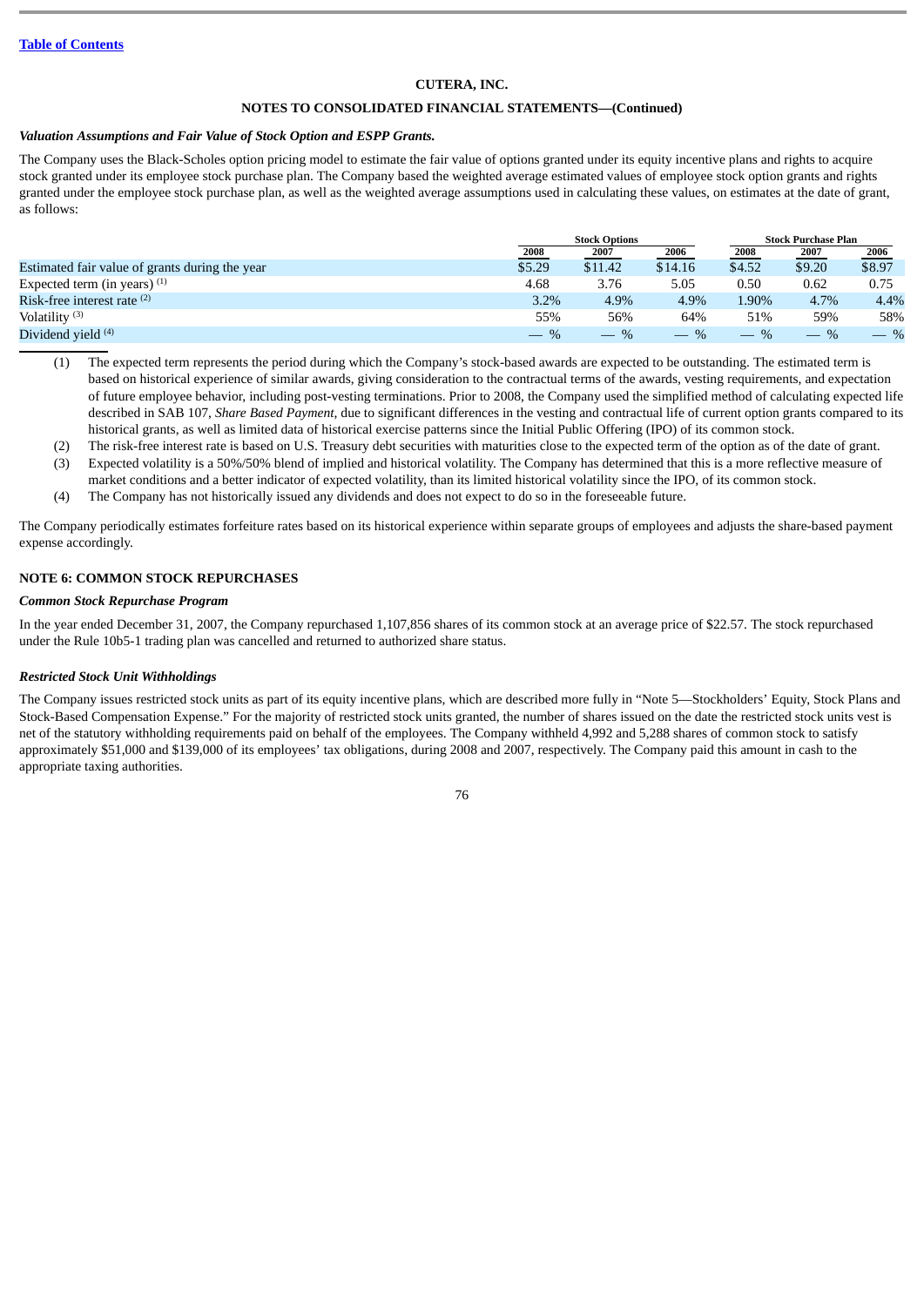**CUTERA, INC.**

**NOTES TO CONSOLIDATED FINANCIAL STATEMENTS—(Continued)**

***Valuation Assumptions and Fair Value of Stock Option and ESPP Grants.***

The Company uses the Black-Scholes option pricing model to estimate the fair value of options granted under its equity incentive plans and rights to acquire stock granted under its employee stock purchase plan. The Company based the weighted average estimated values of employee stock option grants and rights granted under the employee stock purchase plan, as well as the weighted average assumptions used in calculating these values, on estimates at the date of grant, as follows:

| | Stock Options | | | Stock Purchase Plan | | |
|---|---|---|---|---|---|---|
| | 2008 | 2007 | 2006 | 2008 | 2007 | 2006 |
| Estimated fair value of grants during the year | $5.29 | $11.42 | $14.16 | $4.52 | $9.20 | $8.97 |
| Expected term (in years) [(1)] | 4.68 | 3.76 | 5.05 | 0.50 | 0.62 | 0.75 |
| Risk-free interest rate [(2)] | 3.2% | 4.9% | 4.9% | 1.90% | 4.7% | 4.4% |
| Volatility [(3)] | 55% | 56% | 64% | 51% | 59% | 58% |
| Dividend yield [(4)] | — % | — % | — % | — % | — % | — % |

(1) The expected term represents the period during which the Company's stock-based awards are expected to be outstanding. The estimated term is based on historical experience of similar awards, giving consideration to the contractual terms of the awards, vesting requirements, and expectation of future employee behavior, including post-vesting terminations. Prior to 2008, the Company used the simplified method of calculating expected life described in SAB 107, *Share Based Payment*, due to significant differences in the vesting and contractual life of current option grants compared to its historical grants, as well as limited data of historical exercise patterns since the Initial Public Offering (IPO) of its common stock.

(2) The risk-free interest rate is based on U.S. Treasury debt securities with maturities close to the expected term of the option as of the date of grant.

(3) Expected volatility is a 50%/50% blend of implied and historical volatility. The Company has determined that this is a more reflective measure of market conditions and a better indicator of expected volatility, than its limited historical volatility since the IPO, of its common stock.

(4) The Company has not historically issued any dividends and does not expect to do so in the foreseeable future.

The Company periodically estimates forfeiture rates based on its historical experience within separate groups of employees and adjusts the share-based payment expense accordingly.

## NOTE 6: COMMON STOCK REPURCHASES

***Common Stock Repurchase Program***

In the year ended December 31, 2007, the Company repurchased 1,107,856 shares of its common stock at an average price of $22.57. The stock repurchased under the Rule 10b5-1 trading plan was cancelled and returned to authorized share status.

***Restricted Stock Unit Withholdings***

The Company issues restricted stock units as part of its equity incentive plans, which are described more fully in "Note 5—Stockholders' Equity, Stock Plans and Stock-Based Compensation Expense." For the majority of restricted stock units granted, the number of shares issued on the date the restricted stock units vest is net of the statutory withholding requirements paid on behalf of the employees. The Company withheld 4,992 and 5,288 shares of common stock to satisfy approximately $51,000 and $139,000 of its employees' tax obligations, during 2008 and 2007, respectively. The Company paid this amount in cash to the appropriate taxing authorities.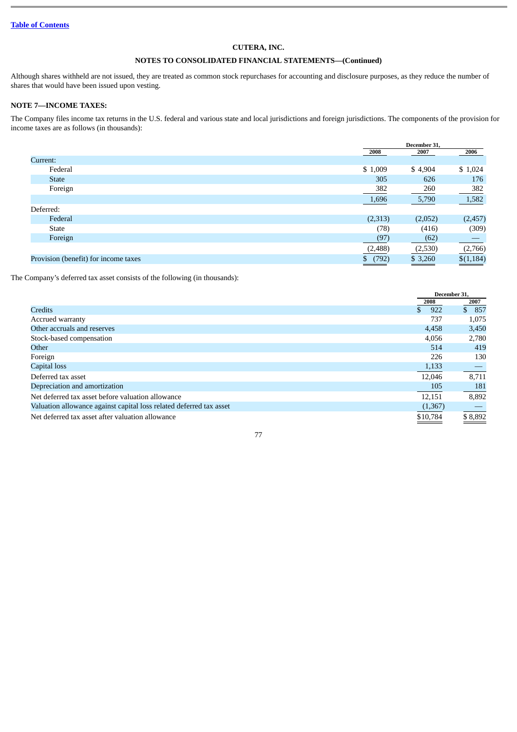Table of Contents

**CUTERA, INC.**

**NOTES TO CONSOLIDATED FINANCIAL STATEMENTS—(Continued)**

Although shares withheld are not issued, they are treated as common stock repurchases for accounting and disclosure purposes, as they reduce the number of shares that would have been issued upon vesting.

**NOTE 7—INCOME TAXES:**

The Company files income tax returns in the U.S. federal and various state and local jurisdictions and foreign jurisdictions. The components of the provision for income taxes are as follows (in thousands):

| | December 31, | | |
|---|---|---|---|
| | 2008 | 2007 | 2006 |
| Current: | | | |
| Federal | $ 1,009 | $ 4,904 | $ 1,024 |
| State | 305 | 626 | 176 |
| Foreign | 382 | 260 | 382 |
| | 1,696 | 5,790 | 1,582 |
| Deferred: | | | |
| Federal | (2,313) | (2,052) | (2,457) |
| State | (78) | (416) | (309) |
| Foreign | (97) | (62) | — |
| | (2,488) | (2,530) | (2,766) |
| Provision (benefit) for income taxes | $ (792) | $ 3,260 | $(1,184) |

The Company's deferred tax asset consists of the following (in thousands):

| | December 31, | |
|---|---|---|
| | 2008 | 2007 |
| Credits | $ 922 | $ 857 |
| Accrued warranty | 737 | 1,075 |
| Other accruals and reserves | 4,458 | 3,450 |
| Stock-based compensation | 4,056 | 2,780 |
| Other | 514 | 419 |
| Foreign | 226 | 130 |
| Capital loss | 1,133 | — |
| Deferred tax asset | 12,046 | 8,711 |
| Depreciation and amortization | 105 | 181 |
| Net deferred tax asset before valuation allowance | 12,151 | 8,892 |
| Valuation allowance against capital loss related deferred tax asset | (1,367) | — |
| Net deferred tax asset after valuation allowance | $10,784 | $ 8,892 |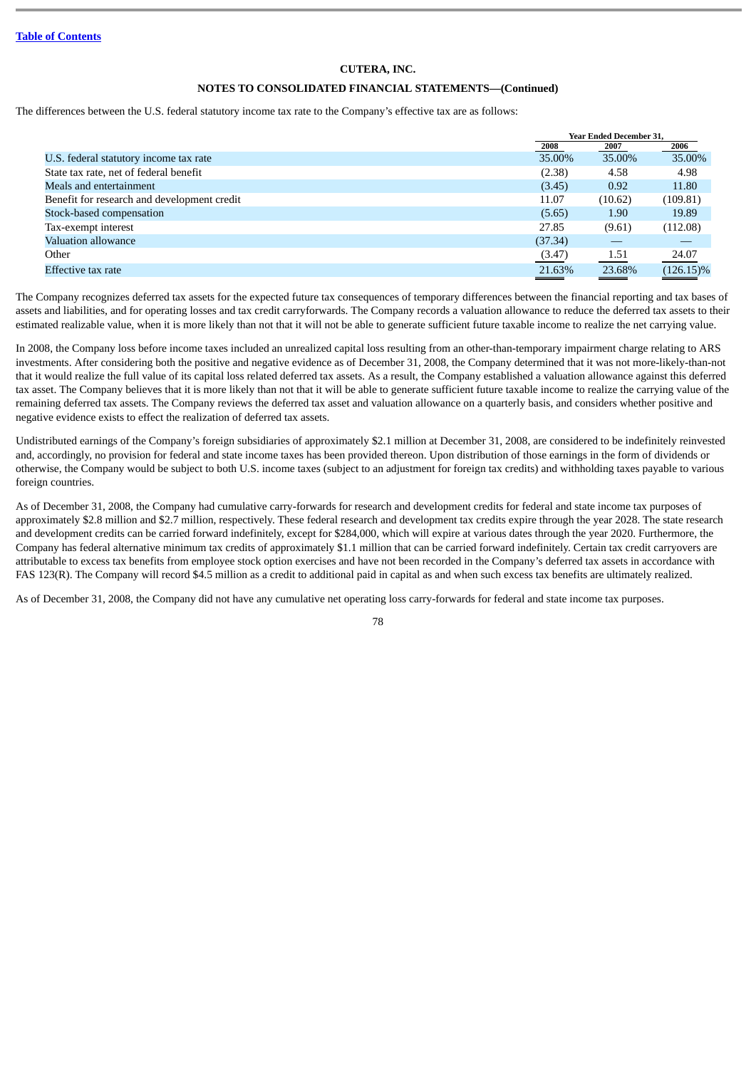[Table of Contents](#)

**CUTERA, INC.**

**NOTES TO CONSOLIDATED FINANCIAL STATEMENTS—(Continued)**

The differences between the U.S. federal statutory income tax rate to the Company's effective tax are as follows:

| | Year Ended December 31, | | |
|---|---|---|---|
| | 2008 | 2007 | 2006 |
| U.S. federal statutory income tax rate | 35.00% | 35.00% | 35.00% |
| State tax rate, net of federal benefit | (2.38) | 4.58 | 4.98 |
| Meals and entertainment | (3.45) | 0.92 | 11.80 |
| Benefit for research and development credit | 11.07 | (10.62) | (109.81) |
| Stock-based compensation | (5.65) | 1.90 | 19.89 |
| Tax-exempt interest | 27.85 | (9.61) | (112.08) |
| Valuation allowance | (37.34) | — | — |
| Other | (3.47) | 1.51 | 24.07 |
| Effective tax rate | 21.63% | 23.68% | (126.15)% |

The Company recognizes deferred tax assets for the expected future tax consequences of temporary differences between the financial reporting and tax bases of assets and liabilities, and for operating losses and tax credit carryforwards. The Company records a valuation allowance to reduce the deferred tax assets to their estimated realizable value, when it is more likely than not that it will not be able to generate sufficient future taxable income to realize the net carrying value.

In 2008, the Company loss before income taxes included an unrealized capital loss resulting from an other-than-temporary impairment charge relating to ARS investments. After considering both the positive and negative evidence as of December 31, 2008, the Company determined that it was not more-likely-than-not that it would realize the full value of its capital loss related deferred tax assets. As a result, the Company established a valuation allowance against this deferred tax asset. The Company believes that it is more likely than not that it will be able to generate sufficient future taxable income to realize the carrying value of the remaining deferred tax assets. The Company reviews the deferred tax asset and valuation allowance on a quarterly basis, and considers whether positive and negative evidence exists to effect the realization of deferred tax assets.

Undistributed earnings of the Company's foreign subsidiaries of approximately $2.1 million at December 31, 2008, are considered to be indefinitely reinvested and, accordingly, no provision for federal and state income taxes has been provided thereon. Upon distribution of those earnings in the form of dividends or otherwise, the Company would be subject to both U.S. income taxes (subject to an adjustment for foreign tax credits) and withholding taxes payable to various foreign countries.

As of December 31, 2008, the Company had cumulative carry-forwards for research and development credits for federal and state income tax purposes of approximately $2.8 million and $2.7 million, respectively. These federal research and development tax credits expire through the year 2028. The state research and development credits can be carried forward indefinitely, except for $284,000, which will expire at various dates through the year 2020. Furthermore, the Company has federal alternative minimum tax credits of approximately $1.1 million that can be carried forward indefinitely. Certain tax credit carryovers are attributable to excess tax benefits from employee stock option exercises and have not been recorded in the Company's deferred tax assets in accordance with FAS 123(R). The Company will record $4.5 million as a credit to additional paid in capital as and when such excess tax benefits are ultimately realized.

As of December 31, 2008, the Company did not have any cumulative net operating loss carry-forwards for federal and state income tax purposes.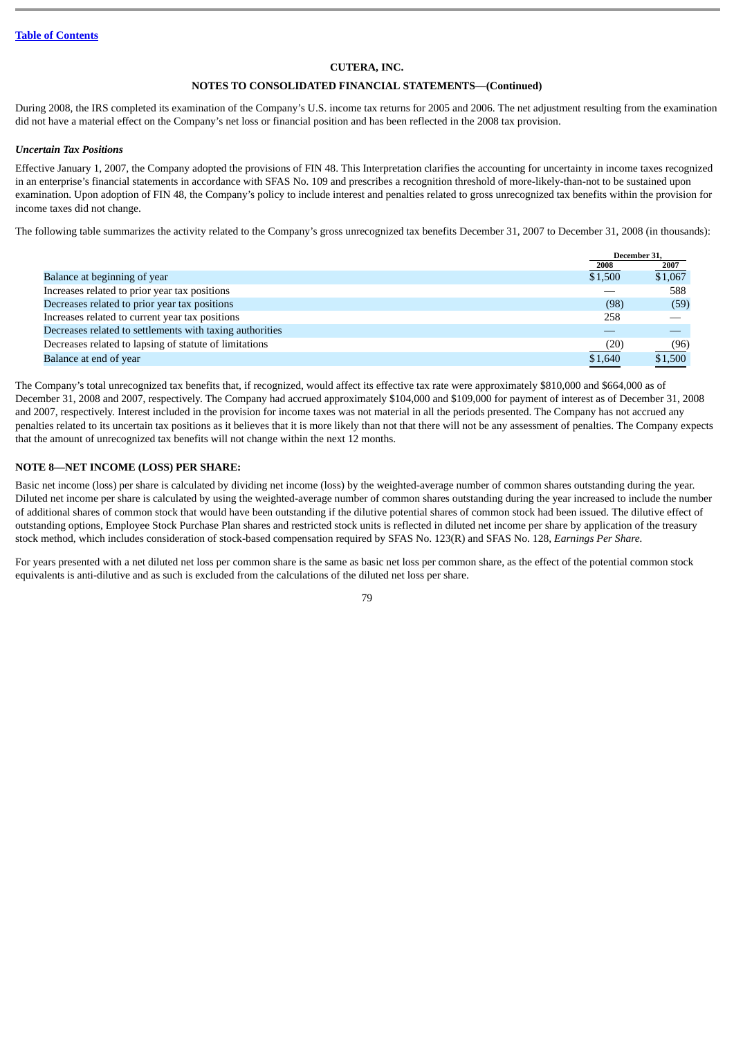**Table of Contents**

**CUTERA, INC.**

**NOTES TO CONSOLIDATED FINANCIAL STATEMENTS—(Continued)**

During 2008, the IRS completed its examination of the Company's U.S. income tax returns for 2005 and 2006. The net adjustment resulting from the examination did not have a material effect on the Company's net loss or financial position and has been reflected in the 2008 tax provision.

***Uncertain Tax Positions***

Effective January 1, 2007, the Company adopted the provisions of FIN 48. This Interpretation clarifies the accounting for uncertainty in income taxes recognized in an enterprise's financial statements in accordance with SFAS No. 109 and prescribes a recognition threshold of more-likely-than-not to be sustained upon examination. Upon adoption of FIN 48, the Company's policy to include interest and penalties related to gross unrecognized tax benefits within the provision for income taxes did not change.

The following table summarizes the activity related to the Company's gross unrecognized tax benefits December 31, 2007 to December 31, 2008 (in thousands):

| | December 31, | |
|---|---|---|
| | 2008 | 2007 |
| Balance at beginning of year | $1,500 | $1,067 |
| Increases related to prior year tax positions | — | 588 |
| Decreases related to prior year tax positions | (98) | (59) |
| Increases related to current year tax positions | 258 | — |
| Decreases related to settlements with taxing authorities | — | — |
| Decreases related to lapsing of statute of limitations | (20) | (96) |
| Balance at end of year | $1,640 | $1,500 |

The Company's total unrecognized tax benefits that, if recognized, would affect its effective tax rate were approximately $810,000 and $664,000 as of December 31, 2008 and 2007, respectively. The Company had accrued approximately $104,000 and $109,000 for payment of interest as of December 31, 2008 and 2007, respectively. Interest included in the provision for income taxes was not material in all the periods presented. The Company has not accrued any penalties related to its uncertain tax positions as it believes that it is more likely than not that there will not be any assessment of penalties. The Company expects that the amount of unrecognized tax benefits will not change within the next 12 months.

**NOTE 8—NET INCOME (LOSS) PER SHARE:**

Basic net income (loss) per share is calculated by dividing net income (loss) by the weighted-average number of common shares outstanding during the year. Diluted net income per share is calculated by using the weighted-average number of common shares outstanding during the year increased to include the number of additional shares of common stock that would have been outstanding if the dilutive potential shares of common stock had been issued. The dilutive effect of outstanding options, Employee Stock Purchase Plan shares and restricted stock units is reflected in diluted net income per share by application of the treasury stock method, which includes consideration of stock-based compensation required by SFAS No. 123(R) and SFAS No. 128, *Earnings Per Share.*

For years presented with a net diluted net loss per common share is the same as basic net loss per common share, as the effect of the potential common stock equivalents is anti-dilutive and as such is excluded from the calculations of the diluted net loss per share.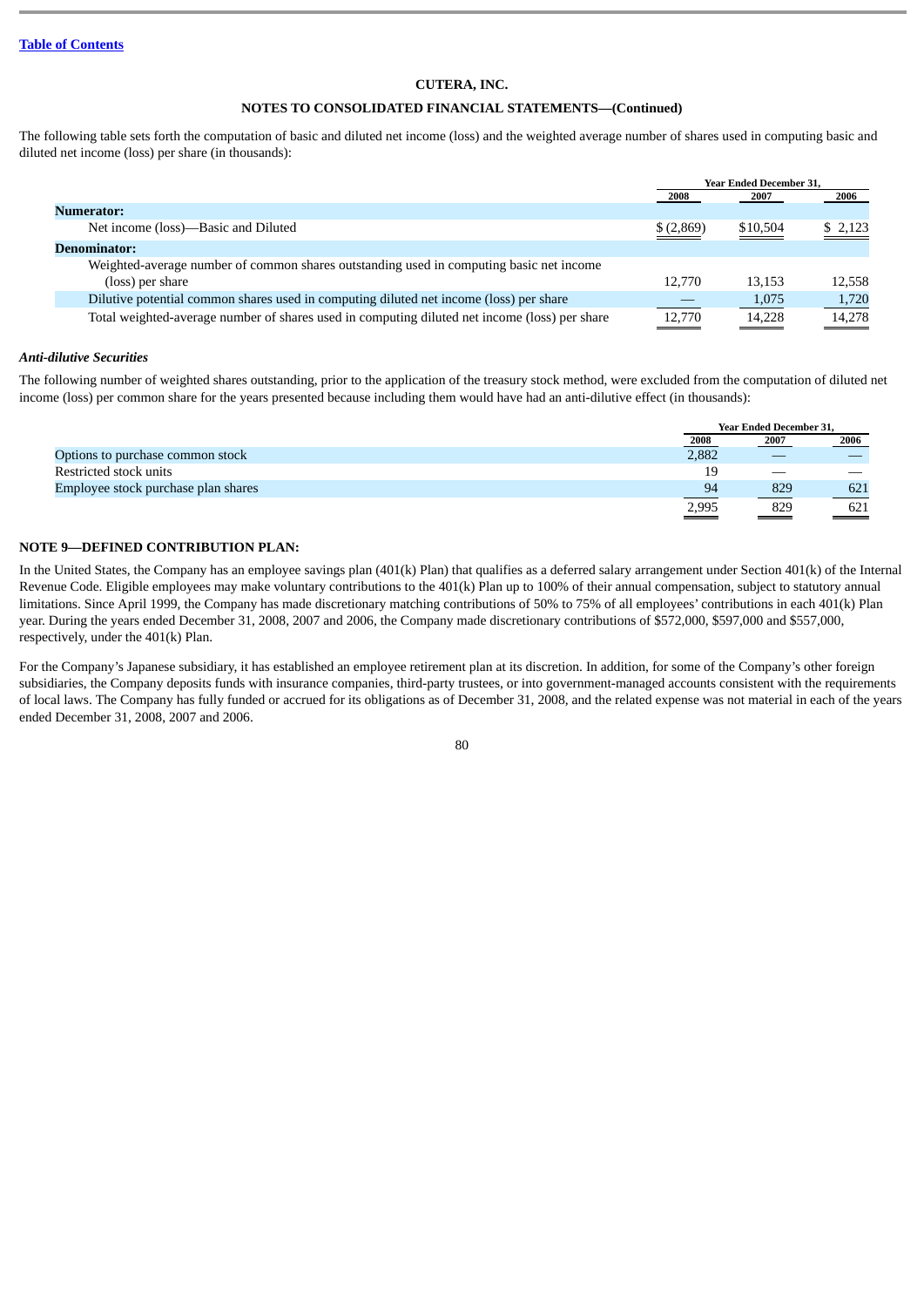**CUTERA, INC.**

**NOTES TO CONSOLIDATED FINANCIAL STATEMENTS—(Continued)**

The following table sets forth the computation of basic and diluted net income (loss) and the weighted average number of shares used in computing basic and diluted net income (loss) per share (in thousands):

| | Year Ended December 31, | | |
|---|---|---|---|
| | 2008 | 2007 | 2006 |
| **Numerator:** | | | |
| Net income (loss)—Basic and Diluted | $ (2,869) | $10,504 | $ 2,123 |
| **Denominator:** | | | |
| Weighted-average number of common shares outstanding used in computing basic net income (loss) per share | 12,770 | 13,153 | 12,558 |
| Dilutive potential common shares used in computing diluted net income (loss) per share | — | 1,075 | 1,720 |
| Total weighted-average number of shares used in computing diluted net income (loss) per share | 12,770 | 14,228 | 14,278 |

***Anti-dilutive Securities***

The following number of weighted shares outstanding, prior to the application of the treasury stock method, were excluded from the computation of diluted net income (loss) per common share for the years presented because including them would have had an anti-dilutive effect (in thousands):

| | Year Ended December 31, | | |
|---|---|---|---|
| | 2008 | 2007 | 2006 |
| Options to purchase common stock | 2,882 | — | — |
| Restricted stock units | 19 | — | — |
| Employee stock purchase plan shares | 94 | 829 | 621 |
| | 2,995 | 829 | 621 |

**NOTE 9—DEFINED CONTRIBUTION PLAN:**

In the United States, the Company has an employee savings plan (401(k) Plan) that qualifies as a deferred salary arrangement under Section 401(k) of the Internal Revenue Code. Eligible employees may make voluntary contributions to the 401(k) Plan up to 100% of their annual compensation, subject to statutory annual limitations. Since April 1999, the Company has made discretionary matching contributions of 50% to 75% of all employees' contributions in each 401(k) Plan year. During the years ended December 31, 2008, 2007 and 2006, the Company made discretionary contributions of $572,000, $597,000 and $557,000, respectively, under the 401(k) Plan.

For the Company's Japanese subsidiary, it has established an employee retirement plan at its discretion. In addition, for some of the Company's other foreign subsidiaries, the Company deposits funds with insurance companies, third-party trustees, or into government-managed accounts consistent with the requirements of local laws. The Company has fully funded or accrued for its obligations as of December 31, 2008, and the related expense was not material in each of the years ended December 31, 2008, 2007 and 2006.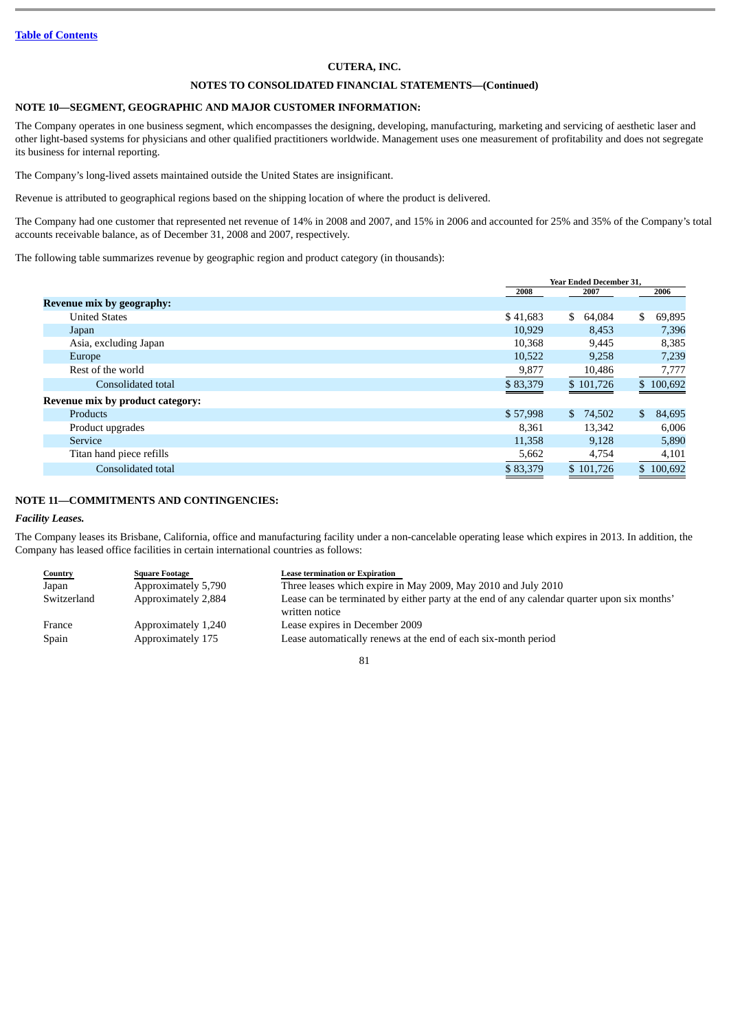[Table of Contents](#)

**CUTERA, INC.**

**NOTES TO CONSOLIDATED FINANCIAL STATEMENTS—(Continued)**

## NOTE 10—SEGMENT, GEOGRAPHIC AND MAJOR CUSTOMER INFORMATION:

The Company operates in one business segment, which encompasses the designing, developing, manufacturing, marketing and servicing of aesthetic laser and other light-based systems for physicians and other qualified practitioners worldwide. Management uses one measurement of profitability and does not segregate its business for internal reporting.

The Company's long-lived assets maintained outside the United States are insignificant.

Revenue is attributed to geographical regions based on the shipping location of where the product is delivered.

The Company had one customer that represented net revenue of 14% in 2008 and 2007, and 15% in 2006 and accounted for 25% and 35% of the Company's total accounts receivable balance, as of December 31, 2008 and 2007, respectively.

The following table summarizes revenue by geographic region and product category (in thousands):

| | Year Ended December 31, | | |
|---|---|---|---|
| | 2008 | 2007 | 2006 |
| **Revenue mix by geography:** | | | |
| United States | $ 41,683 | $ 64,084 | $ 69,895 |
| Japan | 10,929 | 8,453 | 7,396 |
| Asia, excluding Japan | 10,368 | 9,445 | 8,385 |
| Europe | 10,522 | 9,258 | 7,239 |
| Rest of the world | 9,877 | 10,486 | 7,777 |
| Consolidated total | $ 83,379 | $ 101,726 | $ 100,692 |
| **Revenue mix by product category:** | | | |
| Products | $ 57,998 | $ 74,502 | $ 84,695 |
| Product upgrades | 8,361 | 13,342 | 6,006 |
| Service | 11,358 | 9,128 | 5,890 |
| Titan hand piece refills | 5,662 | 4,754 | 4,101 |
| Consolidated total | $ 83,379 | $ 101,726 | $ 100,692 |

## NOTE 11—COMMITMENTS AND CONTINGENCIES:

***Facility Leases.***

The Company leases its Brisbane, California, office and manufacturing facility under a non-cancelable operating lease which expires in 2013. In addition, the Company has leased office facilities in certain international countries as follows:

| Country | Square Footage | Lease termination or Expiration |
|---|---|---|
| Japan | Approximately 5,790 | Three leases which expire in May 2009, May 2010 and July 2010 |
| Switzerland | Approximately 2,884 | Lease can be terminated by either party at the end of any calendar quarter upon six months' written notice |
| France | Approximately 1,240 | Lease expires in December 2009 |
| Spain | Approximately 175 | Lease automatically renews at the end of each six-month period |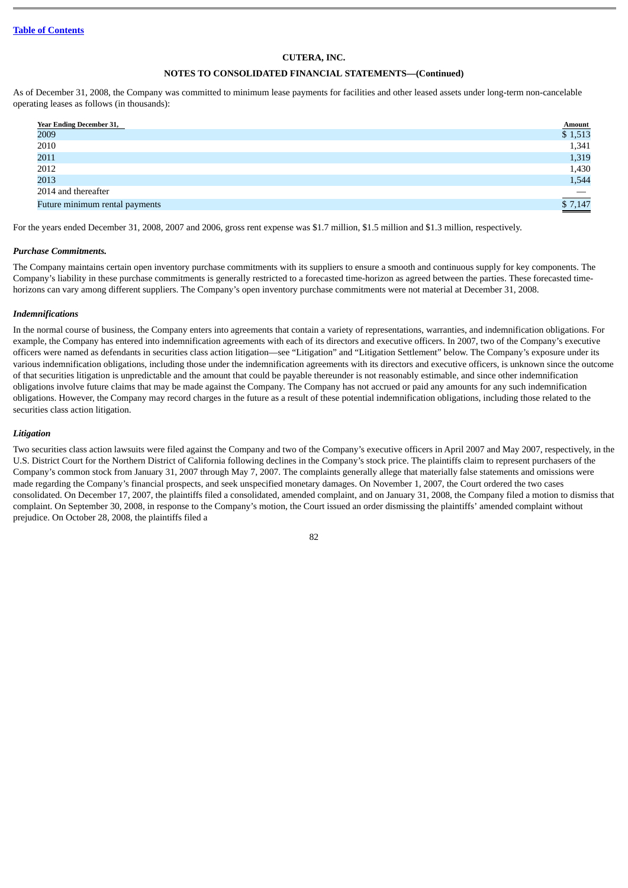**CUTERA, INC.**

**NOTES TO CONSOLIDATED FINANCIAL STATEMENTS—(Continued)**

As of December 31, 2008, the Company was committed to minimum lease payments for facilities and other leased assets under long-term non-cancelable operating leases as follows (in thousands):

| Year Ending December 31, | Amount |
|---|---|
| 2009 | $ 1,513 |
| 2010 | 1,341 |
| 2011 | 1,319 |
| 2012 | 1,430 |
| 2013 | 1,544 |
| 2014 and thereafter | — |
| Future minimum rental payments | $ 7,147 |

For the years ended December 31, 2008, 2007 and 2006, gross rent expense was $1.7 million, $1.5 million and $1.3 million, respectively.

***Purchase Commitments.***

The Company maintains certain open inventory purchase commitments with its suppliers to ensure a smooth and continuous supply for key components. The Company's liability in these purchase commitments is generally restricted to a forecasted time-horizon as agreed between the parties. These forecasted time-horizons can vary among different suppliers. The Company's open inventory purchase commitments were not material at December 31, 2008.

***Indemnifications***

In the normal course of business, the Company enters into agreements that contain a variety of representations, warranties, and indemnification obligations. For example, the Company has entered into indemnification agreements with each of its directors and executive officers. In 2007, two of the Company's executive officers were named as defendants in securities class action litigation—see "Litigation" and "Litigation Settlement" below. The Company's exposure under its various indemnification obligations, including those under the indemnification agreements with its directors and executive officers, is unknown since the outcome of that securities litigation is unpredictable and the amount that could be payable thereunder is not reasonably estimable, and since other indemnification obligations involve future claims that may be made against the Company. The Company has not accrued or paid any amounts for any such indemnification obligations. However, the Company may record charges in the future as a result of these potential indemnification obligations, including those related to the securities class action litigation.

***Litigation***

Two securities class action lawsuits were filed against the Company and two of the Company's executive officers in April 2007 and May 2007, respectively, in the U.S. District Court for the Northern District of California following declines in the Company's stock price. The plaintiffs claim to represent purchasers of the Company's common stock from January 31, 2007 through May 7, 2007. The complaints generally allege that materially false statements and omissions were made regarding the Company's financial prospects, and seek unspecified monetary damages. On November 1, 2007, the Court ordered the two cases consolidated. On December 17, 2007, the plaintiffs filed a consolidated, amended complaint, and on January 31, 2008, the Company filed a motion to dismiss that complaint. On September 30, 2008, in response to the Company's motion, the Court issued an order dismissing the plaintiffs' amended complaint without prejudice. On October 28, 2008, the plaintiffs filed a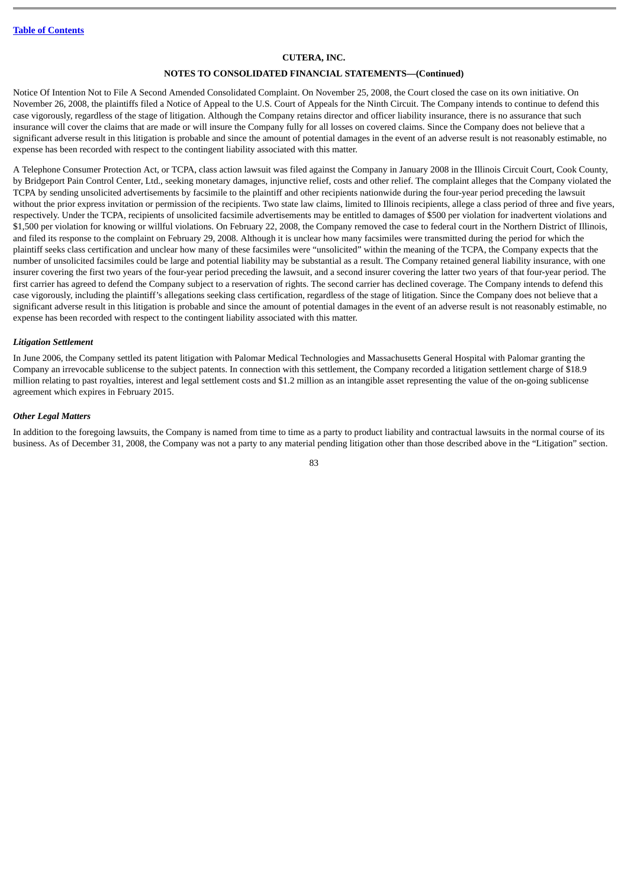Notice Of Intention Not to File A Second Amended Consolidated Complaint. On November 25, 2008, the Court closed the case on its own initiative. On November 26, 2008, the plaintiffs filed a Notice of Appeal to the U.S. Court of Appeals for the Ninth Circuit. The Company intends to continue to defend this case vigorously, regardless of the stage of litigation. Although the Company retains director and officer liability insurance, there is no assurance that such insurance will cover the claims that are made or will insure the Company fully for all losses on covered claims. Since the Company does not believe that a significant adverse result in this litigation is probable and since the amount of potential damages in the event of an adverse result is not reasonably estimable, no expense has been recorded with respect to the contingent liability associated with this matter.

A Telephone Consumer Protection Act, or TCPA, class action lawsuit was filed against the Company in January 2008 in the Illinois Circuit Court, Cook County, by Bridgeport Pain Control Center, Ltd., seeking monetary damages, injunctive relief, costs and other relief. The complaint alleges that the Company violated the TCPA by sending unsolicited advertisements by facsimile to the plaintiff and other recipients nationwide during the four-year period preceding the lawsuit without the prior express invitation or permission of the recipients. Two state law claims, limited to Illinois recipients, allege a class period of three and five years, respectively. Under the TCPA, recipients of unsolicited facsimile advertisements may be entitled to damages of $500 per violation for inadvertent violations and $1,500 per violation for knowing or willful violations. On February 22, 2008, the Company removed the case to federal court in the Northern District of Illinois, and filed its response to the complaint on February 29, 2008. Although it is unclear how many facsimiles were transmitted during the period for which the plaintiff seeks class certification and unclear how many of these facsimiles were "unsolicited" within the meaning of the TCPA, the Company expects that the number of unsolicited facsimiles could be large and potential liability may be substantial as a result. The Company retained general liability insurance, with one insurer covering the first two years of the four-year period preceding the lawsuit, and a second insurer covering the latter two years of that four-year period. The first carrier has agreed to defend the Company subject to a reservation of rights. The second carrier has declined coverage. The Company intends to defend this case vigorously, including the plaintiff's allegations seeking class certification, regardless of the stage of litigation. Since the Company does not believe that a significant adverse result in this litigation is probable and since the amount of potential damages in the event of an adverse result is not reasonably estimable, no expense has been recorded with respect to the contingent liability associated with this matter.

***Litigation Settlement***

In June 2006, the Company settled its patent litigation with Palomar Medical Technologies and Massachusetts General Hospital with Palomar granting the Company an irrevocable sublicense to the subject patents. In connection with this settlement, the Company recorded a litigation settlement charge of $18.9 million relating to past royalties, interest and legal settlement costs and $1.2 million as an intangible asset representing the value of the on-going sublicense agreement which expires in February 2015.

***Other Legal Matters***

In addition to the foregoing lawsuits, the Company is named from time to time as a party to product liability and contractual lawsuits in the normal course of its business. As of December 31, 2008, the Company was not a party to any material pending litigation other than those described above in the "Litigation" section.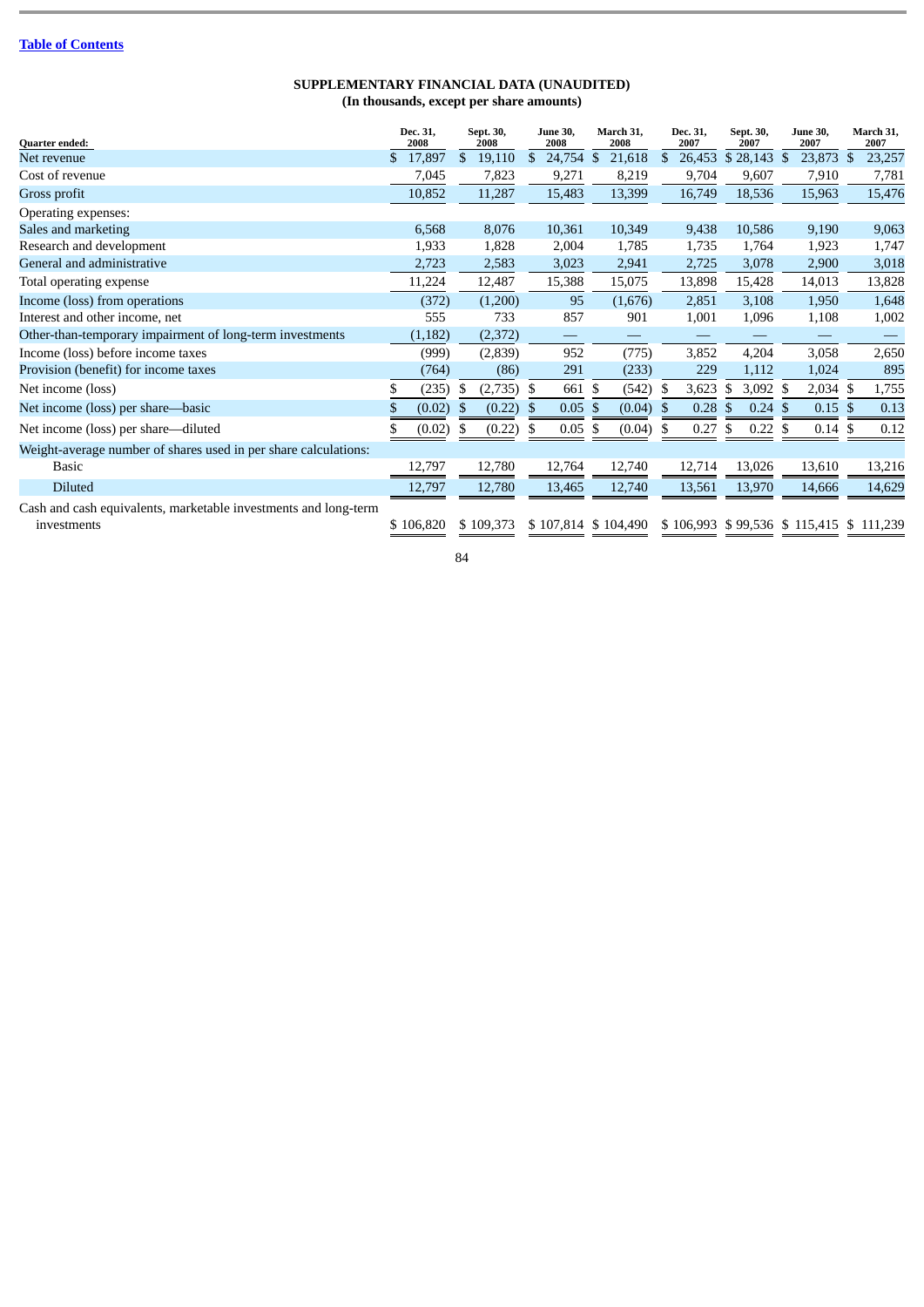[Table of Contents]

## SUPPLEMENTARY FINANCIAL DATA (UNAUDITED)
**(In thousands, except per share amounts)**

| Quarter ended: | Dec. 31, 2008 | Sept. 30, 2008 | June 30, 2008 | March 31, 2008 | Dec. 31, 2007 | Sept. 30, 2007 | June 30, 2007 | March 31, 2007 |
|---|---|---|---|---|---|---|---|---|
| Net revenue | $ 17,897 | $ 19,110 | $ 24,754 | $ 21,618 | $ 26,453 | $ 28,143 | $ 23,873 | $ 23,257 |
| Cost of revenue | 7,045 | 7,823 | 9,271 | 8,219 | 9,704 | 9,607 | 7,910 | 7,781 |
| Gross profit | 10,852 | 11,287 | 15,483 | 13,399 | 16,749 | 18,536 | 15,963 | 15,476 |
| Operating expenses: | | | | | | | | |
| Sales and marketing | 6,568 | 8,076 | 10,361 | 10,349 | 9,438 | 10,586 | 9,190 | 9,063 |
| Research and development | 1,933 | 1,828 | 2,004 | 1,785 | 1,735 | 1,764 | 1,923 | 1,747 |
| General and administrative | 2,723 | 2,583 | 3,023 | 2,941 | 2,725 | 3,078 | 2,900 | 3,018 |
| Total operating expense | 11,224 | 12,487 | 15,388 | 15,075 | 13,898 | 15,428 | 14,013 | 13,828 |
| Income (loss) from operations | (372) | (1,200) | 95 | (1,676) | 2,851 | 3,108 | 1,950 | 1,648 |
| Interest and other income, net | 555 | 733 | 857 | 901 | 1,001 | 1,096 | 1,108 | 1,002 |
| Other-than-temporary impairment of long-term investments | (1,182) | (2,372) | — | — | — | — | — | — |
| Income (loss) before income taxes | (999) | (2,839) | 952 | (775) | 3,852 | 4,204 | 3,058 | 2,650 |
| Provision (benefit) for income taxes | (764) | (86) | 291 | (233) | 229 | 1,112 | 1,024 | 895 |
| Net income (loss) | $ (235) | $ (2,735) | $ 661 | $ (542) | $ 3,623 | $ 3,092 | $ 2,034 | $ 1,755 |
| Net income (loss) per share—basic | $ (0.02) | $ (0.22) | $ 0.05 | $ (0.04) | $ 0.28 | $ 0.24 | $ 0.15 | $ 0.13 |
| Net income (loss) per share—diluted | $ (0.02) | $ (0.22) | $ 0.05 | $ (0.04) | $ 0.27 | $ 0.22 | $ 0.14 | $ 0.12 |
| Weight-average number of shares used in per share calculations: | | | | | | | | |
| Basic | 12,797 | 12,780 | 12,764 | 12,740 | 12,714 | 13,026 | 13,610 | 13,216 |
| Diluted | 12,797 | 12,780 | 13,465 | 12,740 | 13,561 | 13,970 | 14,666 | 14,629 |
| Cash and cash equivalents, marketable investments and long-term investments | $ 106,820 | $ 109,373 | $ 107,814 | $ 104,490 | $ 106,993 | $ 99,536 | $ 115,415 | $ 111,239 |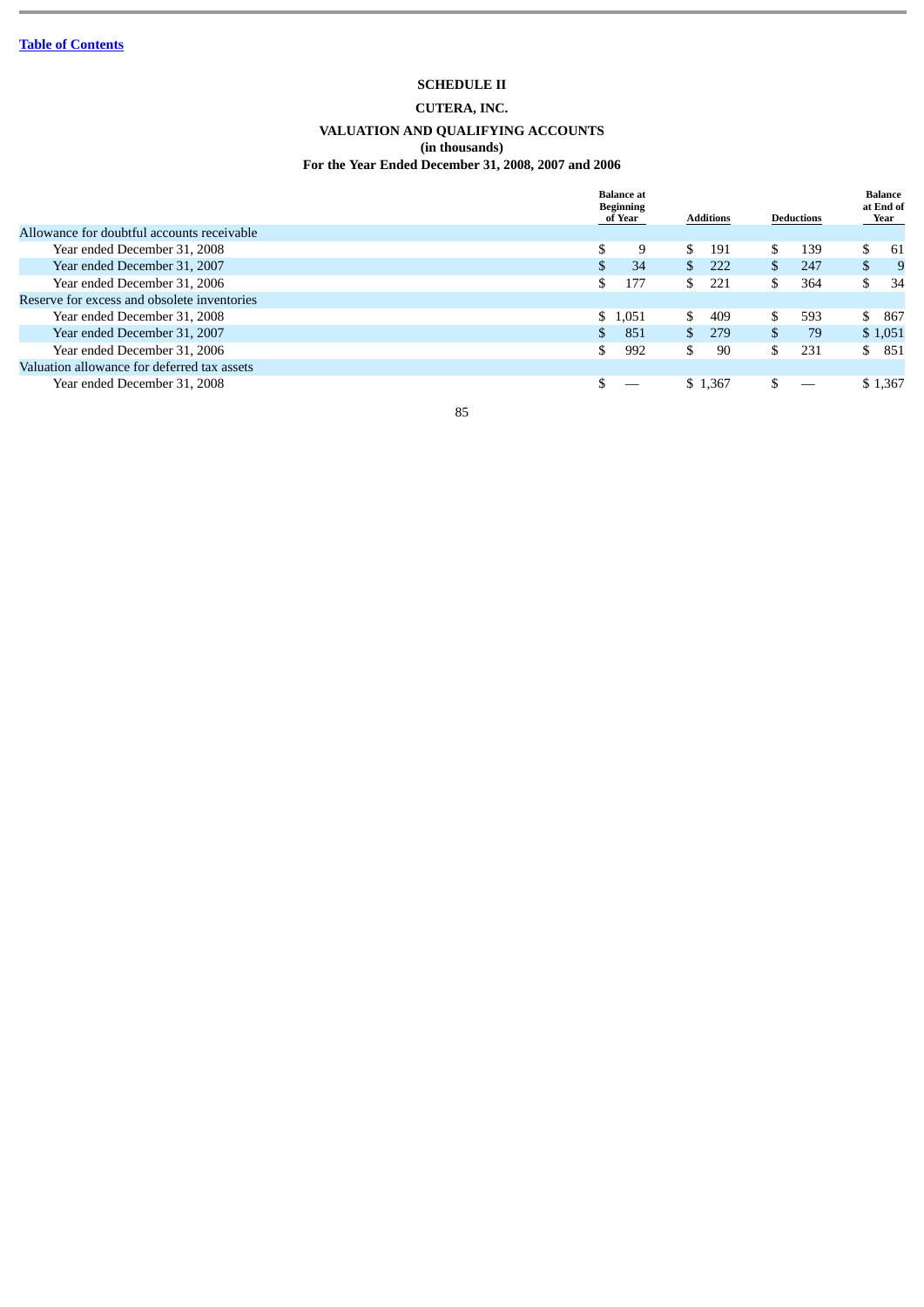Table of Contents

**SCHEDULE II**

**CUTERA, INC.**

**VALUATION AND QUALIFYING ACCOUNTS**
**(in thousands)**
**For the Year Ended December 31, 2008, 2007 and 2006**

| | Balance at Beginning of Year | Additions | Deductions | Balance at End of Year |
|---|---|---|---|---|
| Allowance for doubtful accounts receivable | | | | |
| Year ended December 31, 2008 | $ 9 | $ 191 | $ 139 | $ 61 |
| Year ended December 31, 2007 | $ 34 | $ 222 | $ 247 | $ 9 |
| Year ended December 31, 2006 | $ 177 | $ 221 | $ 364 | $ 34 |
| Reserve for excess and obsolete inventories | | | | |
| Year ended December 31, 2008 | $ 1,051 | $ 409 | $ 593 | $ 867 |
| Year ended December 31, 2007 | $ 851 | $ 279 | $ 79 | $ 1,051 |
| Year ended December 31, 2006 | $ 992 | $ 90 | $ 231 | $ 851 |
| Valuation allowance for deferred tax assets | | | | |
| Year ended December 31, 2008 | $ — | $ 1,367 | $ — | $ 1,367 |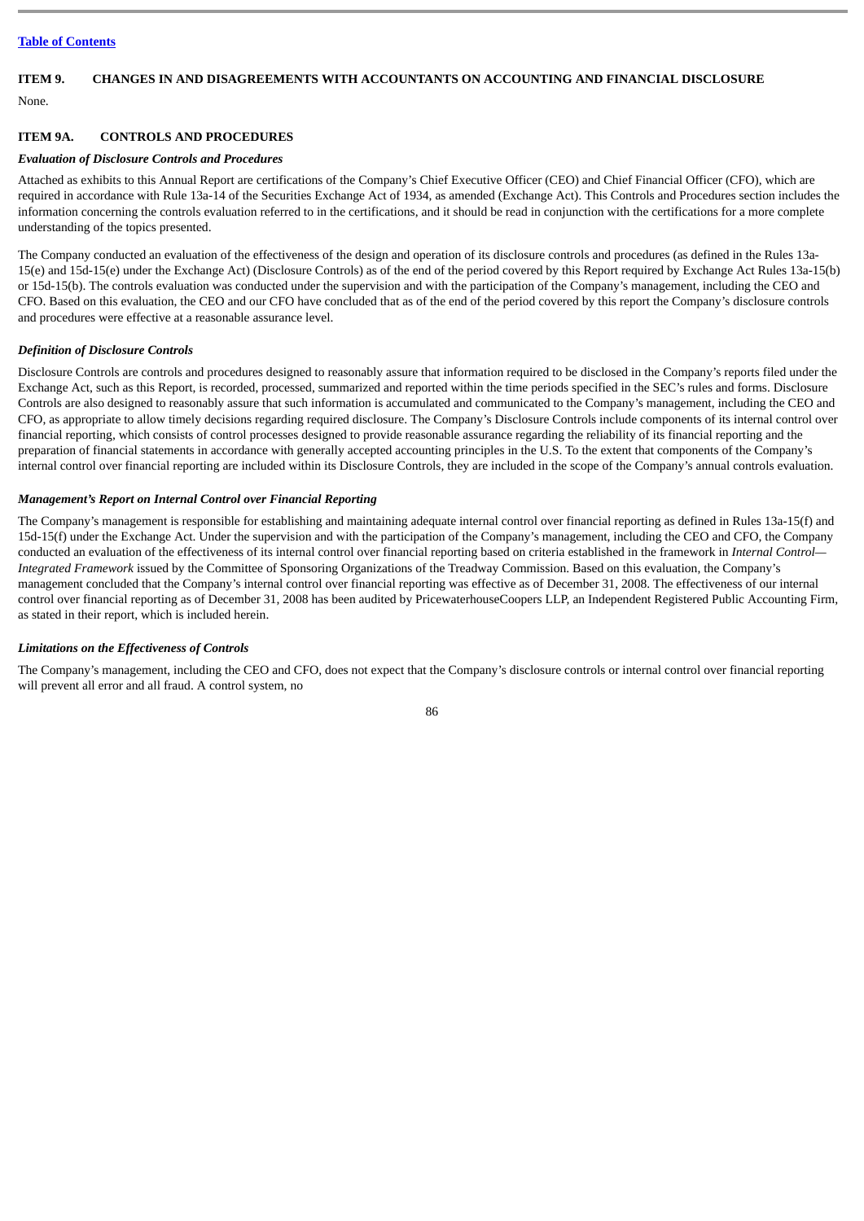[Table of Contents](#)

## ITEM 9. CHANGES IN AND DISAGREEMENTS WITH ACCOUNTANTS ON ACCOUNTING AND FINANCIAL DISCLOSURE

None.

## ITEM 9A. CONTROLS AND PROCEDURES

***Evaluation of Disclosure Controls and Procedures***

Attached as exhibits to this Annual Report are certifications of the Company's Chief Executive Officer (CEO) and Chief Financial Officer (CFO), which are required in accordance with Rule 13a-14 of the Securities Exchange Act of 1934, as amended (Exchange Act). This Controls and Procedures section includes the information concerning the controls evaluation referred to in the certifications, and it should be read in conjunction with the certifications for a more complete understanding of the topics presented.

The Company conducted an evaluation of the effectiveness of the design and operation of its disclosure controls and procedures (as defined in the Rules 13a-15(e) and 15d-15(e) under the Exchange Act) (Disclosure Controls) as of the end of the period covered by this Report required by Exchange Act Rules 13a-15(b) or 15d-15(b). The controls evaluation was conducted under the supervision and with the participation of the Company's management, including the CEO and CFO. Based on this evaluation, the CEO and our CFO have concluded that as of the end of the period covered by this report the Company's disclosure controls and procedures were effective at a reasonable assurance level.

***Definition of Disclosure Controls***

Disclosure Controls are controls and procedures designed to reasonably assure that information required to be disclosed in the Company's reports filed under the Exchange Act, such as this Report, is recorded, processed, summarized and reported within the time periods specified in the SEC's rules and forms. Disclosure Controls are also designed to reasonably assure that such information is accumulated and communicated to the Company's management, including the CEO and CFO, as appropriate to allow timely decisions regarding required disclosure. The Company's Disclosure Controls include components of its internal control over financial reporting, which consists of control processes designed to provide reasonable assurance regarding the reliability of its financial reporting and the preparation of financial statements in accordance with generally accepted accounting principles in the U.S. To the extent that components of the Company's internal control over financial reporting are included within its Disclosure Controls, they are included in the scope of the Company's annual controls evaluation.

***Management's Report on Internal Control over Financial Reporting***

The Company's management is responsible for establishing and maintaining adequate internal control over financial reporting as defined in Rules 13a-15(f) and 15d-15(f) under the Exchange Act. Under the supervision and with the participation of the Company's management, including the CEO and CFO, the Company conducted an evaluation of the effectiveness of its internal control over financial reporting based on criteria established in the framework in *Internal Control—Integrated Framework* issued by the Committee of Sponsoring Organizations of the Treadway Commission. Based on this evaluation, the Company's management concluded that the Company's internal control over financial reporting was effective as of December 31, 2008. The effectiveness of our internal control over financial reporting as of December 31, 2008 has been audited by PricewaterhouseCoopers LLP, an Independent Registered Public Accounting Firm, as stated in their report, which is included herein.

***Limitations on the Effectiveness of Controls***

The Company's management, including the CEO and CFO, does not expect that the Company's disclosure controls or internal control over financial reporting will prevent all error and all fraud. A control system, no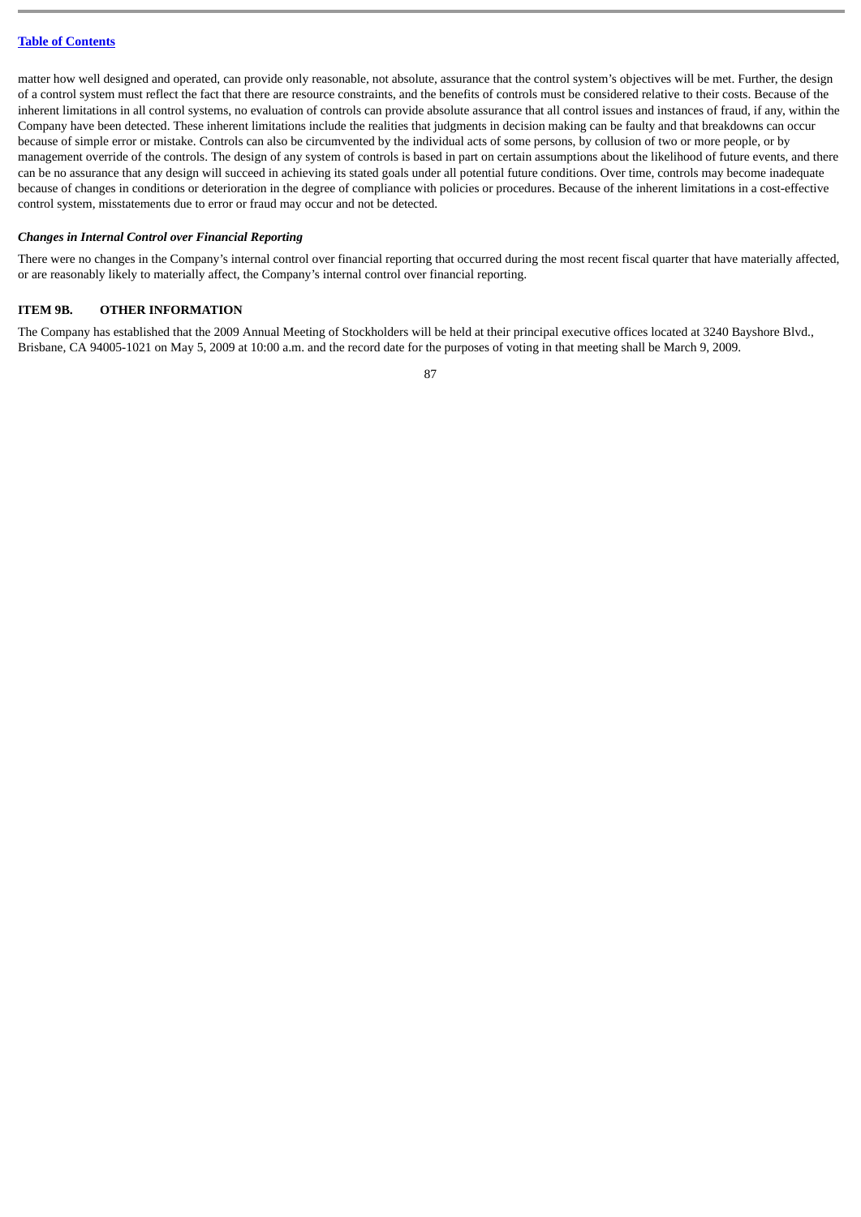matter how well designed and operated, can provide only reasonable, not absolute, assurance that the control system's objectives will be met. Further, the design of a control system must reflect the fact that there are resource constraints, and the benefits of controls must be considered relative to their costs. Because of the inherent limitations in all control systems, no evaluation of controls can provide absolute assurance that all control issues and instances of fraud, if any, within the Company have been detected. These inherent limitations include the realities that judgments in decision making can be faulty and that breakdowns can occur because of simple error or mistake. Controls can also be circumvented by the individual acts of some persons, by collusion of two or more people, or by management override of the controls. The design of any system of controls is based in part on certain assumptions about the likelihood of future events, and there can be no assurance that any design will succeed in achieving its stated goals under all potential future conditions. Over time, controls may become inadequate because of changes in conditions or deterioration in the degree of compliance with policies or procedures. Because of the inherent limitations in a cost-effective control system, misstatements due to error or fraud may occur and not be detected.

***Changes in Internal Control over Financial Reporting***

There were no changes in the Company's internal control over financial reporting that occurred during the most recent fiscal quarter that have materially affected, or are reasonably likely to materially affect, the Company's internal control over financial reporting.

## ITEM 9B. OTHER INFORMATION

The Company has established that the 2009 Annual Meeting of Stockholders will be held at their principal executive offices located at 3240 Bayshore Blvd., Brisbane, CA 94005-1021 on May 5, 2009 at 10:00 a.m. and the record date for the purposes of voting in that meeting shall be March 9, 2009.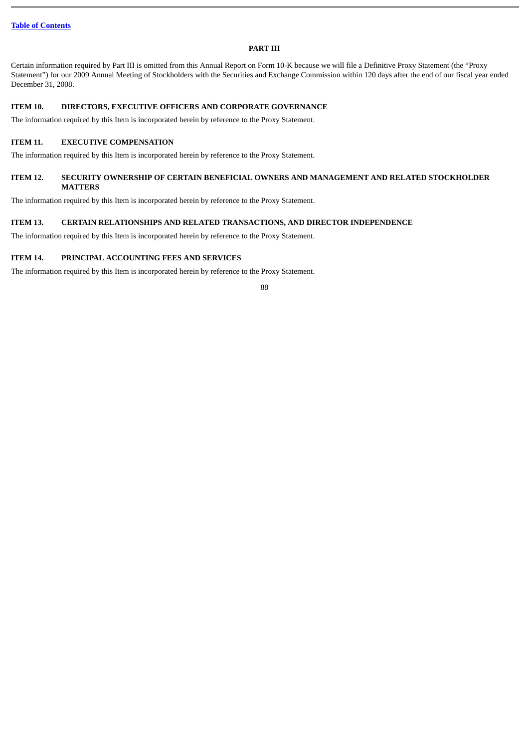## PART III

Certain information required by Part III is omitted from this Annual Report on Form 10-K because we will file a Definitive Proxy Statement (the "Proxy Statement") for our 2009 Annual Meeting of Stockholders with the Securities and Exchange Commission within 120 days after the end of our fiscal year ended December 31, 2008.

### ITEM 10. DIRECTORS, EXECUTIVE OFFICERS AND CORPORATE GOVERNANCE

The information required by this Item is incorporated herein by reference to the Proxy Statement.

### ITEM 11. EXECUTIVE COMPENSATION

The information required by this Item is incorporated herein by reference to the Proxy Statement.

### ITEM 12. SECURITY OWNERSHIP OF CERTAIN BENEFICIAL OWNERS AND MANAGEMENT AND RELATED STOCKHOLDER MATTERS

The information required by this Item is incorporated herein by reference to the Proxy Statement.

### ITEM 13. CERTAIN RELATIONSHIPS AND RELATED TRANSACTIONS, AND DIRECTOR INDEPENDENCE

The information required by this Item is incorporated herein by reference to the Proxy Statement.

### ITEM 14. PRINCIPAL ACCOUNTING FEES AND SERVICES

The information required by this Item is incorporated herein by reference to the Proxy Statement.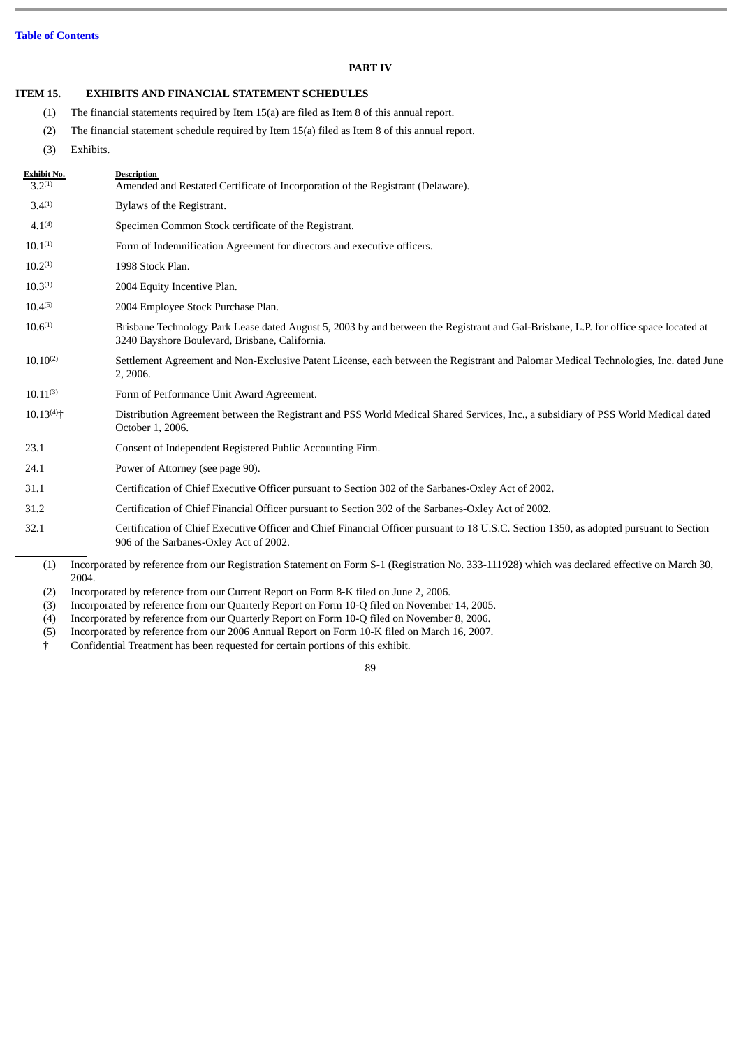[Table of Contents](#)

# PART IV

## ITEM 15. EXHIBITS AND FINANCIAL STATEMENT SCHEDULES

(1) The financial statements required by Item 15(a) are filed as Item 8 of this annual report.

(2) The financial statement schedule required by Item 15(a) filed as Item 8 of this annual report.

(3) Exhibits.

| Exhibit No. | Description |
| --- | --- |
| 3.2(1) | Amended and Restated Certificate of Incorporation of the Registrant (Delaware). |
| 3.4(1) | Bylaws of the Registrant. |
| 4.1(4) | Specimen Common Stock certificate of the Registrant. |
| 10.1(1) | Form of Indemnification Agreement for directors and executive officers. |
| 10.2(1) | 1998 Stock Plan. |
| 10.3(1) | 2004 Equity Incentive Plan. |
| 10.4(5) | 2004 Employee Stock Purchase Plan. |
| 10.6(1) | Brisbane Technology Park Lease dated August 5, 2003 by and between the Registrant and Gal-Brisbane, L.P. for office space located at 3240 Bayshore Boulevard, Brisbane, California. |
| 10.10(2) | Settlement Agreement and Non-Exclusive Patent License, each between the Registrant and Palomar Medical Technologies, Inc. dated June 2, 2006. |
| 10.11(3) | Form of Performance Unit Award Agreement. |
| 10.13(4)† | Distribution Agreement between the Registrant and PSS World Medical Shared Services, Inc., a subsidiary of PSS World Medical dated October 1, 2006. |
| 23.1 | Consent of Independent Registered Public Accounting Firm. |
| 24.1 | Power of Attorney (see page 90). |
| 31.1 | Certification of Chief Executive Officer pursuant to Section 302 of the Sarbanes-Oxley Act of 2002. |
| 31.2 | Certification of Chief Financial Officer pursuant to Section 302 of the Sarbanes-Oxley Act of 2002. |
| 32.1 | Certification of Chief Executive Officer and Chief Financial Officer pursuant to 18 U.S.C. Section 1350, as adopted pursuant to Section 906 of the Sarbanes-Oxley Act of 2002. |

(1) Incorporated by reference from our Registration Statement on Form S-1 (Registration No. 333-111928) which was declared effective on March 30, 2004.

(2) Incorporated by reference from our Current Report on Form 8-K filed on June 2, 2006.

(3) Incorporated by reference from our Quarterly Report on Form 10-Q filed on November 14, 2005.

(4) Incorporated by reference from our Quarterly Report on Form 10-Q filed on November 8, 2006.

(5) Incorporated by reference from our 2006 Annual Report on Form 10-K filed on March 16, 2007.

† Confidential Treatment has been requested for certain portions of this exhibit.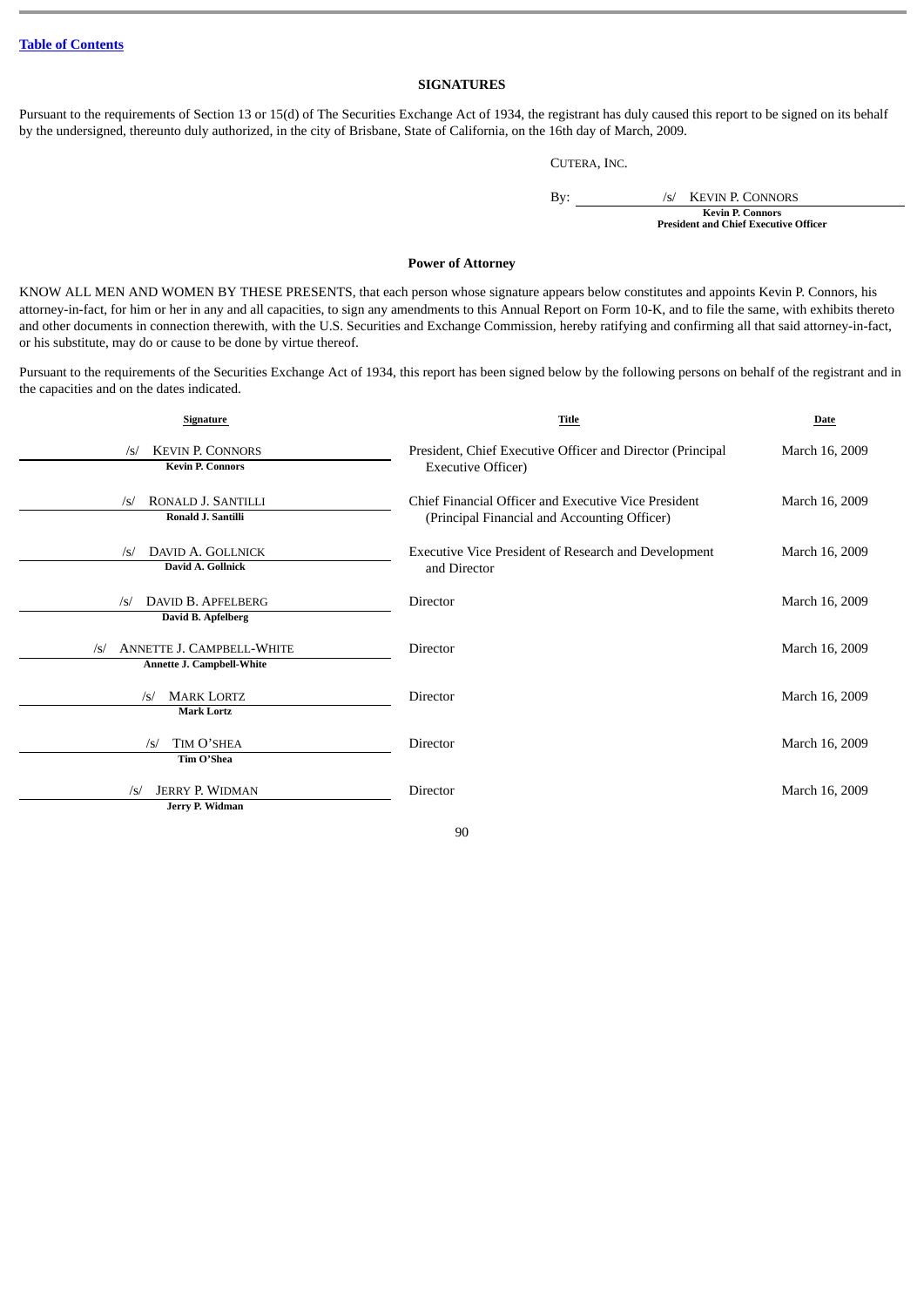[Table of Contents](#)

## SIGNATURES

Pursuant to the requirements of Section 13 or 15(d) of The Securities Exchange Act of 1934, the registrant has duly caused this report to be signed on its behalf by the undersigned, thereunto duly authorized, in the city of Brisbane, State of California, on the 16th day of March, 2009.

CUTERA, INC.

By: /s/ KEVIN P. CONNORS
**Kevin P. Connors**
**President and Chief Executive Officer**

## Power of Attorney

KNOW ALL MEN AND WOMEN BY THESE PRESENTS, that each person whose signature appears below constitutes and appoints Kevin P. Connors, his attorney-in-fact, for him or her in any and all capacities, to sign any amendments to this Annual Report on Form 10-K, and to file the same, with exhibits thereto and other documents in connection therewith, with the U.S. Securities and Exchange Commission, hereby ratifying and confirming all that said attorney-in-fact, or his substitute, may do or cause to be done by virtue thereof.

Pursuant to the requirements of the Securities Exchange Act of 1934, this report has been signed below by the following persons on behalf of the registrant and in the capacities and on the dates indicated.

| Signature | Title | Date |
|---|---|---|
| /s/ KEVIN P. CONNORS<br>**Kevin P. Connors** | President, Chief Executive Officer and Director (Principal Executive Officer) | March 16, 2009 |
| /s/ RONALD J. SANTILLI<br>**Ronald J. Santilli** | Chief Financial Officer and Executive Vice President (Principal Financial and Accounting Officer) | March 16, 2009 |
| /s/ DAVID A. GOLLNICK<br>**David A. Gollnick** | Executive Vice President of Research and Development and Director | March 16, 2009 |
| /s/ DAVID B. APFELBERG<br>**David B. Apfelberg** | Director | March 16, 2009 |
| /s/ ANNETTE J. CAMPBELL-WHITE<br>**Annette J. Campbell-White** | Director | March 16, 2009 |
| /s/ MARK LORTZ<br>**Mark Lortz** | Director | March 16, 2009 |
| /s/ TIM O'SHEA<br>**Tim O'Shea** | Director | March 16, 2009 |
| /s/ JERRY P. WIDMAN<br>**Jerry P. Widman** | Director | March 16, 2009 |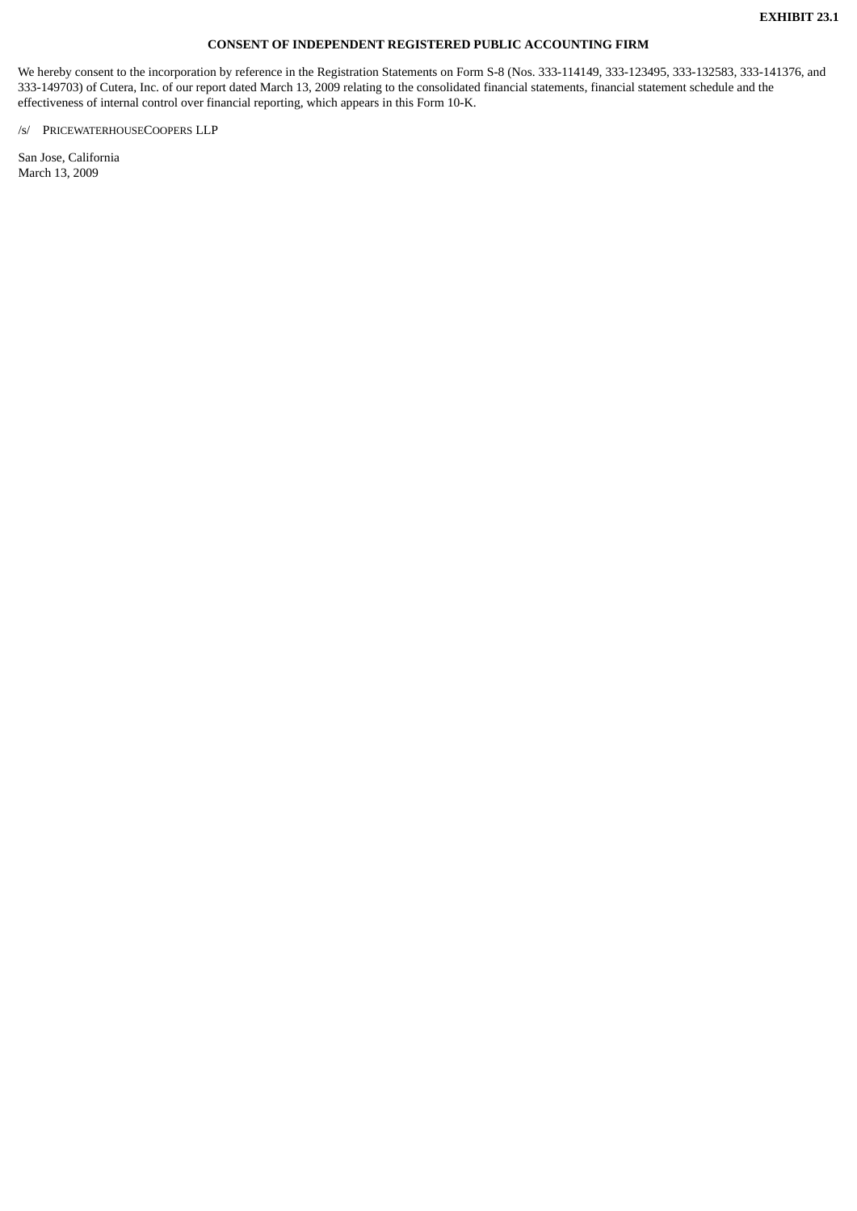**EXHIBIT 23.1**

**CONSENT OF INDEPENDENT REGISTERED PUBLIC ACCOUNTING FIRM**

We hereby consent to the incorporation by reference in the Registration Statements on Form S-8 (Nos. 333-114149, 333-123495, 333-132583, 333-141376, and 333-149703) of Cutera, Inc. of our report dated March 13, 2009 relating to the consolidated financial statements, financial statement schedule and the effectiveness of internal control over financial reporting, which appears in this Form 10-K.

/s/ PRICEWATERHOUSECOOPERS LLP

San Jose, California
March 13, 2009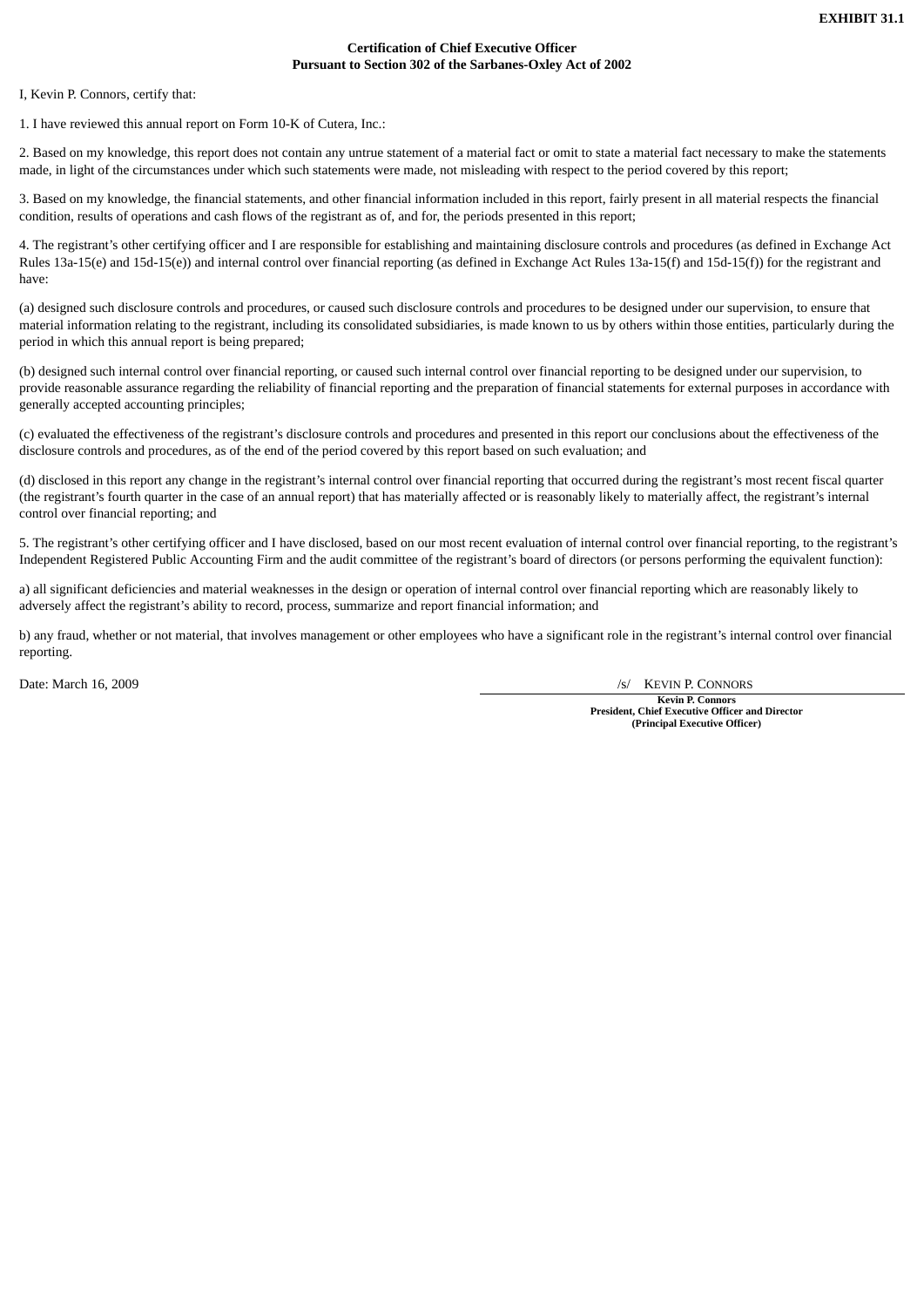**EXHIBIT 31.1**

**Certification of Chief Executive Officer**
**Pursuant to Section 302 of the Sarbanes-Oxley Act of 2002**

I, Kevin P. Connors, certify that:

1. I have reviewed this annual report on Form 10-K of Cutera, Inc.:

2. Based on my knowledge, this report does not contain any untrue statement of a material fact or omit to state a material fact necessary to make the statements made, in light of the circumstances under which such statements were made, not misleading with respect to the period covered by this report;

3. Based on my knowledge, the financial statements, and other financial information included in this report, fairly present in all material respects the financial condition, results of operations and cash flows of the registrant as of, and for, the periods presented in this report;

4. The registrant's other certifying officer and I are responsible for establishing and maintaining disclosure controls and procedures (as defined in Exchange Act Rules 13a-15(e) and 15d-15(e)) and internal control over financial reporting (as defined in Exchange Act Rules 13a-15(f) and 15d-15(f)) for the registrant and have:

(a) designed such disclosure controls and procedures, or caused such disclosure controls and procedures to be designed under our supervision, to ensure that material information relating to the registrant, including its consolidated subsidiaries, is made known to us by others within those entities, particularly during the period in which this annual report is being prepared;

(b) designed such internal control over financial reporting, or caused such internal control over financial reporting to be designed under our supervision, to provide reasonable assurance regarding the reliability of financial reporting and the preparation of financial statements for external purposes in accordance with generally accepted accounting principles;

(c) evaluated the effectiveness of the registrant's disclosure controls and procedures and presented in this report our conclusions about the effectiveness of the disclosure controls and procedures, as of the end of the period covered by this report based on such evaluation; and

(d) disclosed in this report any change in the registrant's internal control over financial reporting that occurred during the registrant's most recent fiscal quarter (the registrant's fourth quarter in the case of an annual report) that has materially affected or is reasonably likely to materially affect, the registrant's internal control over financial reporting; and

5. The registrant's other certifying officer and I have disclosed, based on our most recent evaluation of internal control over financial reporting, to the registrant's Independent Registered Public Accounting Firm and the audit committee of the registrant's board of directors (or persons performing the equivalent function):

a) all significant deficiencies and material weaknesses in the design or operation of internal control over financial reporting which are reasonably likely to adversely affect the registrant's ability to record, process, summarize and report financial information; and

b) any fraud, whether or not material, that involves management or other employees who have a significant role in the registrant's internal control over financial reporting.

Date: March 16, 2009

/s/ KEVIN P. CONNORS

**Kevin P. Connors**
**President, Chief Executive Officer and Director**
**(Principal Executive Officer)**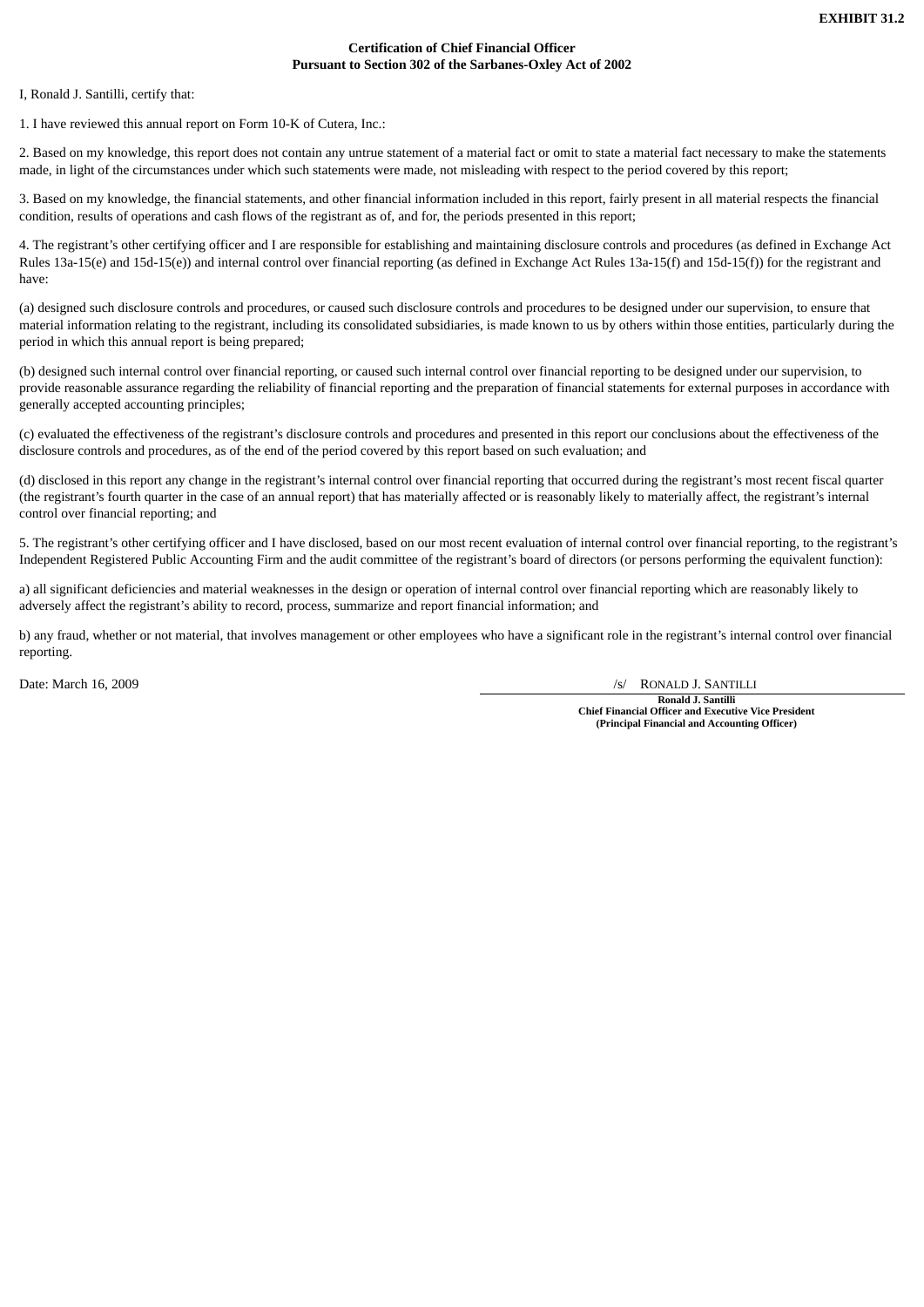**EXHIBIT 31.2**

**Certification of Chief Financial Officer**
**Pursuant to Section 302 of the Sarbanes-Oxley Act of 2002**

I, Ronald J. Santilli, certify that:

1. I have reviewed this annual report on Form 10-K of Cutera, Inc.:

2. Based on my knowledge, this report does not contain any untrue statement of a material fact or omit to state a material fact necessary to make the statements made, in light of the circumstances under which such statements were made, not misleading with respect to the period covered by this report;

3. Based on my knowledge, the financial statements, and other financial information included in this report, fairly present in all material respects the financial condition, results of operations and cash flows of the registrant as of, and for, the periods presented in this report;

4. The registrant's other certifying officer and I are responsible for establishing and maintaining disclosure controls and procedures (as defined in Exchange Act Rules 13a-15(e) and 15d-15(e)) and internal control over financial reporting (as defined in Exchange Act Rules 13a-15(f) and 15d-15(f)) for the registrant and have:

(a) designed such disclosure controls and procedures, or caused such disclosure controls and procedures to be designed under our supervision, to ensure that material information relating to the registrant, including its consolidated subsidiaries, is made known to us by others within those entities, particularly during the period in which this annual report is being prepared;

(b) designed such internal control over financial reporting, or caused such internal control over financial reporting to be designed under our supervision, to provide reasonable assurance regarding the reliability of financial reporting and the preparation of financial statements for external purposes in accordance with generally accepted accounting principles;

(c) evaluated the effectiveness of the registrant's disclosure controls and procedures and presented in this report our conclusions about the effectiveness of the disclosure controls and procedures, as of the end of the period covered by this report based on such evaluation; and

(d) disclosed in this report any change in the registrant's internal control over financial reporting that occurred during the registrant's most recent fiscal quarter (the registrant's fourth quarter in the case of an annual report) that has materially affected or is reasonably likely to materially affect, the registrant's internal control over financial reporting; and

5. The registrant's other certifying officer and I have disclosed, based on our most recent evaluation of internal control over financial reporting, to the registrant's Independent Registered Public Accounting Firm and the audit committee of the registrant's board of directors (or persons performing the equivalent function):

a) all significant deficiencies and material weaknesses in the design or operation of internal control over financial reporting which are reasonably likely to adversely affect the registrant's ability to record, process, summarize and report financial information; and

b) any fraud, whether or not material, that involves management or other employees who have a significant role in the registrant's internal control over financial reporting.

Date: March 16, 2009

/s/ RONALD J. SANTILLI

**Ronald J. Santilli**
**Chief Financial Officer and Executive Vice President**
**(Principal Financial and Accounting Officer)**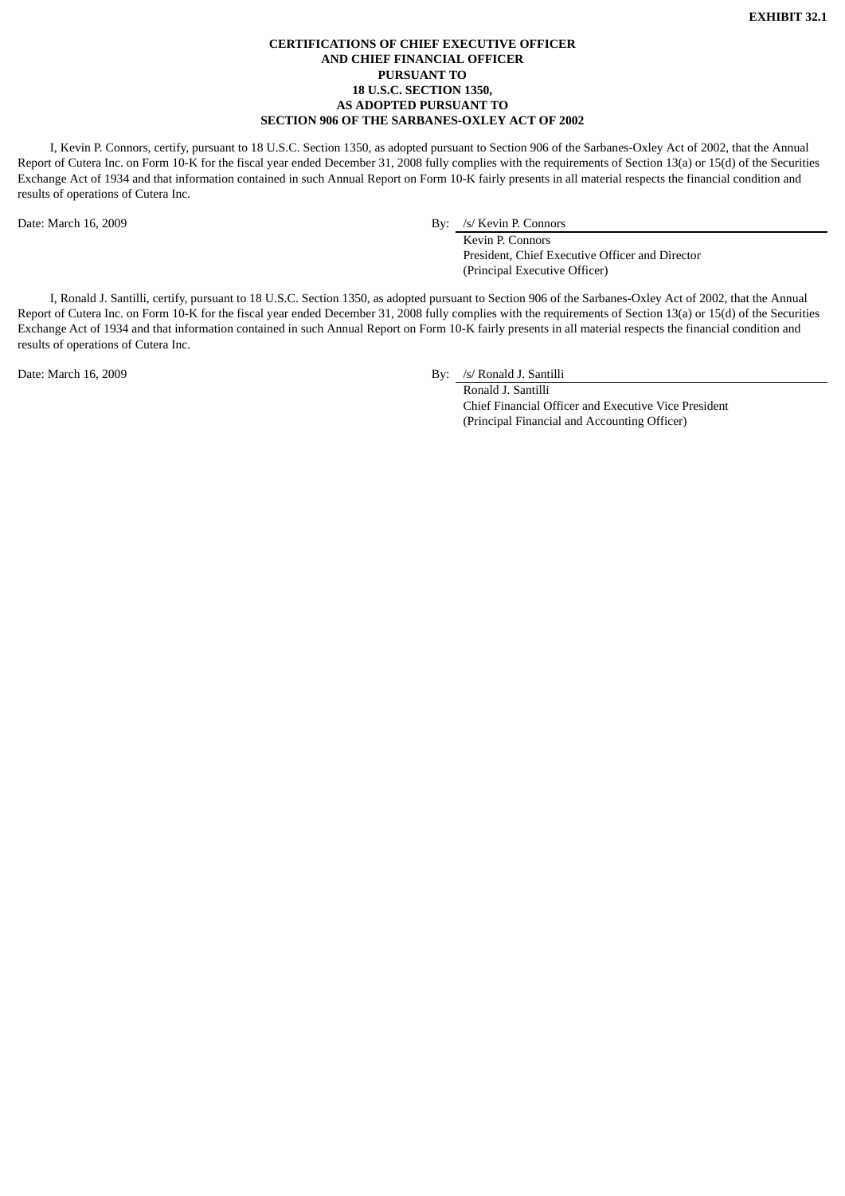**EXHIBIT 32.1**

**CERTIFICATIONS OF CHIEF EXECUTIVE OFFICER AND CHIEF FINANCIAL OFFICER PURSUANT TO 18 U.S.C. SECTION 1350, AS ADOPTED PURSUANT TO SECTION 906 OF THE SARBANES-OXLEY ACT OF 2002**

I, Kevin P. Connors, certify, pursuant to 18 U.S.C. Section 1350, as adopted pursuant to Section 906 of the Sarbanes-Oxley Act of 2002, that the Annual Report of Cutera Inc. on Form 10-K for the fiscal year ended December 31, 2008 fully complies with the requirements of Section 13(a) or 15(d) of the Securities Exchange Act of 1934 and that information contained in such Annual Report on Form 10-K fairly presents in all material respects the financial condition and results of operations of Cutera Inc.

Date: March 16, 2009

By: /s/ Kevin P. Connors
Kevin P. Connors
President, Chief Executive Officer and Director
(Principal Executive Officer)

I, Ronald J. Santilli, certify, pursuant to 18 U.S.C. Section 1350, as adopted pursuant to Section 906 of the Sarbanes-Oxley Act of 2002, that the Annual Report of Cutera Inc. on Form 10-K for the fiscal year ended December 31, 2008 fully complies with the requirements of Section 13(a) or 15(d) of the Securities Exchange Act of 1934 and that information contained in such Annual Report on Form 10-K fairly presents in all material respects the financial condition and results of operations of Cutera Inc.

Date: March 16, 2009

By: /s/ Ronald J. Santilli
Ronald J. Santilli
Chief Financial Officer and Executive Vice President
(Principal Financial and Accounting Officer)